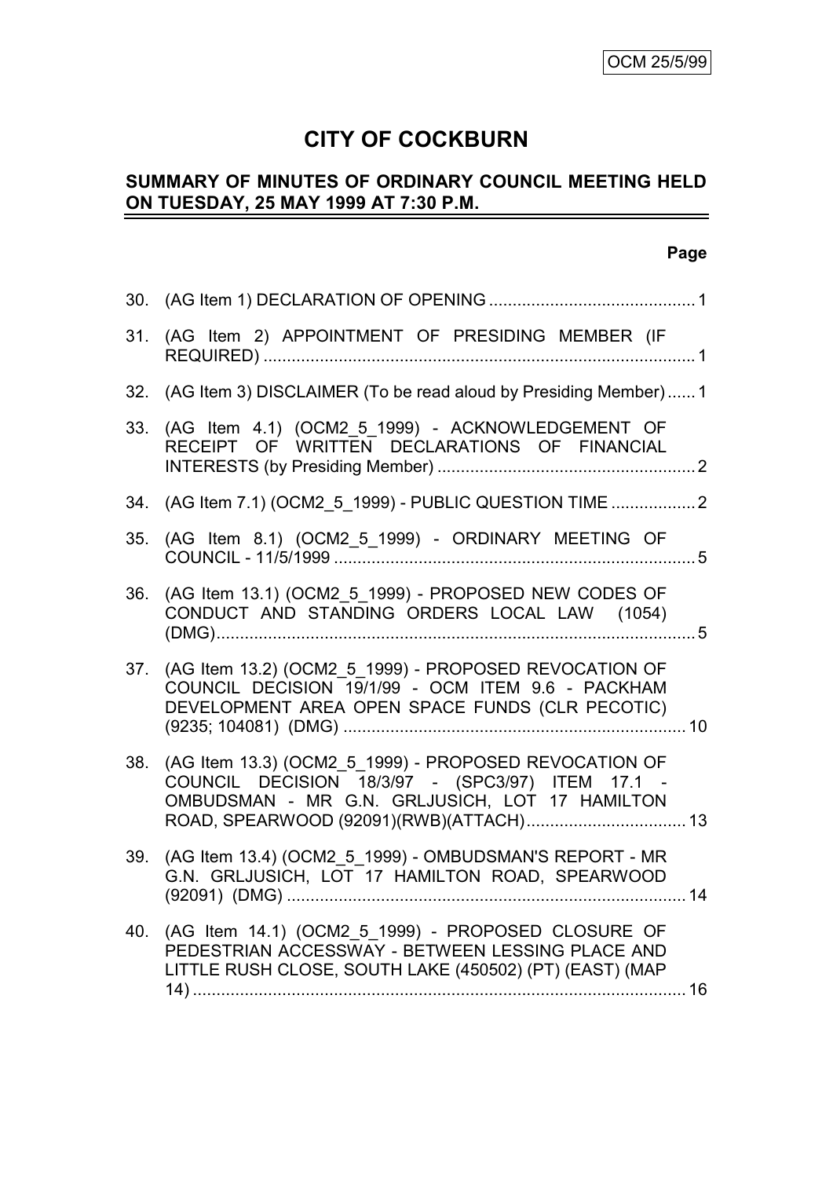OCM 25/5/99

# CITY OF COCKBURN

## SUMMARY OF MINUTES OF ORDINARY COUNCIL MEETING HELD ON TUESDAY, 25 MAY 1999 AT 7:30 P.M.

| | | Page |
|---|---|---|
| 30. | (AG Item 1) DECLARATION OF OPENING | 1 |
| 31. | (AG Item 2) APPOINTMENT OF PRESIDING MEMBER (IF REQUIRED) | 1 |
| 32. | (AG Item 3) DISCLAIMER (To be read aloud by Presiding Member) | 1 |
| 33. | (AG Item 4.1) (OCM2_5_1999) - ACKNOWLEDGEMENT OF RECEIPT OF WRITTEN DECLARATIONS OF FINANCIAL INTERESTS (by Presiding Member) | 2 |
| 34. | (AG Item 7.1) (OCM2_5_1999) - PUBLIC QUESTION TIME | 2 |
| 35. | (AG Item 8.1) (OCM2_5_1999) - ORDINARY MEETING OF COUNCIL - 11/5/1999 | 5 |
| 36. | (AG Item 13.1) (OCM2_5_1999) - PROPOSED NEW CODES OF CONDUCT AND STANDING ORDERS LOCAL LAW (1054) (DMG) | 5 |
| 37. | (AG Item 13.2) (OCM2_5_1999) - PROPOSED REVOCATION OF COUNCIL DECISION 19/1/99 - OCM ITEM 9.6 - PACKHAM DEVELOPMENT AREA OPEN SPACE FUNDS (CLR PECOTIC) (9235; 104081) (DMG) | 10 |
| 38. | (AG Item 13.3) (OCM2_5_1999) - PROPOSED REVOCATION OF COUNCIL DECISION 18/3/97 - (SPC3/97) ITEM 17.1 - OMBUDSMAN - MR G.N. GRLJUSICH, LOT 17 HAMILTON ROAD, SPEARWOOD (92091)(RWB)(ATTACH) | 13 |
| 39. | (AG Item 13.4) (OCM2_5_1999) - OMBUDSMAN'S REPORT - MR G.N. GRLJUSICH, LOT 17 HAMILTON ROAD, SPEARWOOD (92091) (DMG) | 14 |
| 40. | (AG Item 14.1) (OCM2_5_1999) - PROPOSED CLOSURE OF PEDESTRIAN ACCESSWAY - BETWEEN LESSING PLACE AND LITTLE RUSH CLOSE, SOUTH LAKE (450502) (PT) (EAST) (MAP 14) | 16 |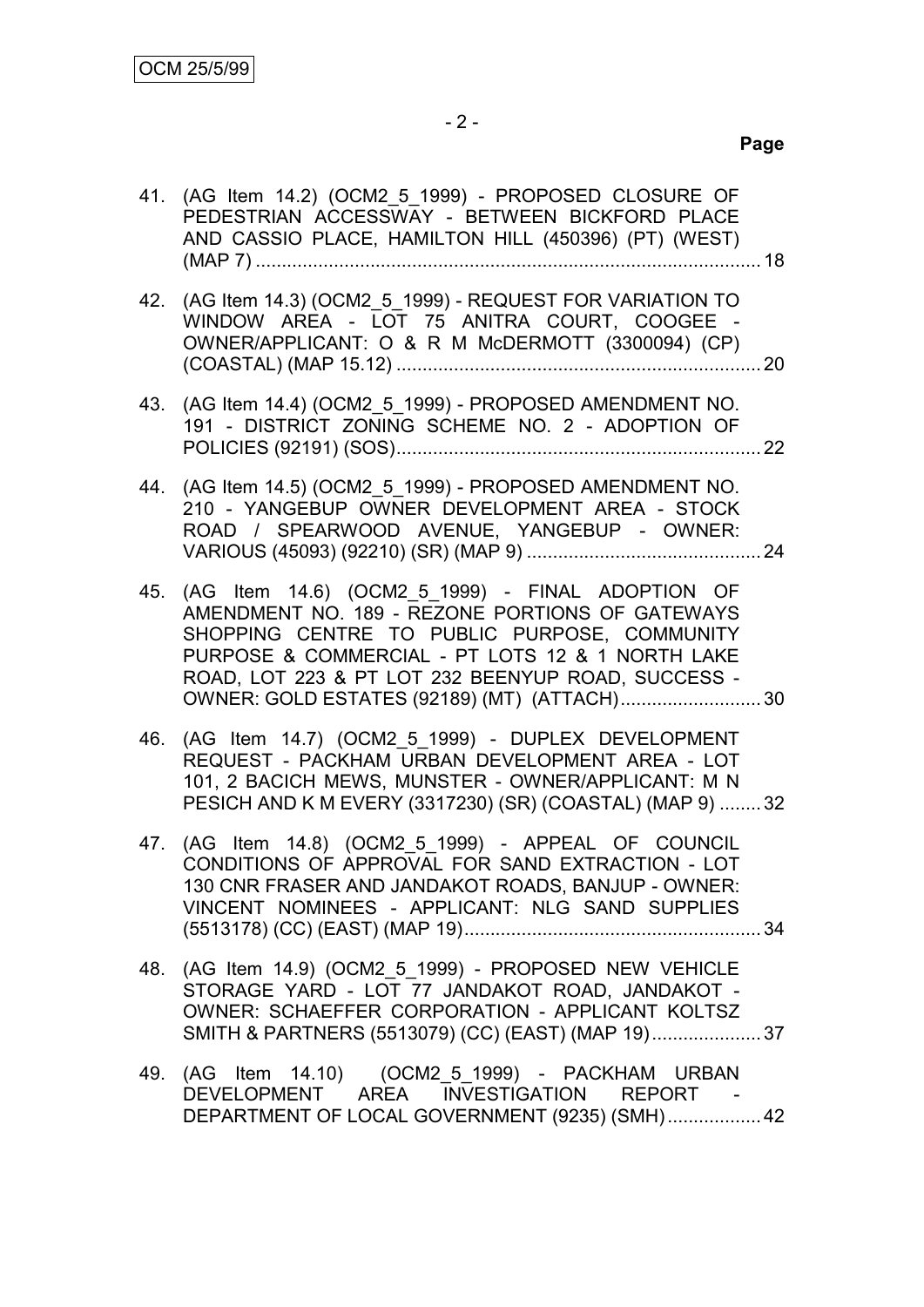**Page**

41. (AG Item 14.2) (OCM2_5_1999) - PROPOSED CLOSURE OF PEDESTRIAN ACCESSWAY - BETWEEN BICKFORD PLACE AND CASSIO PLACE, HAMILTON HILL (450396) (PT) (WEST) (MAP 7) .......... 18

42. (AG Item 14.3) (OCM2_5_1999) - REQUEST FOR VARIATION TO WINDOW AREA - LOT 75 ANITRA COURT, COOGEE - OWNER/APPLICANT: O & R M McDERMOTT (3300094) (CP) (COASTAL) (MAP 15.12) .......... 20

43. (AG Item 14.4) (OCM2_5_1999) - PROPOSED AMENDMENT NO. 191 - DISTRICT ZONING SCHEME NO. 2 - ADOPTION OF POLICIES (92191) (SOS) .......... 22

44. (AG Item 14.5) (OCM2_5_1999) - PROPOSED AMENDMENT NO. 210 - YANGEBUP OWNER DEVELOPMENT AREA - STOCK ROAD / SPEARWOOD AVENUE, YANGEBUP - OWNER: VARIOUS (45093) (92210) (SR) (MAP 9) .......... 24

45. (AG Item 14.6) (OCM2_5_1999) - FINAL ADOPTION OF AMENDMENT NO. 189 - REZONE PORTIONS OF GATEWAYS SHOPPING CENTRE TO PUBLIC PURPOSE, COMMUNITY PURPOSE & COMMERCIAL - PT LOTS 12 & 1 NORTH LAKE ROAD, LOT 223 & PT LOT 232 BEENYUP ROAD, SUCCESS - OWNER: GOLD ESTATES (92189) (MT) (ATTACH) .......... 30

46. (AG Item 14.7) (OCM2_5_1999) - DUPLEX DEVELOPMENT REQUEST - PACKHAM URBAN DEVELOPMENT AREA - LOT 101, 2 BACICH MEWS, MUNSTER - OWNER/APPLICANT: M N PESICH AND K M EVERY (3317230) (SR) (COASTAL) (MAP 9) .......... 32

47. (AG Item 14.8) (OCM2_5_1999) - APPEAL OF COUNCIL CONDITIONS OF APPROVAL FOR SAND EXTRACTION - LOT 130 CNR FRASER AND JANDAKOT ROADS, BANJUP - OWNER: VINCENT NOMINEES - APPLICANT: NLG SAND SUPPLIES (5513178) (CC) (EAST) (MAP 19) .......... 34

48. (AG Item 14.9) (OCM2_5_1999) - PROPOSED NEW VEHICLE STORAGE YARD - LOT 77 JANDAKOT ROAD, JANDAKOT - OWNER: SCHAEFFER CORPORATION - APPLICANT KOLTSZ SMITH & PARTNERS (5513079) (CC) (EAST) (MAP 19) .......... 37

49. (AG Item 14.10) (OCM2_5_1999) - PACKHAM URBAN DEVELOPMENT AREA INVESTIGATION REPORT - DEPARTMENT OF LOCAL GOVERNMENT (9235) (SMH) .......... 42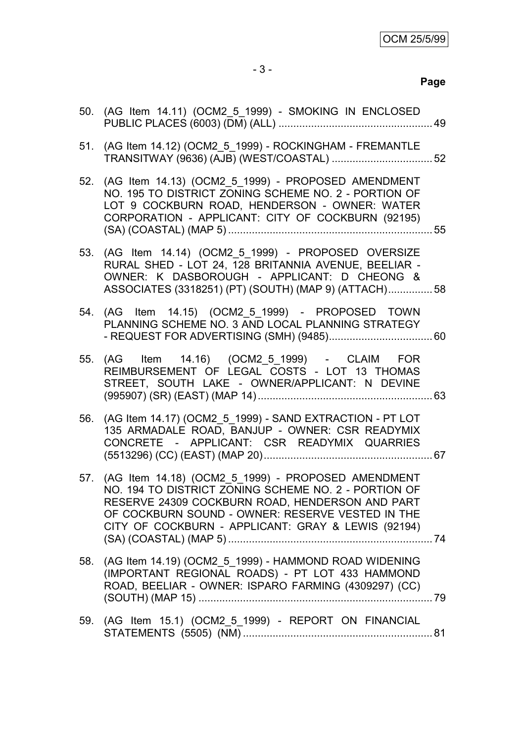**Page**

50. (AG Item 14.11) (OCM2_5_1999) - SMOKING IN ENCLOSED PUBLIC PLACES (6003) (DM) (ALL) .................................................... 49

51. (AG Item 14.12) (OCM2_5_1999) - ROCKINGHAM - FREMANTLE TRANSITWAY (9636) (AJB) (WEST/COASTAL) .................................. 52

52. (AG Item 14.13) (OCM2_5_1999) - PROPOSED AMENDMENT NO. 195 TO DISTRICT ZONING SCHEME NO. 2 - PORTION OF LOT 9 COCKBURN ROAD, HENDERSON - OWNER: WATER CORPORATION - APPLICANT: CITY OF COCKBURN (92195) (SA) (COASTAL) (MAP 5) ..................................................................... 55

53. (AG Item 14.14) (OCM2_5_1999) - PROPOSED OVERSIZE RURAL SHED - LOT 24, 128 BRITANNIA AVENUE, BEELIAR - OWNER: K DASBOROUGH - APPLICANT: D CHEONG & ASSOCIATES (3318251) (PT) (SOUTH) (MAP 9) (ATTACH)............... 58

54. (AG Item 14.15) (OCM2_5_1999) - PROPOSED TOWN PLANNING SCHEME NO. 3 AND LOCAL PLANNING STRATEGY - REQUEST FOR ADVERTISING (SMH) (9485)................................... 60

55. (AG Item 14.16) (OCM2_5_1999) - CLAIM FOR REIMBURSEMENT OF LEGAL COSTS - LOT 13 THOMAS STREET, SOUTH LAKE - OWNER/APPLICANT: N DEVINE (995907) (SR) (EAST) (MAP 14) .......................................................... 63

56. (AG Item 14.17) (OCM2_5_1999) - SAND EXTRACTION - PT LOT 135 ARMADALE ROAD, BANJUP - OWNER: CSR READYMIX CONCRETE - APPLICANT: CSR READYMIX QUARRIES (5513296) (CC) (EAST) (MAP 20) ......................................................... 67

57. (AG Item 14.18) (OCM2_5_1999) - PROPOSED AMENDMENT NO. 194 TO DISTRICT ZONING SCHEME NO. 2 - PORTION OF RESERVE 24309 COCKBURN ROAD, HENDERSON AND PART OF COCKBURN SOUND - OWNER: RESERVE VESTED IN THE CITY OF COCKBURN - APPLICANT: GRAY & LEWIS (92194) (SA) (COASTAL) (MAP 5) ..................................................................... 74

58. (AG Item 14.19) (OCM2_5_1999) - HAMMOND ROAD WIDENING (IMPORTANT REGIONAL ROADS) - PT LOT 433 HAMMOND ROAD, BEELIAR - OWNER: ISPARO FARMING (4309297) (CC) (SOUTH) (MAP 15) ............................................................................... 79

59. (AG Item 15.1) (OCM2_5_1999) - REPORT ON FINANCIAL STATEMENTS (5505) (NM) ................................................................ 81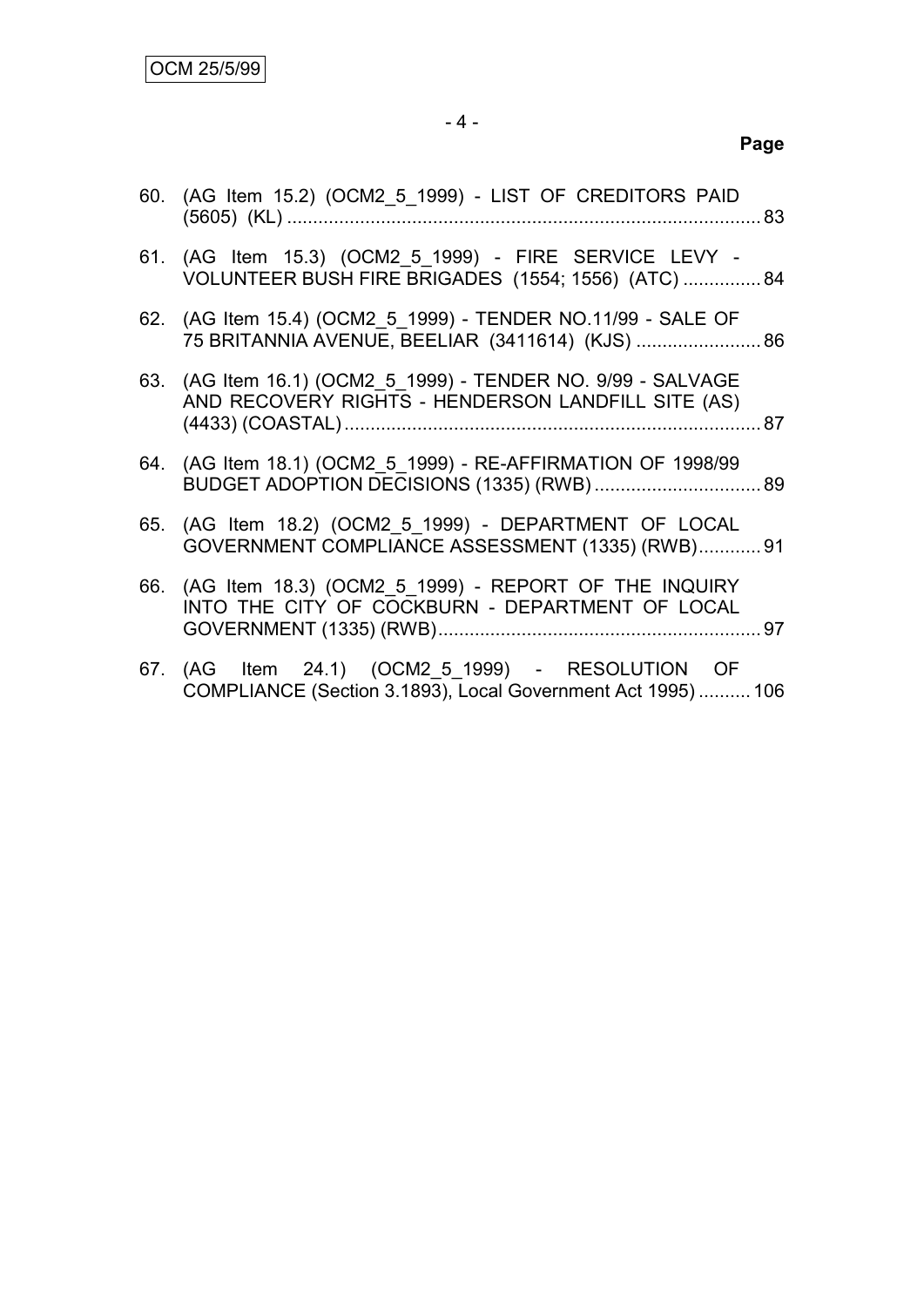**Page**

60. (AG Item 15.2) (OCM2_5_1999) - LIST OF CREDITORS PAID (5605) (KL) .......... 83

61. (AG Item 15.3) (OCM2_5_1999) - FIRE SERVICE LEVY - VOLUNTEER BUSH FIRE BRIGADES (1554; 1556) (ATC) .......... 84

62. (AG Item 15.4) (OCM2_5_1999) - TENDER NO.11/99 - SALE OF 75 BRITANNIA AVENUE, BEELIAR (3411614) (KJS) .......... 86

63. (AG Item 16.1) (OCM2_5_1999) - TENDER NO. 9/99 - SALVAGE AND RECOVERY RIGHTS - HENDERSON LANDFILL SITE (AS) (4433) (COASTAL) .......... 87

64. (AG Item 18.1) (OCM2_5_1999) - RE-AFFIRMATION OF 1998/99 BUDGET ADOPTION DECISIONS (1335) (RWB) .......... 89

65. (AG Item 18.2) (OCM2_5_1999) - DEPARTMENT OF LOCAL GOVERNMENT COMPLIANCE ASSESSMENT (1335) (RWB) .......... 91

66. (AG Item 18.3) (OCM2_5_1999) - REPORT OF THE INQUIRY INTO THE CITY OF COCKBURN - DEPARTMENT OF LOCAL GOVERNMENT (1335) (RWB) .......... 97

67. (AG Item 24.1) (OCM2_5_1999) - RESOLUTION OF COMPLIANCE (Section 3.1893), Local Government Act 1995) .......... 106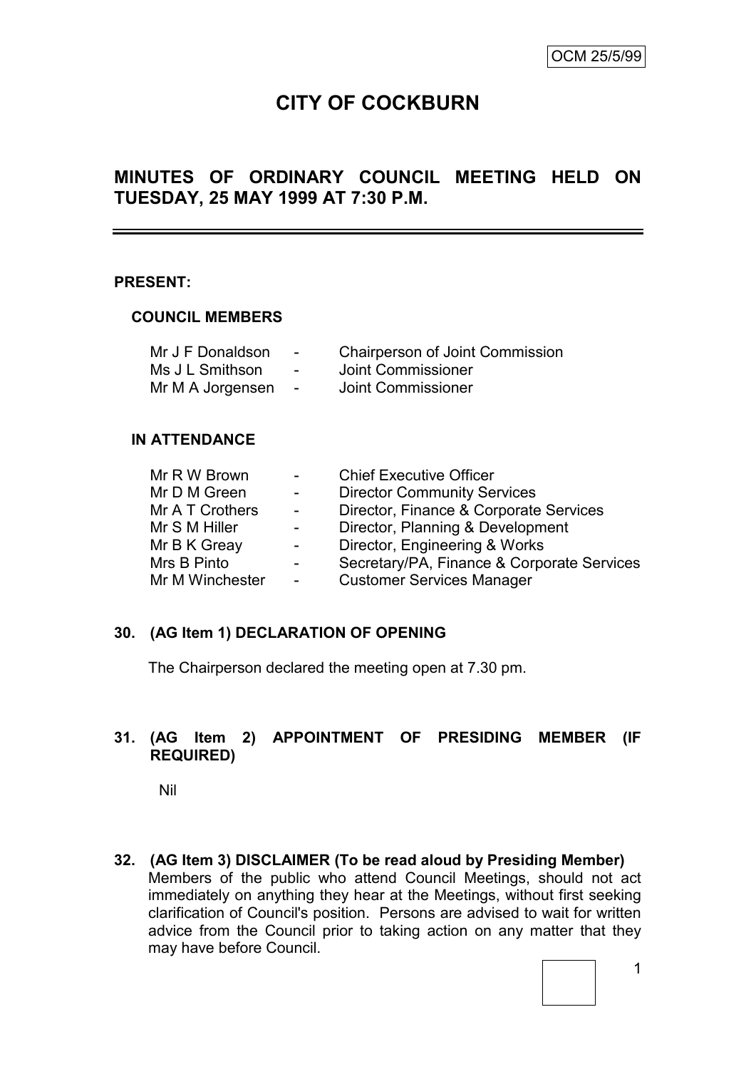OCM 25/5/99

# CITY OF COCKBURN

## MINUTES OF ORDINARY COUNCIL MEETING HELD ON TUESDAY, 25 MAY 1999 AT 7:30 P.M.

**PRESENT:**

**COUNCIL MEMBERS**

| | | |
|---|---|---|
| Mr J F Donaldson | - | Chairperson of Joint Commission |
| Ms J L Smithson | - | Joint Commissioner |
| Mr M A Jorgensen | - | Joint Commissioner |

**IN ATTENDANCE**

| | | |
|---|---|---|
| Mr R W Brown | - | Chief Executive Officer |
| Mr D M Green | - | Director Community Services |
| Mr A T Crothers | - | Director, Finance & Corporate Services |
| Mr S M Hiller | - | Director, Planning & Development |
| Mr B K Greay | - | Director, Engineering & Works |
| Mrs B Pinto | - | Secretary/PA, Finance & Corporate Services |
| Mr M Winchester | - | Customer Services Manager |

**30. (AG Item 1) DECLARATION OF OPENING**

The Chairperson declared the meeting open at 7.30 pm.

**31. (AG Item 2) APPOINTMENT OF PRESIDING MEMBER (IF REQUIRED)**

Nil

**32. (AG Item 3) DISCLAIMER (To be read aloud by Presiding Member)**

Members of the public who attend Council Meetings, should not act immediately on anything they hear at the Meetings, without first seeking clarification of Council's position. Persons are advised to wait for written advice from the Council prior to taking action on any matter that they may have before Council.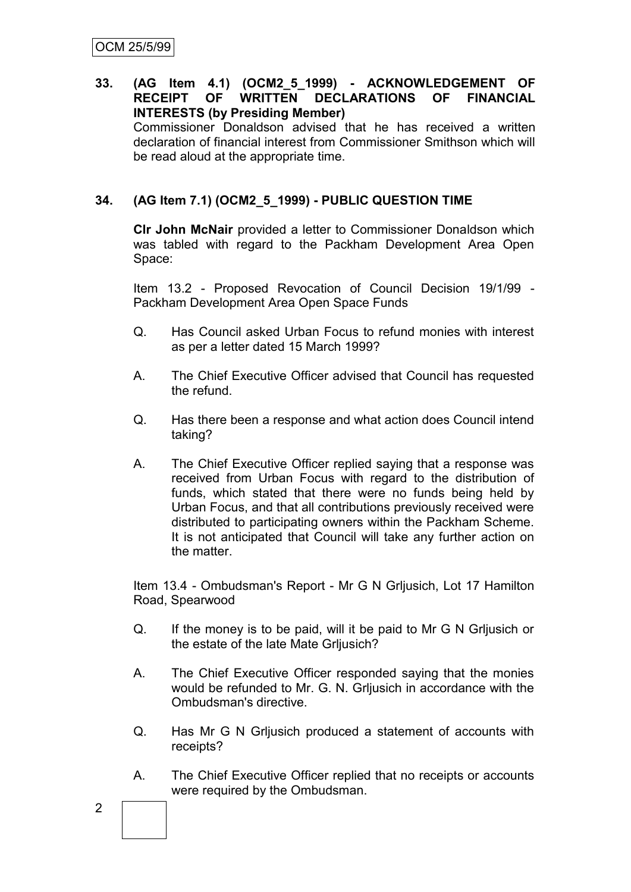**33. (AG Item 4.1) (OCM2_5_1999) - ACKNOWLEDGEMENT OF RECEIPT OF WRITTEN DECLARATIONS OF FINANCIAL INTERESTS (by Presiding Member)**

Commissioner Donaldson advised that he has received a written declaration of financial interest from Commissioner Smithson which will be read aloud at the appropriate time.

**34. (AG Item 7.1) (OCM2_5_1999) - PUBLIC QUESTION TIME**

**Clr John McNair** provided a letter to Commissioner Donaldson which was tabled with regard to the Packham Development Area Open Space:

Item 13.2 - Proposed Revocation of Council Decision 19/1/99 - Packham Development Area Open Space Funds

Q. Has Council asked Urban Focus to refund monies with interest as per a letter dated 15 March 1999?

A. The Chief Executive Officer advised that Council has requested the refund.

Q. Has there been a response and what action does Council intend taking?

A. The Chief Executive Officer replied saying that a response was received from Urban Focus with regard to the distribution of funds, which stated that there were no funds being held by Urban Focus, and that all contributions previously received were distributed to participating owners within the Packham Scheme. It is not anticipated that Council will take any further action on the matter.

Item 13.4 - Ombudsman's Report - Mr G N Grljusich, Lot 17 Hamilton Road, Spearwood

Q. If the money is to be paid, will it be paid to Mr G N Grljusich or the estate of the late Mate Grljusich?

A. The Chief Executive Officer responded saying that the monies would be refunded to Mr. G. N. Grljusich in accordance with the Ombudsman's directive.

Q. Has Mr G N Grljusich produced a statement of accounts with receipts?

A. The Chief Executive Officer replied that no receipts or accounts were required by the Ombudsman.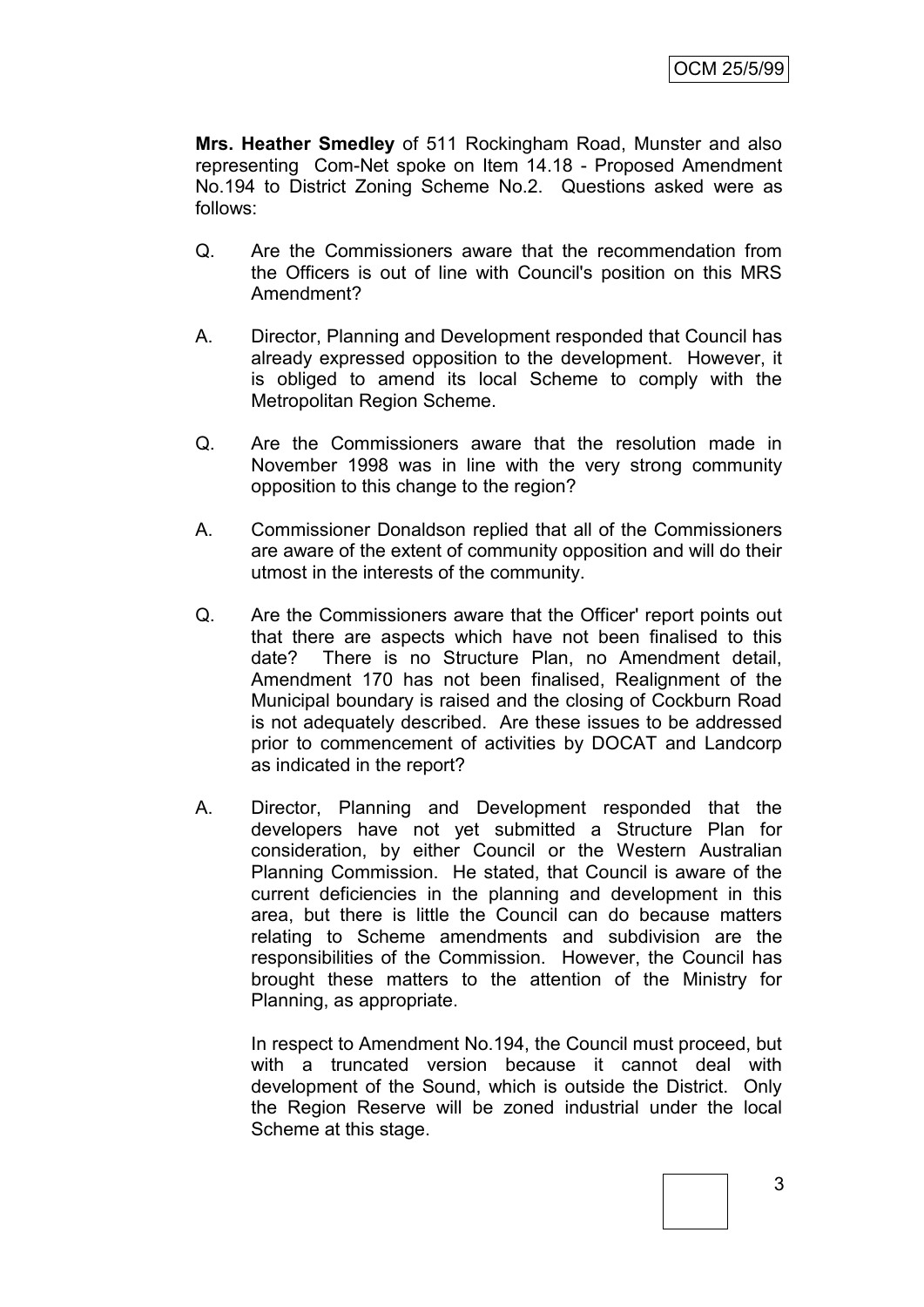**Mrs. Heather Smedley** of 511 Rockingham Road, Munster and also representing Com-Net spoke on Item 14.18 - Proposed Amendment No.194 to District Zoning Scheme No.2. Questions asked were as follows:

Q. Are the Commissioners aware that the recommendation from the Officers is out of line with Council's position on this MRS Amendment?

A. Director, Planning and Development responded that Council has already expressed opposition to the development. However, it is obliged to amend its local Scheme to comply with the Metropolitan Region Scheme.

Q. Are the Commissioners aware that the resolution made in November 1998 was in line with the very strong community opposition to this change to the region?

A. Commissioner Donaldson replied that all of the Commissioners are aware of the extent of community opposition and will do their utmost in the interests of the community.

Q. Are the Commissioners aware that the Officer' report points out that there are aspects which have not been finalised to this date? There is no Structure Plan, no Amendment detail, Amendment 170 has not been finalised, Realignment of the Municipal boundary is raised and the closing of Cockburn Road is not adequately described. Are these issues to be addressed prior to commencement of activities by DOCAT and Landcorp as indicated in the report?

A. Director, Planning and Development responded that the developers have not yet submitted a Structure Plan for consideration, by either Council or the Western Australian Planning Commission. He stated, that Council is aware of the current deficiencies in the planning and development in this area, but there is little the Council can do because matters relating to Scheme amendments and subdivision are the responsibilities of the Commission. However, the Council has brought these matters to the attention of the Ministry for Planning, as appropriate.

In respect to Amendment No.194, the Council must proceed, but with a truncated version because it cannot deal with development of the Sound, which is outside the District. Only the Region Reserve will be zoned industrial under the local Scheme at this stage.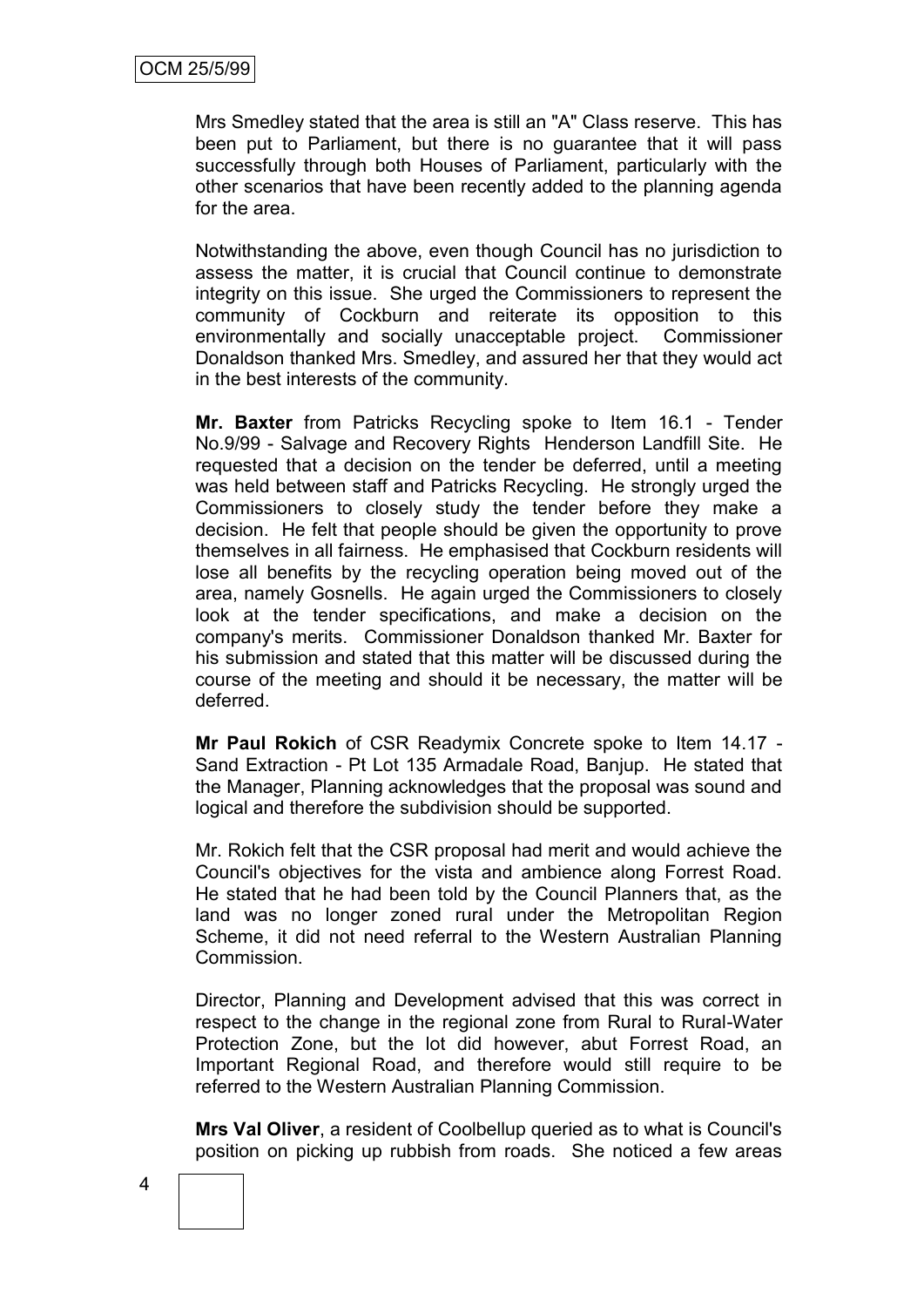Mrs Smedley stated that the area is still an "A" Class reserve. This has been put to Parliament, but there is no guarantee that it will pass successfully through both Houses of Parliament, particularly with the other scenarios that have been recently added to the planning agenda for the area.

Notwithstanding the above, even though Council has no jurisdiction to assess the matter, it is crucial that Council continue to demonstrate integrity on this issue. She urged the Commissioners to represent the community of Cockburn and reiterate its opposition to this environmentally and socially unacceptable project. Commissioner Donaldson thanked Mrs. Smedley, and assured her that they would act in the best interests of the community.

**Mr. Baxter** from Patricks Recycling spoke to Item 16.1 - Tender No.9/99 - Salvage and Recovery Rights Henderson Landfill Site. He requested that a decision on the tender be deferred, until a meeting was held between staff and Patricks Recycling. He strongly urged the Commissioners to closely study the tender before they make a decision. He felt that people should be given the opportunity to prove themselves in all fairness. He emphasised that Cockburn residents will lose all benefits by the recycling operation being moved out of the area, namely Gosnells. He again urged the Commissioners to closely look at the tender specifications, and make a decision on the company's merits. Commissioner Donaldson thanked Mr. Baxter for his submission and stated that this matter will be discussed during the course of the meeting and should it be necessary, the matter will be deferred.

**Mr Paul Rokich** of CSR Readymix Concrete spoke to Item 14.17 - Sand Extraction - Pt Lot 135 Armadale Road, Banjup. He stated that the Manager, Planning acknowledges that the proposal was sound and logical and therefore the subdivision should be supported.

Mr. Rokich felt that the CSR proposal had merit and would achieve the Council's objectives for the vista and ambience along Forrest Road. He stated that he had been told by the Council Planners that, as the land was no longer zoned rural under the Metropolitan Region Scheme, it did not need referral to the Western Australian Planning Commission.

Director, Planning and Development advised that this was correct in respect to the change in the regional zone from Rural to Rural-Water Protection Zone, but the lot did however, abut Forrest Road, an Important Regional Road, and therefore would still require to be referred to the Western Australian Planning Commission.

**Mrs Val Oliver**, a resident of Coolbellup queried as to what is Council's position on picking up rubbish from roads. She noticed a few areas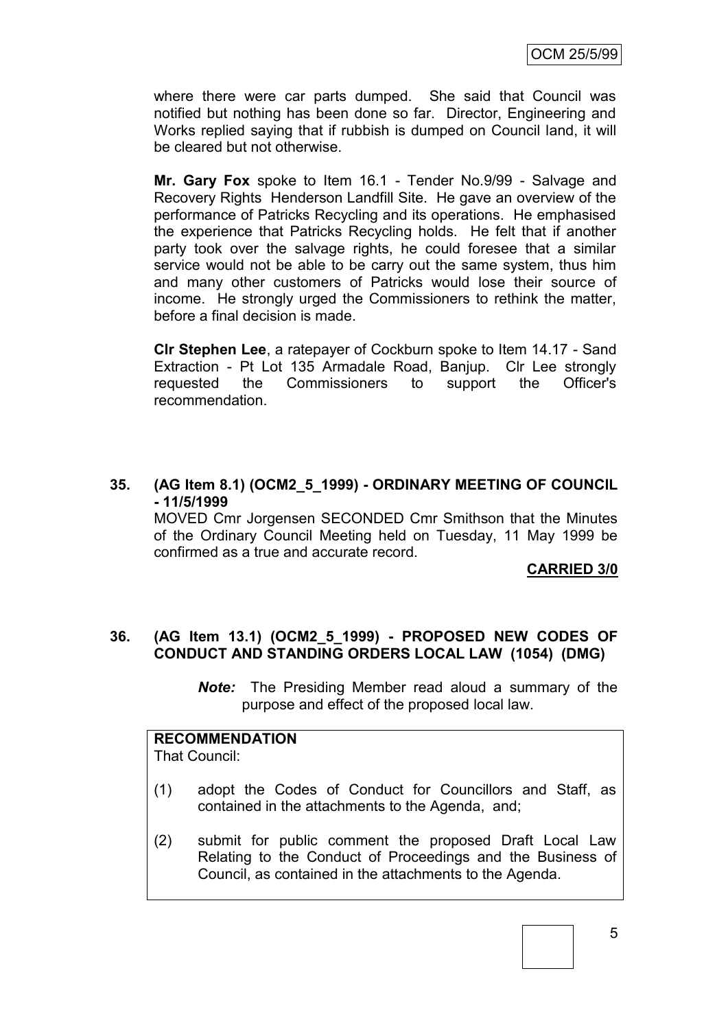where there were car parts dumped. She said that Council was notified but nothing has been done so far. Director, Engineering and Works replied saying that if rubbish is dumped on Council land, it will be cleared but not otherwise.

**Mr. Gary Fox** spoke to Item 16.1 - Tender No.9/99 - Salvage and Recovery Rights Henderson Landfill Site. He gave an overview of the performance of Patricks Recycling and its operations. He emphasised the experience that Patricks Recycling holds. He felt that if another party took over the salvage rights, he could foresee that a similar service would not be able to be carry out the same system, thus him and many other customers of Patricks would lose their source of income. He strongly urged the Commissioners to rethink the matter, before a final decision is made.

**Clr Stephen Lee**, a ratepayer of Cockburn spoke to Item 14.17 - Sand Extraction - Pt Lot 135 Armadale Road, Banjup. Clr Lee strongly requested the Commissioners to support the Officer's recommendation.

## 35. (AG Item 8.1) (OCM2_5_1999) - ORDINARY MEETING OF COUNCIL - 11/5/1999

MOVED Cmr Jorgensen SECONDED Cmr Smithson that the Minutes of the Ordinary Council Meeting held on Tuesday, 11 May 1999 be confirmed as a true and accurate record.

**CARRIED 3/0**

## 36. (AG Item 13.1) (OCM2_5_1999) - PROPOSED NEW CODES OF CONDUCT AND STANDING ORDERS LOCAL LAW (1054) (DMG)

***Note:*** The Presiding Member read aloud a summary of the purpose and effect of the proposed local law.

**RECOMMENDATION**

That Council:

(1) adopt the Codes of Conduct for Councillors and Staff, as contained in the attachments to the Agenda, and;

(2) submit for public comment the proposed Draft Local Law Relating to the Conduct of Proceedings and the Business of Council, as contained in the attachments to the Agenda.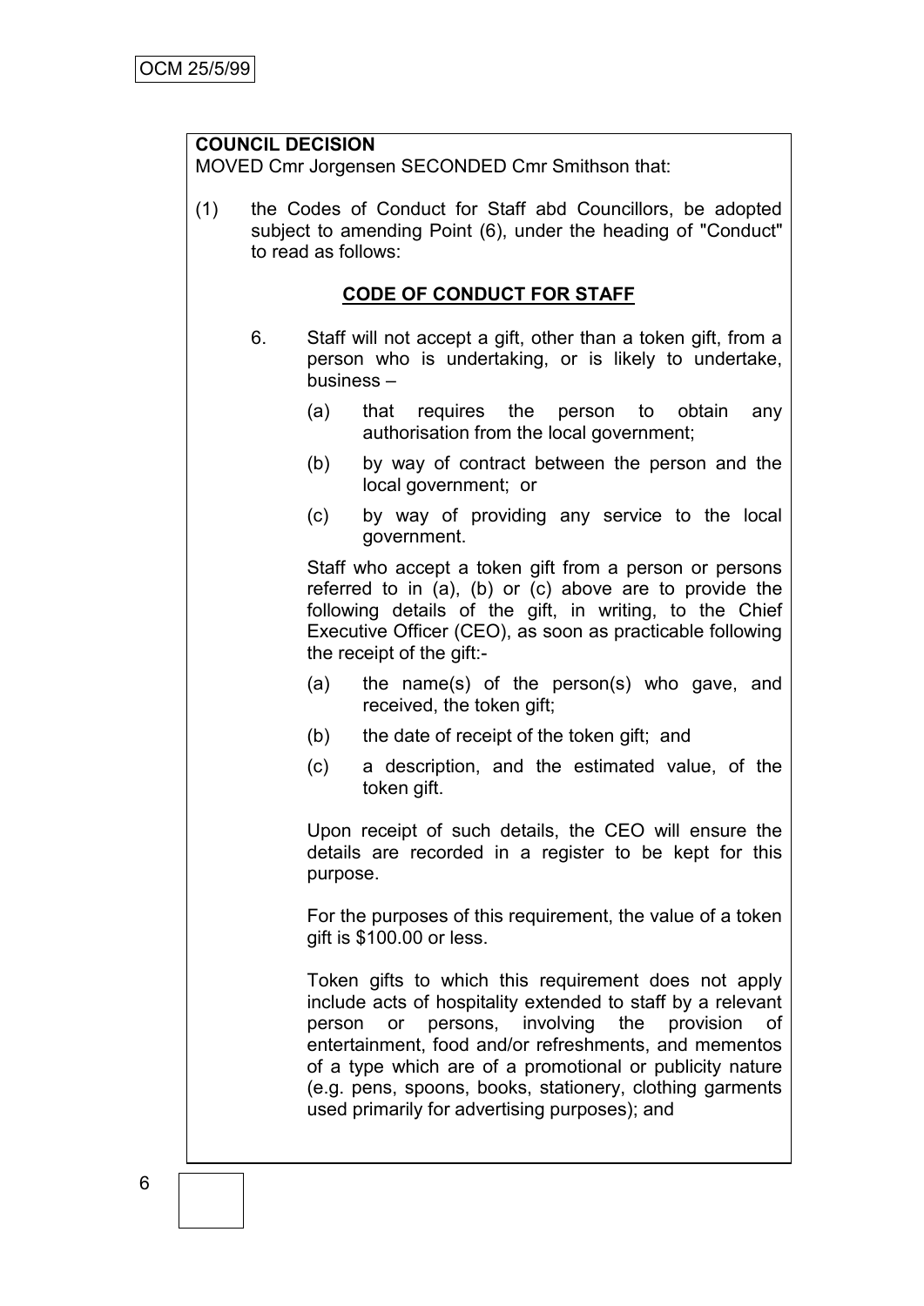**COUNCIL DECISION**

MOVED Cmr Jorgensen SECONDED Cmr Smithson that:

(1) the Codes of Conduct for Staff abd Councillors, be adopted subject to amending Point (6), under the heading of "Conduct" to read as follows:

**CODE OF CONDUCT FOR STAFF**

6. Staff will not accept a gift, other than a token gift, from a person who is undertaking, or is likely to undertake, business –

   (a) that requires the person to obtain any authorisation from the local government;

   (b) by way of contract between the person and the local government; or

   (c) by way of providing any service to the local government.

   Staff who accept a token gift from a person or persons referred to in (a), (b) or (c) above are to provide the following details of the gift, in writing, to the Chief Executive Officer (CEO), as soon as practicable following the receipt of the gift:-

   (a) the name(s) of the person(s) who gave, and received, the token gift;

   (b) the date of receipt of the token gift; and

   (c) a description, and the estimated value, of the token gift.

   Upon receipt of such details, the CEO will ensure the details are recorded in a register to be kept for this purpose.

   For the purposes of this requirement, the value of a token gift is $100.00 or less.

   Token gifts to which this requirement does not apply include acts of hospitality extended to staff by a relevant person or persons, involving the provision of entertainment, food and/or refreshments, and mementos of a type which are of a promotional or publicity nature (e.g. pens, spoons, books, stationery, clothing garments used primarily for advertising purposes); and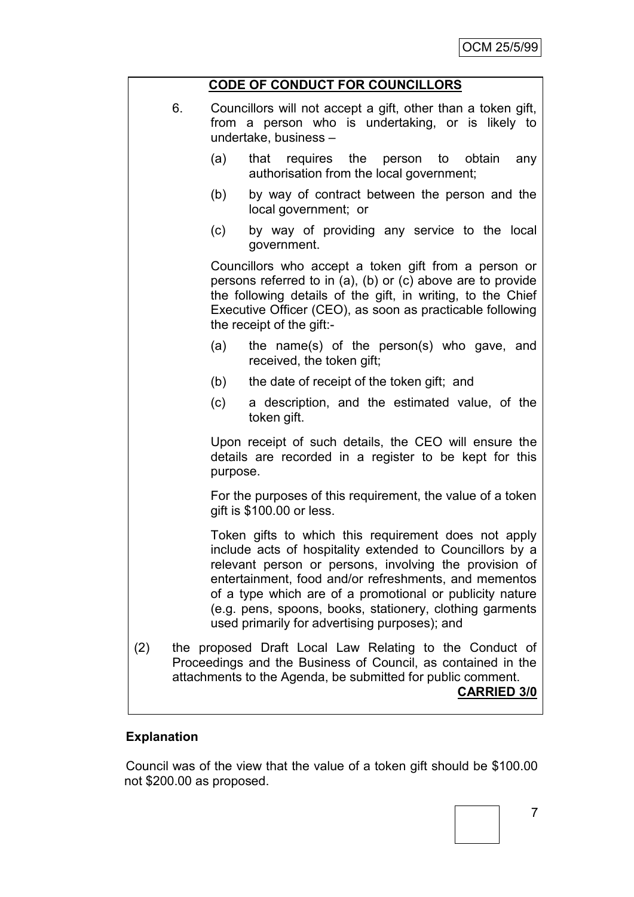**CODE OF CONDUCT FOR COUNCILLORS**

6. Councillors will not accept a gift, other than a token gift, from a person who is undertaking, or is likely to undertake, business –

   (a) that requires the person to obtain any authorisation from the local government;

   (b) by way of contract between the person and the local government; or

   (c) by way of providing any service to the local government.

   Councillors who accept a token gift from a person or persons referred to in (a), (b) or (c) above are to provide the following details of the gift, in writing, to the Chief Executive Officer (CEO), as soon as practicable following the receipt of the gift:-

   (a) the name(s) of the person(s) who gave, and received, the token gift;

   (b) the date of receipt of the token gift; and

   (c) a description, and the estimated value, of the token gift.

   Upon receipt of such details, the CEO will ensure the details are recorded in a register to be kept for this purpose.

   For the purposes of this requirement, the value of a token gift is $100.00 or less.

   Token gifts to which this requirement does not apply include acts of hospitality extended to Councillors by a relevant person or persons, involving the provision of entertainment, food and/or refreshments, and mementos of a type which are of a promotional or publicity nature (e.g. pens, spoons, books, stationery, clothing garments used primarily for advertising purposes); and

(2) the proposed Draft Local Law Relating to the Conduct of Proceedings and the Business of Council, as contained in the attachments to the Agenda, be submitted for public comment.

**CARRIED 3/0**

**Explanation**

Council was of the view that the value of a token gift should be $100.00 not $200.00 as proposed.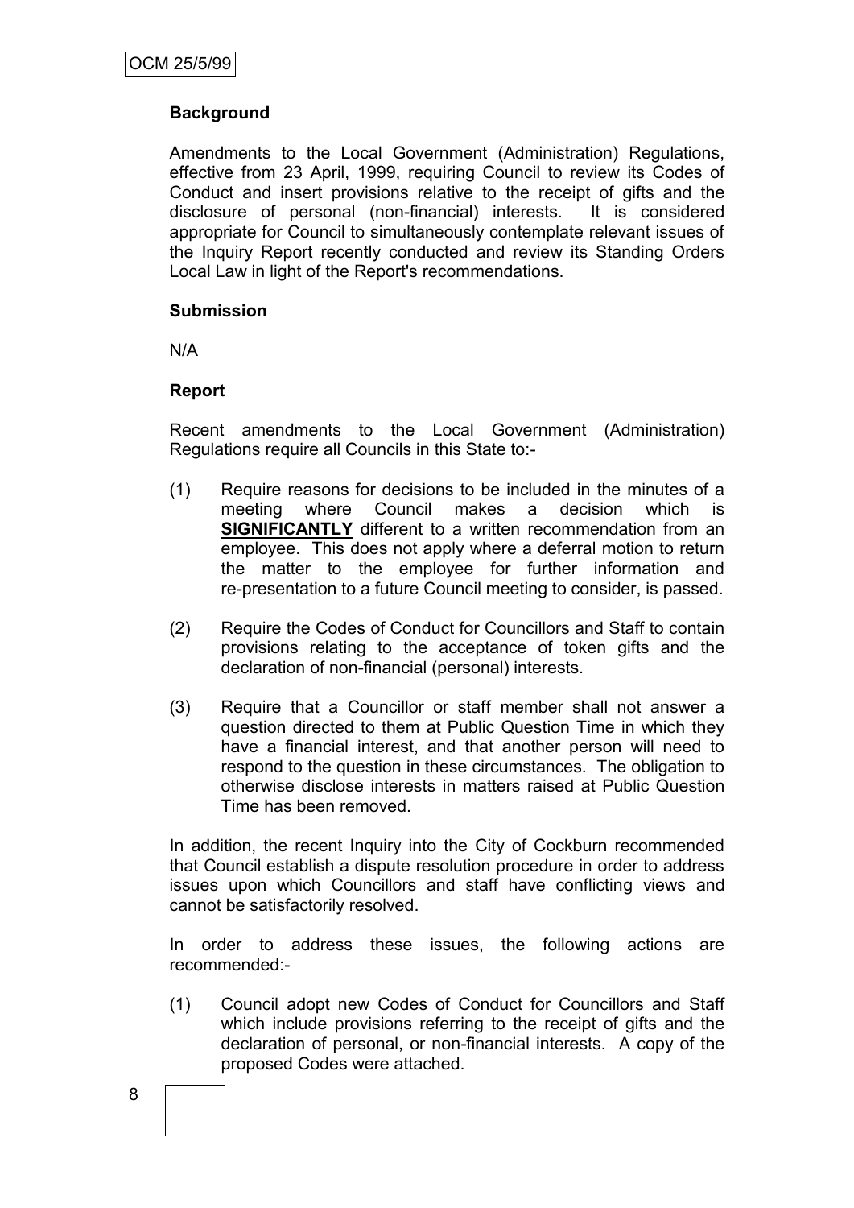**Background**

Amendments to the Local Government (Administration) Regulations, effective from 23 April, 1999, requiring Council to review its Codes of Conduct and insert provisions relative to the receipt of gifts and the disclosure of personal (non-financial) interests. It is considered appropriate for Council to simultaneously contemplate relevant issues of the Inquiry Report recently conducted and review its Standing Orders Local Law in light of the Report's recommendations.

**Submission**

N/A

**Report**

Recent amendments to the Local Government (Administration) Regulations require all Councils in this State to:-

(1) Require reasons for decisions to be included in the minutes of a meeting where Council makes a decision which is **SIGNIFICANTLY** different to a written recommendation from an employee. This does not apply where a deferral motion to return the matter to the employee for further information and re-presentation to a future Council meeting to consider, is passed.

(2) Require the Codes of Conduct for Councillors and Staff to contain provisions relating to the acceptance of token gifts and the declaration of non-financial (personal) interests.

(3) Require that a Councillor or staff member shall not answer a question directed to them at Public Question Time in which they have a financial interest, and that another person will need to respond to the question in these circumstances. The obligation to otherwise disclose interests in matters raised at Public Question Time has been removed.

In addition, the recent Inquiry into the City of Cockburn recommended that Council establish a dispute resolution procedure in order to address issues upon which Councillors and staff have conflicting views and cannot be satisfactorily resolved.

In order to address these issues, the following actions are recommended:-

(1) Council adopt new Codes of Conduct for Councillors and Staff which include provisions referring to the receipt of gifts and the declaration of personal, or non-financial interests. A copy of the proposed Codes were attached.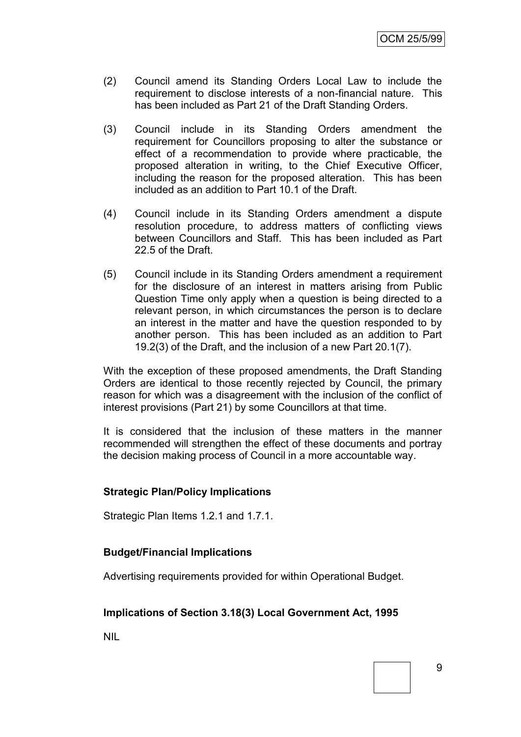(2) Council amend its Standing Orders Local Law to include the requirement to disclose interests of a non-financial nature. This has been included as Part 21 of the Draft Standing Orders.

(3) Council include in its Standing Orders amendment the requirement for Councillors proposing to alter the substance or effect of a recommendation to provide where practicable, the proposed alteration in writing, to the Chief Executive Officer, including the reason for the proposed alteration. This has been included as an addition to Part 10.1 of the Draft.

(4) Council include in its Standing Orders amendment a dispute resolution procedure, to address matters of conflicting views between Councillors and Staff. This has been included as Part 22.5 of the Draft.

(5) Council include in its Standing Orders amendment a requirement for the disclosure of an interest in matters arising from Public Question Time only apply when a question is being directed to a relevant person, in which circumstances the person is to declare an interest in the matter and have the question responded to by another person. This has been included as an addition to Part 19.2(3) of the Draft, and the inclusion of a new Part 20.1(7).

With the exception of these proposed amendments, the Draft Standing Orders are identical to those recently rejected by Council, the primary reason for which was a disagreement with the inclusion of the conflict of interest provisions (Part 21) by some Councillors at that time.

It is considered that the inclusion of these matters in the manner recommended will strengthen the effect of these documents and portray the decision making process of Council in a more accountable way.

**Strategic Plan/Policy Implications**

Strategic Plan Items 1.2.1 and 1.7.1.

**Budget/Financial Implications**

Advertising requirements provided for within Operational Budget.

**Implications of Section 3.18(3) Local Government Act, 1995**

NIL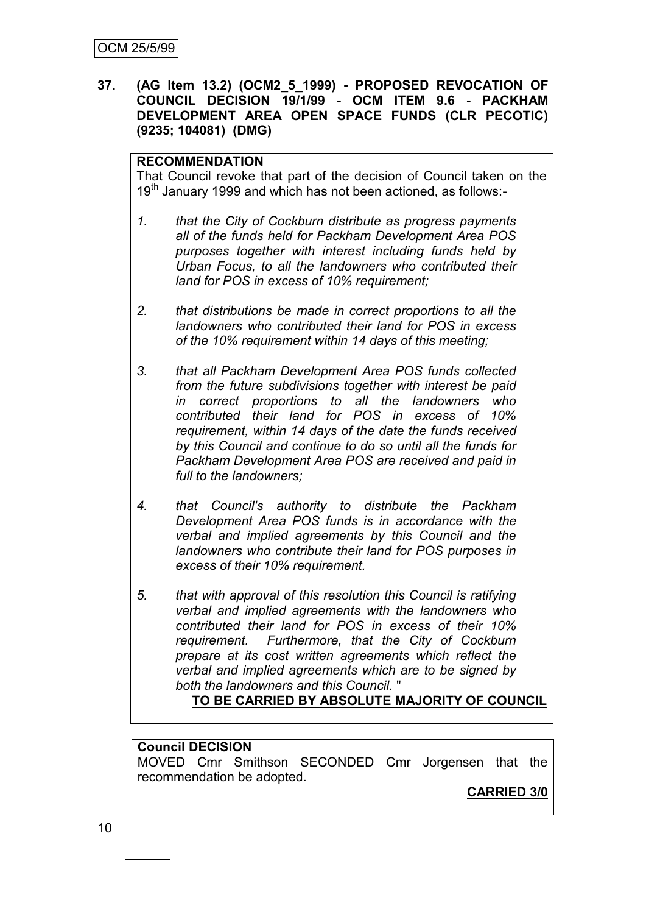**37. (AG Item 13.2) (OCM2_5_1999) - PROPOSED REVOCATION OF COUNCIL DECISION 19/1/99 - OCM ITEM 9.6 - PACKHAM DEVELOPMENT AREA OPEN SPACE FUNDS (CLR PECOTIC) (9235; 104081) (DMG)**

**RECOMMENDATION**

That Council revoke that part of the decision of Council taken on the 19th January 1999 and which has not been actioned, as follows:-

1. *that the City of Cockburn distribute as progress payments all of the funds held for Packham Development Area POS purposes together with interest including funds held by Urban Focus, to all the landowners who contributed their land for POS in excess of 10% requirement;*

2. *that distributions be made in correct proportions to all the landowners who contributed their land for POS in excess of the 10% requirement within 14 days of this meeting;*

3. *that all Packham Development Area POS funds collected from the future subdivisions together with interest be paid in correct proportions to all the landowners who contributed their land for POS in excess of 10% requirement, within 14 days of the date the funds received by this Council and continue to do so until all the funds for Packham Development Area POS are received and paid in full to the landowners;*

4. *that Council's authority to distribute the Packham Development Area POS funds is in accordance with the verbal and implied agreements by this Council and the landowners who contribute their land for POS purposes in excess of their 10% requirement.*

5. *that with approval of this resolution this Council is ratifying verbal and implied agreements with the landowners who contributed their land for POS in excess of their 10% requirement. Furthermore, that the City of Cockburn prepare at its cost written agreements which reflect the verbal and implied agreements which are to be signed by both the landowners and this Council.* "

**TO BE CARRIED BY ABSOLUTE MAJORITY OF COUNCIL**

**Council DECISION**

MOVED Cmr Smithson SECONDED Cmr Jorgensen that the recommendation be adopted.

**CARRIED 3/0**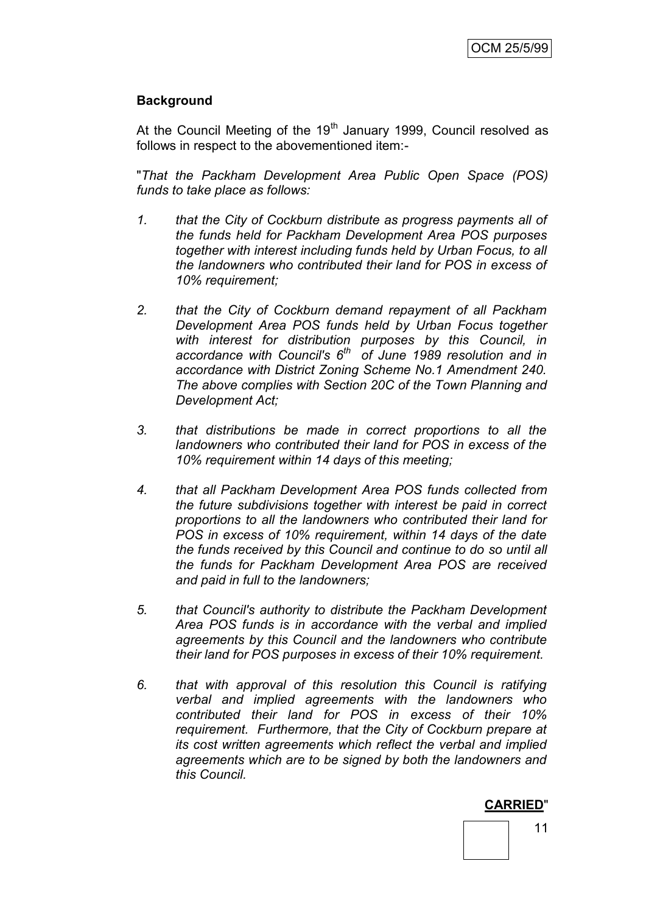## Background

At the Council Meeting of the 19th January 1999, Council resolved as follows in respect to the abovementioned item:-

"*That the Packham Development Area Public Open Space (POS) funds to take place as follows:*

1. *that the City of Cockburn distribute as progress payments all of the funds held for Packham Development Area POS purposes together with interest including funds held by Urban Focus, to all the landowners who contributed their land for POS in excess of 10% requirement;*

2. *that the City of Cockburn demand repayment of all Packham Development Area POS funds held by Urban Focus together with interest for distribution purposes by this Council, in accordance with Council's 6th of June 1989 resolution and in accordance with District Zoning Scheme No.1 Amendment 240. The above complies with Section 20C of the Town Planning and Development Act;*

3. *that distributions be made in correct proportions to all the landowners who contributed their land for POS in excess of the 10% requirement within 14 days of this meeting;*

4. *that all Packham Development Area POS funds collected from the future subdivisions together with interest be paid in correct proportions to all the landowners who contributed their land for POS in excess of 10% requirement, within 14 days of the date the funds received by this Council and continue to do so until all the funds for Packham Development Area POS are received and paid in full to the landowners;*

5. *that Council's authority to distribute the Packham Development Area POS funds is in accordance with the verbal and implied agreements by this Council and the landowners who contribute their land for POS purposes in excess of their 10% requirement.*

6. *that with approval of this resolution this Council is ratifying verbal and implied agreements with the landowners who contributed their land for POS in excess of their 10% requirement. Furthermore, that the City of Cockburn prepare at its cost written agreements which reflect the verbal and implied agreements which are to be signed by both the landowners and this Council.*

**CARRIED**"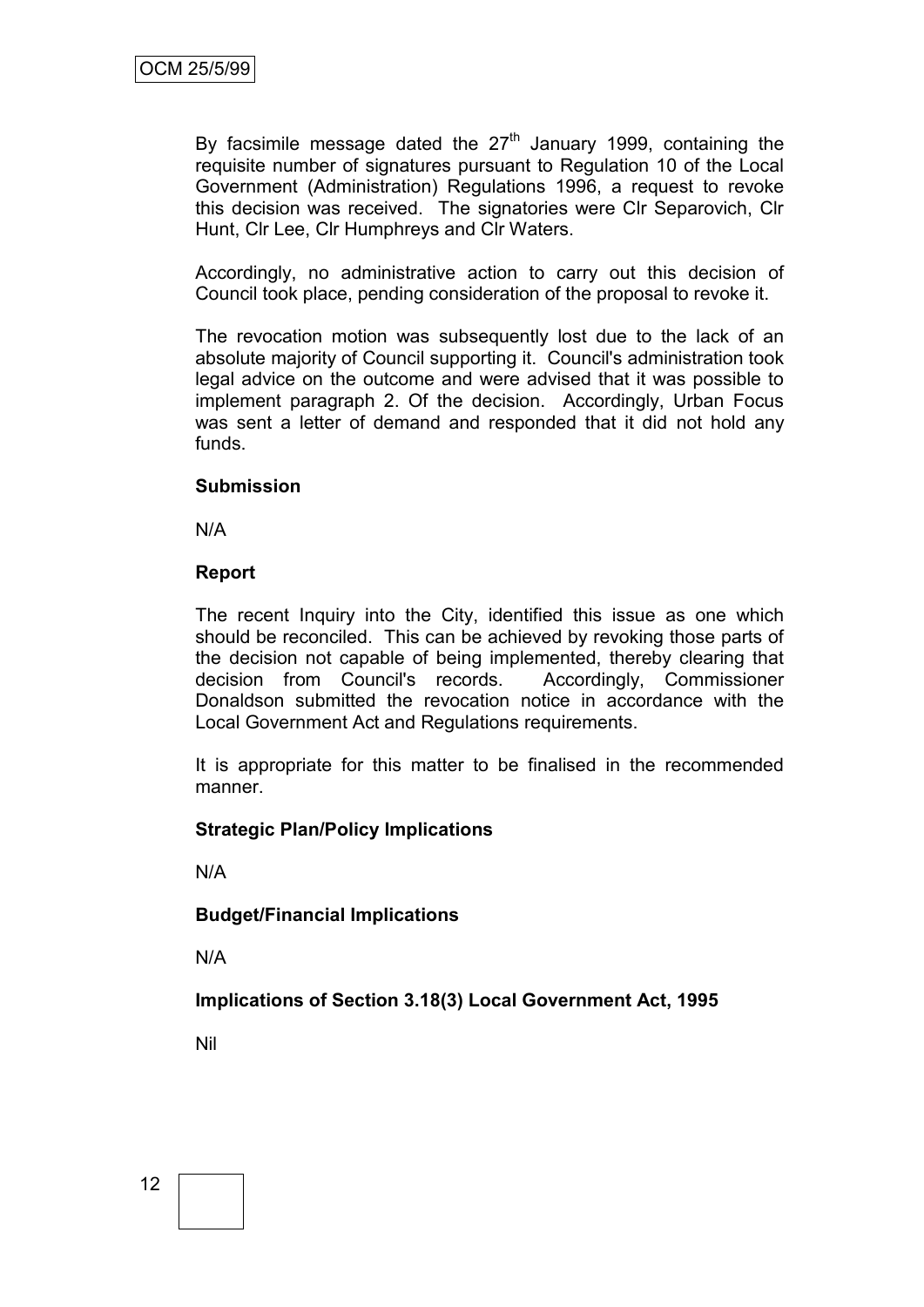By facsimile message dated the 27th January 1999, containing the requisite number of signatures pursuant to Regulation 10 of the Local Government (Administration) Regulations 1996, a request to revoke this decision was received. The signatories were Clr Separovich, Clr Hunt, Clr Lee, Clr Humphreys and Clr Waters.

Accordingly, no administrative action to carry out this decision of Council took place, pending consideration of the proposal to revoke it.

The revocation motion was subsequently lost due to the lack of an absolute majority of Council supporting it. Council's administration took legal advice on the outcome and were advised that it was possible to implement paragraph 2. Of the decision. Accordingly, Urban Focus was sent a letter of demand and responded that it did not hold any funds.

**Submission**

N/A

**Report**

The recent Inquiry into the City, identified this issue as one which should be reconciled. This can be achieved by revoking those parts of the decision not capable of being implemented, thereby clearing that decision from Council's records. Accordingly, Commissioner Donaldson submitted the revocation notice in accordance with the Local Government Act and Regulations requirements.

It is appropriate for this matter to be finalised in the recommended manner.

**Strategic Plan/Policy Implications**

N/A

**Budget/Financial Implications**

N/A

**Implications of Section 3.18(3) Local Government Act, 1995**

Nil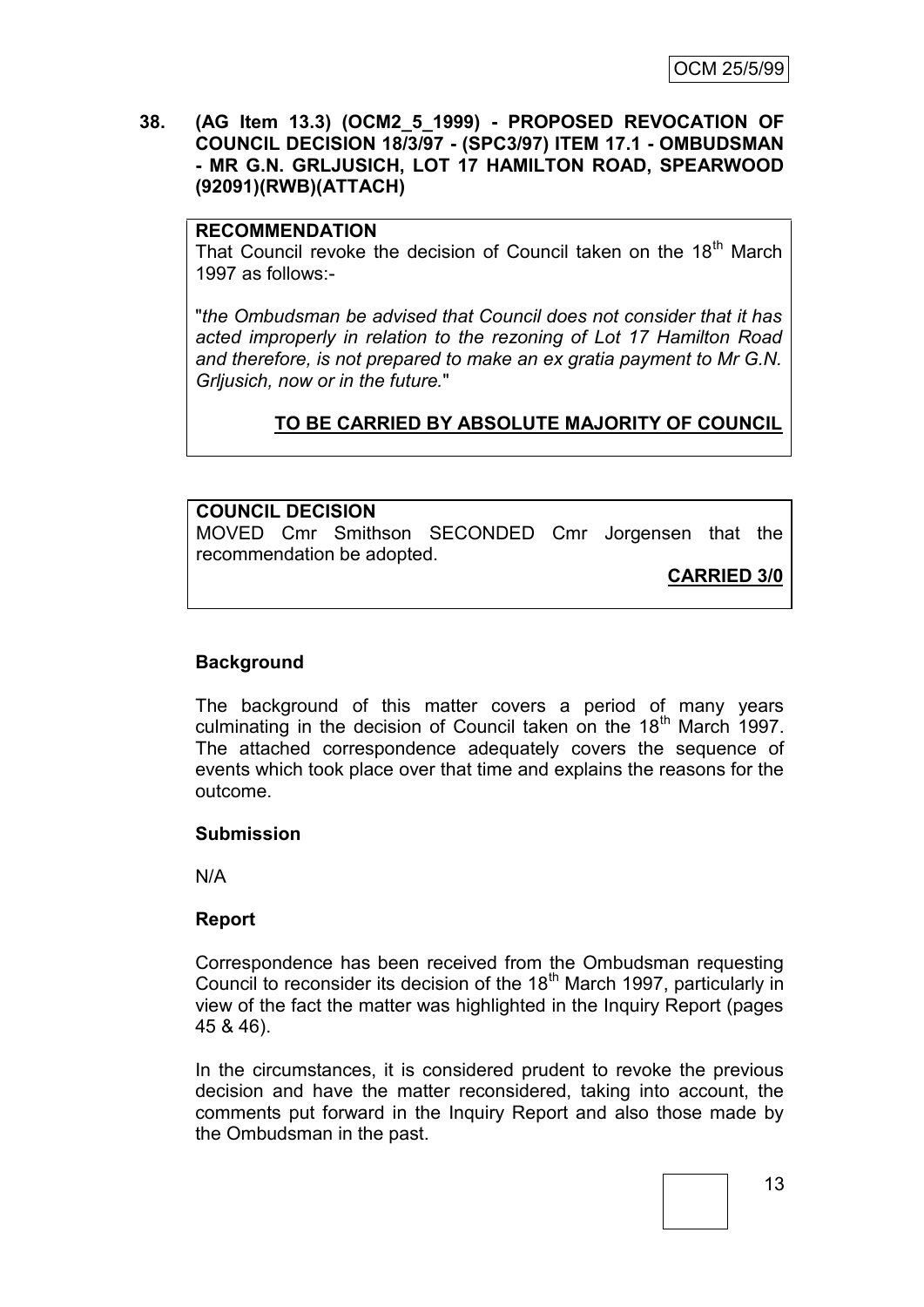**38. (AG Item 13.3) (OCM2_5_1999) - PROPOSED REVOCATION OF COUNCIL DECISION 18/3/97 - (SPC3/97) ITEM 17.1 - OMBUDSMAN - MR G.N. GRLJUSICH, LOT 17 HAMILTON ROAD, SPEARWOOD (92091)(RWB)(ATTACH)**

**RECOMMENDATION**

That Council revoke the decision of Council taken on the 18th March 1997 as follows:-

"*the Ombudsman be advised that Council does not consider that it has acted improperly in relation to the rezoning of Lot 17 Hamilton Road and therefore, is not prepared to make an ex gratia payment to Mr G.N. Grljusich, now or in the future.*"

**TO BE CARRIED BY ABSOLUTE MAJORITY OF COUNCIL**

**COUNCIL DECISION**

MOVED Cmr Smithson SECONDED Cmr Jorgensen that the recommendation be adopted.

**CARRIED 3/0**

**Background**

The background of this matter covers a period of many years culminating in the decision of Council taken on the 18th March 1997. The attached correspondence adequately covers the sequence of events which took place over that time and explains the reasons for the outcome.

**Submission**

N/A

**Report**

Correspondence has been received from the Ombudsman requesting Council to reconsider its decision of the 18th March 1997, particularly in view of the fact the matter was highlighted in the Inquiry Report (pages 45 & 46).

In the circumstances, it is considered prudent to revoke the previous decision and have the matter reconsidered, taking into account, the comments put forward in the Inquiry Report and also those made by the Ombudsman in the past.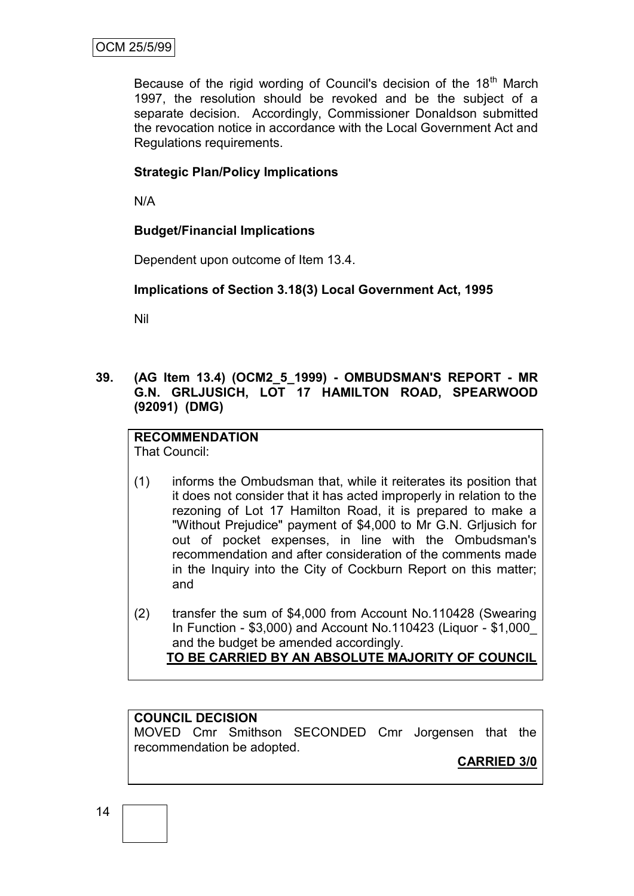Because of the rigid wording of Council's decision of the 18th March 1997, the resolution should be revoked and be the subject of a separate decision. Accordingly, Commissioner Donaldson submitted the revocation notice in accordance with the Local Government Act and Regulations requirements.

**Strategic Plan/Policy Implications**

N/A

**Budget/Financial Implications**

Dependent upon outcome of Item 13.4.

**Implications of Section 3.18(3) Local Government Act, 1995**

Nil

**39. (AG Item 13.4) (OCM2_5_1999) - OMBUDSMAN'S REPORT - MR G.N. GRLJUSICH, LOT 17 HAMILTON ROAD, SPEARWOOD (92091) (DMG)**

**RECOMMENDATION**
That Council:

(1) informs the Ombudsman that, while it reiterates its position that it does not consider that it has acted improperly in relation to the rezoning of Lot 17 Hamilton Road, it is prepared to make a "Without Prejudice" payment of $4,000 to Mr G.N. Grljusich for out of pocket expenses, in line with the Ombudsman's recommendation and after consideration of the comments made in the Inquiry into the City of Cockburn Report on this matter; and

(2) transfer the sum of $4,000 from Account No.110428 (Swearing In Function - $3,000) and Account No.110423 (Liquor - $1,000_ and the budget be amended accordingly.

**TO BE CARRIED BY AN ABSOLUTE MAJORITY OF COUNCIL**

**COUNCIL DECISION**
MOVED Cmr Smithson SECONDED Cmr Jorgensen that the recommendation be adopted.

**CARRIED 3/0**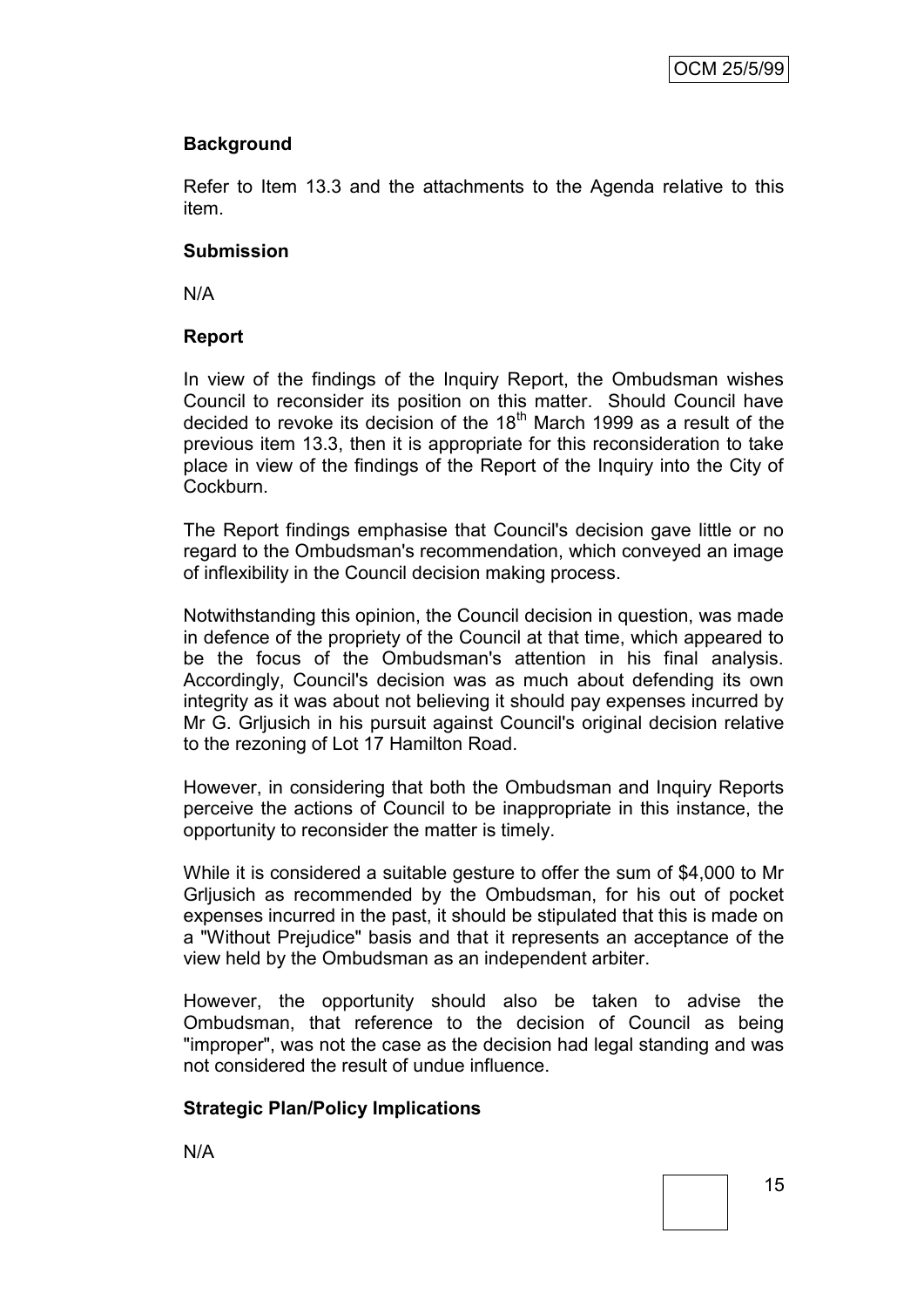**Background**

Refer to Item 13.3 and the attachments to the Agenda relative to this item.

**Submission**

N/A

**Report**

In view of the findings of the Inquiry Report, the Ombudsman wishes Council to reconsider its position on this matter. Should Council have decided to revoke its decision of the 18th March 1999 as a result of the previous item 13.3, then it is appropriate for this reconsideration to take place in view of the findings of the Report of the Inquiry into the City of Cockburn.

The Report findings emphasise that Council's decision gave little or no regard to the Ombudsman's recommendation, which conveyed an image of inflexibility in the Council decision making process.

Notwithstanding this opinion, the Council decision in question, was made in defence of the propriety of the Council at that time, which appeared to be the focus of the Ombudsman's attention in his final analysis. Accordingly, Council's decision was as much about defending its own integrity as it was about not believing it should pay expenses incurred by Mr G. Grljusich in his pursuit against Council's original decision relative to the rezoning of Lot 17 Hamilton Road.

However, in considering that both the Ombudsman and Inquiry Reports perceive the actions of Council to be inappropriate in this instance, the opportunity to reconsider the matter is timely.

While it is considered a suitable gesture to offer the sum of $4,000 to Mr Grljusich as recommended by the Ombudsman, for his out of pocket expenses incurred in the past, it should be stipulated that this is made on a "Without Prejudice" basis and that it represents an acceptance of the view held by the Ombudsman as an independent arbiter.

However, the opportunity should also be taken to advise the Ombudsman, that reference to the decision of Council as being "improper", was not the case as the decision had legal standing and was not considered the result of undue influence.

**Strategic Plan/Policy Implications**

N/A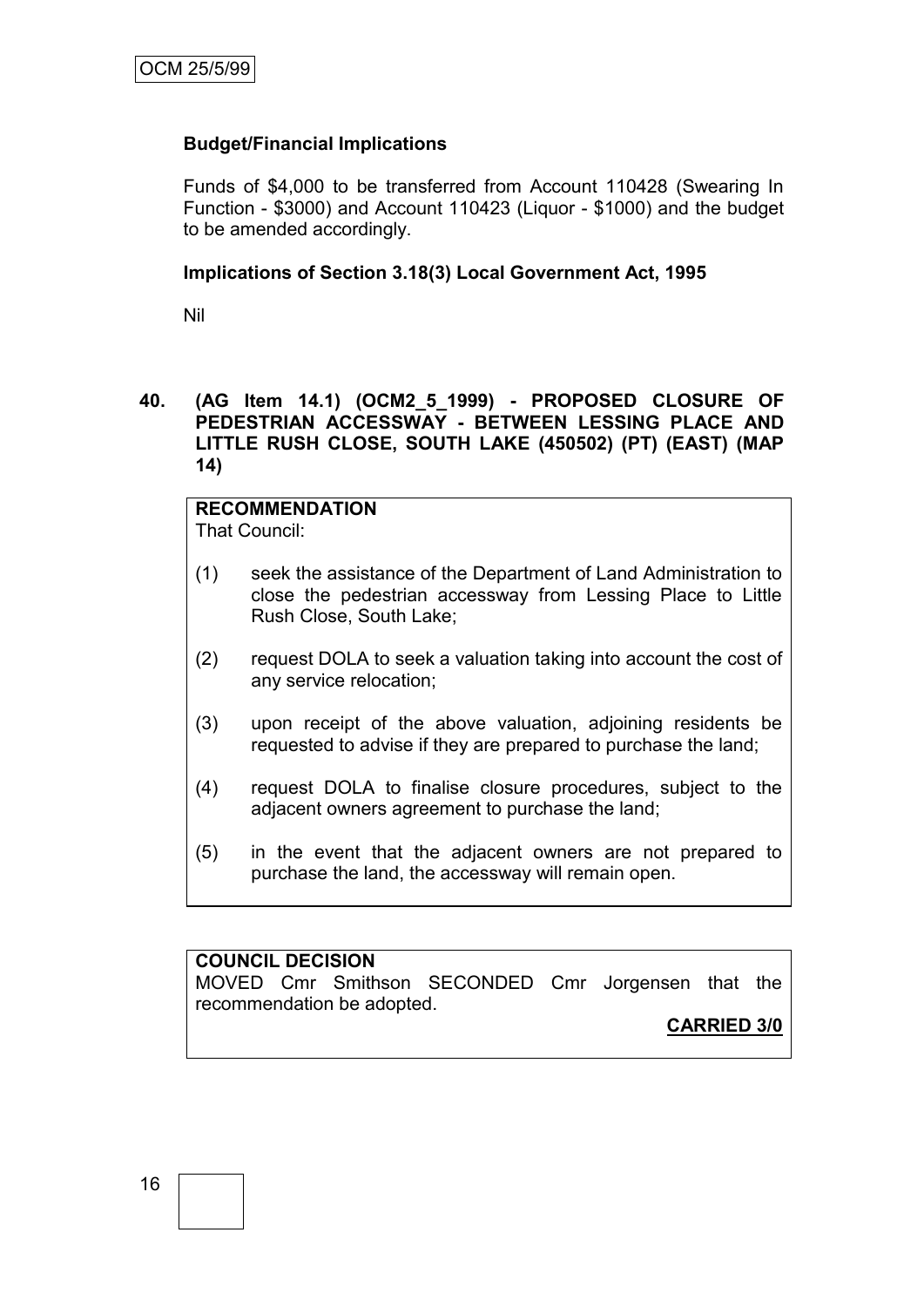**Budget/Financial Implications**

Funds of $4,000 to be transferred from Account 110428 (Swearing In Function - $3000) and Account 110423 (Liquor - $1000) and the budget to be amended accordingly.

**Implications of Section 3.18(3) Local Government Act, 1995**

Nil

**40. (AG Item 14.1) (OCM2_5_1999) - PROPOSED CLOSURE OF PEDESTRIAN ACCESSWAY - BETWEEN LESSING PLACE AND LITTLE RUSH CLOSE, SOUTH LAKE (450502) (PT) (EAST) (MAP 14)**

**RECOMMENDATION**

That Council:

(1) seek the assistance of the Department of Land Administration to close the pedestrian accessway from Lessing Place to Little Rush Close, South Lake;

(2) request DOLA to seek a valuation taking into account the cost of any service relocation;

(3) upon receipt of the above valuation, adjoining residents be requested to advise if they are prepared to purchase the land;

(4) request DOLA to finalise closure procedures, subject to the adjacent owners agreement to purchase the land;

(5) in the event that the adjacent owners are not prepared to purchase the land, the accessway will remain open.

**COUNCIL DECISION**

MOVED Cmr Smithson SECONDED Cmr Jorgensen that the recommendation be adopted.

**CARRIED 3/0**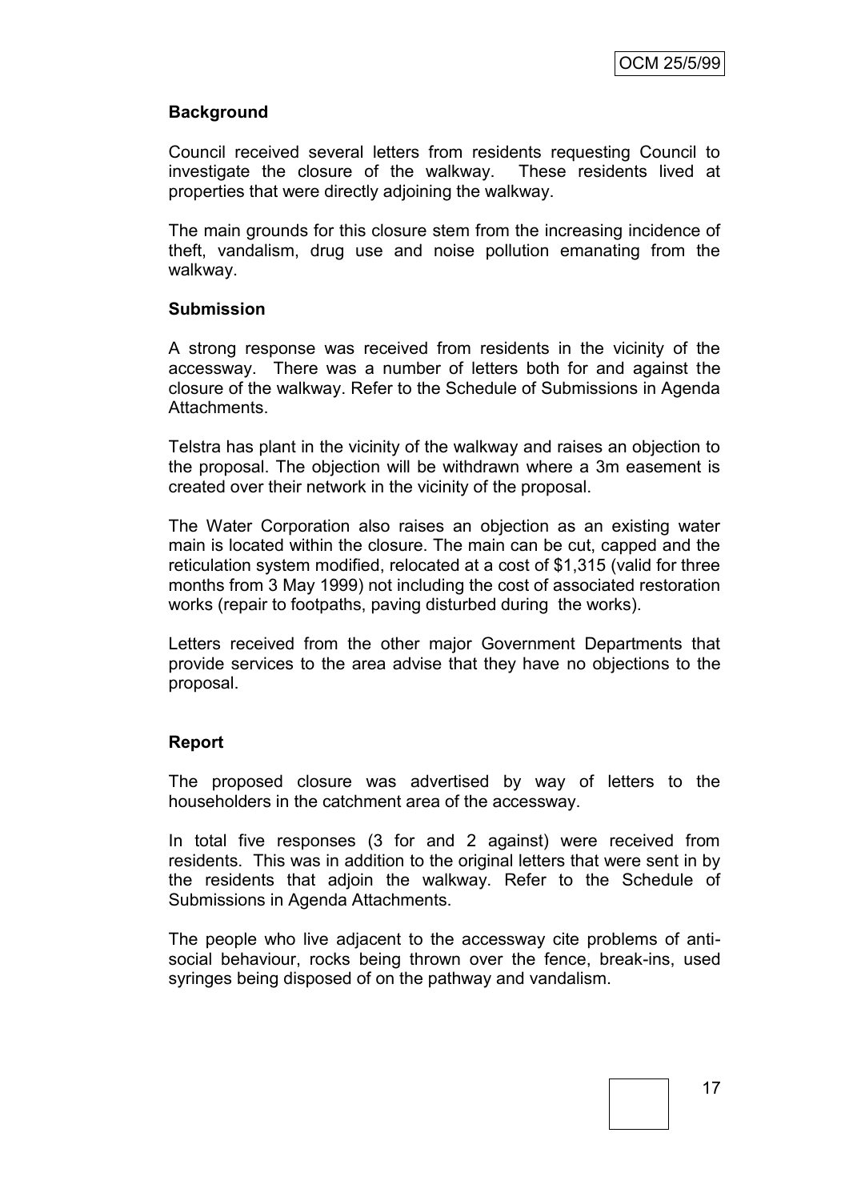**Background**

Council received several letters from residents requesting Council to investigate the closure of the walkway. These residents lived at properties that were directly adjoining the walkway.

The main grounds for this closure stem from the increasing incidence of theft, vandalism, drug use and noise pollution emanating from the walkway.

**Submission**

A strong response was received from residents in the vicinity of the accessway. There was a number of letters both for and against the closure of the walkway. Refer to the Schedule of Submissions in Agenda Attachments.

Telstra has plant in the vicinity of the walkway and raises an objection to the proposal. The objection will be withdrawn where a 3m easement is created over their network in the vicinity of the proposal.

The Water Corporation also raises an objection as an existing water main is located within the closure. The main can be cut, capped and the reticulation system modified, relocated at a cost of $1,315 (valid for three months from 3 May 1999) not including the cost of associated restoration works (repair to footpaths, paving disturbed during the works).

Letters received from the other major Government Departments that provide services to the area advise that they have no objections to the proposal.

**Report**

The proposed closure was advertised by way of letters to the householders in the catchment area of the accessway.

In total five responses (3 for and 2 against) were received from residents. This was in addition to the original letters that were sent in by the residents that adjoin the walkway. Refer to the Schedule of Submissions in Agenda Attachments.

The people who live adjacent to the accessway cite problems of anti-social behaviour, rocks being thrown over the fence, break-ins, used syringes being disposed of on the pathway and vandalism.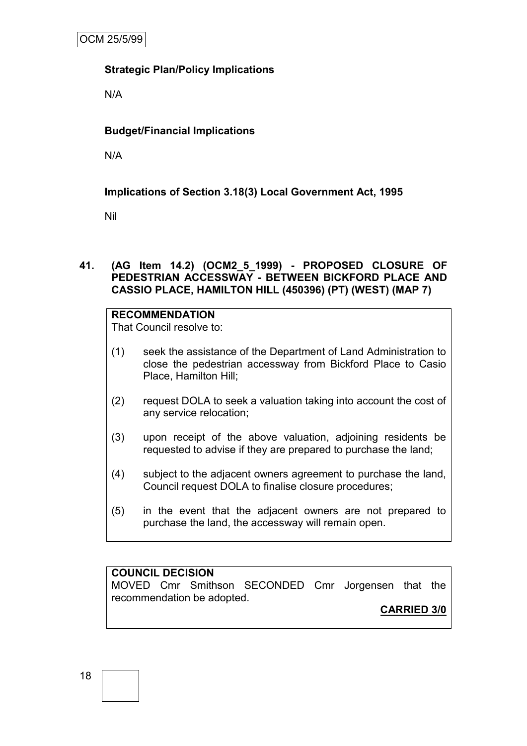**Strategic Plan/Policy Implications**

N/A

**Budget/Financial Implications**

N/A

**Implications of Section 3.18(3) Local Government Act, 1995**

Nil

**41. (AG Item 14.2) (OCM2_5_1999) - PROPOSED CLOSURE OF PEDESTRIAN ACCESSWAY - BETWEEN BICKFORD PLACE AND CASSIO PLACE, HAMILTON HILL (450396) (PT) (WEST) (MAP 7)**

**RECOMMENDATION**

That Council resolve to:

(1) seek the assistance of the Department of Land Administration to close the pedestrian accessway from Bickford Place to Casio Place, Hamilton Hill;

(2) request DOLA to seek a valuation taking into account the cost of any service relocation;

(3) upon receipt of the above valuation, adjoining residents be requested to advise if they are prepared to purchase the land;

(4) subject to the adjacent owners agreement to purchase the land, Council request DOLA to finalise closure procedures;

(5) in the event that the adjacent owners are not prepared to purchase the land, the accessway will remain open.

**COUNCIL DECISION**

MOVED Cmr Smithson SECONDED Cmr Jorgensen that the recommendation be adopted.

**CARRIED 3/0**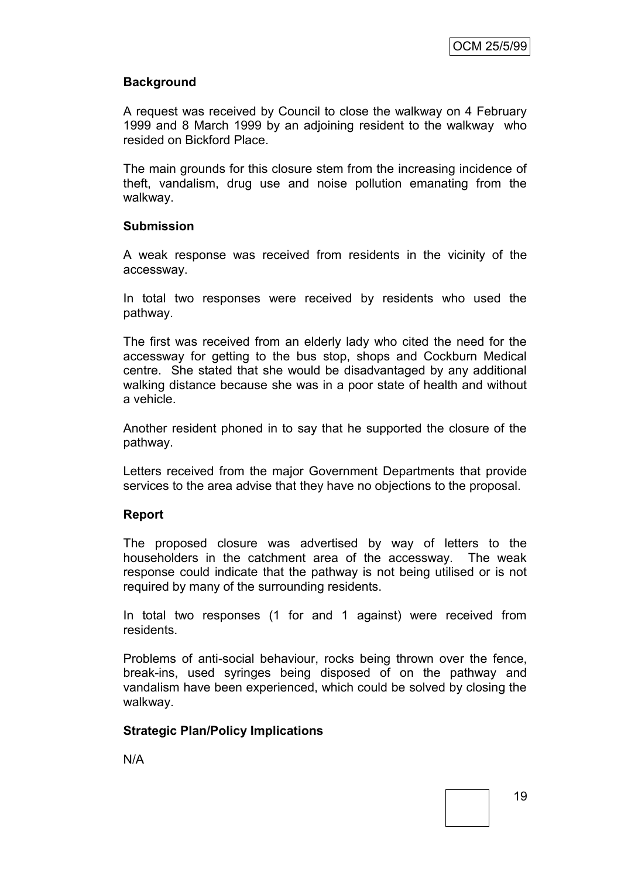**Background**

A request was received by Council to close the walkway on 4 February 1999 and 8 March 1999 by an adjoining resident to the walkway who resided on Bickford Place.

The main grounds for this closure stem from the increasing incidence of theft, vandalism, drug use and noise pollution emanating from the walkway.

**Submission**

A weak response was received from residents in the vicinity of the accessway.

In total two responses were received by residents who used the pathway.

The first was received from an elderly lady who cited the need for the accessway for getting to the bus stop, shops and Cockburn Medical centre. She stated that she would be disadvantaged by any additional walking distance because she was in a poor state of health and without a vehicle.

Another resident phoned in to say that he supported the closure of the pathway.

Letters received from the major Government Departments that provide services to the area advise that they have no objections to the proposal.

**Report**

The proposed closure was advertised by way of letters to the householders in the catchment area of the accessway. The weak response could indicate that the pathway is not being utilised or is not required by many of the surrounding residents.

In total two responses (1 for and 1 against) were received from residents.

Problems of anti-social behaviour, rocks being thrown over the fence, break-ins, used syringes being disposed of on the pathway and vandalism have been experienced, which could be solved by closing the walkway.

**Strategic Plan/Policy Implications**

N/A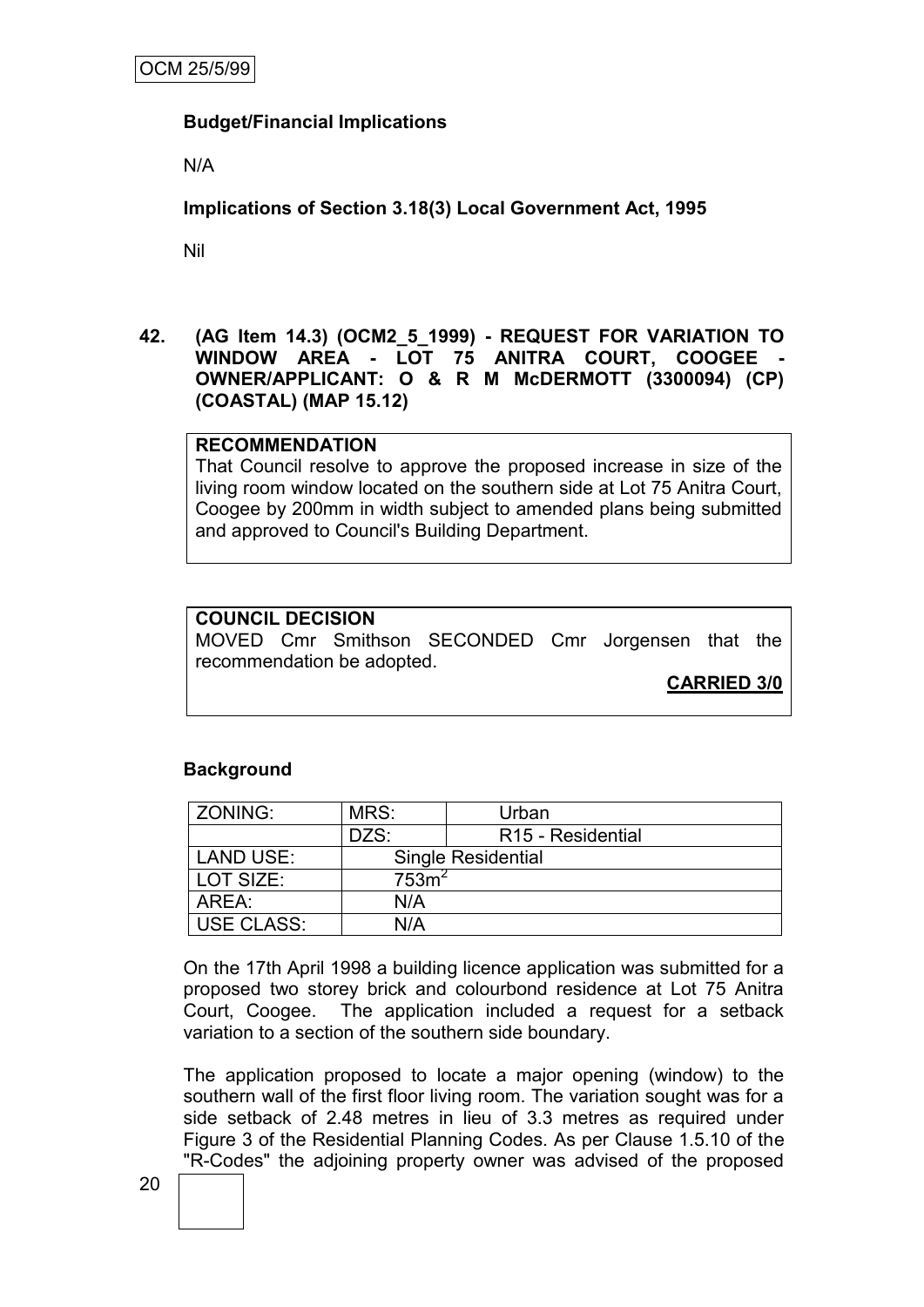**Budget/Financial Implications**

N/A

**Implications of Section 3.18(3) Local Government Act, 1995**

Nil

**42. (AG Item 14.3) (OCM2_5_1999) - REQUEST FOR VARIATION TO WINDOW AREA - LOT 75 ANITRA COURT, COOGEE - OWNER/APPLICANT: O & R M McDERMOTT (3300094) (CP) (COASTAL) (MAP 15.12)**

**RECOMMENDATION**
That Council resolve to approve the proposed increase in size of the living room window located on the southern side at Lot 75 Anitra Court, Coogee by 200mm in width subject to amended plans being submitted and approved to Council's Building Department.

**COUNCIL DECISION**
MOVED Cmr Smithson SECONDED Cmr Jorgensen that the recommendation be adopted.

**CARRIED 3/0**

**Background**

| ZONING: | MRS: | Urban |
|---|---|---|
| | DZS: | R15 - Residential |
| LAND USE: | Single Residential | |
| LOT SIZE: | 753m² | |
| AREA: | N/A | |
| USE CLASS: | N/A | |

On the 17th April 1998 a building licence application was submitted for a proposed two storey brick and colourbond residence at Lot 75 Anitra Court, Coogee. The application included a request for a setback variation to a section of the southern side boundary.

The application proposed to locate a major opening (window) to the southern wall of the first floor living room. The variation sought was for a side setback of 2.48 metres in lieu of 3.3 metres as required under Figure 3 of the Residential Planning Codes. As per Clause 1.5.10 of the "R-Codes" the adjoining property owner was advised of the proposed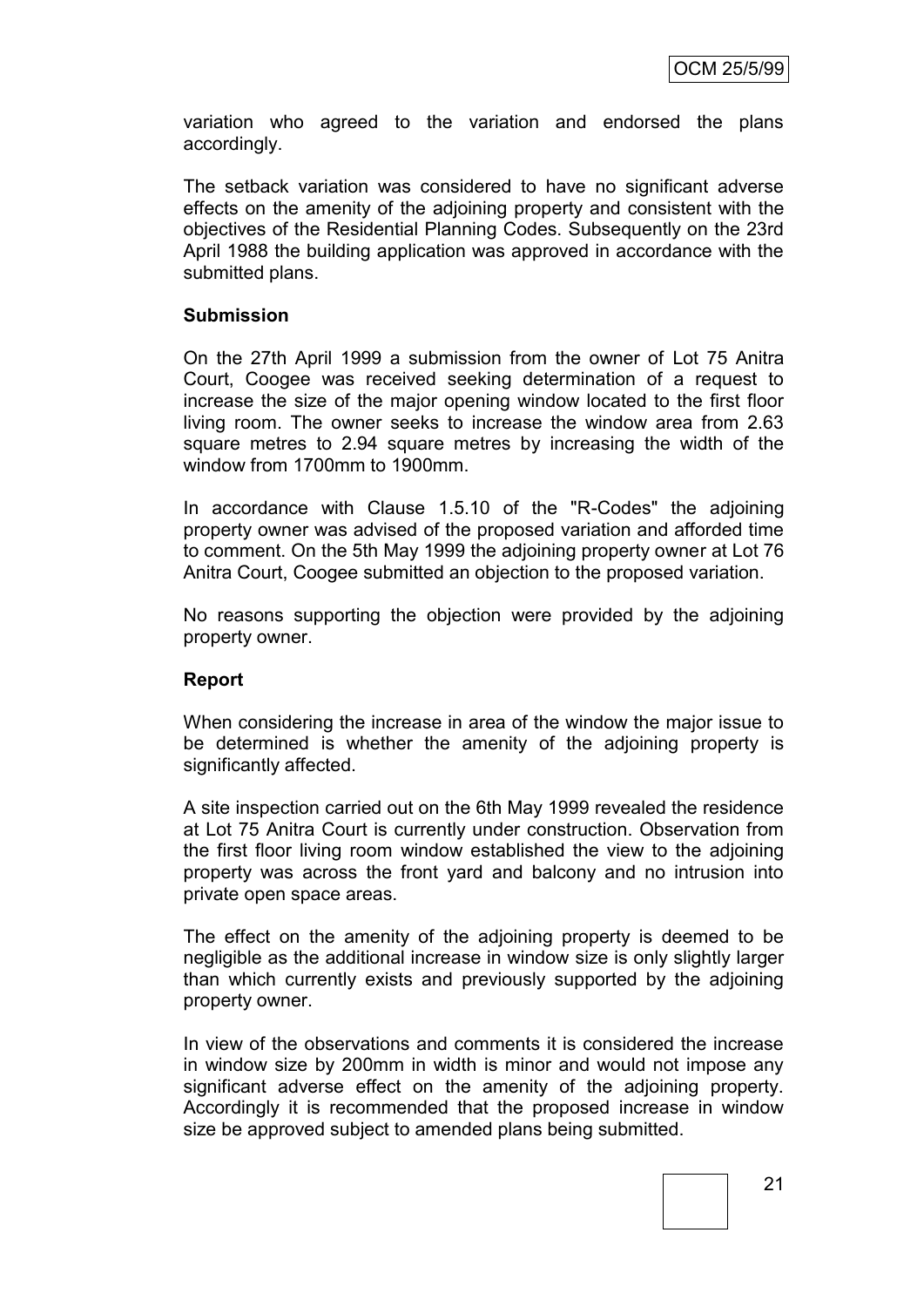variation who agreed to the variation and endorsed the plans accordingly.

The setback variation was considered to have no significant adverse effects on the amenity of the adjoining property and consistent with the objectives of the Residential Planning Codes. Subsequently on the 23rd April 1988 the building application was approved in accordance with the submitted plans.

**Submission**

On the 27th April 1999 a submission from the owner of Lot 75 Anitra Court, Coogee was received seeking determination of a request to increase the size of the major opening window located to the first floor living room. The owner seeks to increase the window area from 2.63 square metres to 2.94 square metres by increasing the width of the window from 1700mm to 1900mm.

In accordance with Clause 1.5.10 of the "R-Codes" the adjoining property owner was advised of the proposed variation and afforded time to comment. On the 5th May 1999 the adjoining property owner at Lot 76 Anitra Court, Coogee submitted an objection to the proposed variation.

No reasons supporting the objection were provided by the adjoining property owner.

**Report**

When considering the increase in area of the window the major issue to be determined is whether the amenity of the adjoining property is significantly affected.

A site inspection carried out on the 6th May 1999 revealed the residence at Lot 75 Anitra Court is currently under construction. Observation from the first floor living room window established the view to the adjoining property was across the front yard and balcony and no intrusion into private open space areas.

The effect on the amenity of the adjoining property is deemed to be negligible as the additional increase in window size is only slightly larger than which currently exists and previously supported by the adjoining property owner.

In view of the observations and comments it is considered the increase in window size by 200mm in width is minor and would not impose any significant adverse effect on the amenity of the adjoining property. Accordingly it is recommended that the proposed increase in window size be approved subject to amended plans being submitted.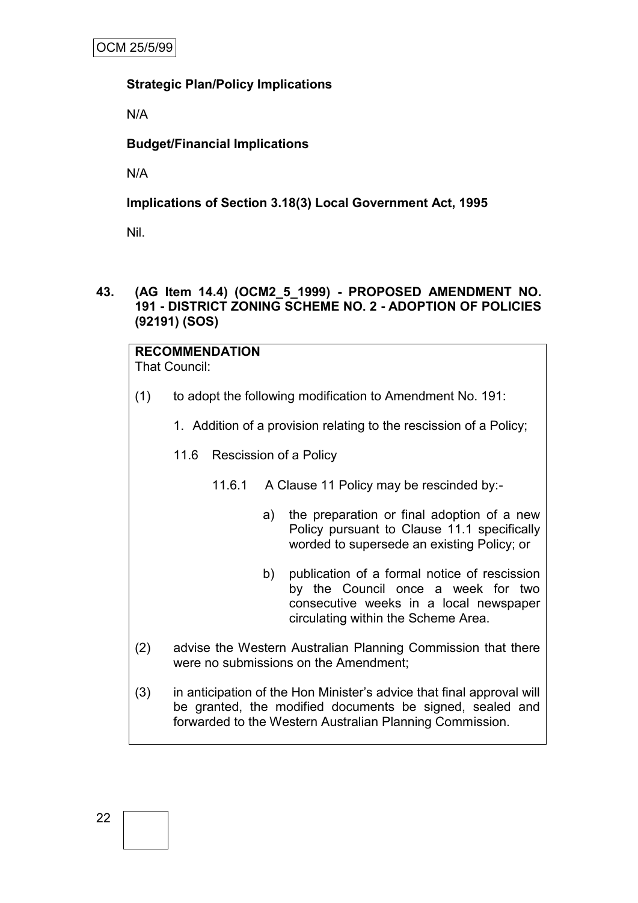**Strategic Plan/Policy Implications**

N/A

**Budget/Financial Implications**

N/A

**Implications of Section 3.18(3) Local Government Act, 1995**

Nil.

## 43. (AG Item 14.4) (OCM2_5_1999) - PROPOSED AMENDMENT NO. 191 - DISTRICT ZONING SCHEME NO. 2 - ADOPTION OF POLICIES (92191) (SOS)

**RECOMMENDATION**

That Council:

(1) to adopt the following modification to Amendment No. 191:

1. Addition of a provision relating to the rescission of a Policy;

11.6 Rescission of a Policy

11.6.1 A Clause 11 Policy may be rescinded by:-

a) the preparation or final adoption of a new Policy pursuant to Clause 11.1 specifically worded to supersede an existing Policy; or

b) publication of a formal notice of rescission by the Council once a week for two consecutive weeks in a local newspaper circulating within the Scheme Area.

(2) advise the Western Australian Planning Commission that there were no submissions on the Amendment;

(3) in anticipation of the Hon Minister's advice that final approval will be granted, the modified documents be signed, sealed and forwarded to the Western Australian Planning Commission.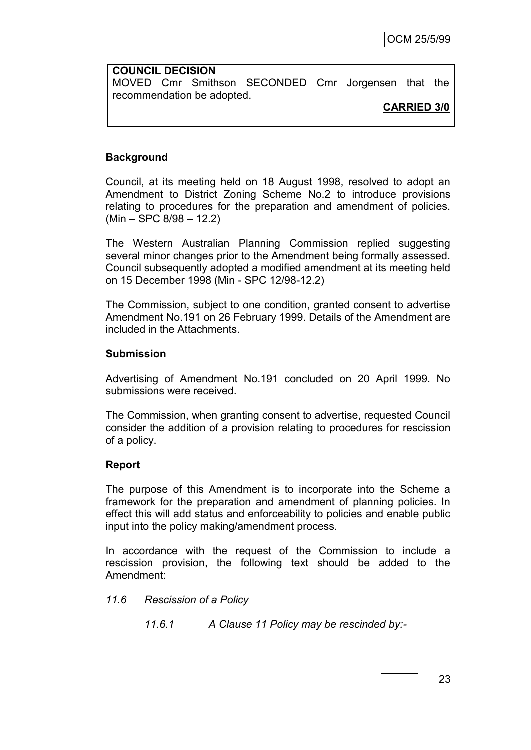**COUNCIL DECISION**
MOVED Cmr Smithson SECONDED Cmr Jorgensen that the recommendation be adopted.

**CARRIED 3/0**

**Background**

Council, at its meeting held on 18 August 1998, resolved to adopt an Amendment to District Zoning Scheme No.2 to introduce provisions relating to procedures for the preparation and amendment of policies. (Min – SPC 8/98 – 12.2)

The Western Australian Planning Commission replied suggesting several minor changes prior to the Amendment being formally assessed. Council subsequently adopted a modified amendment at its meeting held on 15 December 1998 (Min - SPC 12/98-12.2)

The Commission, subject to one condition, granted consent to advertise Amendment No.191 on 26 February 1999. Details of the Amendment are included in the Attachments.

**Submission**

Advertising of Amendment No.191 concluded on 20 April 1999. No submissions were received.

The Commission, when granting consent to advertise, requested Council consider the addition of a provision relating to procedures for rescission of a policy.

**Report**

The purpose of this Amendment is to incorporate into the Scheme a framework for the preparation and amendment of planning policies. In effect this will add status and enforceability to policies and enable public input into the policy making/amendment process.

In accordance with the request of the Commission to include a rescission provision, the following text should be added to the Amendment:

*11.6 Rescission of a Policy*

*11.6.1 A Clause 11 Policy may be rescinded by:-*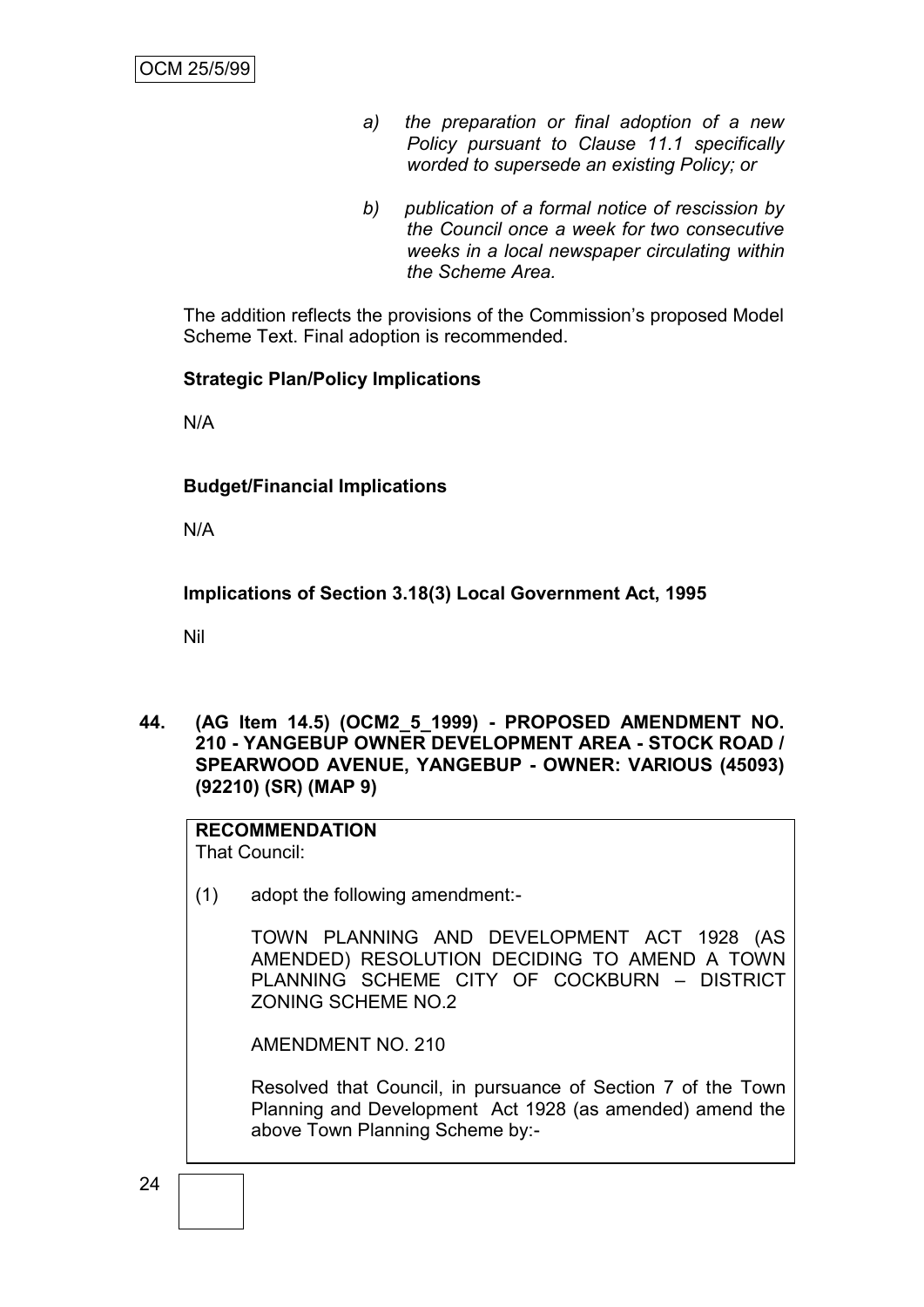*a) the preparation or final adoption of a new Policy pursuant to Clause 11.1 specifically worded to supersede an existing Policy; or*

*b) publication of a formal notice of rescission by the Council once a week for two consecutive weeks in a local newspaper circulating within the Scheme Area.*

The addition reflects the provisions of the Commission's proposed Model Scheme Text. Final adoption is recommended.

**Strategic Plan/Policy Implications**

N/A

**Budget/Financial Implications**

N/A

**Implications of Section 3.18(3) Local Government Act, 1995**

Nil

**44. (AG Item 14.5) (OCM2_5_1999) - PROPOSED AMENDMENT NO. 210 - YANGEBUP OWNER DEVELOPMENT AREA - STOCK ROAD / SPEARWOOD AVENUE, YANGEBUP - OWNER: VARIOUS (45093) (92210) (SR) (MAP 9)**

**RECOMMENDATION**
That Council:

(1) adopt the following amendment:-

TOWN PLANNING AND DEVELOPMENT ACT 1928 (AS AMENDED) RESOLUTION DECIDING TO AMEND A TOWN PLANNING SCHEME CITY OF COCKBURN – DISTRICT ZONING SCHEME NO.2

AMENDMENT NO. 210

Resolved that Council, in pursuance of Section 7 of the Town Planning and Development Act 1928 (as amended) amend the above Town Planning Scheme by:-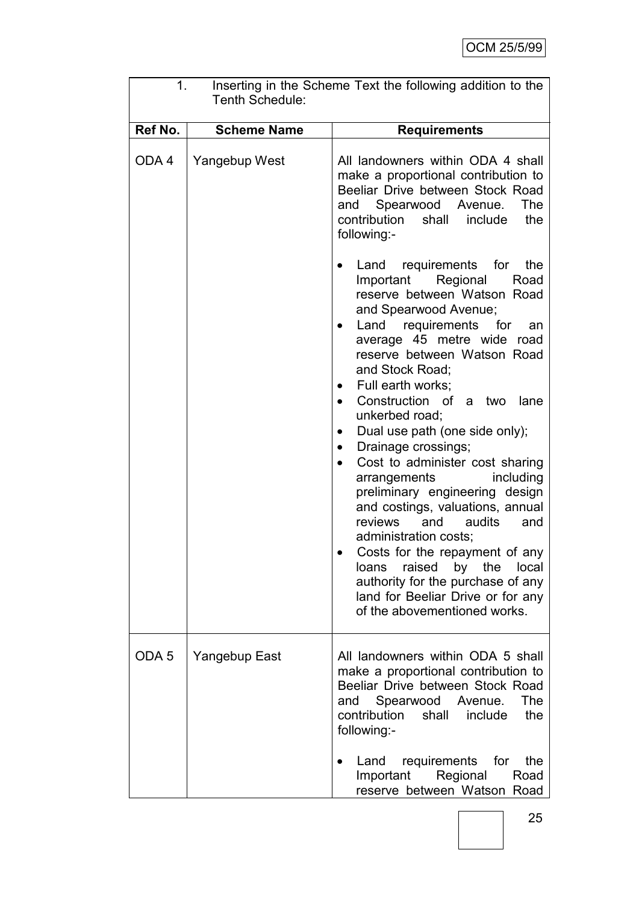1. Inserting in the Scheme Text the following addition to the Tenth Schedule:

| Ref No. | Scheme Name | Requirements |
|---|---|---|
| ODA 4 | Yangebup West | All landowners within ODA 4 shall make a proportional contribution to Beeliar Drive between Stock Road and Spearwood Avenue. The contribution shall include the following:-<br><br>• Land requirements for the Important Regional Road reserve between Watson Road and Spearwood Avenue;<br>• Land requirements for an average 45 metre wide road reserve between Watson Road and Stock Road;<br>• Full earth works;<br>• Construction of a two lane unkerbed road;<br>• Dual use path (one side only);<br>• Drainage crossings;<br>• Cost to administer cost sharing arrangements including preliminary engineering design and costings, valuations, annual reviews and audits and administration costs;<br>• Costs for the repayment of any loans raised by the local authority for the purchase of any land for Beeliar Drive or for any of the abovementioned works. |
| ODA 5 | Yangebup East | All landowners within ODA 5 shall make a proportional contribution to Beeliar Drive between Stock Road and Spearwood Avenue. The contribution shall include the following:-<br><br>• Land requirements for the Important Regional Road reserve between Watson Road |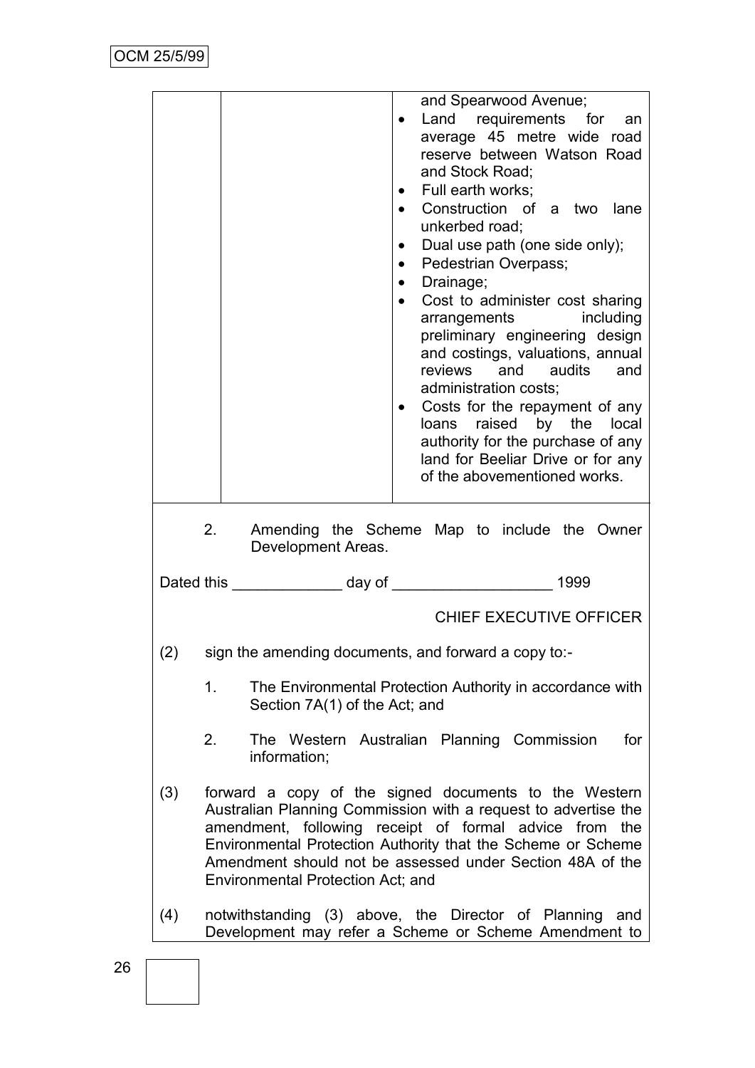| | | |
|---|---|---|
| | | and Spearwood Avenue;<br>• Land requirements for an average 45 metre wide road reserve between Watson Road and Stock Road;<br>• Full earth works;<br>• Construction of a two lane unkerbed road;<br>• Dual use path (one side only);<br>• Pedestrian Overpass;<br>• Drainage;<br>• Cost to administer cost sharing arrangements including preliminary engineering design and costings, valuations, annual reviews and audits and administration costs;<br>• Costs for the repayment of any loans raised by the local authority for the purchase of any land for Beeliar Drive or for any of the abovementioned works. |

2. Amending the Scheme Map to include the Owner Development Areas.

Dated this _____________ day of ___________________ 1999

CHIEF EXECUTIVE OFFICER

(2) sign the amending documents, and forward a copy to:-

1. The Environmental Protection Authority in accordance with Section 7A(1) of the Act; and

2. The Western Australian Planning Commission for information;

(3) forward a copy of the signed documents to the Western Australian Planning Commission with a request to advertise the amendment, following receipt of formal advice from the Environmental Protection Authority that the Scheme or Scheme Amendment should not be assessed under Section 48A of the Environmental Protection Act; and

(4) notwithstanding (3) above, the Director of Planning and Development may refer a Scheme or Scheme Amendment to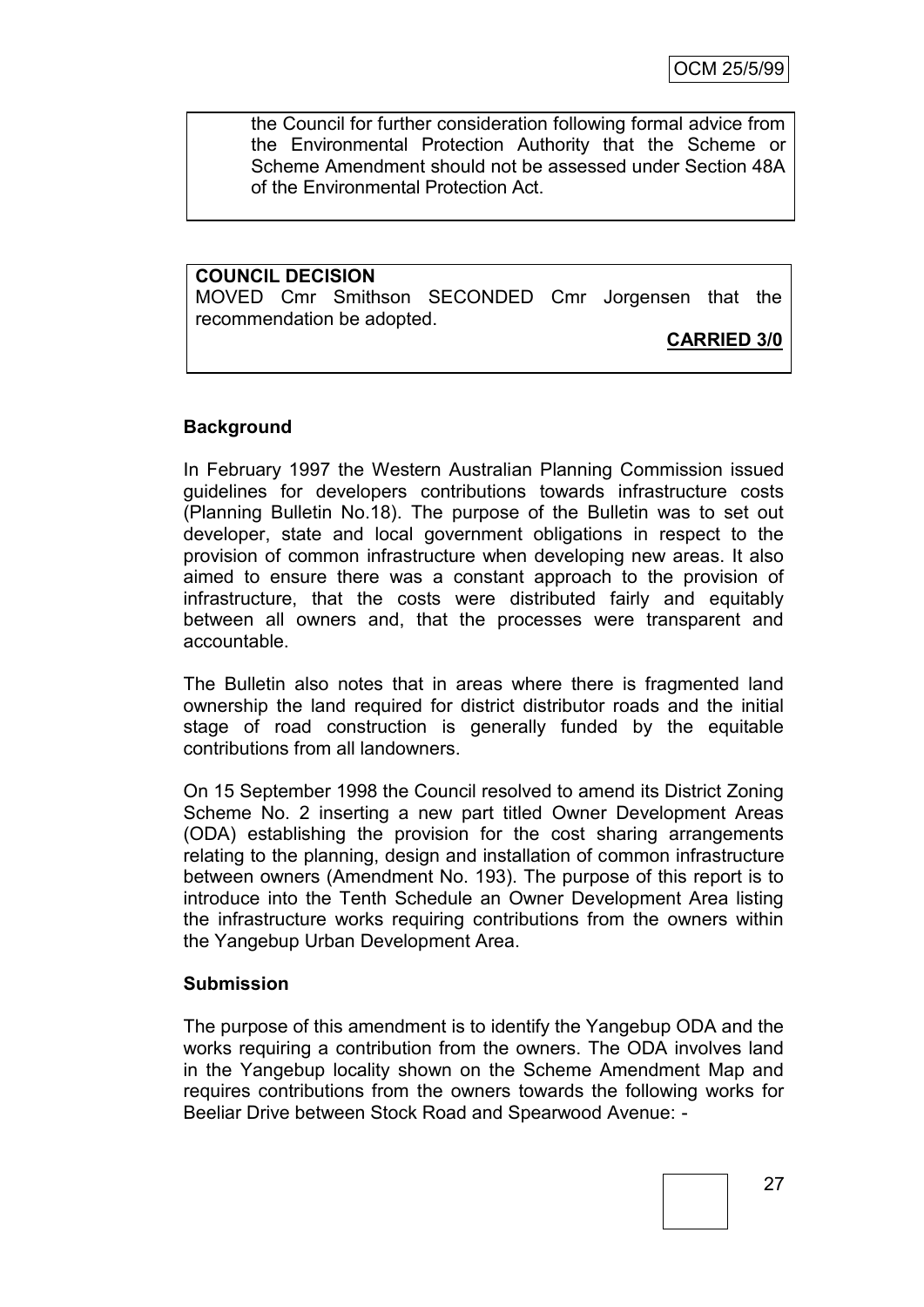the Council for further consideration following formal advice from the Environmental Protection Authority that the Scheme or Scheme Amendment should not be assessed under Section 48A of the Environmental Protection Act.

**COUNCIL DECISION**

MOVED Cmr Smithson SECONDED Cmr Jorgensen that the recommendation be adopted.

**CARRIED 3/0**

## Background

In February 1997 the Western Australian Planning Commission issued guidelines for developers contributions towards infrastructure costs (Planning Bulletin No.18). The purpose of the Bulletin was to set out developer, state and local government obligations in respect to the provision of common infrastructure when developing new areas. It also aimed to ensure there was a constant approach to the provision of infrastructure, that the costs were distributed fairly and equitably between all owners and, that the processes were transparent and accountable.

The Bulletin also notes that in areas where there is fragmented land ownership the land required for district distributor roads and the initial stage of road construction is generally funded by the equitable contributions from all landowners.

On 15 September 1998 the Council resolved to amend its District Zoning Scheme No. 2 inserting a new part titled Owner Development Areas (ODA) establishing the provision for the cost sharing arrangements relating to the planning, design and installation of common infrastructure between owners (Amendment No. 193). The purpose of this report is to introduce into the Tenth Schedule an Owner Development Area listing the infrastructure works requiring contributions from the owners within the Yangebup Urban Development Area.

## Submission

The purpose of this amendment is to identify the Yangebup ODA and the works requiring a contribution from the owners. The ODA involves land in the Yangebup locality shown on the Scheme Amendment Map and requires contributions from the owners towards the following works for Beeliar Drive between Stock Road and Spearwood Avenue: -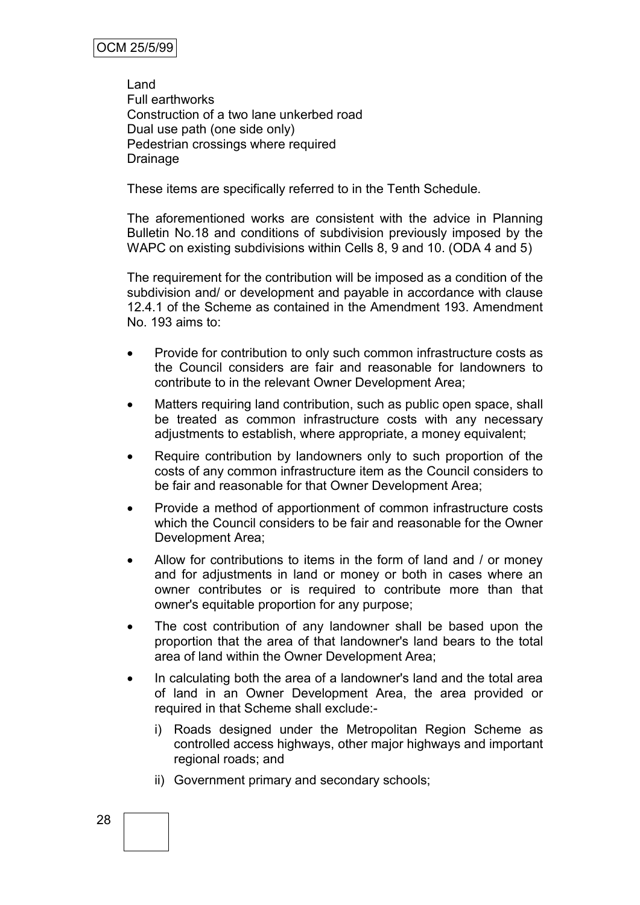Land  
Full earthworks  
Construction of a two lane unkerbed road  
Dual use path (one side only)  
Pedestrian crossings where required  
Drainage

These items are specifically referred to in the Tenth Schedule.

The aforementioned works are consistent with the advice in Planning Bulletin No.18 and conditions of subdivision previously imposed by the WAPC on existing subdivisions within Cells 8, 9 and 10. (ODA 4 and 5)

The requirement for the contribution will be imposed as a condition of the subdivision and/ or development and payable in accordance with clause 12.4.1 of the Scheme as contained in the Amendment 193. Amendment No. 193 aims to:

- Provide for contribution to only such common infrastructure costs as the Council considers are fair and reasonable for landowners to contribute to in the relevant Owner Development Area;
- Matters requiring land contribution, such as public open space, shall be treated as common infrastructure costs with any necessary adjustments to establish, where appropriate, a money equivalent;
- Require contribution by landowners only to such proportion of the costs of any common infrastructure item as the Council considers to be fair and reasonable for that Owner Development Area;
- Provide a method of apportionment of common infrastructure costs which the Council considers to be fair and reasonable for the Owner Development Area;
- Allow for contributions to items in the form of land and / or money and for adjustments in land or money or both in cases where an owner contributes or is required to contribute more than that owner's equitable proportion for any purpose;
- The cost contribution of any landowner shall be based upon the proportion that the area of that landowner's land bears to the total area of land within the Owner Development Area;
- In calculating both the area of a landowner's land and the total area of land in an Owner Development Area, the area provided or required in that Scheme shall exclude:-
  - i) Roads designed under the Metropolitan Region Scheme as controlled access highways, other major highways and important regional roads; and
  - ii) Government primary and secondary schools;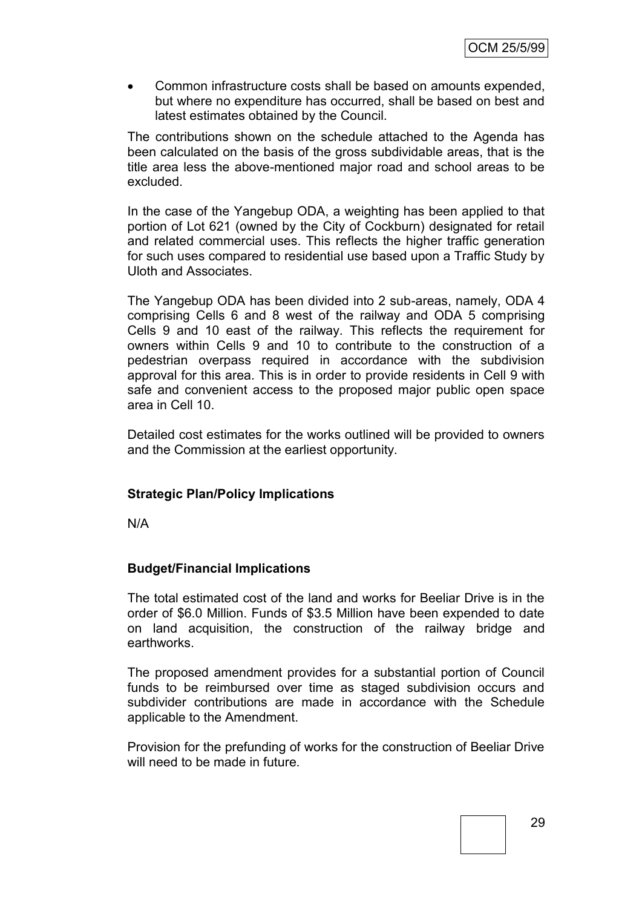- Common infrastructure costs shall be based on amounts expended, but where no expenditure has occurred, shall be based on best and latest estimates obtained by the Council.

The contributions shown on the schedule attached to the Agenda has been calculated on the basis of the gross subdividable areas, that is the title area less the above-mentioned major road and school areas to be excluded.

In the case of the Yangebup ODA, a weighting has been applied to that portion of Lot 621 (owned by the City of Cockburn) designated for retail and related commercial uses. This reflects the higher traffic generation for such uses compared to residential use based upon a Traffic Study by Uloth and Associates.

The Yangebup ODA has been divided into 2 sub-areas, namely, ODA 4 comprising Cells 6 and 8 west of the railway and ODA 5 comprising Cells 9 and 10 east of the railway. This reflects the requirement for owners within Cells 9 and 10 to contribute to the construction of a pedestrian overpass required in accordance with the subdivision approval for this area. This is in order to provide residents in Cell 9 with safe and convenient access to the proposed major public open space area in Cell 10.

Detailed cost estimates for the works outlined will be provided to owners and the Commission at the earliest opportunity.

**Strategic Plan/Policy Implications**

N/A

**Budget/Financial Implications**

The total estimated cost of the land and works for Beeliar Drive is in the order of $6.0 Million. Funds of $3.5 Million have been expended to date on land acquisition, the construction of the railway bridge and earthworks.

The proposed amendment provides for a substantial portion of Council funds to be reimbursed over time as staged subdivision occurs and subdivider contributions are made in accordance with the Schedule applicable to the Amendment.

Provision for the prefunding of works for the construction of Beeliar Drive will need to be made in future.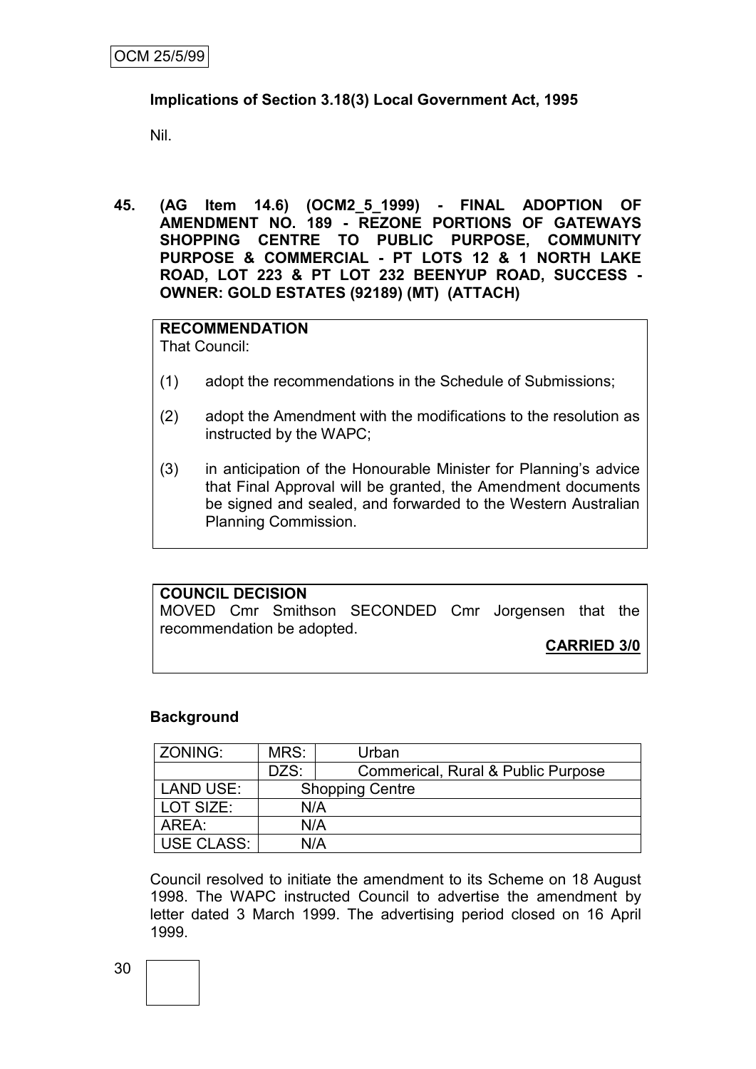**Implications of Section 3.18(3) Local Government Act, 1995**

Nil.

**45. (AG Item 14.6) (OCM2_5_1999) - FINAL ADOPTION OF AMENDMENT NO. 189 - REZONE PORTIONS OF GATEWAYS SHOPPING CENTRE TO PUBLIC PURPOSE, COMMUNITY PURPOSE & COMMERCIAL - PT LOTS 12 & 1 NORTH LAKE ROAD, LOT 223 & PT LOT 232 BEENYUP ROAD, SUCCESS - OWNER: GOLD ESTATES (92189) (MT) (ATTACH)**

**RECOMMENDATION**
That Council:

(1) adopt the recommendations in the Schedule of Submissions;

(2) adopt the Amendment with the modifications to the resolution as instructed by the WAPC;

(3) in anticipation of the Honourable Minister for Planning's advice that Final Approval will be granted, the Amendment documents be signed and sealed, and forwarded to the Western Australian Planning Commission.

**COUNCIL DECISION**
MOVED Cmr Smithson SECONDED Cmr Jorgensen that the recommendation be adopted.

**CARRIED 3/0**

**Background**

| ZONING: | MRS: | Urban |
|---|---|---|
| | DZS: | Commerical, Rural & Public Purpose |
| LAND USE: | Shopping Centre | |
| LOT SIZE: | N/A | |
| AREA: | N/A | |
| USE CLASS: | N/A | |

Council resolved to initiate the amendment to its Scheme on 18 August 1998. The WAPC instructed Council to advertise the amendment by letter dated 3 March 1999. The advertising period closed on 16 April 1999.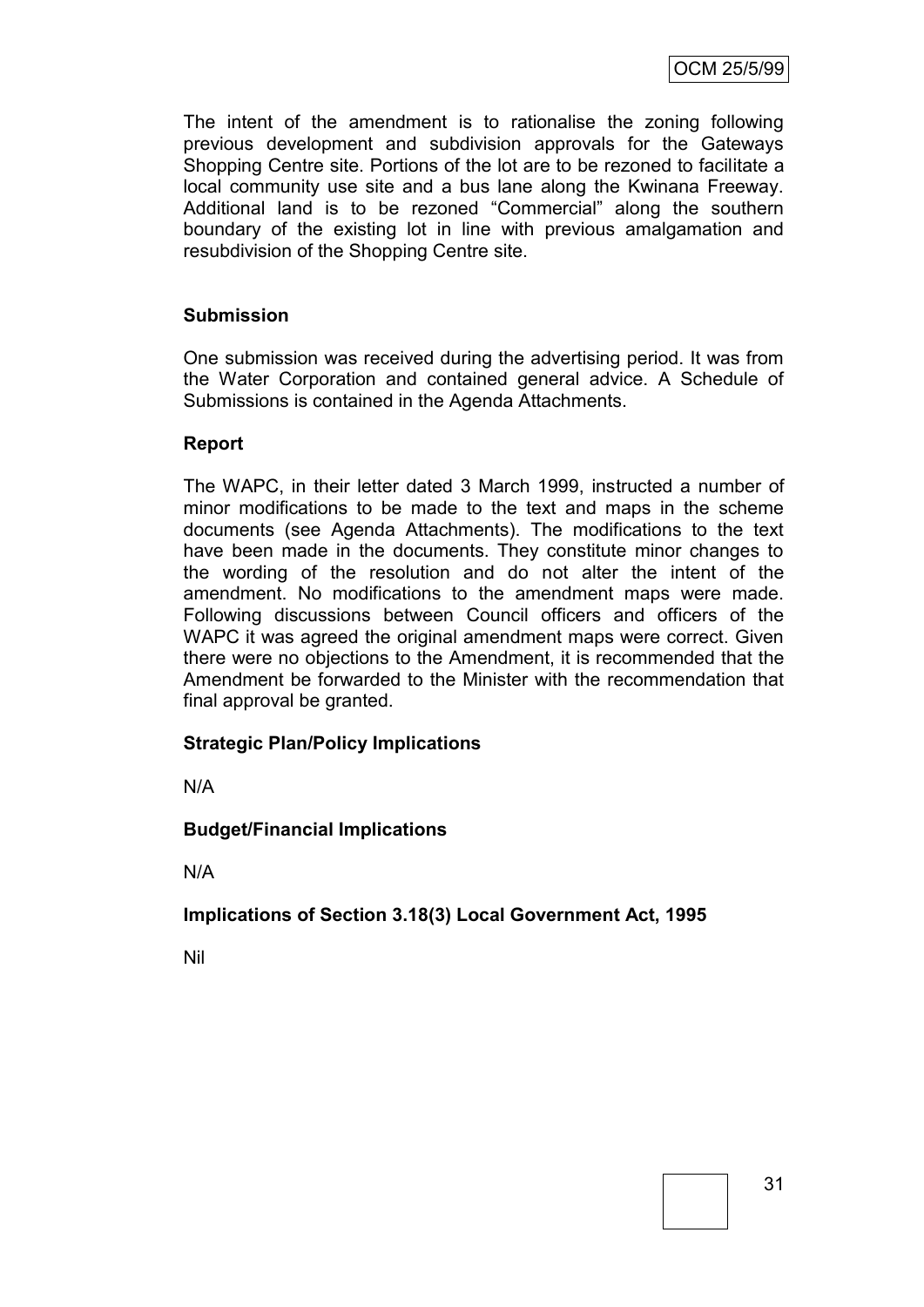The intent of the amendment is to rationalise the zoning following previous development and subdivision approvals for the Gateways Shopping Centre site. Portions of the lot are to be rezoned to facilitate a local community use site and a bus lane along the Kwinana Freeway. Additional land is to be rezoned "Commercial" along the southern boundary of the existing lot in line with previous amalgamation and resubdivision of the Shopping Centre site.

**Submission**

One submission was received during the advertising period. It was from the Water Corporation and contained general advice. A Schedule of Submissions is contained in the Agenda Attachments.

**Report**

The WAPC, in their letter dated 3 March 1999, instructed a number of minor modifications to be made to the text and maps in the scheme documents (see Agenda Attachments). The modifications to the text have been made in the documents. They constitute minor changes to the wording of the resolution and do not alter the intent of the amendment. No modifications to the amendment maps were made. Following discussions between Council officers and officers of the WAPC it was agreed the original amendment maps were correct. Given there were no objections to the Amendment, it is recommended that the Amendment be forwarded to the Minister with the recommendation that final approval be granted.

**Strategic Plan/Policy Implications**

N/A

**Budget/Financial Implications**

N/A

**Implications of Section 3.18(3) Local Government Act, 1995**

Nil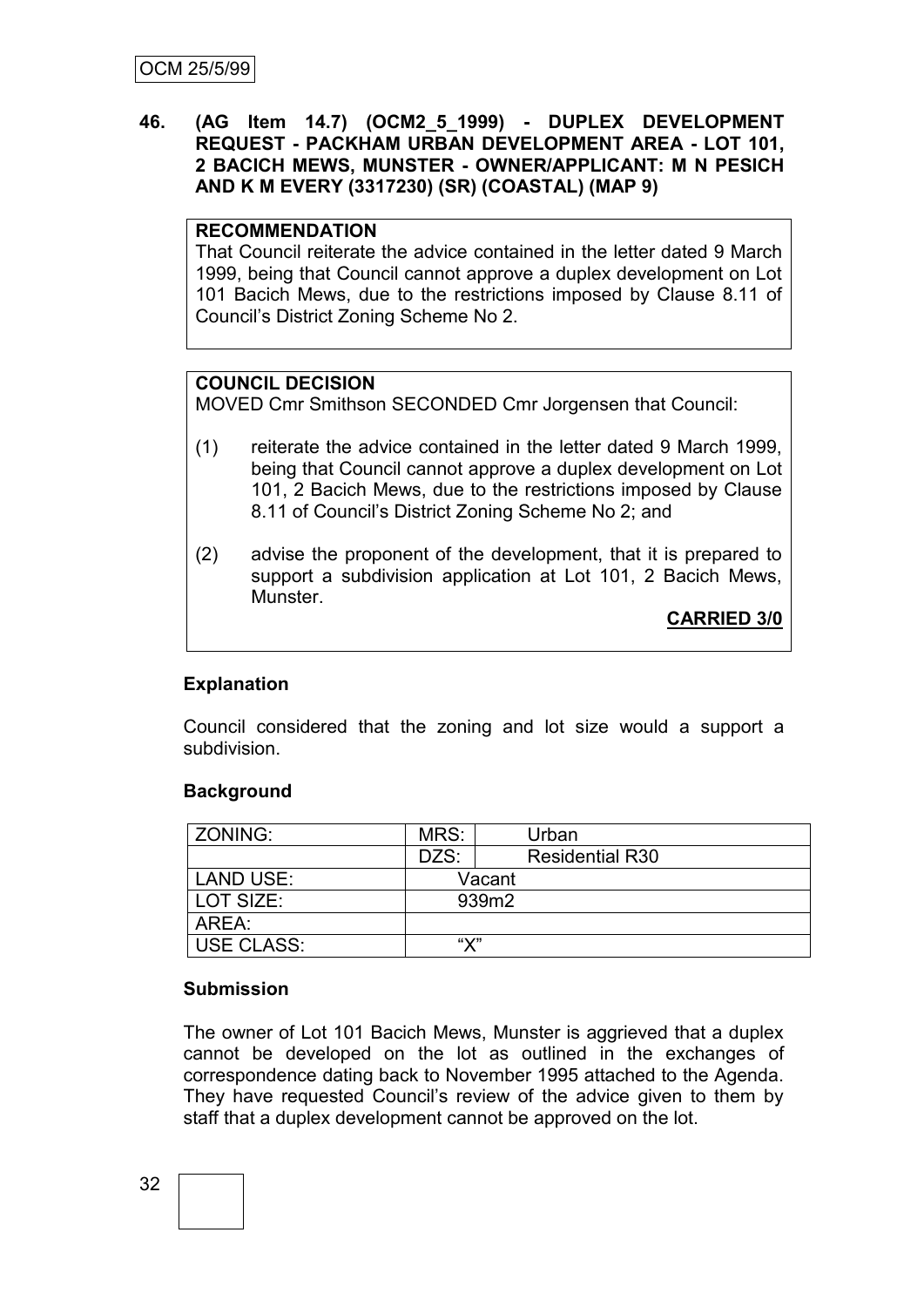**46. (AG Item 14.7) (OCM2_5_1999) - DUPLEX DEVELOPMENT REQUEST - PACKHAM URBAN DEVELOPMENT AREA - LOT 101, 2 BACICH MEWS, MUNSTER - OWNER/APPLICANT: M N PESICH AND K M EVERY (3317230) (SR) (COASTAL) (MAP 9)**

**RECOMMENDATION**

That Council reiterate the advice contained in the letter dated 9 March 1999, being that Council cannot approve a duplex development on Lot 101 Bacich Mews, due to the restrictions imposed by Clause 8.11 of Council's District Zoning Scheme No 2.

**COUNCIL DECISION**

MOVED Cmr Smithson SECONDED Cmr Jorgensen that Council:

(1) reiterate the advice contained in the letter dated 9 March 1999, being that Council cannot approve a duplex development on Lot 101, 2 Bacich Mews, due to the restrictions imposed by Clause 8.11 of Council's District Zoning Scheme No 2; and

(2) advise the proponent of the development, that it is prepared to support a subdivision application at Lot 101, 2 Bacich Mews, Munster.

**CARRIED 3/0**

**Explanation**

Council considered that the zoning and lot size would a support a subdivision.

**Background**

| ZONING: | MRS: | Urban |
|---|---|---|
| | DZS: | Residential R30 |
| LAND USE: | Vacant | |
| LOT SIZE: | 939m2 | |
| AREA: | | |
| USE CLASS: | "X" | |

**Submission**

The owner of Lot 101 Bacich Mews, Munster is aggrieved that a duplex cannot be developed on the lot as outlined in the exchanges of correspondence dating back to November 1995 attached to the Agenda. They have requested Council's review of the advice given to them by staff that a duplex development cannot be approved on the lot.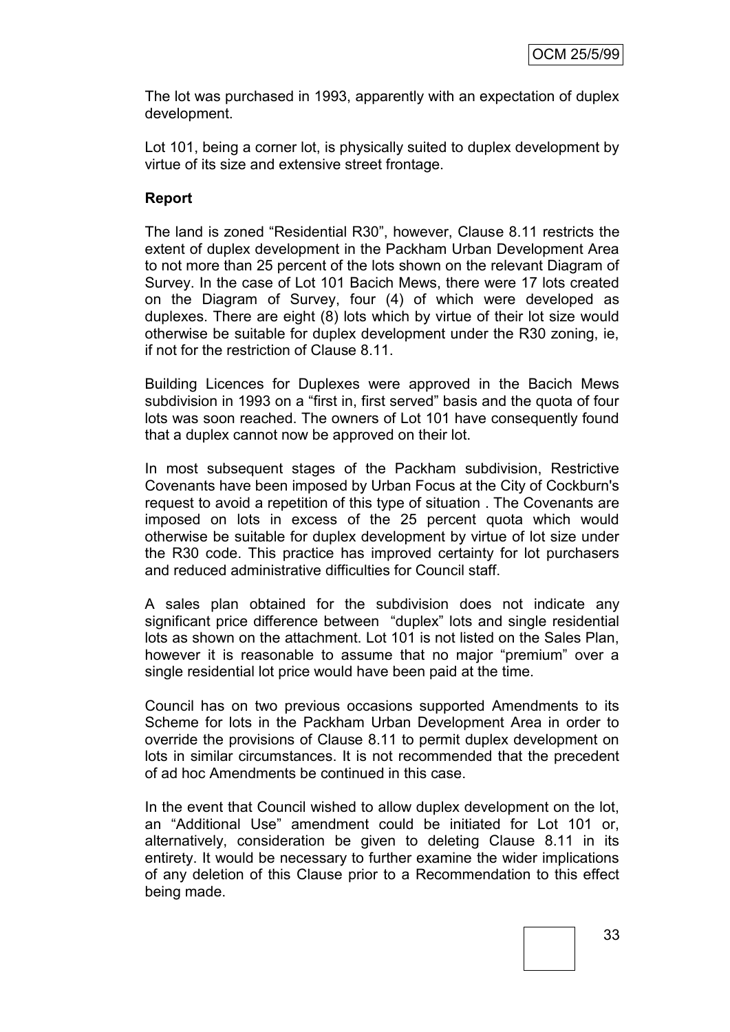The lot was purchased in 1993, apparently with an expectation of duplex development.

Lot 101, being a corner lot, is physically suited to duplex development by virtue of its size and extensive street frontage.

**Report**

The land is zoned "Residential R30", however, Clause 8.11 restricts the extent of duplex development in the Packham Urban Development Area to not more than 25 percent of the lots shown on the relevant Diagram of Survey. In the case of Lot 101 Bacich Mews, there were 17 lots created on the Diagram of Survey, four (4) of which were developed as duplexes. There are eight (8) lots which by virtue of their lot size would otherwise be suitable for duplex development under the R30 zoning, ie, if not for the restriction of Clause 8.11.

Building Licences for Duplexes were approved in the Bacich Mews subdivision in 1993 on a "first in, first served" basis and the quota of four lots was soon reached. The owners of Lot 101 have consequently found that a duplex cannot now be approved on their lot.

In most subsequent stages of the Packham subdivision, Restrictive Covenants have been imposed by Urban Focus at the City of Cockburn's request to avoid a repetition of this type of situation . The Covenants are imposed on lots in excess of the 25 percent quota which would otherwise be suitable for duplex development by virtue of lot size under the R30 code. This practice has improved certainty for lot purchasers and reduced administrative difficulties for Council staff.

A sales plan obtained for the subdivision does not indicate any significant price difference between "duplex" lots and single residential lots as shown on the attachment. Lot 101 is not listed on the Sales Plan, however it is reasonable to assume that no major "premium" over a single residential lot price would have been paid at the time.

Council has on two previous occasions supported Amendments to its Scheme for lots in the Packham Urban Development Area in order to override the provisions of Clause 8.11 to permit duplex development on lots in similar circumstances. It is not recommended that the precedent of ad hoc Amendments be continued in this case.

In the event that Council wished to allow duplex development on the lot, an "Additional Use" amendment could be initiated for Lot 101 or, alternatively, consideration be given to deleting Clause 8.11 in its entirety. It would be necessary to further examine the wider implications of any deletion of this Clause prior to a Recommendation to this effect being made.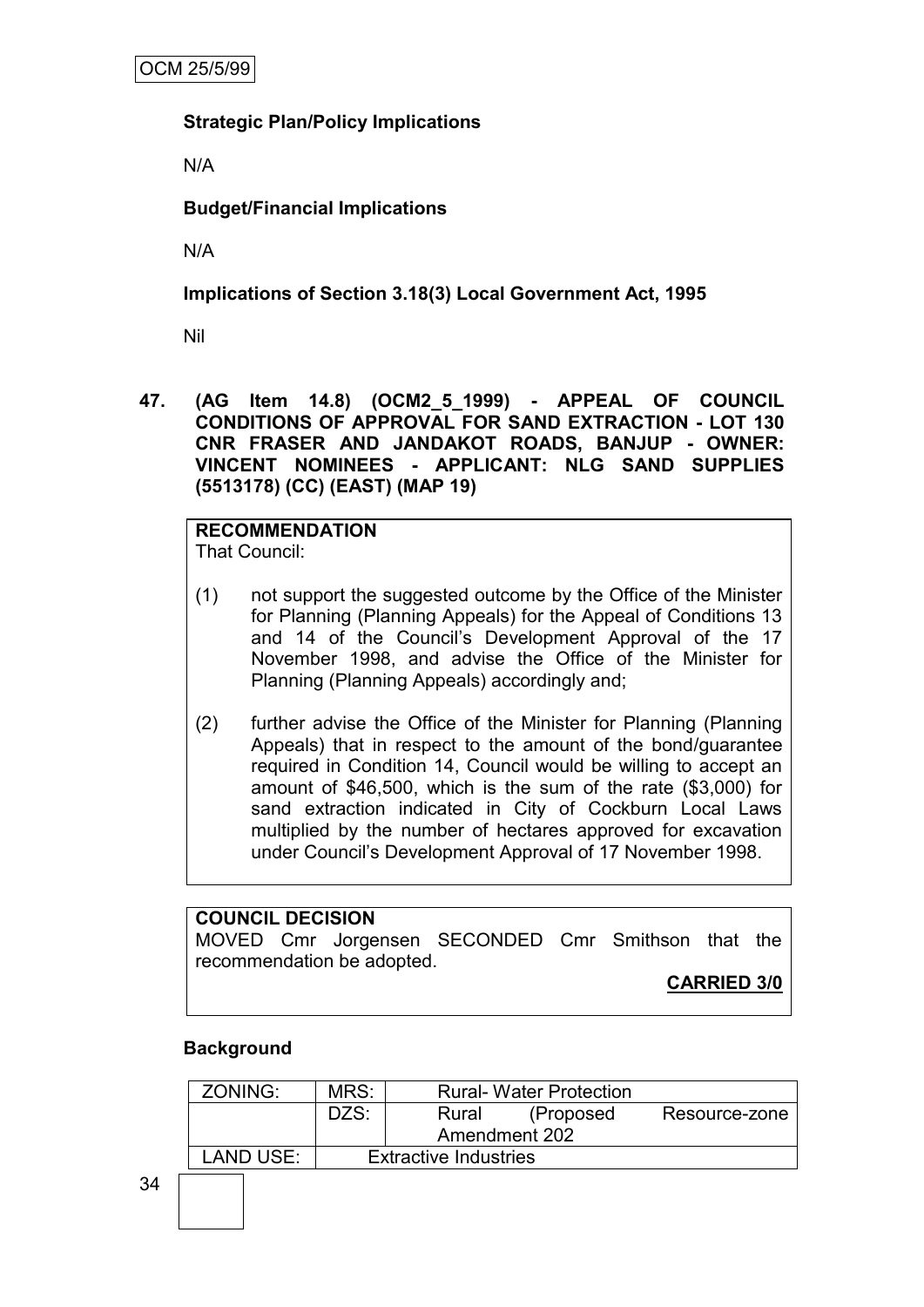**Strategic Plan/Policy Implications**

N/A

**Budget/Financial Implications**

N/A

**Implications of Section 3.18(3) Local Government Act, 1995**

Nil

**47. (AG Item 14.8) (OCM2_5_1999) - APPEAL OF COUNCIL CONDITIONS OF APPROVAL FOR SAND EXTRACTION - LOT 130 CNR FRASER AND JANDAKOT ROADS, BANJUP - OWNER: VINCENT NOMINEES - APPLICANT: NLG SAND SUPPLIES (5513178) (CC) (EAST) (MAP 19)**

**RECOMMENDATION**
That Council:

(1) not support the suggested outcome by the Office of the Minister for Planning (Planning Appeals) for the Appeal of Conditions 13 and 14 of the Council's Development Approval of the 17 November 1998, and advise the Office of the Minister for Planning (Planning Appeals) accordingly and;

(2) further advise the Office of the Minister for Planning (Planning Appeals) that in respect to the amount of the bond/guarantee required in Condition 14, Council would be willing to accept an amount of $46,500, which is the sum of the rate ($3,000) for sand extraction indicated in City of Cockburn Local Laws multiplied by the number of hectares approved for excavation under Council's Development Approval of 17 November 1998.

**COUNCIL DECISION**
MOVED Cmr Jorgensen SECONDED Cmr Smithson that the recommendation be adopted.

**CARRIED 3/0**

**Background**

| ZONING: | MRS: | Rural- Water Protection |
|---|---|---|
| | DZS: | Rural (Proposed Resource-zone Amendment 202 |
| LAND USE: | Extractive Industries | |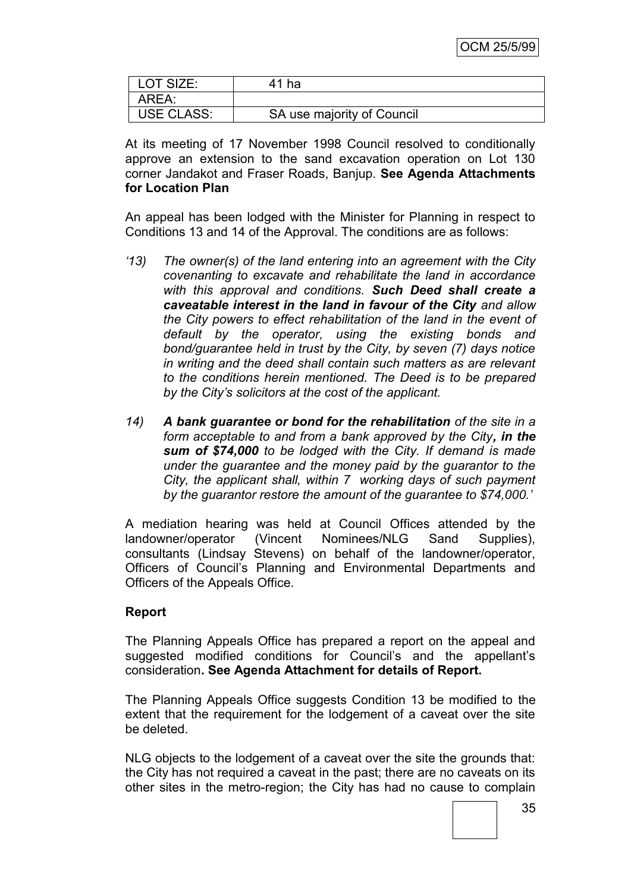| LOT SIZE: | 41 ha |
| --- | --- |
| AREA: | |
| USE CLASS: | SA use majority of Council |

At its meeting of 17 November 1998 Council resolved to conditionally approve an extension to the sand excavation operation on Lot 130 corner Jandakot and Fraser Roads, Banjup. **See Agenda Attachments for Location Plan**

An appeal has been lodged with the Minister for Planning in respect to Conditions 13 and 14 of the Approval. The conditions are as follows:

*'13) The owner(s) of the land entering into an agreement with the City covenanting to excavate and rehabilitate the land in accordance with this approval and conditions.* ***Such Deed shall create a caveatable interest in the land in favour of the City*** *and allow the City powers to effect rehabilitation of the land in the event of default by the operator, using the existing bonds and bond/guarantee held in trust by the City, by seven (7) days notice in writing and the deed shall contain such matters as are relevant to the conditions herein mentioned. The Deed is to be prepared by the City's solicitors at the cost of the applicant.*

*14)* ***A bank guarantee or bond for the rehabilitation*** *of the site in a form acceptable to and from a bank approved by the City****, in the sum of $74,000*** *to be lodged with the City. If demand is made under the guarantee and the money paid by the guarantor to the City, the applicant shall, within 7 working days of such payment by the guarantor restore the amount of the guarantee to $74,000.'*

A mediation hearing was held at Council Offices attended by the landowner/operator (Vincent Nominees/NLG Sand Supplies), consultants (Lindsay Stevens) on behalf of the landowner/operator, Officers of Council's Planning and Environmental Departments and Officers of the Appeals Office.

**Report**

The Planning Appeals Office has prepared a report on the appeal and suggested modified conditions for Council's and the appellant's consideration**. See Agenda Attachment for details of Report.**

The Planning Appeals Office suggests Condition 13 be modified to the extent that the requirement for the lodgement of a caveat over the site be deleted.

NLG objects to the lodgement of a caveat over the site the grounds that: the City has not required a caveat in the past; there are no caveats on its other sites in the metro-region; the City has had no cause to complain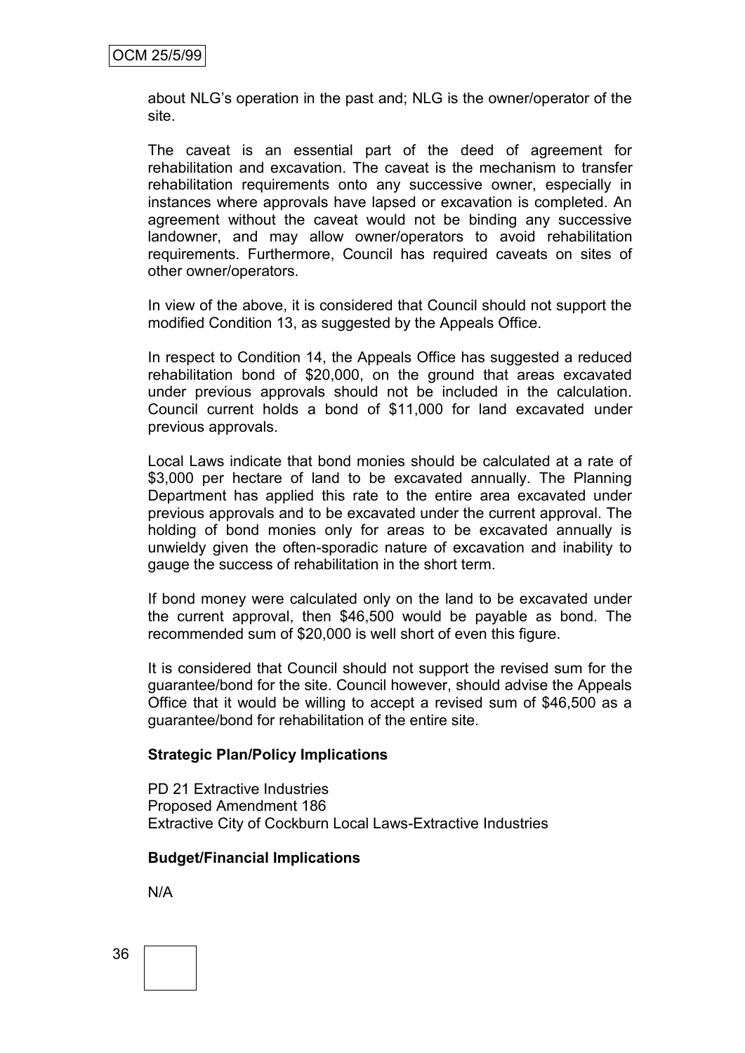about NLG's operation in the past and; NLG is the owner/operator of the site.

The caveat is an essential part of the deed of agreement for rehabilitation and excavation. The caveat is the mechanism to transfer rehabilitation requirements onto any successive owner, especially in instances where approvals have lapsed or excavation is completed. An agreement without the caveat would not be binding any successive landowner, and may allow owner/operators to avoid rehabilitation requirements. Furthermore, Council has required caveats on sites of other owner/operators.

In view of the above, it is considered that Council should not support the modified Condition 13, as suggested by the Appeals Office.

In respect to Condition 14, the Appeals Office has suggested a reduced rehabilitation bond of $20,000, on the ground that areas excavated under previous approvals should not be included in the calculation. Council current holds a bond of $11,000 for land excavated under previous approvals.

Local Laws indicate that bond monies should be calculated at a rate of $3,000 per hectare of land to be excavated annually. The Planning Department has applied this rate to the entire area excavated under previous approvals and to be excavated under the current approval. The holding of bond monies only for areas to be excavated annually is unwieldy given the often-sporadic nature of excavation and inability to gauge the success of rehabilitation in the short term.

If bond money were calculated only on the land to be excavated under the current approval, then $46,500 would be payable as bond. The recommended sum of $20,000 is well short of even this figure.

It is considered that Council should not support the revised sum for the guarantee/bond for the site. Council however, should advise the Appeals Office that it would be willing to accept a revised sum of $46,500 as a guarantee/bond for rehabilitation of the entire site.

**Strategic Plan/Policy Implications**

PD 21 Extractive Industries
Proposed Amendment 186
Extractive City of Cockburn Local Laws-Extractive Industries

**Budget/Financial Implications**

N/A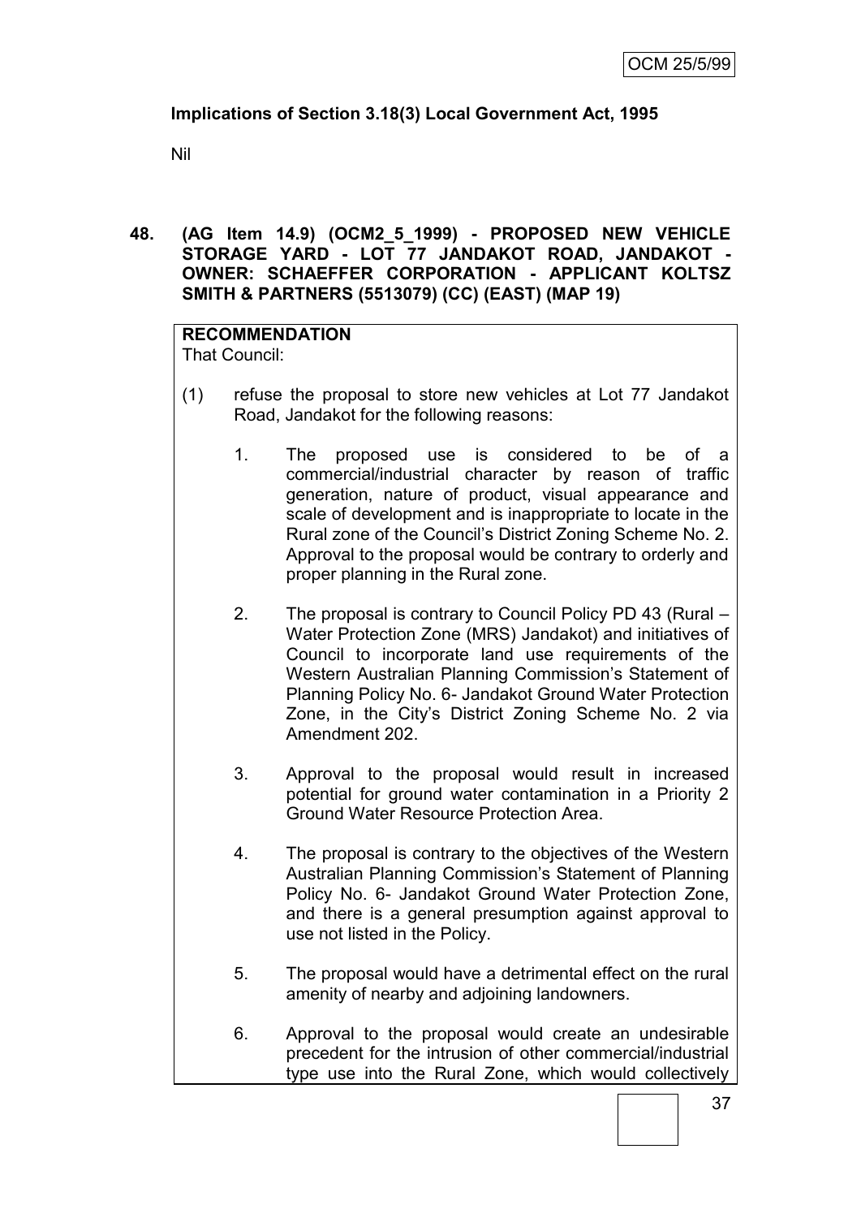**Implications of Section 3.18(3) Local Government Act, 1995**

Nil

**48. (AG Item 14.9) (OCM2_5_1999) - PROPOSED NEW VEHICLE STORAGE YARD - LOT 77 JANDAKOT ROAD, JANDAKOT - OWNER: SCHAEFFER CORPORATION - APPLICANT KOLTSZ SMITH & PARTNERS (5513079) (CC) (EAST) (MAP 19)**

**RECOMMENDATION**

That Council:

(1) refuse the proposal to store new vehicles at Lot 77 Jandakot Road, Jandakot for the following reasons:

1. The proposed use is considered to be of a commercial/industrial character by reason of traffic generation, nature of product, visual appearance and scale of development and is inappropriate to locate in the Rural zone of the Council's District Zoning Scheme No. 2. Approval to the proposal would be contrary to orderly and proper planning in the Rural zone.

2. The proposal is contrary to Council Policy PD 43 (Rural – Water Protection Zone (MRS) Jandakot) and initiatives of Council to incorporate land use requirements of the Western Australian Planning Commission's Statement of Planning Policy No. 6- Jandakot Ground Water Protection Zone, in the City's District Zoning Scheme No. 2 via Amendment 202.

3. Approval to the proposal would result in increased potential for ground water contamination in a Priority 2 Ground Water Resource Protection Area.

4. The proposal is contrary to the objectives of the Western Australian Planning Commission's Statement of Planning Policy No. 6- Jandakot Ground Water Protection Zone, and there is a general presumption against approval to use not listed in the Policy.

5. The proposal would have a detrimental effect on the rural amenity of nearby and adjoining landowners.

6. Approval to the proposal would create an undesirable precedent for the intrusion of other commercial/industrial type use into the Rural Zone, which would collectively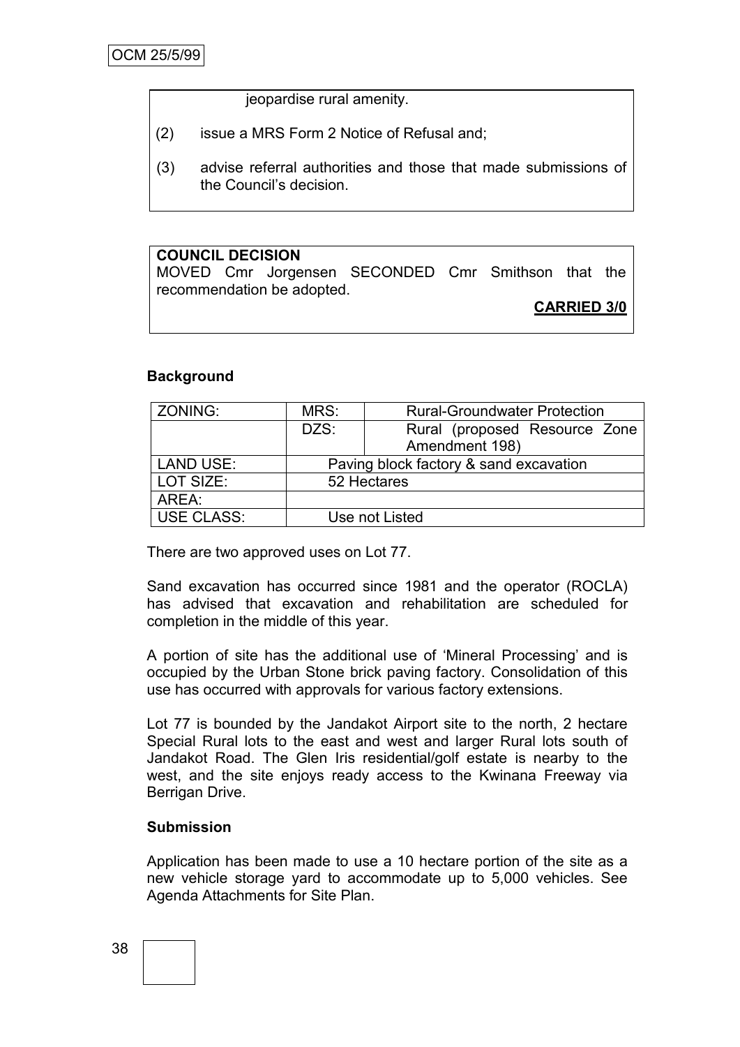jeopardise rural amenity.

(2) issue a MRS Form 2 Notice of Refusal and;

(3) advise referral authorities and those that made submissions of the Council's decision.

**COUNCIL DECISION**

MOVED Cmr Jorgensen SECONDED Cmr Smithson that the recommendation be adopted.

**CARRIED 3/0**

**Background**

| ZONING: | MRS: | Rural-Groundwater Protection |
|---|---|---|
| | DZS: | Rural (proposed Resource Zone Amendment 198) |
| LAND USE: | Paving block factory & sand excavation | |
| LOT SIZE: | 52 Hectares | |
| AREA: | | |
| USE CLASS: | Use not Listed | |

There are two approved uses on Lot 77.

Sand excavation has occurred since 1981 and the operator (ROCLA) has advised that excavation and rehabilitation are scheduled for completion in the middle of this year.

A portion of site has the additional use of 'Mineral Processing' and is occupied by the Urban Stone brick paving factory. Consolidation of this use has occurred with approvals for various factory extensions.

Lot 77 is bounded by the Jandakot Airport site to the north, 2 hectare Special Rural lots to the east and west and larger Rural lots south of Jandakot Road. The Glen Iris residential/golf estate is nearby to the west, and the site enjoys ready access to the Kwinana Freeway via Berrigan Drive.

**Submission**

Application has been made to use a 10 hectare portion of the site as a new vehicle storage yard to accommodate up to 5,000 vehicles. See Agenda Attachments for Site Plan.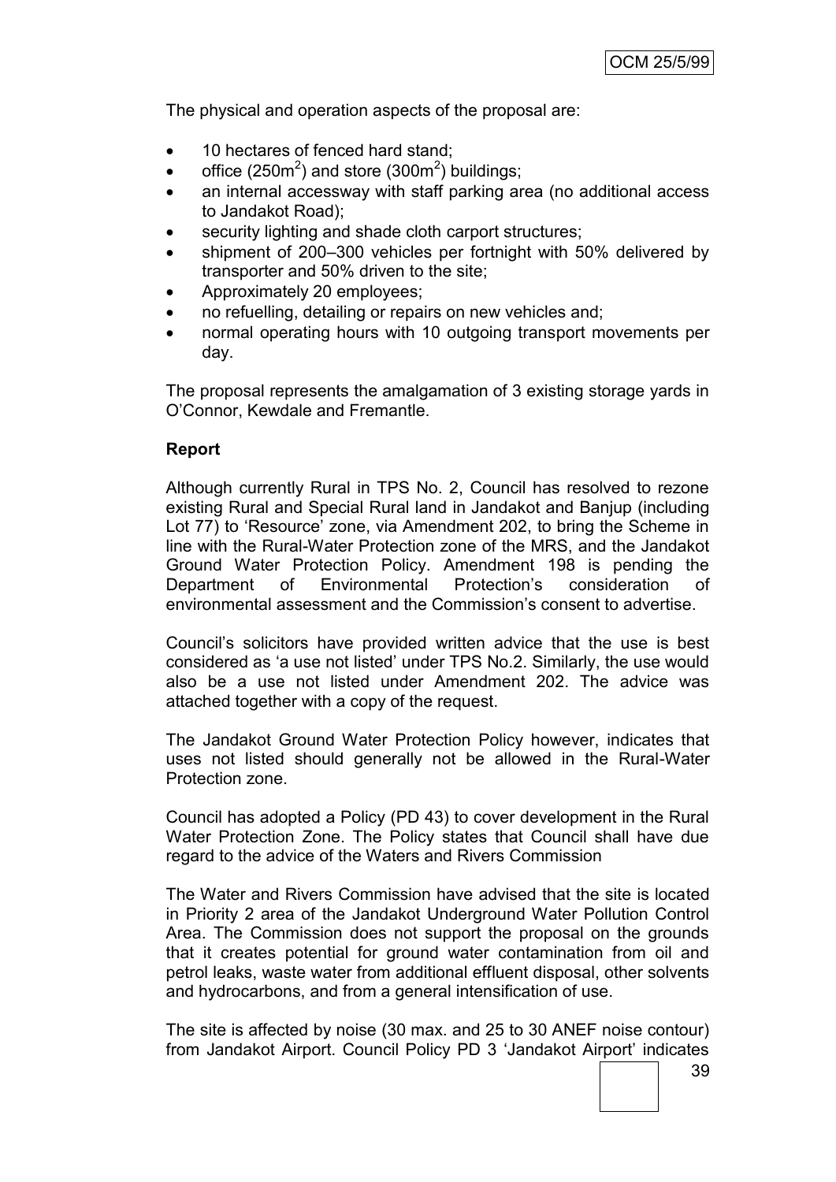The physical and operation aspects of the proposal are:

- 10 hectares of fenced hard stand;
- office ($250m^2$) and store ($300m^2$) buildings;
- an internal accessway with staff parking area (no additional access to Jandakot Road);
- security lighting and shade cloth carport structures;
- shipment of 200–300 vehicles per fortnight with 50% delivered by transporter and 50% driven to the site;
- Approximately 20 employees;
- no refuelling, detailing or repairs on new vehicles and;
- normal operating hours with 10 outgoing transport movements per day.

The proposal represents the amalgamation of 3 existing storage yards in O'Connor, Kewdale and Fremantle.

**Report**

Although currently Rural in TPS No. 2, Council has resolved to rezone existing Rural and Special Rural land in Jandakot and Banjup (including Lot 77) to 'Resource' zone, via Amendment 202, to bring the Scheme in line with the Rural-Water Protection zone of the MRS, and the Jandakot Ground Water Protection Policy. Amendment 198 is pending the Department of Environmental Protection's consideration of environmental assessment and the Commission's consent to advertise.

Council's solicitors have provided written advice that the use is best considered as 'a use not listed' under TPS No.2. Similarly, the use would also be a use not listed under Amendment 202. The advice was attached together with a copy of the request.

The Jandakot Ground Water Protection Policy however, indicates that uses not listed should generally not be allowed in the Rural-Water Protection zone.

Council has adopted a Policy (PD 43) to cover development in the Rural Water Protection Zone. The Policy states that Council shall have due regard to the advice of the Waters and Rivers Commission

The Water and Rivers Commission have advised that the site is located in Priority 2 area of the Jandakot Underground Water Pollution Control Area. The Commission does not support the proposal on the grounds that it creates potential for ground water contamination from oil and petrol leaks, waste water from additional effluent disposal, other solvents and hydrocarbons, and from a general intensification of use.

The site is affected by noise (30 max. and 25 to 30 ANEF noise contour) from Jandakot Airport. Council Policy PD 3 'Jandakot Airport' indicates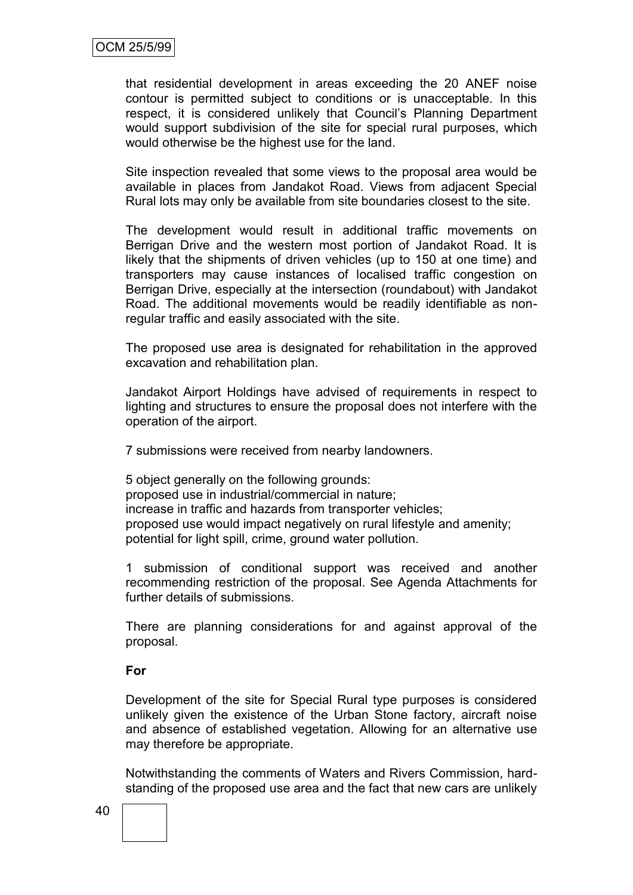that residential development in areas exceeding the 20 ANEF noise contour is permitted subject to conditions or is unacceptable. In this respect, it is considered unlikely that Council's Planning Department would support subdivision of the site for special rural purposes, which would otherwise be the highest use for the land.

Site inspection revealed that some views to the proposal area would be available in places from Jandakot Road. Views from adjacent Special Rural lots may only be available from site boundaries closest to the site.

The development would result in additional traffic movements on Berrigan Drive and the western most portion of Jandakot Road. It is likely that the shipments of driven vehicles (up to 150 at one time) and transporters may cause instances of localised traffic congestion on Berrigan Drive, especially at the intersection (roundabout) with Jandakot Road. The additional movements would be readily identifiable as non-regular traffic and easily associated with the site.

The proposed use area is designated for rehabilitation in the approved excavation and rehabilitation plan.

Jandakot Airport Holdings have advised of requirements in respect to lighting and structures to ensure the proposal does not interfere with the operation of the airport.

7 submissions were received from nearby landowners.

5 object generally on the following grounds:
proposed use in industrial/commercial in nature;
increase in traffic and hazards from transporter vehicles;
proposed use would impact negatively on rural lifestyle and amenity;
potential for light spill, crime, ground water pollution.

1 submission of conditional support was received and another recommending restriction of the proposal. See Agenda Attachments for further details of submissions.

There are planning considerations for and against approval of the proposal.

**For**

Development of the site for Special Rural type purposes is considered unlikely given the existence of the Urban Stone factory, aircraft noise and absence of established vegetation. Allowing for an alternative use may therefore be appropriate.

Notwithstanding the comments of Waters and Rivers Commission, hard-standing of the proposed use area and the fact that new cars are unlikely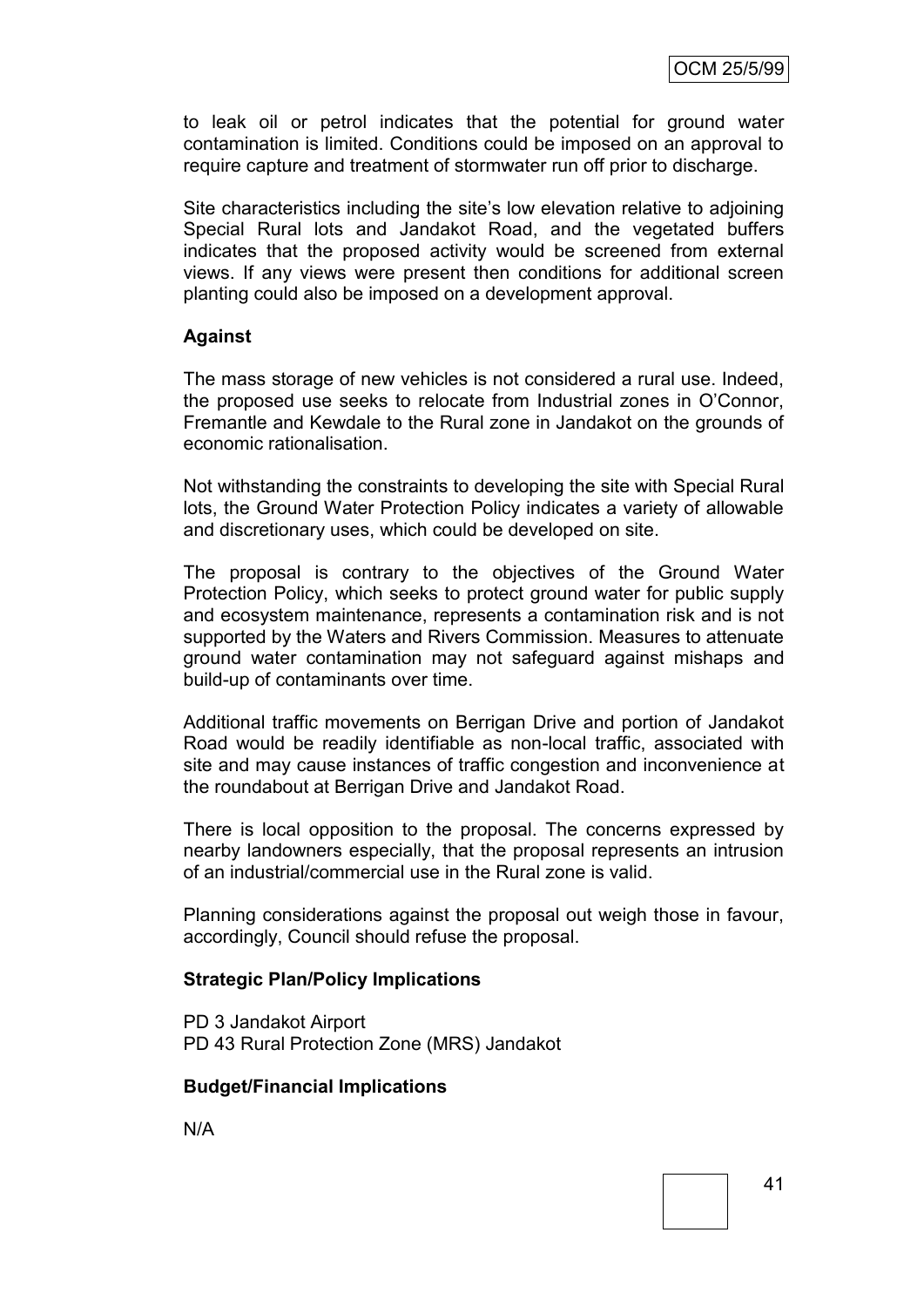to leak oil or petrol indicates that the potential for ground water contamination is limited. Conditions could be imposed on an approval to require capture and treatment of stormwater run off prior to discharge.

Site characteristics including the site's low elevation relative to adjoining Special Rural lots and Jandakot Road, and the vegetated buffers indicates that the proposed activity would be screened from external views. If any views were present then conditions for additional screen planting could also be imposed on a development approval.

**Against**

The mass storage of new vehicles is not considered a rural use. Indeed, the proposed use seeks to relocate from Industrial zones in O'Connor, Fremantle and Kewdale to the Rural zone in Jandakot on the grounds of economic rationalisation.

Not withstanding the constraints to developing the site with Special Rural lots, the Ground Water Protection Policy indicates a variety of allowable and discretionary uses, which could be developed on site.

The proposal is contrary to the objectives of the Ground Water Protection Policy, which seeks to protect ground water for public supply and ecosystem maintenance, represents a contamination risk and is not supported by the Waters and Rivers Commission. Measures to attenuate ground water contamination may not safeguard against mishaps and build-up of contaminants over time.

Additional traffic movements on Berrigan Drive and portion of Jandakot Road would be readily identifiable as non-local traffic, associated with site and may cause instances of traffic congestion and inconvenience at the roundabout at Berrigan Drive and Jandakot Road.

There is local opposition to the proposal. The concerns expressed by nearby landowners especially, that the proposal represents an intrusion of an industrial/commercial use in the Rural zone is valid.

Planning considerations against the proposal out weigh those in favour, accordingly, Council should refuse the proposal.

**Strategic Plan/Policy Implications**

PD 3 Jandakot Airport
PD 43 Rural Protection Zone (MRS) Jandakot

**Budget/Financial Implications**

N/A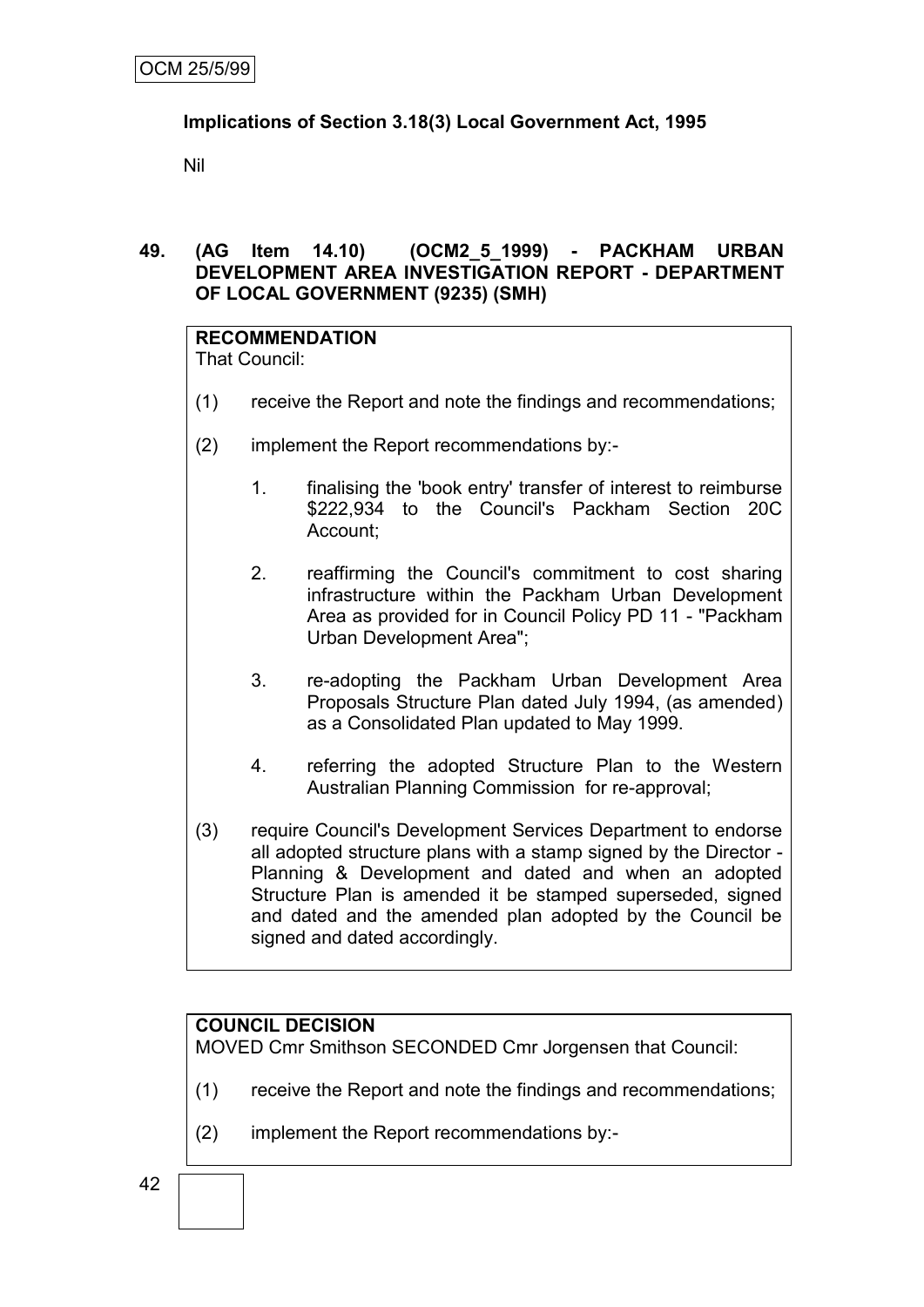**Implications of Section 3.18(3) Local Government Act, 1995**

Nil

**49. (AG Item 14.10) (OCM2_5_1999) - PACKHAM URBAN DEVELOPMENT AREA INVESTIGATION REPORT - DEPARTMENT OF LOCAL GOVERNMENT (9235) (SMH)**

**RECOMMENDATION**

That Council:

(1) receive the Report and note the findings and recommendations;

(2) implement the Report recommendations by:-

1. finalising the 'book entry' transfer of interest to reimburse \$222,934 to the Council's Packham Section 20C Account;
2. reaffirming the Council's commitment to cost sharing infrastructure within the Packham Urban Development Area as provided for in Council Policy PD 11 - "Packham Urban Development Area";
3. re-adopting the Packham Urban Development Area Proposals Structure Plan dated July 1994, (as amended) as a Consolidated Plan updated to May 1999.
4. referring the adopted Structure Plan to the Western Australian Planning Commission for re-approval;

(3) require Council's Development Services Department to endorse all adopted structure plans with a stamp signed by the Director - Planning & Development and dated and when an adopted Structure Plan is amended it be stamped superseded, signed and dated and the amended plan adopted by the Council be signed and dated accordingly.

**COUNCIL DECISION**

MOVED Cmr Smithson SECONDED Cmr Jorgensen that Council:

(1) receive the Report and note the findings and recommendations;

(2) implement the Report recommendations by:-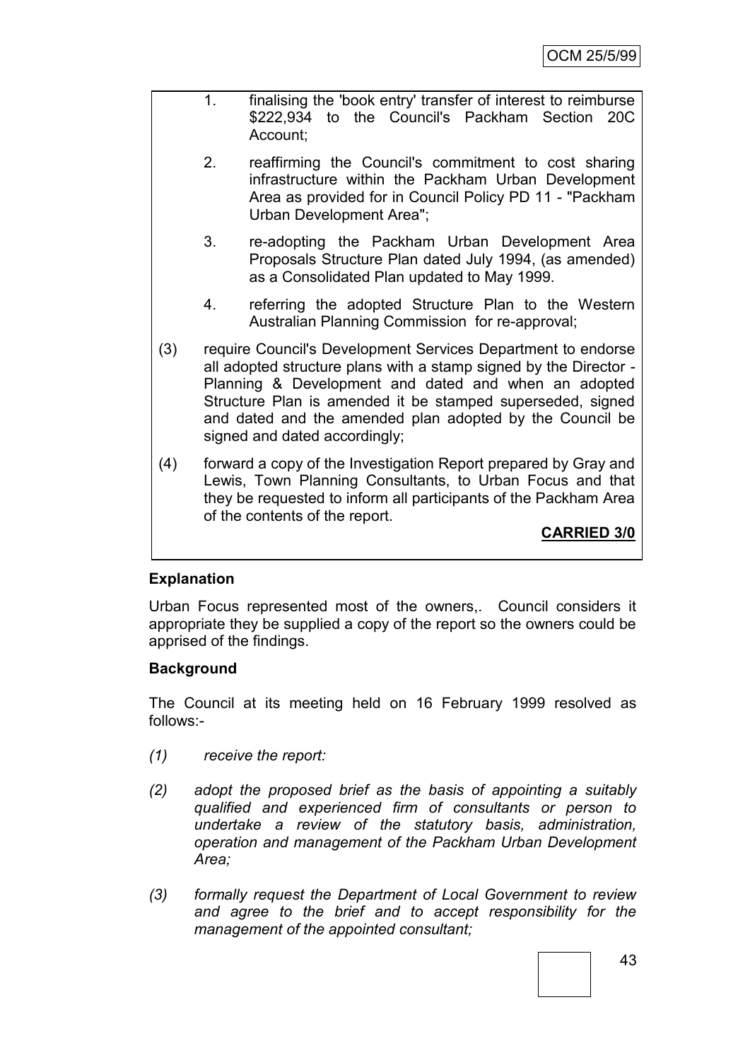1. finalising the 'book entry' transfer of interest to reimburse $222,934 to the Council's Packham Section 20C Account;

2. reaffirming the Council's commitment to cost sharing infrastructure within the Packham Urban Development Area as provided for in Council Policy PD 11 - "Packham Urban Development Area";

3. re-adopting the Packham Urban Development Area Proposals Structure Plan dated July 1994, (as amended) as a Consolidated Plan updated to May 1999.

4. referring the adopted Structure Plan to the Western Australian Planning Commission for re-approval;

(3) require Council's Development Services Department to endorse all adopted structure plans with a stamp signed by the Director - Planning & Development and dated and when an adopted Structure Plan is amended it be stamped superseded, signed and dated and the amended plan adopted by the Council be signed and dated accordingly;

(4) forward a copy of the Investigation Report prepared by Gray and Lewis, Town Planning Consultants, to Urban Focus and that they be requested to inform all participants of the Packham Area of the contents of the report.

**CARRIED 3/0**

**Explanation**

Urban Focus represented most of the owners,. Council considers it appropriate they be supplied a copy of the report so the owners could be apprised of the findings.

**Background**

The Council at its meeting held on 16 February 1999 resolved as follows:-

*(1) receive the report:*

*(2) adopt the proposed brief as the basis of appointing a suitably qualified and experienced firm of consultants or person to undertake a review of the statutory basis, administration, operation and management of the Packham Urban Development Area;*

*(3) formally request the Department of Local Government to review and agree to the brief and to accept responsibility for the management of the appointed consultant;*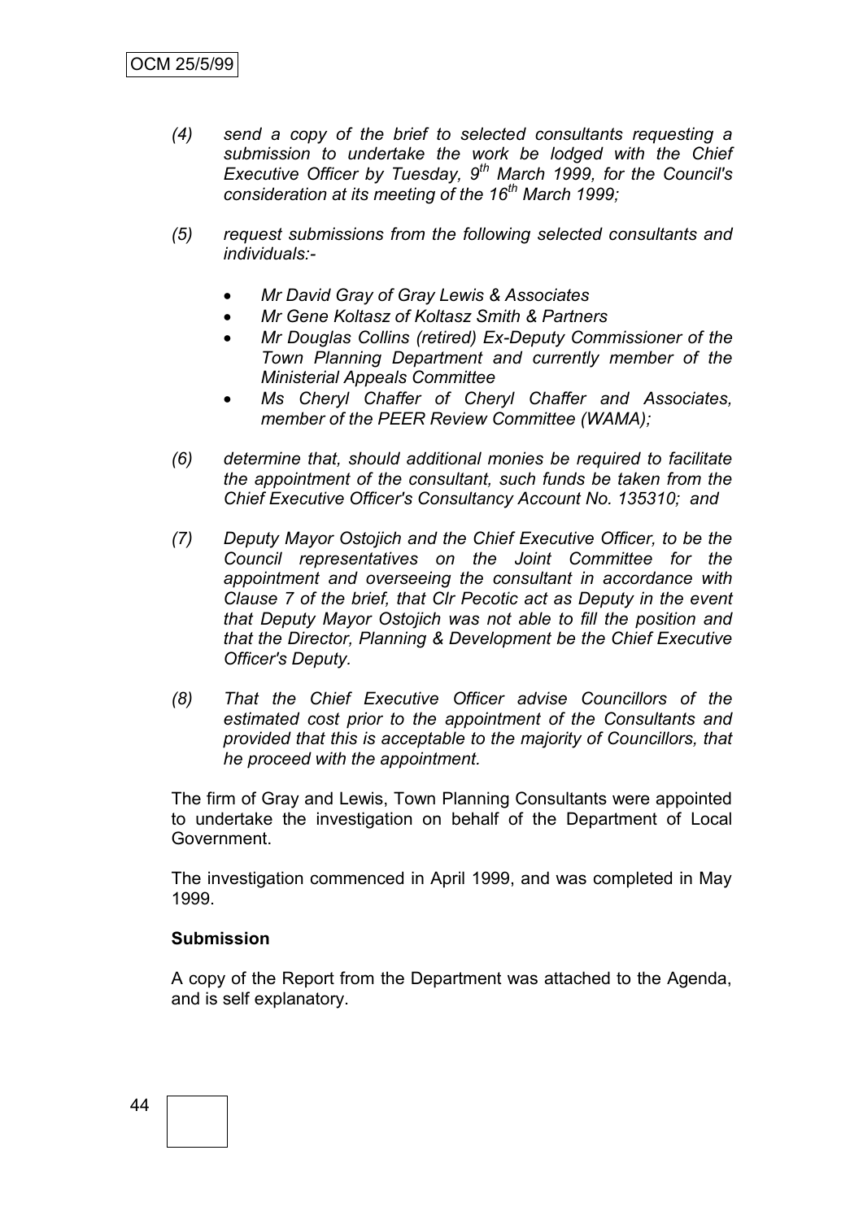*(4) send a copy of the brief to selected consultants requesting a submission to undertake the work be lodged with the Chief Executive Officer by Tuesday, 9th March 1999, for the Council's consideration at its meeting of the 16th March 1999;*

*(5) request submissions from the following selected consultants and individuals:-*

- *Mr David Gray of Gray Lewis & Associates*
- *Mr Gene Koltasz of Koltasz Smith & Partners*
- *Mr Douglas Collins (retired) Ex-Deputy Commissioner of the Town Planning Department and currently member of the Ministerial Appeals Committee*
- *Ms Cheryl Chaffer of Cheryl Chaffer and Associates, member of the PEER Review Committee (WAMA);*

*(6) determine that, should additional monies be required to facilitate the appointment of the consultant, such funds be taken from the Chief Executive Officer's Consultancy Account No. 135310; and*

*(7) Deputy Mayor Ostojich and the Chief Executive Officer, to be the Council representatives on the Joint Committee for the appointment and overseeing the consultant in accordance with Clause 7 of the brief, that Clr Pecotic act as Deputy in the event that Deputy Mayor Ostojich was not able to fill the position and that the Director, Planning & Development be the Chief Executive Officer's Deputy.*

*(8) That the Chief Executive Officer advise Councillors of the estimated cost prior to the appointment of the Consultants and provided that this is acceptable to the majority of Councillors, that he proceed with the appointment.*

The firm of Gray and Lewis, Town Planning Consultants were appointed to undertake the investigation on behalf of the Department of Local Government.

The investigation commenced in April 1999, and was completed in May 1999.

**Submission**

A copy of the Report from the Department was attached to the Agenda, and is self explanatory.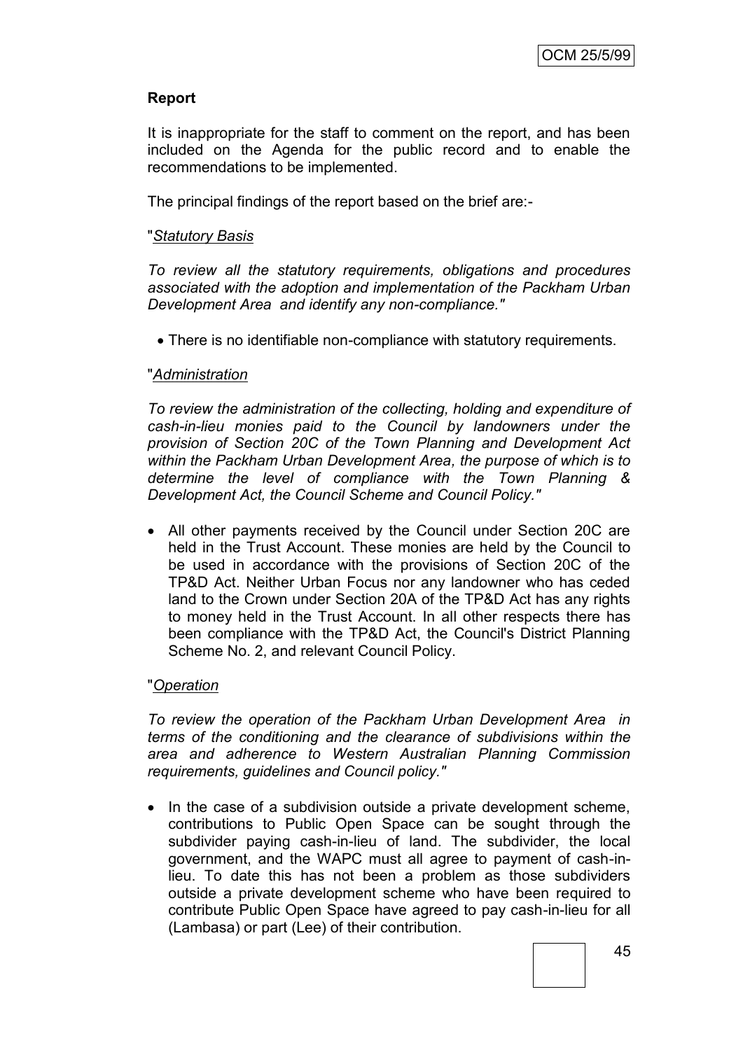**Report**

It is inappropriate for the staff to comment on the report, and has been included on the Agenda for the public record and to enable the recommendations to be implemented.

The principal findings of the report based on the brief are:-

"*Statistory Basis*"

<u>*Statutory Basis*</u>

*To review all the statutory requirements, obligations and procedures associated with the adoption and implementation of the Packham Urban Development Area and identify any non-compliance."*

- There is no identifiable non-compliance with statutory requirements.

"<u>*Administration*</u>

*To review the administration of the collecting, holding and expenditure of cash-in-lieu monies paid to the Council by landowners under the provision of Section 20C of the Town Planning and Development Act within the Packham Urban Development Area, the purpose of which is to determine the level of compliance with the Town Planning & Development Act, the Council Scheme and Council Policy."*

- All other payments received by the Council under Section 20C are held in the Trust Account. These monies are held by the Council to be used in accordance with the provisions of Section 20C of the TP&D Act. Neither Urban Focus nor any landowner who has ceded land to the Crown under Section 20A of the TP&D Act has any rights to money held in the Trust Account. In all other respects there has been compliance with the TP&D Act, the Council's District Planning Scheme No. 2, and relevant Council Policy.

"<u>*Operation*</u>

*To review the operation of the Packham Urban Development Area in terms of the conditioning and the clearance of subdivisions within the area and adherence to Western Australian Planning Commission requirements, guidelines and Council policy."*

- In the case of a subdivision outside a private development scheme, contributions to Public Open Space can be sought through the subdivider paying cash-in-lieu of land. The subdivider, the local government, and the WAPC must all agree to payment of cash-in-lieu. To date this has not been a problem as those subdividers outside a private development scheme who have been required to contribute Public Open Space have agreed to pay cash-in-lieu for all (Lambasa) or part (Lee) of their contribution.

**Report**

It is inappropriate for the staff to comment on the report, and has been included on the Agenda for the public record and to enable the recommendations to be implemented.

The principal findings of the report based on the brief are:-

"<u>*Statutory Basis*</u>

*To review all the statutory requirements, obligations and procedures associated with the adoption and implementation of the Packham Urban Development Area and identify any non-compliance."*

- There is no identifiable non-compliance with statutory requirements.

"<u>*Administration*</u>

*To review the administration of the collecting, holding and expenditure of cash-in-lieu monies paid to the Council by landowners under the provision of Section 20C of the Town Planning and Development Act within the Packham Urban Development Area, the purpose of which is to determine the level of compliance with the Town Planning & Development Act, the Council Scheme and Council Policy."*

- All other payments received by the Council under Section 20C are held in the Trust Account. These monies are held by the Council to be used in accordance with the provisions of Section 20C of the TP&D Act. Neither Urban Focus nor any landowner who has ceded land to the Crown under Section 20A of the TP&D Act has any rights to money held in the Trust Account. In all other respects there has been compliance with the TP&D Act, the Council's District Planning Scheme No. 2, and relevant Council Policy.

"<u>*Operation*</u>

*To review the operation of the Packham Urban Development Area in terms of the conditioning and the clearance of subdivisions within the area and adherence to Western Australian Planning Commission requirements, guidelines and Council policy."*

- In the case of a subdivision outside a private development scheme, contributions to Public Open Space can be sought through the subdivider paying cash-in-lieu of land. The subdivider, the local government, and the WAPC must all agree to payment of cash-in-lieu. To date this has not been a problem as those subdividers outside a private development scheme who have been required to contribute Public Open Space have agreed to pay cash-in-lieu for all (Lambasa) or part (Lee) of their contribution.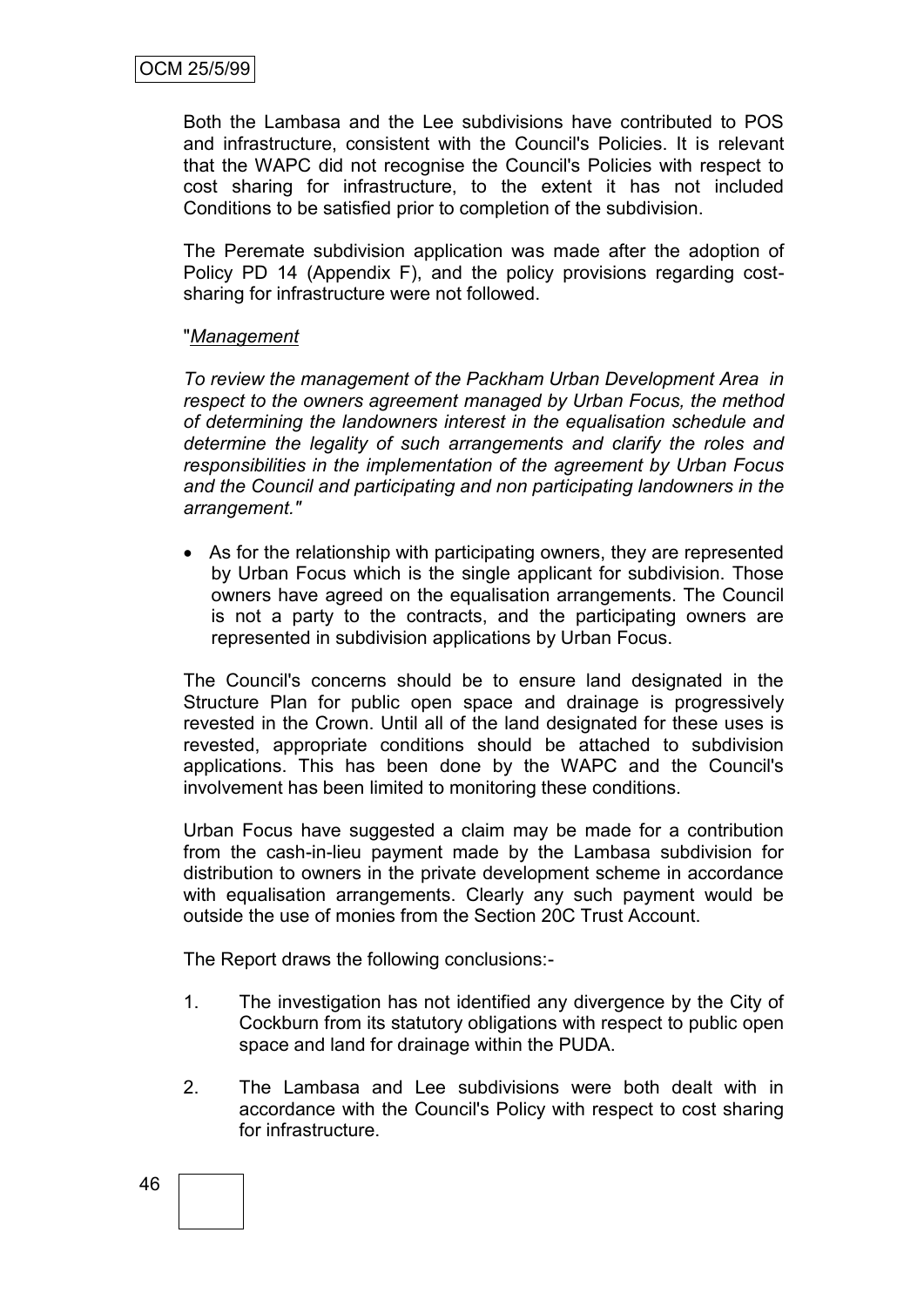Both the Lambasa and the Lee subdivisions have contributed to POS and infrastructure, consistent with the Council's Policies. It is relevant that the WAPC did not recognise the Council's Policies with respect to cost sharing for infrastructure, to the extent it has not included Conditions to be satisfied prior to completion of the subdivision.

The Peremate subdivision application was made after the adoption of Policy PD 14 (Appendix F), and the policy provisions regarding cost-sharing for infrastructure were not followed.

"*<u>Management</u>*

*To review the management of the Packham Urban Development Area in respect to the owners agreement managed by Urban Focus, the method of determining the landowners interest in the equalisation schedule and determine the legality of such arrangements and clarify the roles and responsibilities in the implementation of the agreement by Urban Focus and the Council and participating and non participating landowners in the arrangement."*

- As for the relationship with participating owners, they are represented by Urban Focus which is the single applicant for subdivision. Those owners have agreed on the equalisation arrangements. The Council is not a party to the contracts, and the participating owners are represented in subdivision applications by Urban Focus.

The Council's concerns should be to ensure land designated in the Structure Plan for public open space and drainage is progressively revested in the Crown. Until all of the land designated for these uses is revested, appropriate conditions should be attached to subdivision applications. This has been done by the WAPC and the Council's involvement has been limited to monitoring these conditions.

Urban Focus have suggested a claim may be made for a contribution from the cash-in-lieu payment made by the Lambasa subdivision for distribution to owners in the private development scheme in accordance with equalisation arrangements. Clearly any such payment would be outside the use of monies from the Section 20C Trust Account.

The Report draws the following conclusions:-

1. The investigation has not identified any divergence by the City of Cockburn from its statutory obligations with respect to public open space and land for drainage within the PUDA.

2. The Lambasa and Lee subdivisions were both dealt with in accordance with the Council's Policy with respect to cost sharing for infrastructure.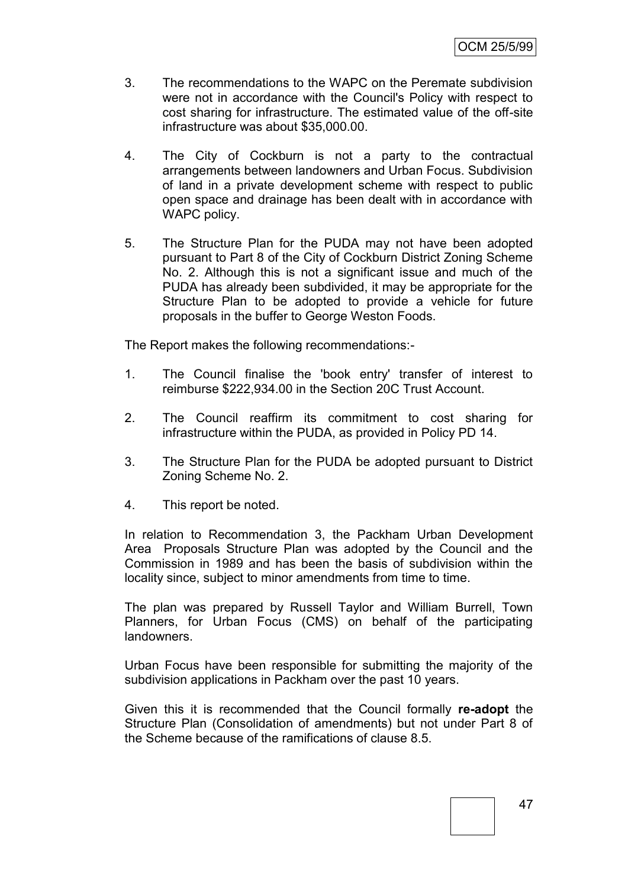3. The recommendations to the WAPC on the Peremate subdivision were not in accordance with the Council's Policy with respect to cost sharing for infrastructure. The estimated value of the off-site infrastructure was about $35,000.00.

4. The City of Cockburn is not a party to the contractual arrangements between landowners and Urban Focus. Subdivision of land in a private development scheme with respect to public open space and drainage has been dealt with in accordance with WAPC policy.

5. The Structure Plan for the PUDA may not have been adopted pursuant to Part 8 of the City of Cockburn District Zoning Scheme No. 2. Although this is not a significant issue and much of the PUDA has already been subdivided, it may be appropriate for the Structure Plan to be adopted to provide a vehicle for future proposals in the buffer to George Weston Foods.

The Report makes the following recommendations:-

1. The Council finalise the 'book entry' transfer of interest to reimburse $222,934.00 in the Section 20C Trust Account.

2. The Council reaffirm its commitment to cost sharing for infrastructure within the PUDA, as provided in Policy PD 14.

3. The Structure Plan for the PUDA be adopted pursuant to District Zoning Scheme No. 2.

4. This report be noted.

In relation to Recommendation 3, the Packham Urban Development Area Proposals Structure Plan was adopted by the Council and the Commission in 1989 and has been the basis of subdivision within the locality since, subject to minor amendments from time to time.

The plan was prepared by Russell Taylor and William Burrell, Town Planners, for Urban Focus (CMS) on behalf of the participating landowners.

Urban Focus have been responsible for submitting the majority of the subdivision applications in Packham over the past 10 years.

Given this it is recommended that the Council formally **re-adopt** the Structure Plan (Consolidation of amendments) but not under Part 8 of the Scheme because of the ramifications of clause 8.5.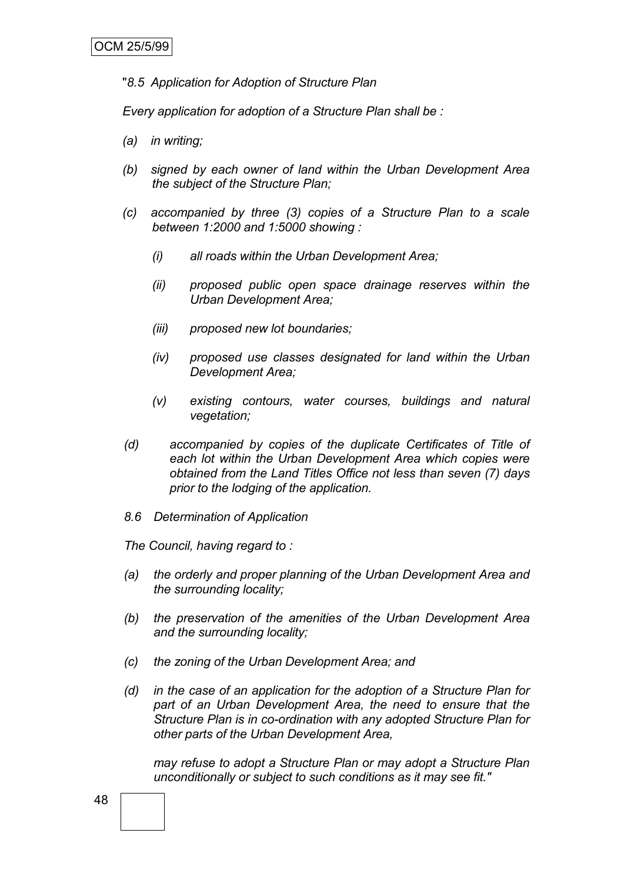"*8.5 Application for Adoption of Structure Plan*

*Every application for adoption of a Structure Plan shall be :*

*(a) in writing;*

*(b) signed by each owner of land within the Urban Development Area the subject of the Structure Plan;*

*(c) accompanied by three (3) copies of a Structure Plan to a scale between 1:2000 and 1:5000 showing :*

*(i) all roads within the Urban Development Area;*

*(ii) proposed public open space drainage reserves within the Urban Development Area;*

*(iii) proposed new lot boundaries;*

*(iv) proposed use classes designated for land within the Urban Development Area;*

*(v) existing contours, water courses, buildings and natural vegetation;*

*(d) accompanied by copies of the duplicate Certificates of Title of each lot within the Urban Development Area which copies were obtained from the Land Titles Office not less than seven (7) days prior to the lodging of the application.*

*8.6 Determination of Application*

*The Council, having regard to :*

*(a) the orderly and proper planning of the Urban Development Area and the surrounding locality;*

*(b) the preservation of the amenities of the Urban Development Area and the surrounding locality;*

*(c) the zoning of the Urban Development Area; and*

*(d) in the case of an application for the adoption of a Structure Plan for part of an Urban Development Area, the need to ensure that the Structure Plan is in co-ordination with any adopted Structure Plan for other parts of the Urban Development Area,*

*may refuse to adopt a Structure Plan or may adopt a Structure Plan unconditionally or subject to such conditions as it may see fit."*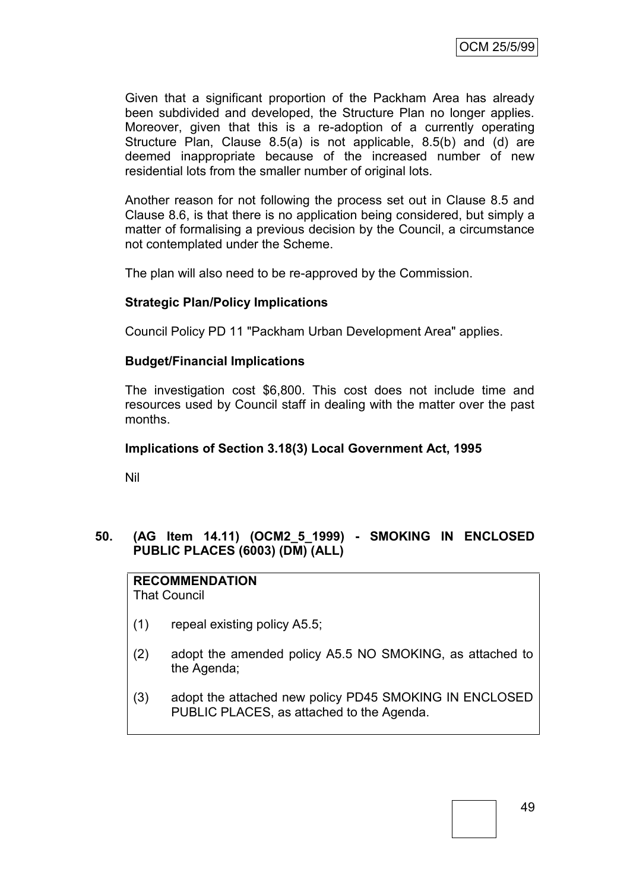Given that a significant proportion of the Packham Area has already been subdivided and developed, the Structure Plan no longer applies. Moreover, given that this is a re-adoption of a currently operating Structure Plan, Clause 8.5(a) is not applicable, 8.5(b) and (d) are deemed inappropriate because of the increased number of new residential lots from the smaller number of original lots.

Another reason for not following the process set out in Clause 8.5 and Clause 8.6, is that there is no application being considered, but simply a matter of formalising a previous decision by the Council, a circumstance not contemplated under the Scheme.

The plan will also need to be re-approved by the Commission.

**Strategic Plan/Policy Implications**

Council Policy PD 11 "Packham Urban Development Area" applies.

**Budget/Financial Implications**

The investigation cost $6,800. This cost does not include time and resources used by Council staff in dealing with the matter over the past months.

**Implications of Section 3.18(3) Local Government Act, 1995**

Nil

## 50. (AG Item 14.11) (OCM2_5_1999) - SMOKING IN ENCLOSED PUBLIC PLACES (6003) (DM) (ALL)

**RECOMMENDATION**
That Council

(1) repeal existing policy A5.5;

(2) adopt the amended policy A5.5 NO SMOKING, as attached to the Agenda;

(3) adopt the attached new policy PD45 SMOKING IN ENCLOSED PUBLIC PLACES, as attached to the Agenda.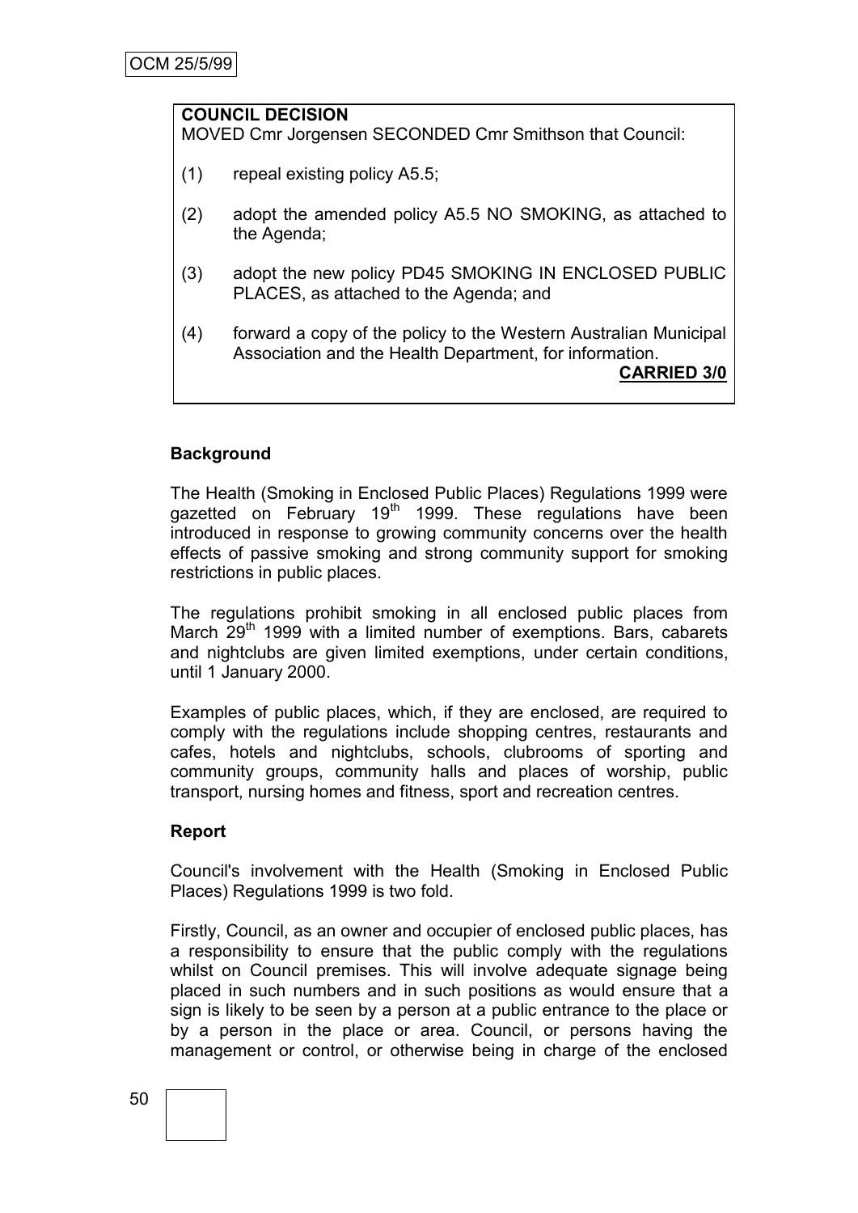**COUNCIL DECISION**

MOVED Cmr Jorgensen SECONDED Cmr Smithson that Council:

(1) repeal existing policy A5.5;

(2) adopt the amended policy A5.5 NO SMOKING, as attached to the Agenda;

(3) adopt the new policy PD45 SMOKING IN ENCLOSED PUBLIC PLACES, as attached to the Agenda; and

(4) forward a copy of the policy to the Western Australian Municipal Association and the Health Department, for information.

**CARRIED 3/0**

### Background

The Health (Smoking in Enclosed Public Places) Regulations 1999 were gazetted on February 19th 1999. These regulations have been introduced in response to growing community concerns over the health effects of passive smoking and strong community support for smoking restrictions in public places.

The regulations prohibit smoking in all enclosed public places from March 29th 1999 with a limited number of exemptions. Bars, cabarets and nightclubs are given limited exemptions, under certain conditions, until 1 January 2000.

Examples of public places, which, if they are enclosed, are required to comply with the regulations include shopping centres, restaurants and cafes, hotels and nightclubs, schools, clubrooms of sporting and community groups, community halls and places of worship, public transport, nursing homes and fitness, sport and recreation centres.

### Report

Council's involvement with the Health (Smoking in Enclosed Public Places) Regulations 1999 is two fold.

Firstly, Council, as an owner and occupier of enclosed public places, has a responsibility to ensure that the public comply with the regulations whilst on Council premises. This will involve adequate signage being placed in such numbers and in such positions as would ensure that a sign is likely to be seen by a person at a public entrance to the place or by a person in the place or area. Council, or persons having the management or control, or otherwise being in charge of the enclosed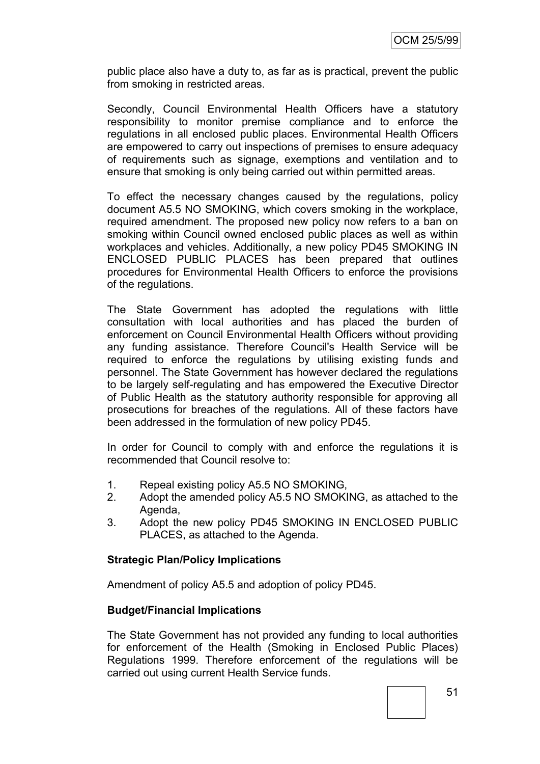public place also have a duty to, as far as is practical, prevent the public from smoking in restricted areas.

Secondly, Council Environmental Health Officers have a statutory responsibility to monitor premise compliance and to enforce the regulations in all enclosed public places. Environmental Health Officers are empowered to carry out inspections of premises to ensure adequacy of requirements such as signage, exemptions and ventilation and to ensure that smoking is only being carried out within permitted areas.

To effect the necessary changes caused by the regulations, policy document A5.5 NO SMOKING, which covers smoking in the workplace, required amendment. The proposed new policy now refers to a ban on smoking within Council owned enclosed public places as well as within workplaces and vehicles. Additionally, a new policy PD45 SMOKING IN ENCLOSED PUBLIC PLACES has been prepared that outlines procedures for Environmental Health Officers to enforce the provisions of the regulations.

The State Government has adopted the regulations with little consultation with local authorities and has placed the burden of enforcement on Council Environmental Health Officers without providing any funding assistance. Therefore Council's Health Service will be required to enforce the regulations by utilising existing funds and personnel. The State Government has however declared the regulations to be largely self-regulating and has empowered the Executive Director of Public Health as the statutory authority responsible for approving all prosecutions for breaches of the regulations. All of these factors have been addressed in the formulation of new policy PD45.

In order for Council to comply with and enforce the regulations it is recommended that Council resolve to:

1. Repeal existing policy A5.5 NO SMOKING,
2. Adopt the amended policy A5.5 NO SMOKING, as attached to the Agenda,
3. Adopt the new policy PD45 SMOKING IN ENCLOSED PUBLIC PLACES, as attached to the Agenda.

**Strategic Plan/Policy Implications**

Amendment of policy A5.5 and adoption of policy PD45.

**Budget/Financial Implications**

The State Government has not provided any funding to local authorities for enforcement of the Health (Smoking in Enclosed Public Places) Regulations 1999. Therefore enforcement of the regulations will be carried out using current Health Service funds.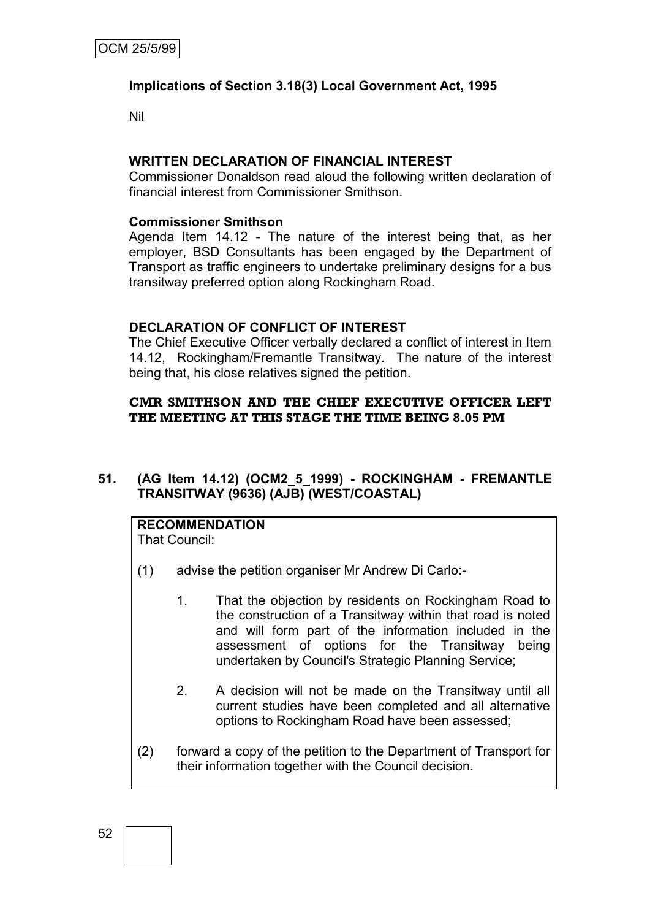**Implications of Section 3.18(3) Local Government Act, 1995**

Nil

**WRITTEN DECLARATION OF FINANCIAL INTEREST**

Commissioner Donaldson read aloud the following written declaration of financial interest from Commissioner Smithson.

**Commissioner Smithson**

Agenda Item 14.12 - The nature of the interest being that, as her employer, BSD Consultants has been engaged by the Department of Transport as traffic engineers to undertake preliminary designs for a bus transitway preferred option along Rockingham Road.

**DECLARATION OF CONFLICT OF INTEREST**

The Chief Executive Officer verbally declared a conflict of interest in Item 14.12, Rockingham/Fremantle Transitway. The nature of the interest being that, his close relatives signed the petition.

**CMR SMITHSON AND THE CHIEF EXECUTIVE OFFICER LEFT THE MEETING AT THIS STAGE THE TIME BEING 8.05 PM**

**51. (AG Item 14.12) (OCM2_5_1999) - ROCKINGHAM - FREMANTLE TRANSITWAY (9636) (AJB) (WEST/COASTAL)**

**RECOMMENDATION**

That Council:

(1) advise the petition organiser Mr Andrew Di Carlo:-

1. That the objection by residents on Rockingham Road to the construction of a Transitway within that road is noted and will form part of the information included in the assessment of options for the Transitway being undertaken by Council's Strategic Planning Service;

2. A decision will not be made on the Transitway until all current studies have been completed and all alternative options to Rockingham Road have been assessed;

(2) forward a copy of the petition to the Department of Transport for their information together with the Council decision.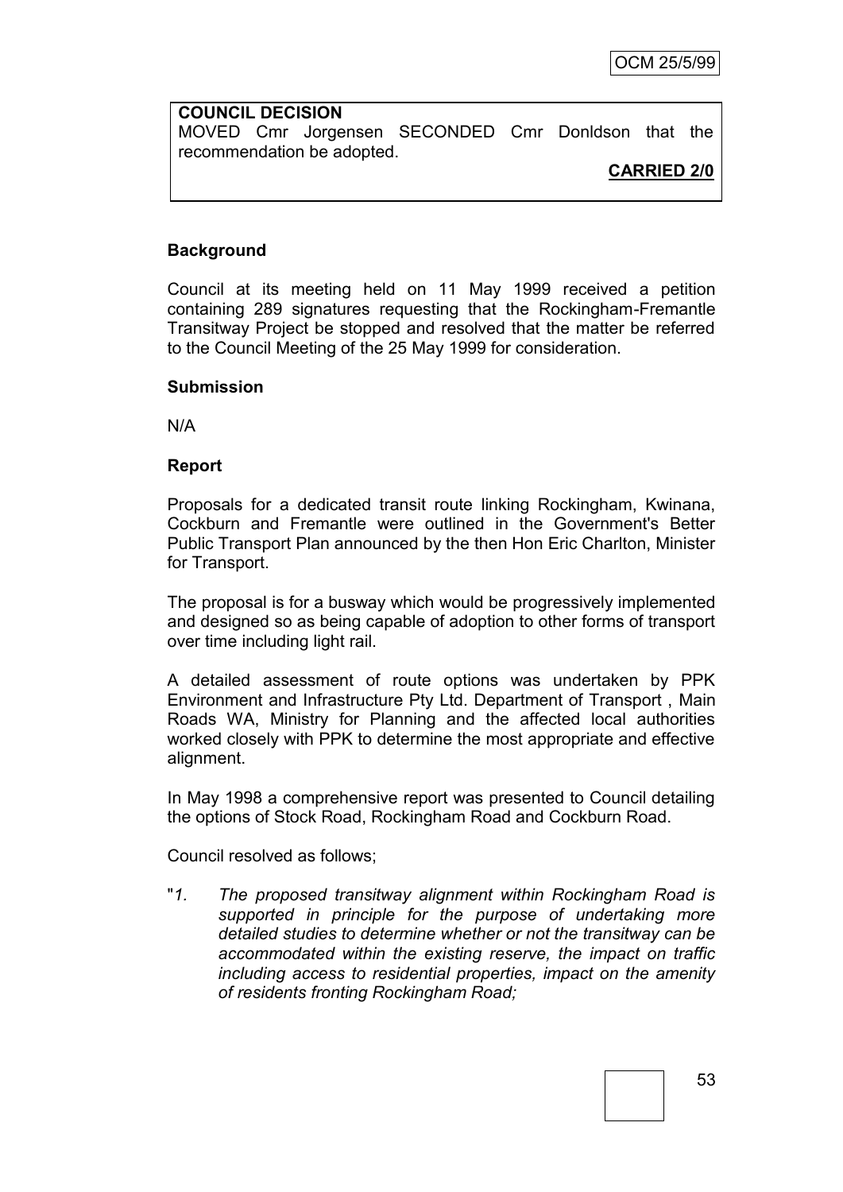**COUNCIL DECISION**

MOVED Cmr Jorgensen SECONDED Cmr Donldson that the recommendation be adopted.

**CARRIED 2/0**

**Background**

Council at its meeting held on 11 May 1999 received a petition containing 289 signatures requesting that the Rockingham-Fremantle Transitway Project be stopped and resolved that the matter be referred to the Council Meeting of the 25 May 1999 for consideration.

**Submission**

N/A

**Report**

Proposals for a dedicated transit route linking Rockingham, Kwinana, Cockburn and Fremantle were outlined in the Government's Better Public Transport Plan announced by the then Hon Eric Charlton, Minister for Transport.

The proposal is for a busway which would be progressively implemented and designed so as being capable of adoption to other forms of transport over time including light rail.

A detailed assessment of route options was undertaken by PPK Environment and Infrastructure Pty Ltd. Department of Transport , Main Roads WA, Ministry for Planning and the affected local authorities worked closely with PPK to determine the most appropriate and effective alignment.

In May 1998 a comprehensive report was presented to Council detailing the options of Stock Road, Rockingham Road and Cockburn Road.

Council resolved as follows;

"*1. The proposed transitway alignment within Rockingham Road is supported in principle for the purpose of undertaking more detailed studies to determine whether or not the transitway can be accommodated within the existing reserve, the impact on traffic including access to residential properties, impact on the amenity of residents fronting Rockingham Road;*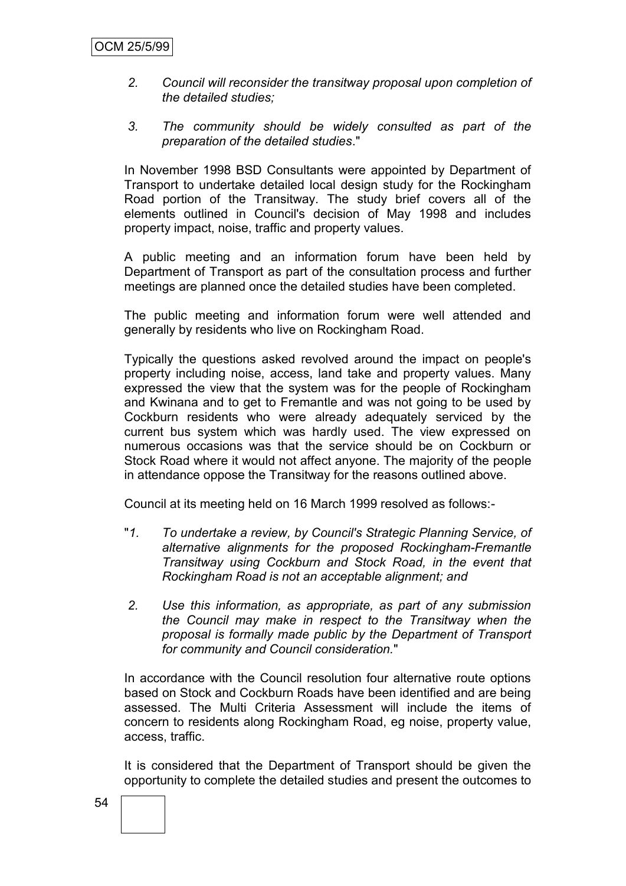*2. Council will reconsider the transitway proposal upon completion of the detailed studies;*

*3. The community should be widely consulted as part of the preparation of the detailed studies*."

In November 1998 BSD Consultants were appointed by Department of Transport to undertake detailed local design study for the Rockingham Road portion of the Transitway. The study brief covers all of the elements outlined in Council's decision of May 1998 and includes property impact, noise, traffic and property values.

A public meeting and an information forum have been held by Department of Transport as part of the consultation process and further meetings are planned once the detailed studies have been completed.

The public meeting and information forum were well attended and generally by residents who live on Rockingham Road.

Typically the questions asked revolved around the impact on people's property including noise, access, land take and property values. Many expressed the view that the system was for the people of Rockingham and Kwinana and to get to Fremantle and was not going to be used by Cockburn residents who were already adequately serviced by the current bus system which was hardly used. The view expressed on numerous occasions was that the service should be on Cockburn or Stock Road where it would not affect anyone. The majority of the people in attendance oppose the Transitway for the reasons outlined above.

Council at its meeting held on 16 March 1999 resolved as follows:-

"*1. To undertake a review, by Council's Strategic Planning Service, of alternative alignments for the proposed Rockingham-Fremantle Transitway using Cockburn and Stock Road, in the event that Rockingham Road is not an acceptable alignment; and*

*2. Use this information, as appropriate, as part of any submission the Council may make in respect to the Transitway when the proposal is formally made public by the Department of Transport for community and Council consideration.*"

In accordance with the Council resolution four alternative route options based on Stock and Cockburn Roads have been identified and are being assessed. The Multi Criteria Assessment will include the items of concern to residents along Rockingham Road, eg noise, property value, access, traffic.

It is considered that the Department of Transport should be given the opportunity to complete the detailed studies and present the outcomes to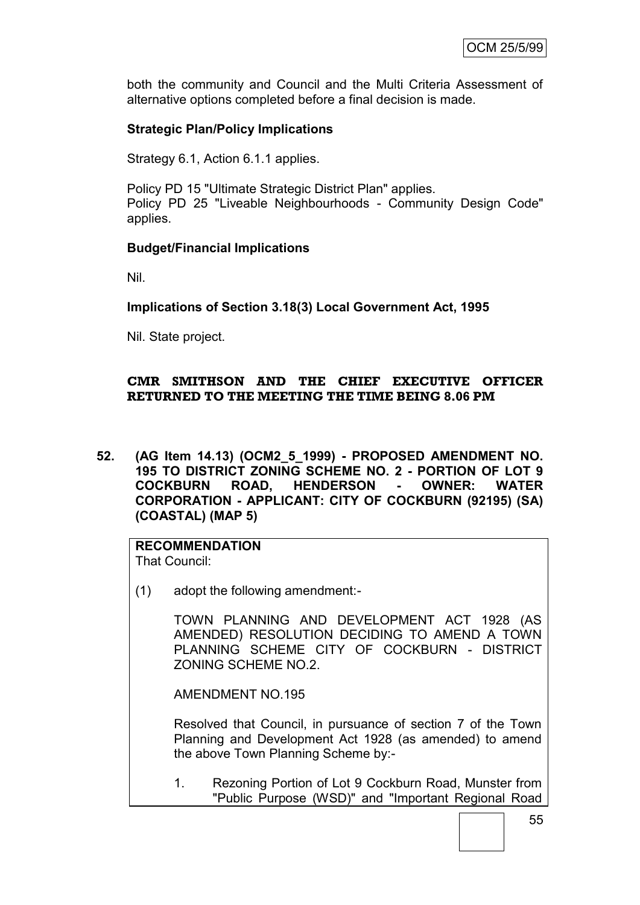both the community and Council and the Multi Criteria Assessment of alternative options completed before a final decision is made.

**Strategic Plan/Policy Implications**

Strategy 6.1, Action 6.1.1 applies.

Policy PD 15 "Ultimate Strategic District Plan" applies.
Policy PD 25 "Liveable Neighbourhoods - Community Design Code" applies.

**Budget/Financial Implications**

Nil.

**Implications of Section 3.18(3) Local Government Act, 1995**

Nil. State project.

**CMR SMITHSON AND THE CHIEF EXECUTIVE OFFICER RETURNED TO THE MEETING THE TIME BEING 8.06 PM**

**52. (AG Item 14.13) (OCM2_5_1999) - PROPOSED AMENDMENT NO. 195 TO DISTRICT ZONING SCHEME NO. 2 - PORTION OF LOT 9 COCKBURN ROAD, HENDERSON - OWNER: WATER CORPORATION - APPLICANT: CITY OF COCKBURN (92195) (SA) (COASTAL) (MAP 5)**

**RECOMMENDATION**
That Council:

(1) adopt the following amendment:-

TOWN PLANNING AND DEVELOPMENT ACT 1928 (AS AMENDED) RESOLUTION DECIDING TO AMEND A TOWN PLANNING SCHEME CITY OF COCKBURN - DISTRICT ZONING SCHEME NO.2.

AMENDMENT NO.195

Resolved that Council, in pursuance of section 7 of the Town Planning and Development Act 1928 (as amended) to amend the above Town Planning Scheme by:-

1. Rezoning Portion of Lot 9 Cockburn Road, Munster from "Public Purpose (WSD)" and "Important Regional Road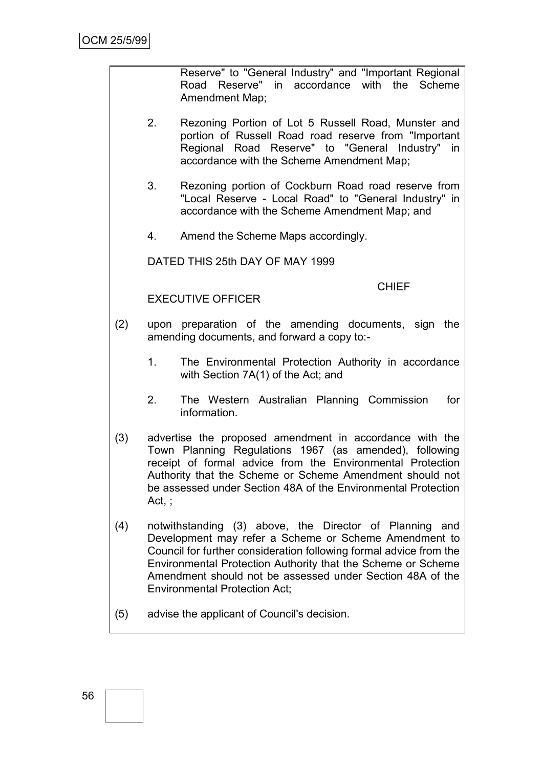Reserve" to "General Industry" and "Important Regional Road Reserve" in accordance with the Scheme Amendment Map;

2. Rezoning Portion of Lot 5 Russell Road, Munster and portion of Russell Road road reserve from "Important Regional Road Reserve" to "General Industry" in accordance with the Scheme Amendment Map;

3. Rezoning portion of Cockburn Road road reserve from "Local Reserve - Local Road" to "General Industry" in accordance with the Scheme Amendment Map; and

4. Amend the Scheme Maps accordingly.

DATED THIS 25th DAY OF MAY 1999

CHIEF EXECUTIVE OFFICER

(2) upon preparation of the amending documents, sign the amending documents, and forward a copy to:-

1. The Environmental Protection Authority in accordance with Section 7A(1) of the Act; and

2. The Western Australian Planning Commission for information.

(3) advertise the proposed amendment in accordance with the Town Planning Regulations 1967 (as amended), following receipt of formal advice from the Environmental Protection Authority that the Scheme or Scheme Amendment should not be assessed under Section 48A of the Environmental Protection Act, ;

(4) notwithstanding (3) above, the Director of Planning and Development may refer a Scheme or Scheme Amendment to Council for further consideration following formal advice from the Environmental Protection Authority that the Scheme or Scheme Amendment should not be assessed under Section 48A of the Environmental Protection Act;

(5) advise the applicant of Council's decision.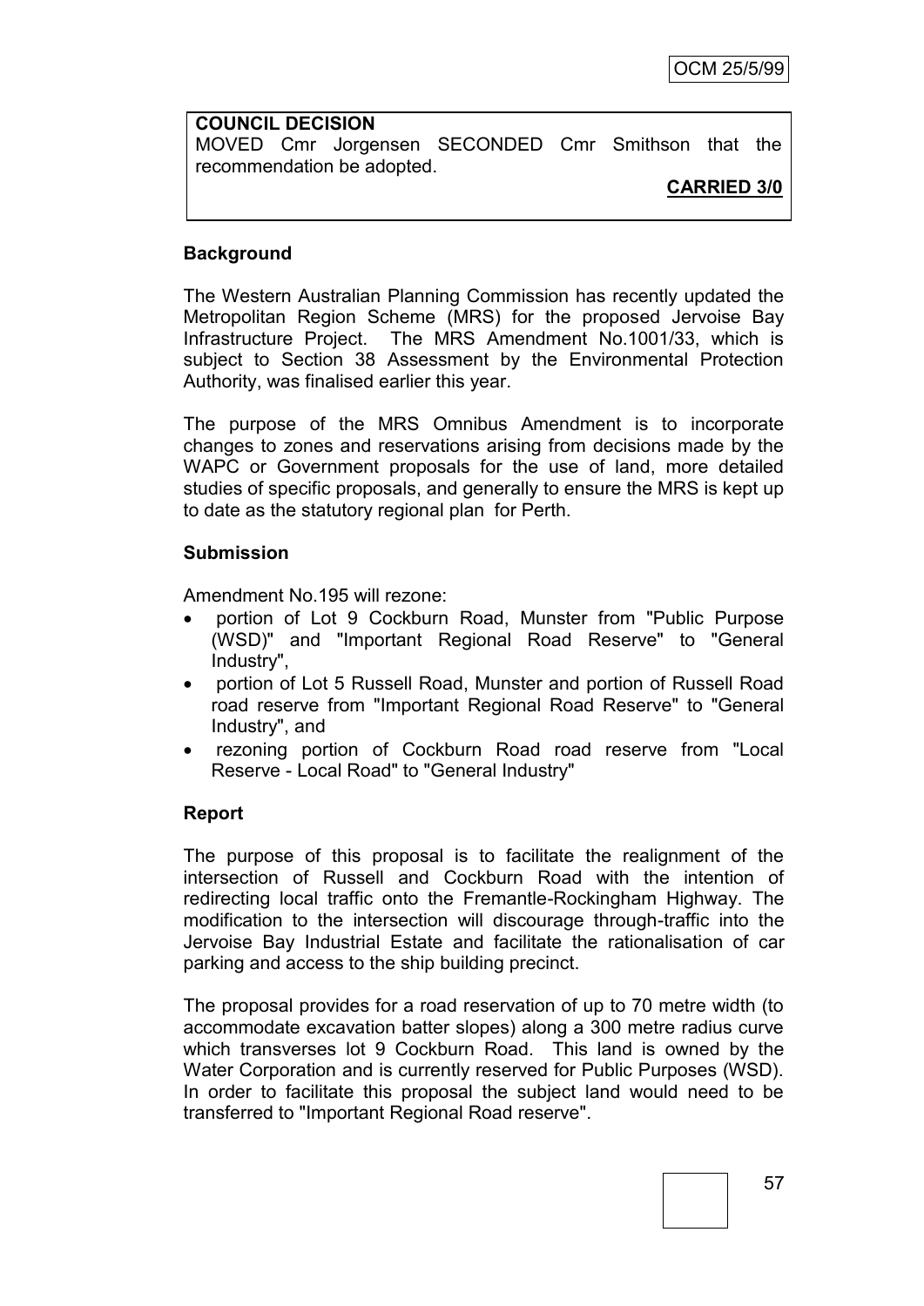**COUNCIL DECISION**
MOVED Cmr Jorgensen SECONDED Cmr Smithson that the recommendation be adopted.

**CARRIED 3/0**

**Background**

The Western Australian Planning Commission has recently updated the Metropolitan Region Scheme (MRS) for the proposed Jervoise Bay Infrastructure Project. The MRS Amendment No.1001/33, which is subject to Section 38 Assessment by the Environmental Protection Authority, was finalised earlier this year.

The purpose of the MRS Omnibus Amendment is to incorporate changes to zones and reservations arising from decisions made by the WAPC or Government proposals for the use of land, more detailed studies of specific proposals, and generally to ensure the MRS is kept up to date as the statutory regional plan for Perth.

**Submission**

Amendment No.195 will rezone:

- portion of Lot 9 Cockburn Road, Munster from "Public Purpose (WSD)" and "Important Regional Road Reserve" to "General Industry",
- portion of Lot 5 Russell Road, Munster and portion of Russell Road road reserve from "Important Regional Road Reserve" to "General Industry", and
- rezoning portion of Cockburn Road road reserve from "Local Reserve - Local Road" to "General Industry"

**Report**

The purpose of this proposal is to facilitate the realignment of the intersection of Russell and Cockburn Road with the intention of redirecting local traffic onto the Fremantle-Rockingham Highway. The modification to the intersection will discourage through-traffic into the Jervoise Bay Industrial Estate and facilitate the rationalisation of car parking and access to the ship building precinct.

The proposal provides for a road reservation of up to 70 metre width (to accommodate excavation batter slopes) along a 300 metre radius curve which transverses lot 9 Cockburn Road. This land is owned by the Water Corporation and is currently reserved for Public Purposes (WSD). In order to facilitate this proposal the subject land would need to be transferred to "Important Regional Road reserve".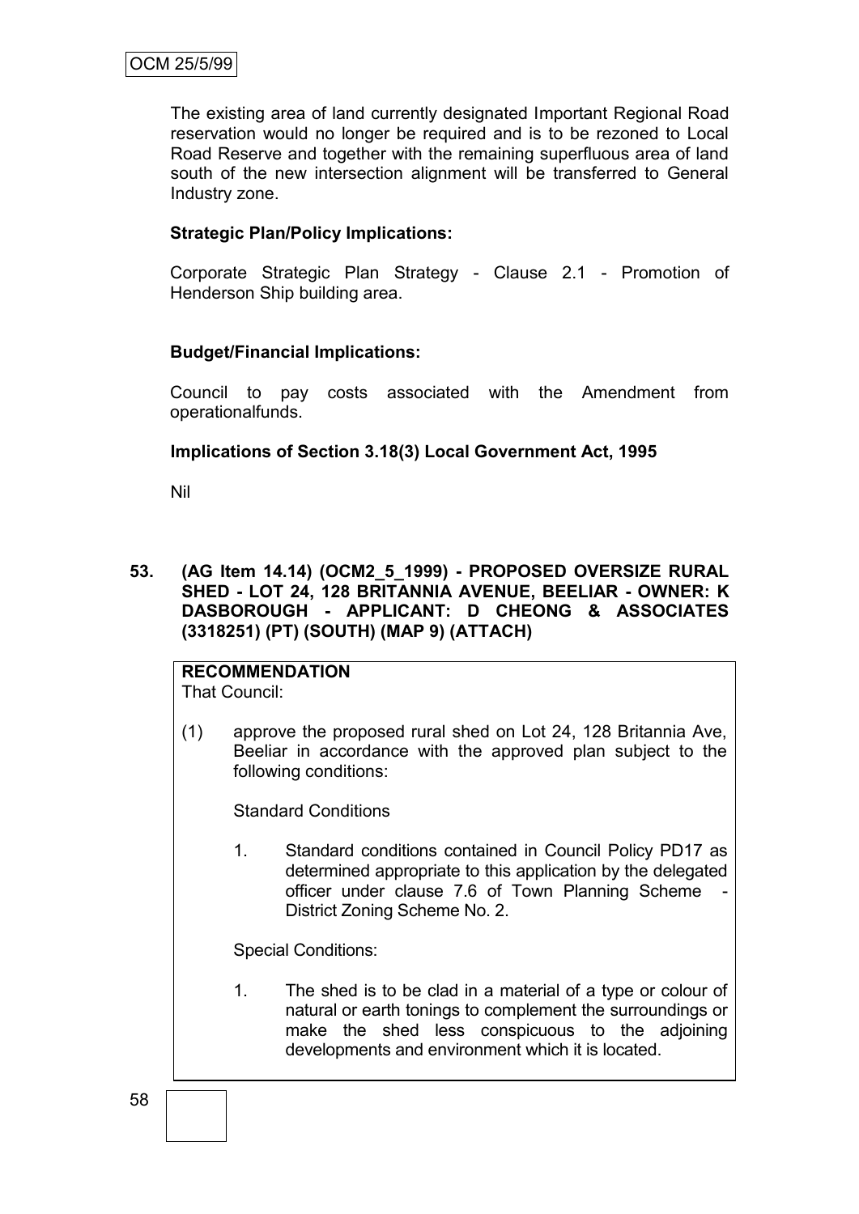The existing area of land currently designated Important Regional Road reservation would no longer be required and is to be rezoned to Local Road Reserve and together with the remaining superfluous area of land south of the new intersection alignment will be transferred to General Industry zone.

**Strategic Plan/Policy Implications:**

Corporate Strategic Plan Strategy - Clause 2.1 - Promotion of Henderson Ship building area.

**Budget/Financial Implications:**

Council to pay costs associated with the Amendment from operationalfunds.

**Implications of Section 3.18(3) Local Government Act, 1995**

Nil

**53. (AG Item 14.14) (OCM2_5_1999) - PROPOSED OVERSIZE RURAL SHED - LOT 24, 128 BRITANNIA AVENUE, BEELIAR - OWNER: K DASBOROUGH - APPLICANT: D CHEONG & ASSOCIATES (3318251) (PT) (SOUTH) (MAP 9) (ATTACH)**

**RECOMMENDATION**

That Council:

(1) approve the proposed rural shed on Lot 24, 128 Britannia Ave, Beeliar in accordance with the approved plan subject to the following conditions:

Standard Conditions

1. Standard conditions contained in Council Policy PD17 as determined appropriate to this application by the delegated officer under clause 7.6 of Town Planning Scheme - District Zoning Scheme No. 2.

Special Conditions:

1. The shed is to be clad in a material of a type or colour of natural or earth tonings to complement the surroundings or make the shed less conspicuous to the adjoining developments and environment which it is located.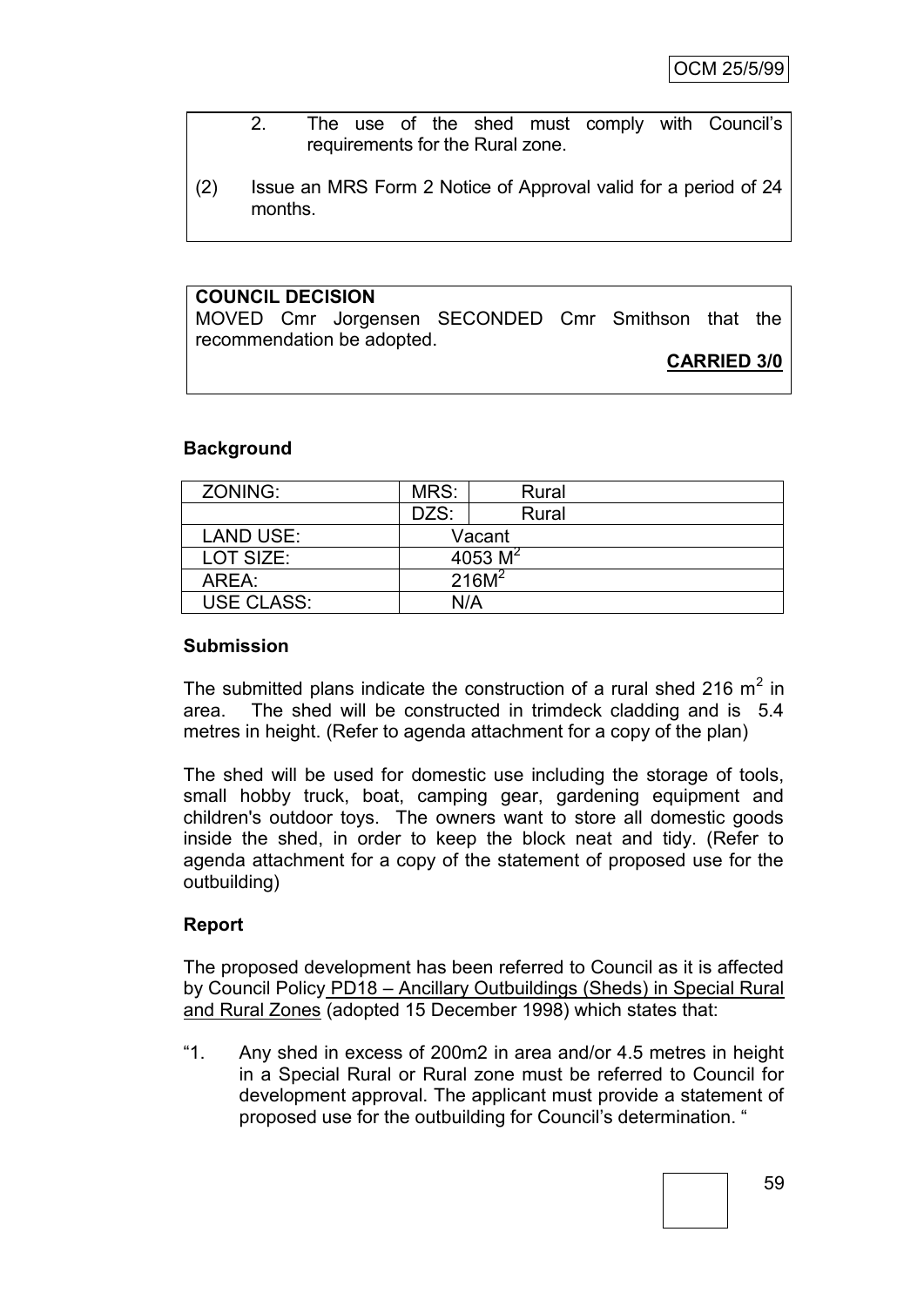2. The use of the shed must comply with Council's requirements for the Rural zone.

(2) Issue an MRS Form 2 Notice of Approval valid for a period of 24 months.

**COUNCIL DECISION**

MOVED Cmr Jorgensen SECONDED Cmr Smithson that the recommendation be adopted.

**CARRIED 3/0**

## Background

| ZONING: | MRS: | Rural |
|---|---|---|
| | DZS: | Rural |
| LAND USE: | Vacant | |
| LOT SIZE: | 4053 $M^2$ | |
| AREA: | $216M^2$ | |
| USE CLASS: | N/A | |

## Submission

The submitted plans indicate the construction of a rural shed 216 $m^2$ in area. The shed will be constructed in trimdeck cladding and is 5.4 metres in height. (Refer to agenda attachment for a copy of the plan)

The shed will be used for domestic use including the storage of tools, small hobby truck, boat, camping gear, gardening equipment and children's outdoor toys. The owners want to store all domestic goods inside the shed, in order to keep the block neat and tidy. (Refer to agenda attachment for a copy of the statement of proposed use for the outbuilding)

## Report

The proposed development has been referred to Council as it is affected by Council Policy PD18 – Ancillary Outbuildings (Sheds) in Special Rural and Rural Zones (adopted 15 December 1998) which states that:

"1. Any shed in excess of 200m2 in area and/or 4.5 metres in height in a Special Rural or Rural zone must be referred to Council for development approval. The applicant must provide a statement of proposed use for the outbuilding for Council's determination. "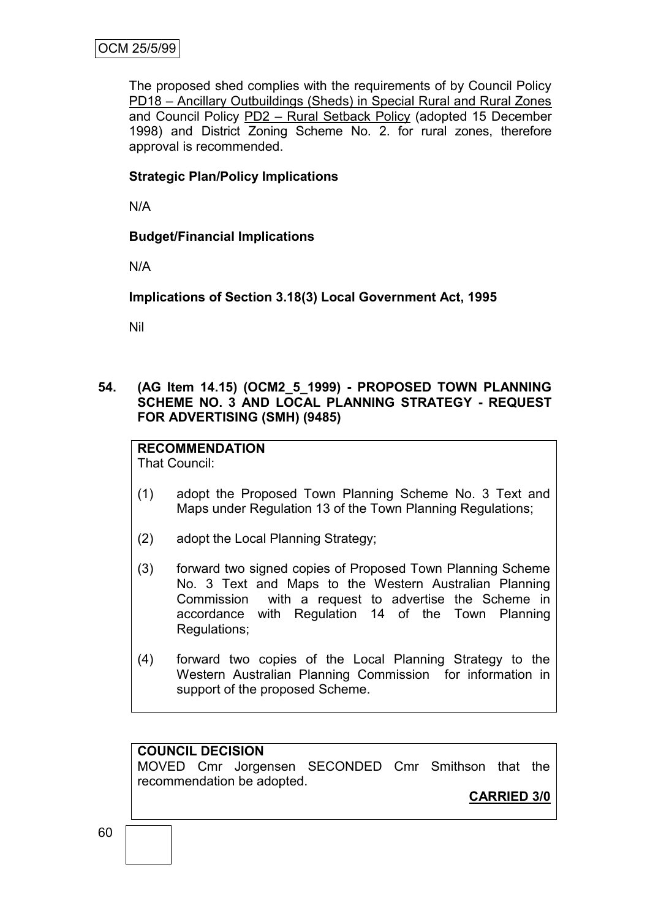The proposed shed complies with the requirements of by Council Policy PD18 – Ancillary Outbuildings (Sheds) in Special Rural and Rural Zones and Council Policy PD2 – Rural Setback Policy (adopted 15 December 1998) and District Zoning Scheme No. 2. for rural zones, therefore approval is recommended.

**Strategic Plan/Policy Implications**

N/A

**Budget/Financial Implications**

N/A

**Implications of Section 3.18(3) Local Government Act, 1995**

Nil

## 54. (AG Item 14.15) (OCM2_5_1999) - PROPOSED TOWN PLANNING SCHEME NO. 3 AND LOCAL PLANNING STRATEGY - REQUEST FOR ADVERTISING (SMH) (9485)

**RECOMMENDATION**

That Council:

(1) adopt the Proposed Town Planning Scheme No. 3 Text and Maps under Regulation 13 of the Town Planning Regulations;

(2) adopt the Local Planning Strategy;

(3) forward two signed copies of Proposed Town Planning Scheme No. 3 Text and Maps to the Western Australian Planning Commission with a request to advertise the Scheme in accordance with Regulation 14 of the Town Planning Regulations;

(4) forward two copies of the Local Planning Strategy to the Western Australian Planning Commission for information in support of the proposed Scheme.

**COUNCIL DECISION**

MOVED Cmr Jorgensen SECONDED Cmr Smithson that the recommendation be adopted.

**CARRIED 3/0**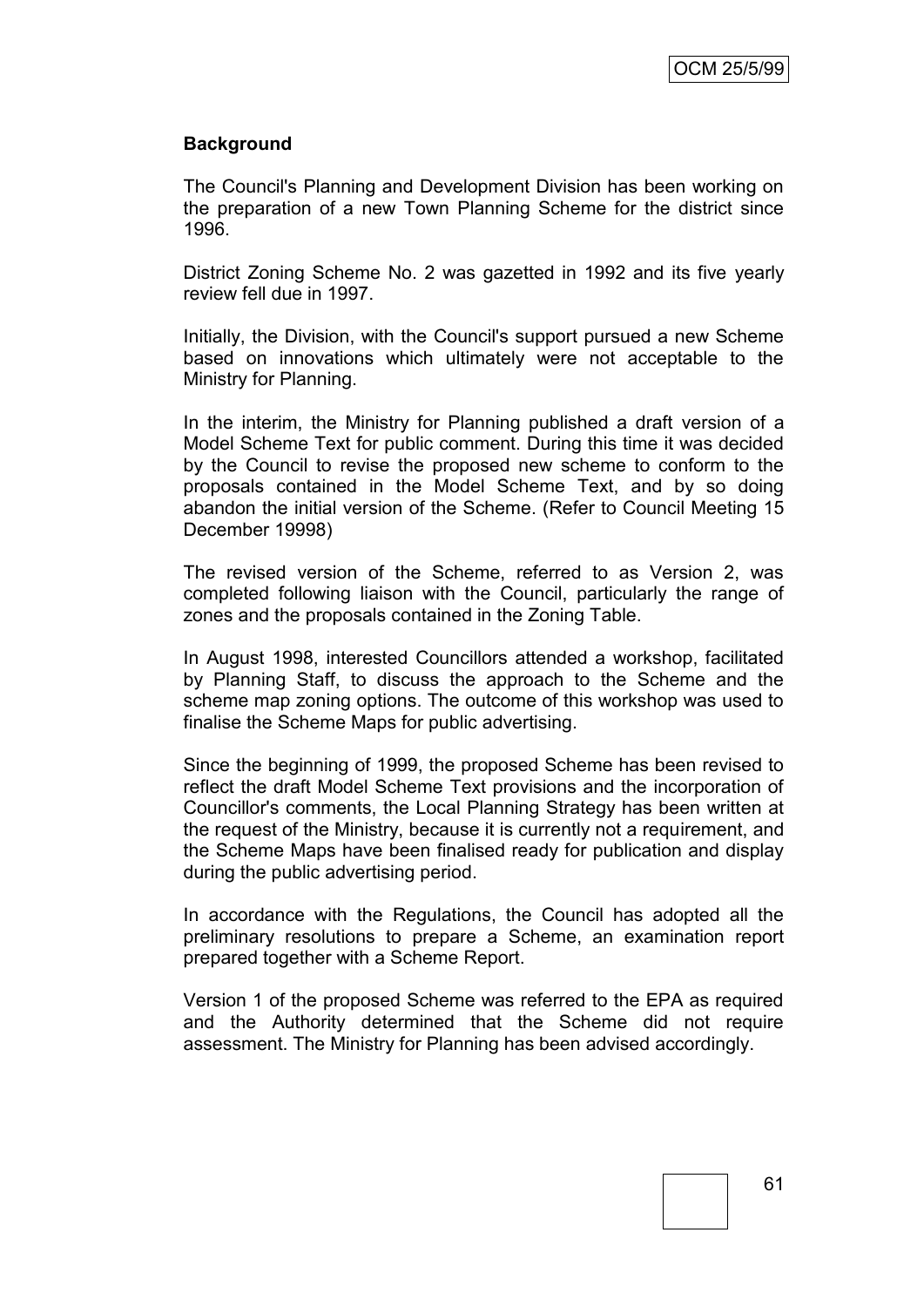**Background**

The Council's Planning and Development Division has been working on the preparation of a new Town Planning Scheme for the district since 1996.

District Zoning Scheme No. 2 was gazetted in 1992 and its five yearly review fell due in 1997.

Initially, the Division, with the Council's support pursued a new Scheme based on innovations which ultimately were not acceptable to the Ministry for Planning.

In the interim, the Ministry for Planning published a draft version of a Model Scheme Text for public comment. During this time it was decided by the Council to revise the proposed new scheme to conform to the proposals contained in the Model Scheme Text, and by so doing abandon the initial version of the Scheme. (Refer to Council Meeting 15 December 19998)

The revised version of the Scheme, referred to as Version 2, was completed following liaison with the Council, particularly the range of zones and the proposals contained in the Zoning Table.

In August 1998, interested Councillors attended a workshop, facilitated by Planning Staff, to discuss the approach to the Scheme and the scheme map zoning options. The outcome of this workshop was used to finalise the Scheme Maps for public advertising.

Since the beginning of 1999, the proposed Scheme has been revised to reflect the draft Model Scheme Text provisions and the incorporation of Councillor's comments, the Local Planning Strategy has been written at the request of the Ministry, because it is currently not a requirement, and the Scheme Maps have been finalised ready for publication and display during the public advertising period.

In accordance with the Regulations, the Council has adopted all the preliminary resolutions to prepare a Scheme, an examination report prepared together with a Scheme Report.

Version 1 of the proposed Scheme was referred to the EPA as required and the Authority determined that the Scheme did not require assessment. The Ministry for Planning has been advised accordingly.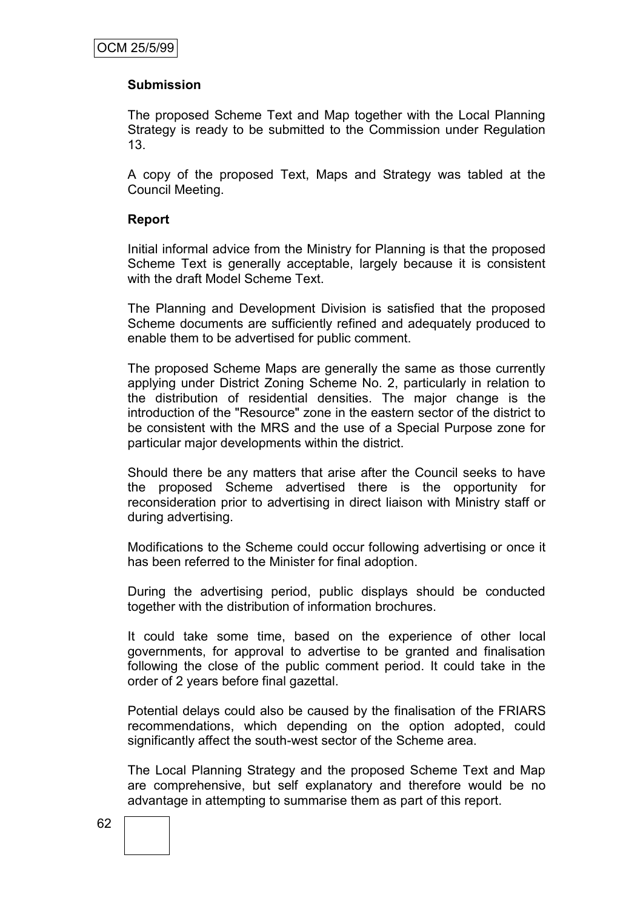**Submission**

The proposed Scheme Text and Map together with the Local Planning Strategy is ready to be submitted to the Commission under Regulation 13.

A copy of the proposed Text, Maps and Strategy was tabled at the Council Meeting.

**Report**

Initial informal advice from the Ministry for Planning is that the proposed Scheme Text is generally acceptable, largely because it is consistent with the draft Model Scheme Text.

The Planning and Development Division is satisfied that the proposed Scheme documents are sufficiently refined and adequately produced to enable them to be advertised for public comment.

The proposed Scheme Maps are generally the same as those currently applying under District Zoning Scheme No. 2, particularly in relation to the distribution of residential densities. The major change is the introduction of the "Resource" zone in the eastern sector of the district to be consistent with the MRS and the use of a Special Purpose zone for particular major developments within the district.

Should there be any matters that arise after the Council seeks to have the proposed Scheme advertised there is the opportunity for reconsideration prior to advertising in direct liaison with Ministry staff or during advertising.

Modifications to the Scheme could occur following advertising or once it has been referred to the Minister for final adoption.

During the advertising period, public displays should be conducted together with the distribution of information brochures.

It could take some time, based on the experience of other local governments, for approval to advertise to be granted and finalisation following the close of the public comment period. It could take in the order of 2 years before final gazettal.

Potential delays could also be caused by the finalisation of the FRIARS recommendations, which depending on the option adopted, could significantly affect the south-west sector of the Scheme area.

The Local Planning Strategy and the proposed Scheme Text and Map are comprehensive, but self explanatory and therefore would be no advantage in attempting to summarise them as part of this report.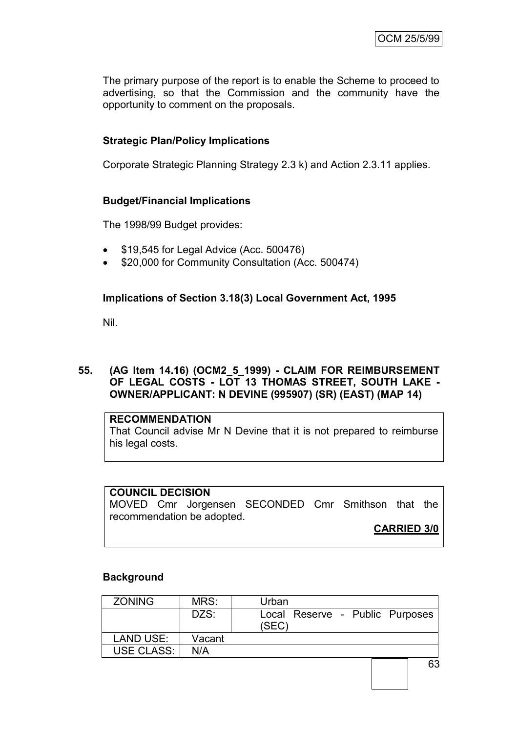The primary purpose of the report is to enable the Scheme to proceed to advertising, so that the Commission and the community have the opportunity to comment on the proposals.

**Strategic Plan/Policy Implications**

Corporate Strategic Planning Strategy 2.3 k) and Action 2.3.11 applies.

**Budget/Financial Implications**

The 1998/99 Budget provides:

- $19,545 for Legal Advice (Acc. 500476)
- $20,000 for Community Consultation (Acc. 500474)

**Implications of Section 3.18(3) Local Government Act, 1995**

Nil.

**55. (AG Item 14.16) (OCM2_5_1999) - CLAIM FOR REIMBURSEMENT OF LEGAL COSTS - LOT 13 THOMAS STREET, SOUTH LAKE - OWNER/APPLICANT: N DEVINE (995907) (SR) (EAST) (MAP 14)**

**RECOMMENDATION**
That Council advise Mr N Devine that it is not prepared to reimburse his legal costs.

**COUNCIL DECISION**
MOVED Cmr Jorgensen SECONDED Cmr Smithson that the recommendation be adopted.

**CARRIED 3/0**

**Background**

| ZONING | MRS: | Urban |
|---|---|---|
| | DZS: | Local Reserve - Public Purposes (SEC) |
| LAND USE: | Vacant | |
| USE CLASS: | N/A | |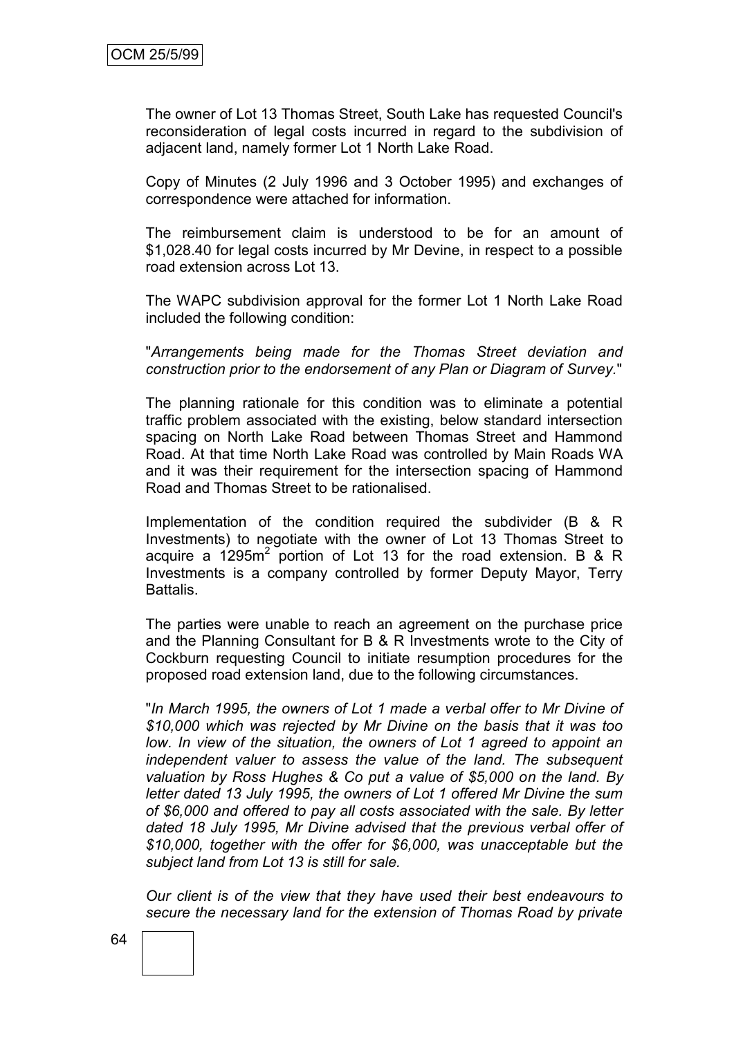The owner of Lot 13 Thomas Street, South Lake has requested Council's reconsideration of legal costs incurred in regard to the subdivision of adjacent land, namely former Lot 1 North Lake Road.

Copy of Minutes (2 July 1996 and 3 October 1995) and exchanges of correspondence were attached for information.

The reimbursement claim is understood to be for an amount of $1,028.40 for legal costs incurred by Mr Devine, in respect to a possible road extension across Lot 13.

The WAPC subdivision approval for the former Lot 1 North Lake Road included the following condition:

"*Arrangements being made for the Thomas Street deviation and construction prior to the endorsement of any Plan or Diagram of Survey.*"

The planning rationale for this condition was to eliminate a potential traffic problem associated with the existing, below standard intersection spacing on North Lake Road between Thomas Street and Hammond Road. At that time North Lake Road was controlled by Main Roads WA and it was their requirement for the intersection spacing of Hammond Road and Thomas Street to be rationalised.

Implementation of the condition required the subdivider (B & R Investments) to negotiate with the owner of Lot 13 Thomas Street to acquire a 1295m$^2$ portion of Lot 13 for the road extension. B & R Investments is a company controlled by former Deputy Mayor, Terry Battalis.

The parties were unable to reach an agreement on the purchase price and the Planning Consultant for B & R Investments wrote to the City of Cockburn requesting Council to initiate resumption procedures for the proposed road extension land, due to the following circumstances.

"*In March 1995, the owners of Lot 1 made a verbal offer to Mr Divine of $10,000 which was rejected by Mr Divine on the basis that it was too low. In view of the situation, the owners of Lot 1 agreed to appoint an independent valuer to assess the value of the land. The subsequent valuation by Ross Hughes & Co put a value of $5,000 on the land. By letter dated 13 July 1995, the owners of Lot 1 offered Mr Divine the sum of $6,000 and offered to pay all costs associated with the sale. By letter dated 18 July 1995, Mr Divine advised that the previous verbal offer of $10,000, together with the offer for $6,000, was unacceptable but the subject land from Lot 13 is still for sale.*

*Our client is of the view that they have used their best endeavours to secure the necessary land for the extension of Thomas Road by private*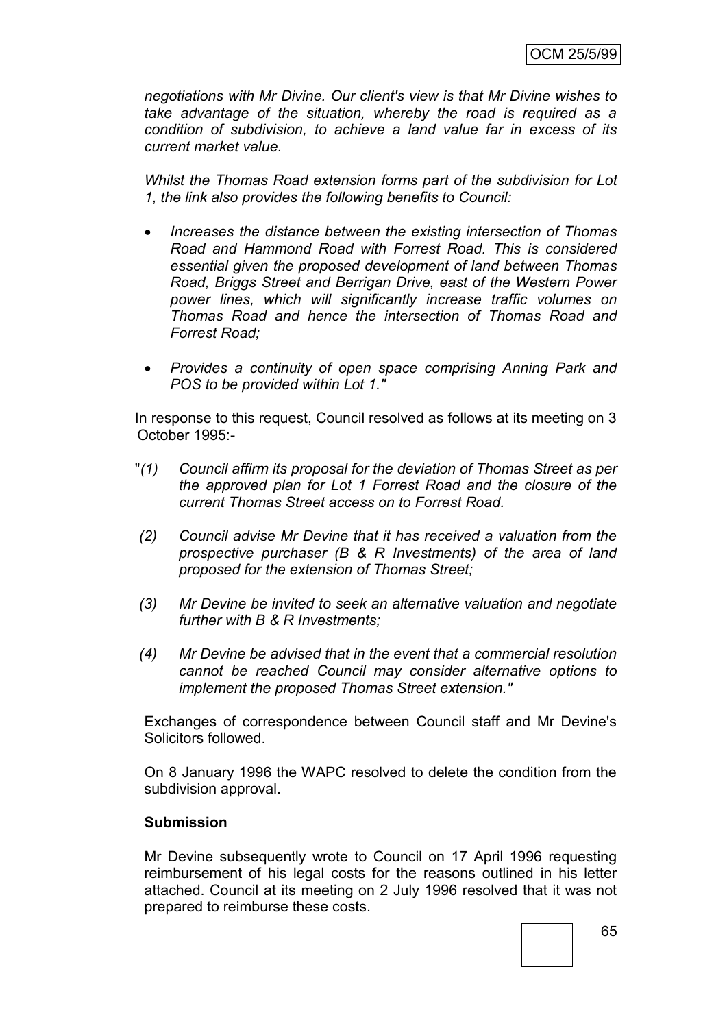*negotiations with Mr Divine. Our client's view is that Mr Divine wishes to take advantage of the situation, whereby the road is required as a condition of subdivision, to achieve a land value far in excess of its current market value.*

*Whilst the Thomas Road extension forms part of the subdivision for Lot 1, the link also provides the following benefits to Council:*

- *Increases the distance between the existing intersection of Thomas Road and Hammond Road with Forrest Road. This is considered essential given the proposed development of land between Thomas Road, Briggs Street and Berrigan Drive, east of the Western Power power lines, which will significantly increase traffic volumes on Thomas Road and hence the intersection of Thomas Road and Forrest Road;*
- *Provides a continuity of open space comprising Anning Park and POS to be provided within Lot 1."*

In response to this request, Council resolved as follows at its meeting on 3 October 1995:-

"*(1) Council affirm its proposal for the deviation of Thomas Street as per the approved plan for Lot 1 Forrest Road and the closure of the current Thomas Street access on to Forrest Road.*

*(2) Council advise Mr Devine that it has received a valuation from the prospective purchaser (B & R Investments) of the area of land proposed for the extension of Thomas Street;*

*(3) Mr Devine be invited to seek an alternative valuation and negotiate further with B & R Investments;*

*(4) Mr Devine be advised that in the event that a commercial resolution cannot be reached Council may consider alternative options to implement the proposed Thomas Street extension."*

Exchanges of correspondence between Council staff and Mr Devine's Solicitors followed.

On 8 January 1996 the WAPC resolved to delete the condition from the subdivision approval.

**Submission**

Mr Devine subsequently wrote to Council on 17 April 1996 requesting reimbursement of his legal costs for the reasons outlined in his letter attached. Council at its meeting on 2 July 1996 resolved that it was not prepared to reimburse these costs.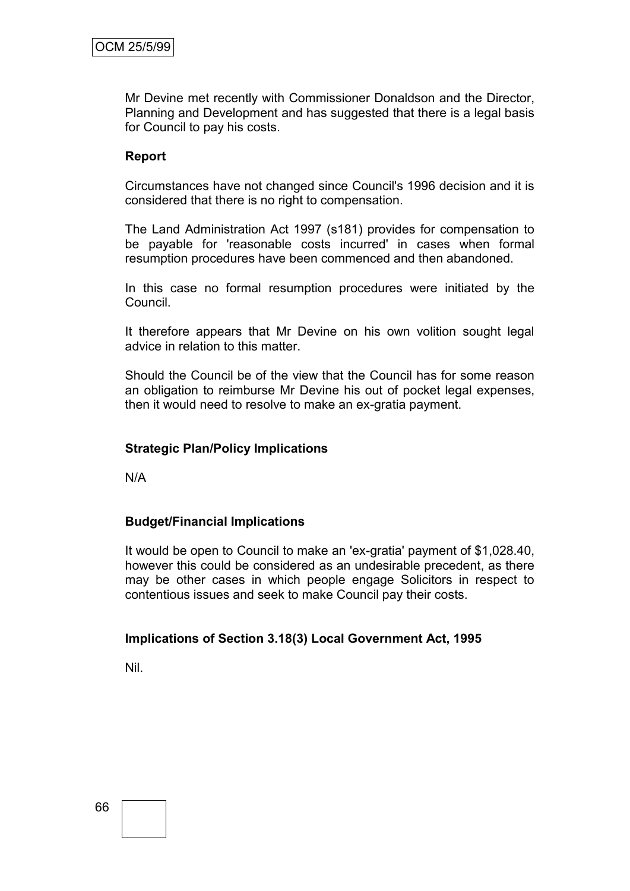Mr Devine met recently with Commissioner Donaldson and the Director, Planning and Development and has suggested that there is a legal basis for Council to pay his costs.

**Report**

Circumstances have not changed since Council's 1996 decision and it is considered that there is no right to compensation.

The Land Administration Act 1997 (s181) provides for compensation to be payable for 'reasonable costs incurred' in cases when formal resumption procedures have been commenced and then abandoned.

In this case no formal resumption procedures were initiated by the Council.

It therefore appears that Mr Devine on his own volition sought legal advice in relation to this matter.

Should the Council be of the view that the Council has for some reason an obligation to reimburse Mr Devine his out of pocket legal expenses, then it would need to resolve to make an ex-gratia payment.

**Strategic Plan/Policy Implications**

N/A

**Budget/Financial Implications**

It would be open to Council to make an 'ex-gratia' payment of $1,028.40, however this could be considered as an undesirable precedent, as there may be other cases in which people engage Solicitors in respect to contentious issues and seek to make Council pay their costs.

**Implications of Section 3.18(3) Local Government Act, 1995**

Nil.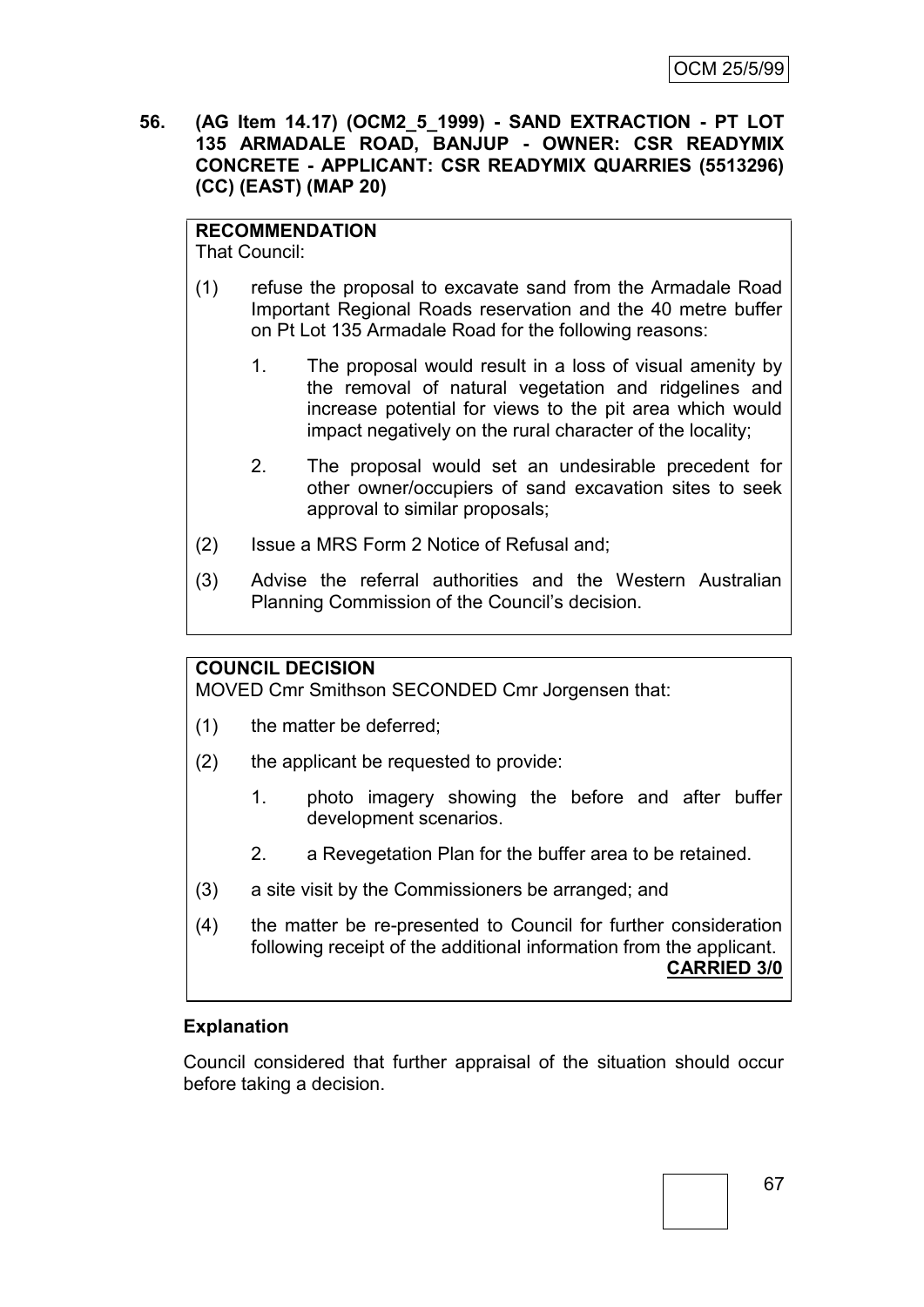**56. (AG Item 14.17) (OCM2_5_1999) - SAND EXTRACTION - PT LOT 135 ARMADALE ROAD, BANJUP - OWNER: CSR READYMIX CONCRETE - APPLICANT: CSR READYMIX QUARRIES (5513296) (CC) (EAST) (MAP 20)**

**RECOMMENDATION**
That Council:

(1) refuse the proposal to excavate sand from the Armadale Road Important Regional Roads reservation and the 40 metre buffer on Pt Lot 135 Armadale Road for the following reasons:

1. The proposal would result in a loss of visual amenity by the removal of natural vegetation and ridgelines and increase potential for views to the pit area which would impact negatively on the rural character of the locality;

2. The proposal would set an undesirable precedent for other owner/occupiers of sand excavation sites to seek approval to similar proposals;

(2) Issue a MRS Form 2 Notice of Refusal and;

(3) Advise the referral authorities and the Western Australian Planning Commission of the Council's decision.

**COUNCIL DECISION**
MOVED Cmr Smithson SECONDED Cmr Jorgensen that:

(1) the matter be deferred;

(2) the applicant be requested to provide:

1. photo imagery showing the before and after buffer development scenarios.

2. a Revegetation Plan for the buffer area to be retained.

(3) a site visit by the Commissioners be arranged; and

(4) the matter be re-presented to Council for further consideration following receipt of the additional information from the applicant.

**CARRIED 3/0**

**Explanation**

Council considered that further appraisal of the situation should occur before taking a decision.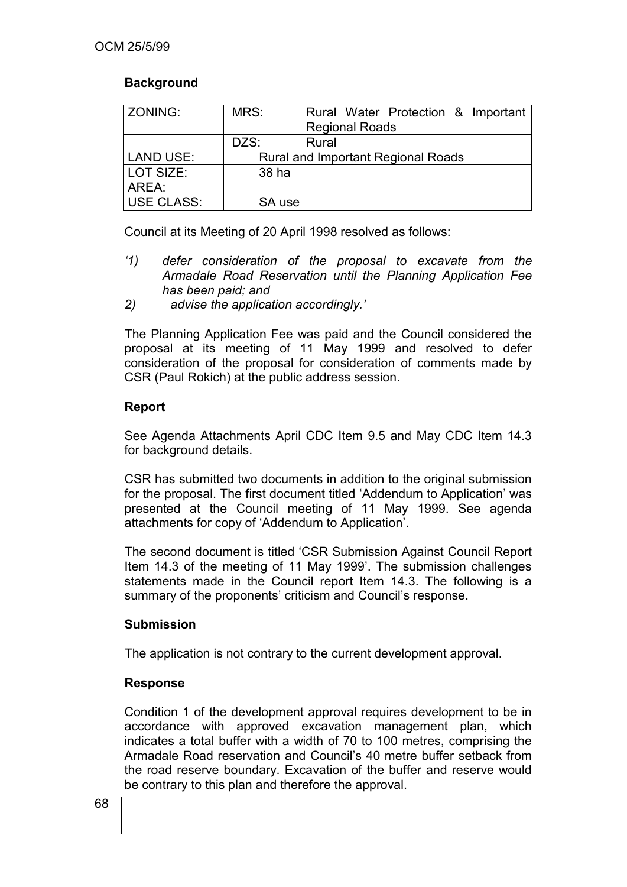**Background**

| ZONING: | MRS: | Rural Water Protection & Important Regional Roads |
|---|---|---|
| | DZS: | Rural |
| LAND USE: | Rural and Important Regional Roads | |
| LOT SIZE: | 38 ha | |
| AREA: | | |
| USE CLASS: | SA use | |

Council at its Meeting of 20 April 1998 resolved as follows:

*'1) defer consideration of the proposal to excavate from the Armadale Road Reservation until the Planning Application Fee has been paid; and*

*2) advise the application accordingly.'*

The Planning Application Fee was paid and the Council considered the proposal at its meeting of 11 May 1999 and resolved to defer consideration of the proposal for consideration of comments made by CSR (Paul Rokich) at the public address session.

**Report**

See Agenda Attachments April CDC Item 9.5 and May CDC Item 14.3 for background details.

CSR has submitted two documents in addition to the original submission for the proposal. The first document titled 'Addendum to Application' was presented at the Council meeting of 11 May 1999. See agenda attachments for copy of 'Addendum to Application'.

The second document is titled 'CSR Submission Against Council Report Item 14.3 of the meeting of 11 May 1999'. The submission challenges statements made in the Council report Item 14.3. The following is a summary of the proponents' criticism and Council's response.

**Submission**

The application is not contrary to the current development approval.

**Response**

Condition 1 of the development approval requires development to be in accordance with approved excavation management plan, which indicates a total buffer with a width of 70 to 100 metres, comprising the Armadale Road reservation and Council's 40 metre buffer setback from the road reserve boundary. Excavation of the buffer and reserve would be contrary to this plan and therefore the approval.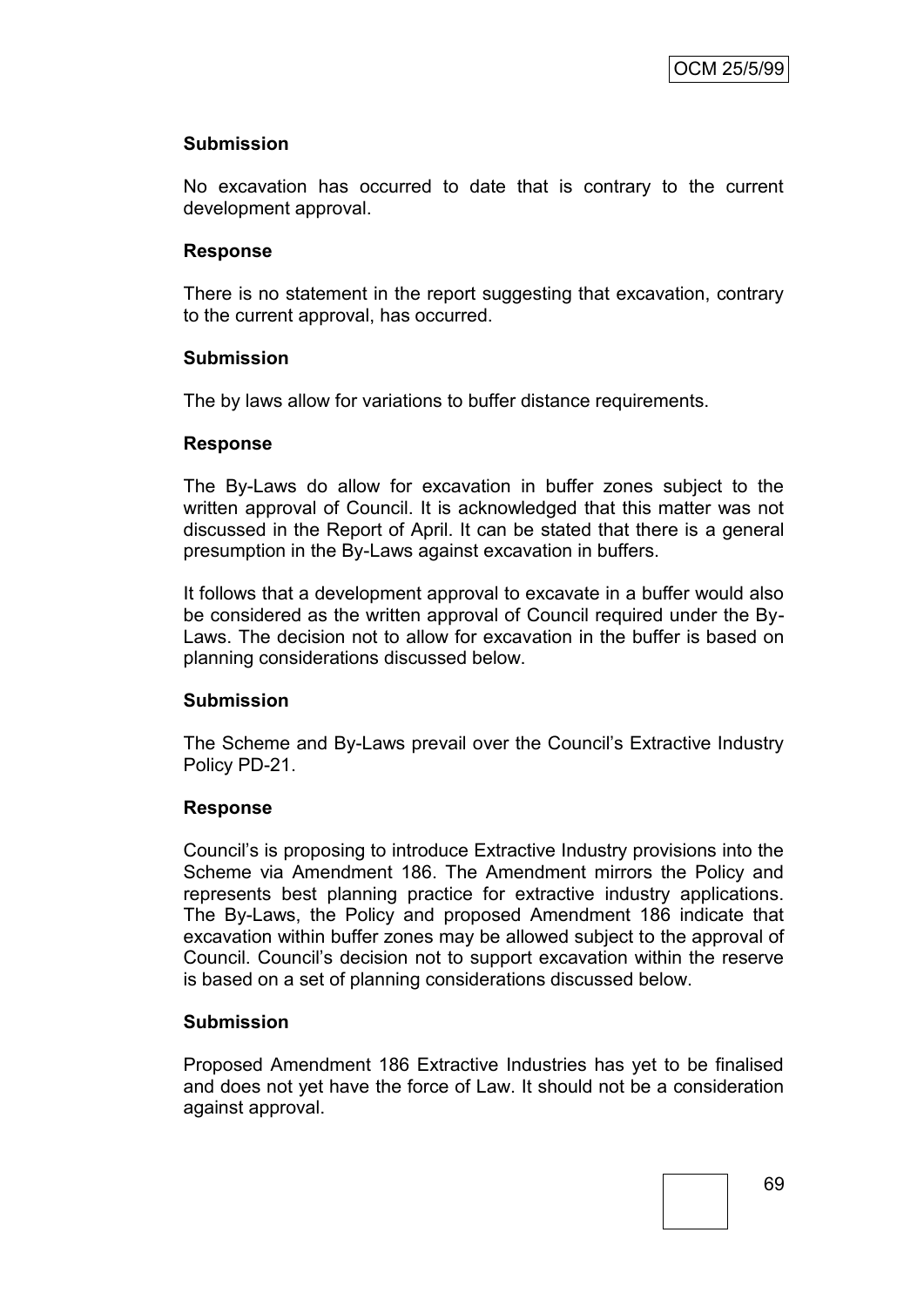**Submission**

No excavation has occurred to date that is contrary to the current development approval.

**Response**

There is no statement in the report suggesting that excavation, contrary to the current approval, has occurred.

**Submission**

The by laws allow for variations to buffer distance requirements.

**Response**

The By-Laws do allow for excavation in buffer zones subject to the written approval of Council. It is acknowledged that this matter was not discussed in the Report of April. It can be stated that there is a general presumption in the By-Laws against excavation in buffers.

It follows that a development approval to excavate in a buffer would also be considered as the written approval of Council required under the By-Laws. The decision not to allow for excavation in the buffer is based on planning considerations discussed below.

**Submission**

The Scheme and By-Laws prevail over the Council's Extractive Industry Policy PD-21.

**Response**

Council's is proposing to introduce Extractive Industry provisions into the Scheme via Amendment 186. The Amendment mirrors the Policy and represents best planning practice for extractive industry applications. The By-Laws, the Policy and proposed Amendment 186 indicate that excavation within buffer zones may be allowed subject to the approval of Council. Council's decision not to support excavation within the reserve is based on a set of planning considerations discussed below.

**Submission**

Proposed Amendment 186 Extractive Industries has yet to be finalised and does not yet have the force of Law. It should not be a consideration against approval.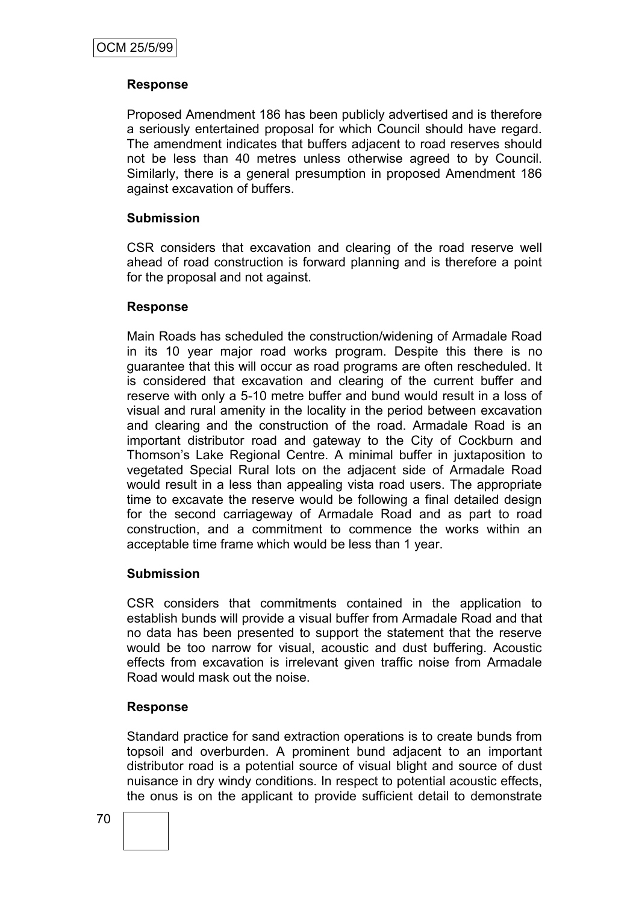**Response**

Proposed Amendment 186 has been publicly advertised and is therefore a seriously entertained proposal for which Council should have regard. The amendment indicates that buffers adjacent to road reserves should not be less than 40 metres unless otherwise agreed to by Council. Similarly, there is a general presumption in proposed Amendment 186 against excavation of buffers.

**Submission**

CSR considers that excavation and clearing of the road reserve well ahead of road construction is forward planning and is therefore a point for the proposal and not against.

**Response**

Main Roads has scheduled the construction/widening of Armadale Road in its 10 year major road works program. Despite this there is no guarantee that this will occur as road programs are often rescheduled. It is considered that excavation and clearing of the current buffer and reserve with only a 5-10 metre buffer and bund would result in a loss of visual and rural amenity in the locality in the period between excavation and clearing and the construction of the road. Armadale Road is an important distributor road and gateway to the City of Cockburn and Thomson's Lake Regional Centre. A minimal buffer in juxtaposition to vegetated Special Rural lots on the adjacent side of Armadale Road would result in a less than appealing vista road users. The appropriate time to excavate the reserve would be following a final detailed design for the second carriageway of Armadale Road and as part to road construction, and a commitment to commence the works within an acceptable time frame which would be less than 1 year.

**Submission**

CSR considers that commitments contained in the application to establish bunds will provide a visual buffer from Armadale Road and that no data has been presented to support the statement that the reserve would be too narrow for visual, acoustic and dust buffering. Acoustic effects from excavation is irrelevant given traffic noise from Armadale Road would mask out the noise.

**Response**

Standard practice for sand extraction operations is to create bunds from topsoil and overburden. A prominent bund adjacent to an important distributor road is a potential source of visual blight and source of dust nuisance in dry windy conditions. In respect to potential acoustic effects, the onus is on the applicant to provide sufficient detail to demonstrate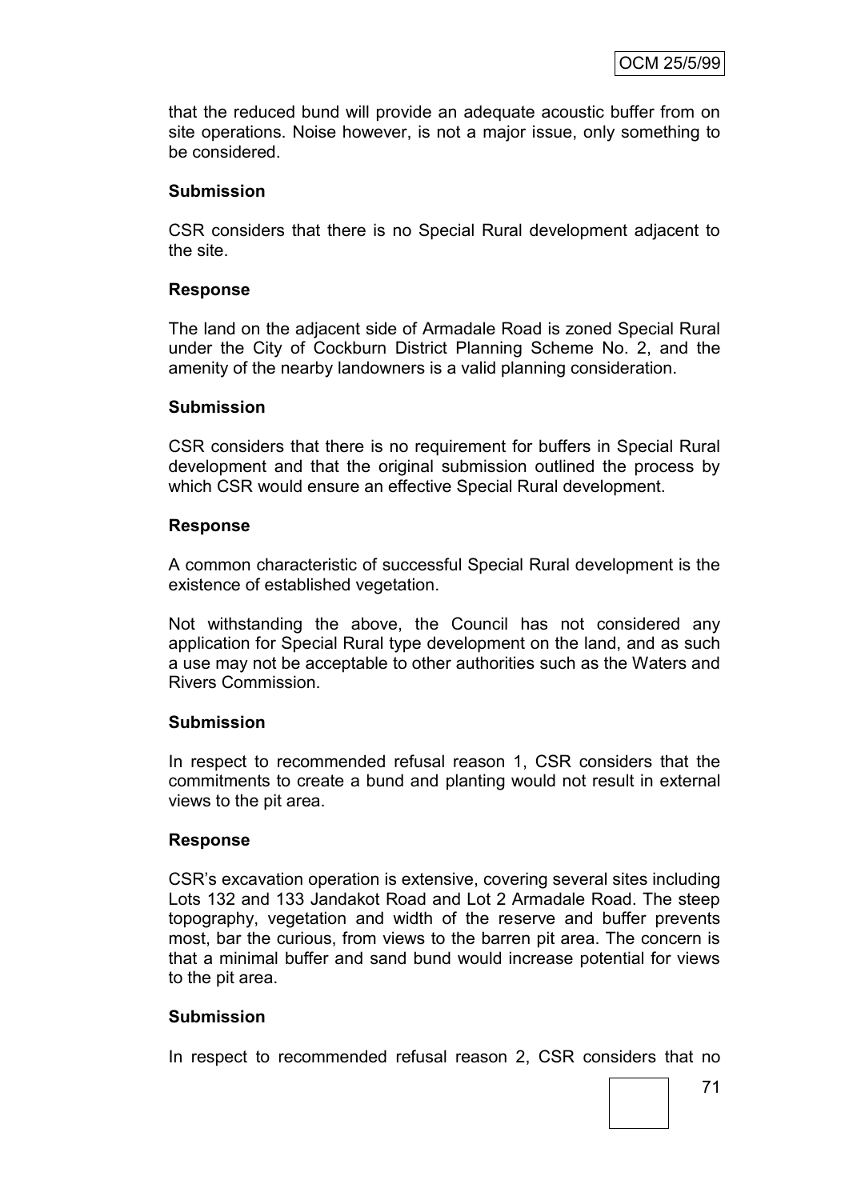that the reduced bund will provide an adequate acoustic buffer from on site operations. Noise however, is not a major issue, only something to be considered.

**Submission**

CSR considers that there is no Special Rural development adjacent to the site.

**Response**

The land on the adjacent side of Armadale Road is zoned Special Rural under the City of Cockburn District Planning Scheme No. 2, and the amenity of the nearby landowners is a valid planning consideration.

**Submission**

CSR considers that there is no requirement for buffers in Special Rural development and that the original submission outlined the process by which CSR would ensure an effective Special Rural development.

**Response**

A common characteristic of successful Special Rural development is the existence of established vegetation.

Not withstanding the above, the Council has not considered any application for Special Rural type development on the land, and as such a use may not be acceptable to other authorities such as the Waters and Rivers Commission.

**Submission**

In respect to recommended refusal reason 1, CSR considers that the commitments to create a bund and planting would not result in external views to the pit area.

**Response**

CSR's excavation operation is extensive, covering several sites including Lots 132 and 133 Jandakot Road and Lot 2 Armadale Road. The steep topography, vegetation and width of the reserve and buffer prevents most, bar the curious, from views to the barren pit area. The concern is that a minimal buffer and sand bund would increase potential for views to the pit area.

**Submission**

In respect to recommended refusal reason 2, CSR considers that no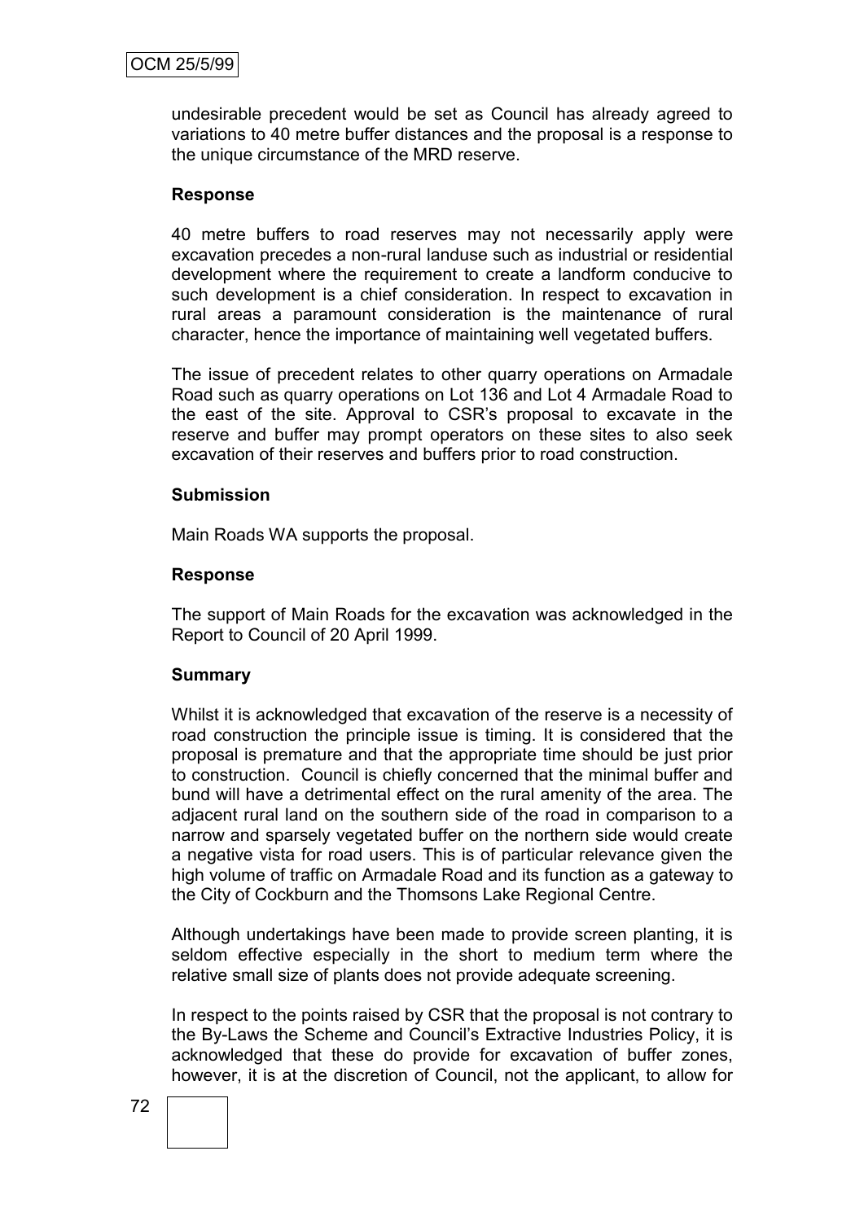undesirable precedent would be set as Council has already agreed to variations to 40 metre buffer distances and the proposal is a response to the unique circumstance of the MRD reserve.

**Response**

40 metre buffers to road reserves may not necessarily apply were excavation precedes a non-rural landuse such as industrial or residential development where the requirement to create a landform conducive to such development is a chief consideration. In respect to excavation in rural areas a paramount consideration is the maintenance of rural character, hence the importance of maintaining well vegetated buffers.

The issue of precedent relates to other quarry operations on Armadale Road such as quarry operations on Lot 136 and Lot 4 Armadale Road to the east of the site. Approval to CSR's proposal to excavate in the reserve and buffer may prompt operators on these sites to also seek excavation of their reserves and buffers prior to road construction.

**Submission**

Main Roads WA supports the proposal.

**Response**

The support of Main Roads for the excavation was acknowledged in the Report to Council of 20 April 1999.

**Summary**

Whilst it is acknowledged that excavation of the reserve is a necessity of road construction the principle issue is timing. It is considered that the proposal is premature and that the appropriate time should be just prior to construction. Council is chiefly concerned that the minimal buffer and bund will have a detrimental effect on the rural amenity of the area. The adjacent rural land on the southern side of the road in comparison to a narrow and sparsely vegetated buffer on the northern side would create a negative vista for road users. This is of particular relevance given the high volume of traffic on Armadale Road and its function as a gateway to the City of Cockburn and the Thomsons Lake Regional Centre.

Although undertakings have been made to provide screen planting, it is seldom effective especially in the short to medium term where the relative small size of plants does not provide adequate screening.

In respect to the points raised by CSR that the proposal is not contrary to the By-Laws the Scheme and Council's Extractive Industries Policy, it is acknowledged that these do provide for excavation of buffer zones, however, it is at the discretion of Council, not the applicant, to allow for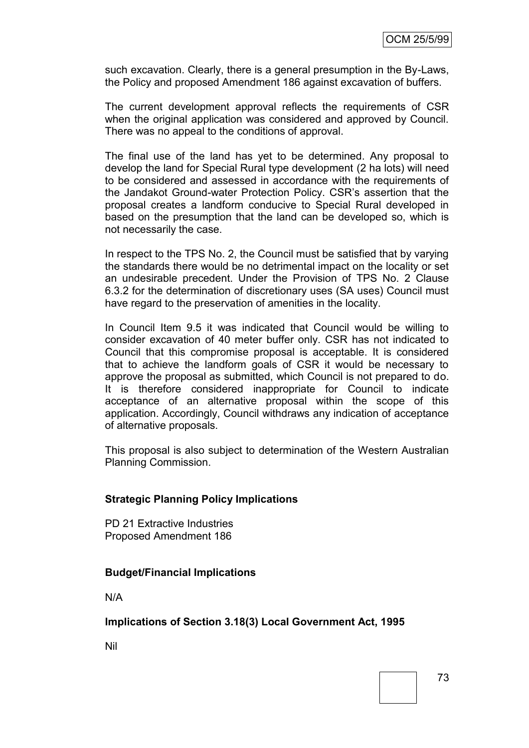such excavation. Clearly, there is a general presumption in the By-Laws, the Policy and proposed Amendment 186 against excavation of buffers.

The current development approval reflects the requirements of CSR when the original application was considered and approved by Council. There was no appeal to the conditions of approval.

The final use of the land has yet to be determined. Any proposal to develop the land for Special Rural type development (2 ha lots) will need to be considered and assessed in accordance with the requirements of the Jandakot Ground-water Protection Policy. CSR's assertion that the proposal creates a landform conducive to Special Rural developed in based on the presumption that the land can be developed so, which is not necessarily the case.

In respect to the TPS No. 2, the Council must be satisfied that by varying the standards there would be no detrimental impact on the locality or set an undesirable precedent. Under the Provision of TPS No. 2 Clause 6.3.2 for the determination of discretionary uses (SA uses) Council must have regard to the preservation of amenities in the locality.

In Council Item 9.5 it was indicated that Council would be willing to consider excavation of 40 meter buffer only. CSR has not indicated to Council that this compromise proposal is acceptable. It is considered that to achieve the landform goals of CSR it would be necessary to approve the proposal as submitted, which Council is not prepared to do. It is therefore considered inappropriate for Council to indicate acceptance of an alternative proposal within the scope of this application. Accordingly, Council withdraws any indication of acceptance of alternative proposals.

This proposal is also subject to determination of the Western Australian Planning Commission.

**Strategic Planning Policy Implications**

PD 21 Extractive Industries
Proposed Amendment 186

**Budget/Financial Implications**

N/A

**Implications of Section 3.18(3) Local Government Act, 1995**

Nil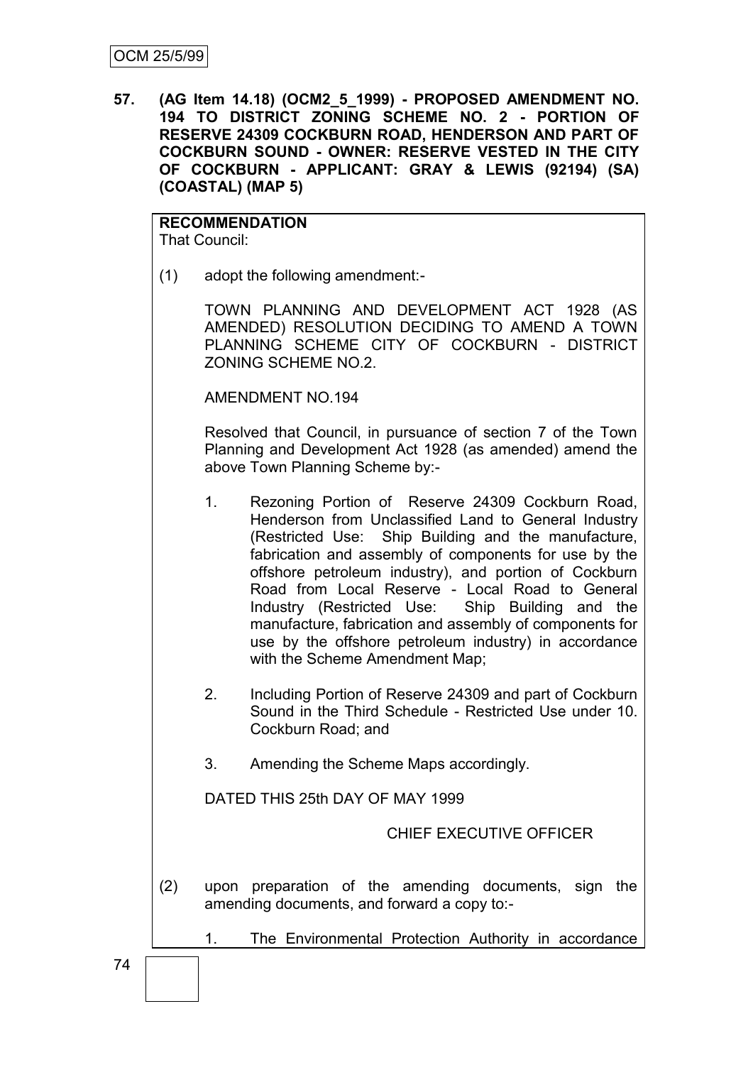OCM 25/5/99

**57. (AG Item 14.18) (OCM2_5_1999) - PROPOSED AMENDMENT NO. 194 TO DISTRICT ZONING SCHEME NO. 2 - PORTION OF RESERVE 24309 COCKBURN ROAD, HENDERSON AND PART OF COCKBURN SOUND - OWNER: RESERVE VESTED IN THE CITY OF COCKBURN - APPLICANT: GRAY & LEWIS (92194) (SA) (COASTAL) (MAP 5)**

**RECOMMENDATION**
That Council:

(1) adopt the following amendment:-

TOWN PLANNING AND DEVELOPMENT ACT 1928 (AS AMENDED) RESOLUTION DECIDING TO AMEND A TOWN PLANNING SCHEME CITY OF COCKBURN - DISTRICT ZONING SCHEME NO.2.

AMENDMENT NO.194

Resolved that Council, in pursuance of section 7 of the Town Planning and Development Act 1928 (as amended) amend the above Town Planning Scheme by:-

1. Rezoning Portion of Reserve 24309 Cockburn Road, Henderson from Unclassified Land to General Industry (Restricted Use: Ship Building and the manufacture, fabrication and assembly of components for use by the offshore petroleum industry), and portion of Cockburn Road from Local Reserve - Local Road to General Industry (Restricted Use: Ship Building and the manufacture, fabrication and assembly of components for use by the offshore petroleum industry) in accordance with the Scheme Amendment Map;

2. Including Portion of Reserve 24309 and part of Cockburn Sound in the Third Schedule - Restricted Use under 10. Cockburn Road; and

3. Amending the Scheme Maps accordingly.

DATED THIS 25th DAY OF MAY 1999

CHIEF EXECUTIVE OFFICER

(2) upon preparation of the amending documents, sign the amending documents, and forward a copy to:-

1. The Environmental Protection Authority in accordance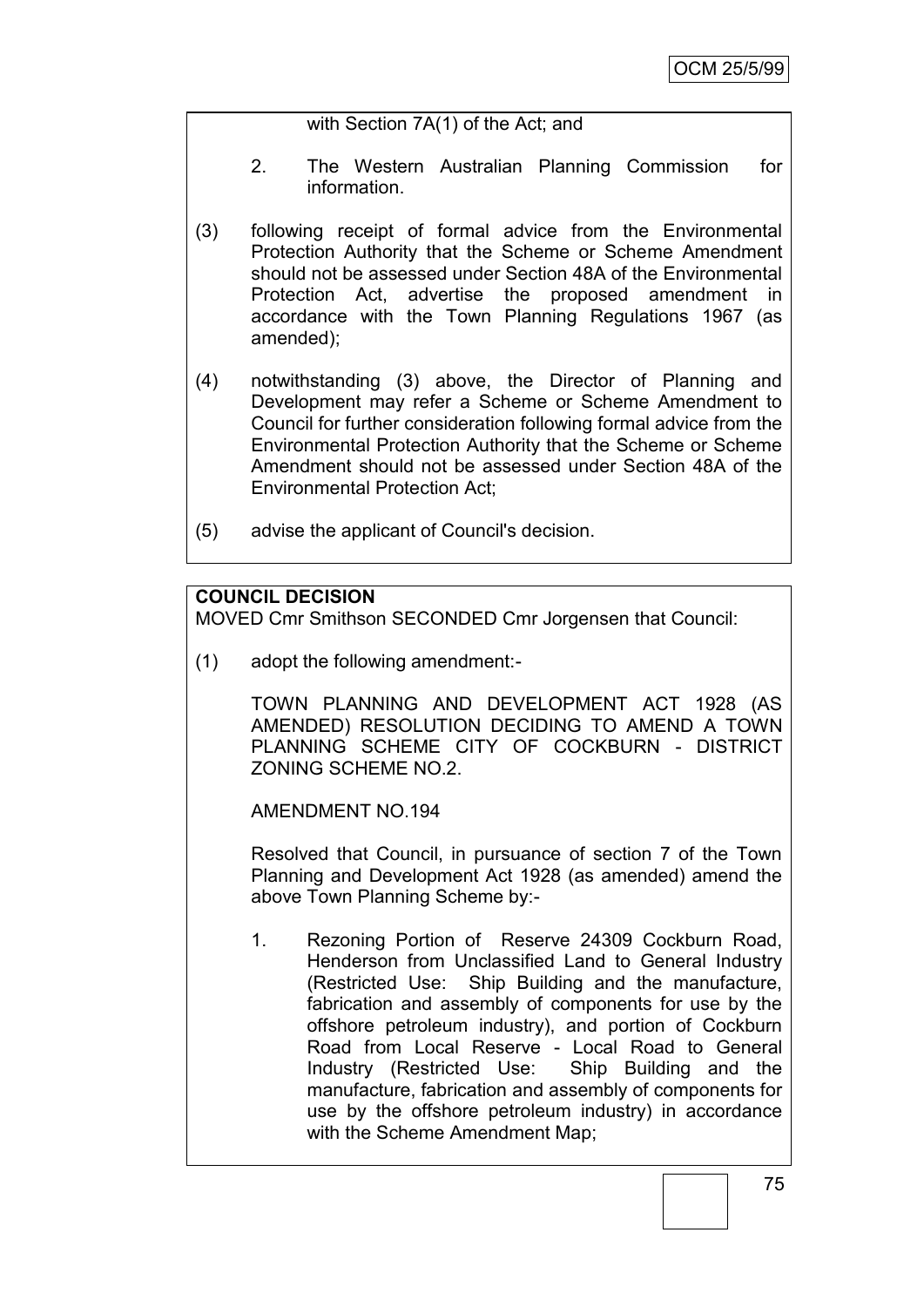with Section 7A(1) of the Act; and

2. The Western Australian Planning Commission for information.

(3) following receipt of formal advice from the Environmental Protection Authority that the Scheme or Scheme Amendment should not be assessed under Section 48A of the Environmental Protection Act, advertise the proposed amendment in accordance with the Town Planning Regulations 1967 (as amended);

(4) notwithstanding (3) above, the Director of Planning and Development may refer a Scheme or Scheme Amendment to Council for further consideration following formal advice from the Environmental Protection Authority that the Scheme or Scheme Amendment should not be assessed under Section 48A of the Environmental Protection Act;

(5) advise the applicant of Council's decision.

**COUNCIL DECISION**

MOVED Cmr Smithson SECONDED Cmr Jorgensen that Council:

(1) adopt the following amendment:-

TOWN PLANNING AND DEVELOPMENT ACT 1928 (AS AMENDED) RESOLUTION DECIDING TO AMEND A TOWN PLANNING SCHEME CITY OF COCKBURN - DISTRICT ZONING SCHEME NO.2.

AMENDMENT NO.194

Resolved that Council, in pursuance of section 7 of the Town Planning and Development Act 1928 (as amended) amend the above Town Planning Scheme by:-

1. Rezoning Portion of Reserve 24309 Cockburn Road, Henderson from Unclassified Land to General Industry (Restricted Use: Ship Building and the manufacture, fabrication and assembly of components for use by the offshore petroleum industry), and portion of Cockburn Road from Local Reserve - Local Road to General Industry (Restricted Use: Ship Building and the manufacture, fabrication and assembly of components for use by the offshore petroleum industry) in accordance with the Scheme Amendment Map;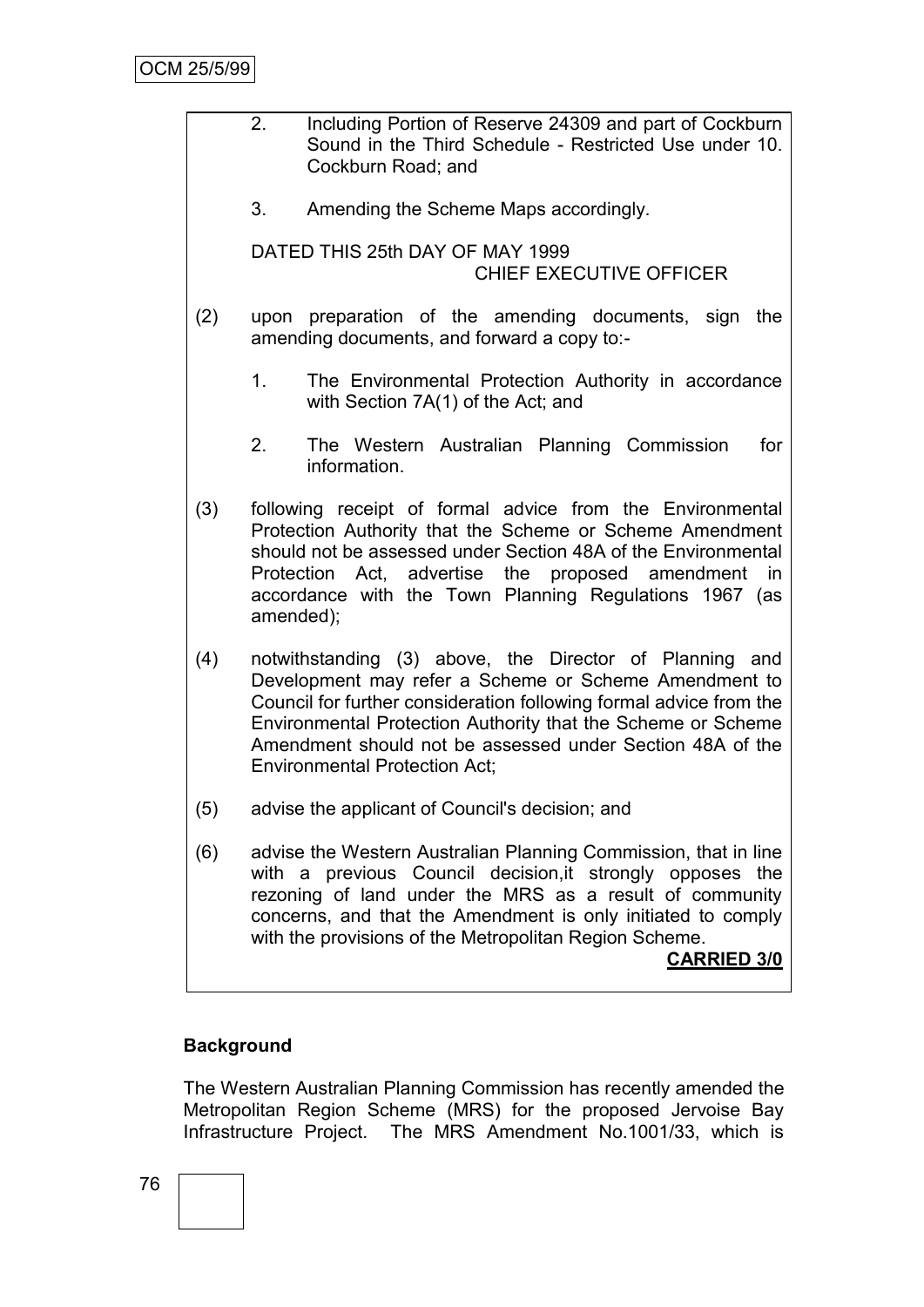2. Including Portion of Reserve 24309 and part of Cockburn Sound in the Third Schedule - Restricted Use under 10. Cockburn Road; and

3. Amending the Scheme Maps accordingly.

DATED THIS 25th DAY OF MAY 1999
CHIEF EXECUTIVE OFFICER

(2) upon preparation of the amending documents, sign the amending documents, and forward a copy to:-

1. The Environmental Protection Authority in accordance with Section 7A(1) of the Act; and

2. The Western Australian Planning Commission for information.

(3) following receipt of formal advice from the Environmental Protection Authority that the Scheme or Scheme Amendment should not be assessed under Section 48A of the Environmental Protection Act, advertise the proposed amendment in accordance with the Town Planning Regulations 1967 (as amended);

(4) notwithstanding (3) above, the Director of Planning and Development may refer a Scheme or Scheme Amendment to Council for further consideration following formal advice from the Environmental Protection Authority that the Scheme or Scheme Amendment should not be assessed under Section 48A of the Environmental Protection Act;

(5) advise the applicant of Council's decision; and

(6) advise the Western Australian Planning Commission, that in line with a previous Council decision,it strongly opposes the rezoning of land under the MRS as a result of community concerns, and that the Amendment is only initiated to comply with the provisions of the Metropolitan Region Scheme.

**CARRIED 3/0**

**Background**

The Western Australian Planning Commission has recently amended the Metropolitan Region Scheme (MRS) for the proposed Jervoise Bay Infrastructure Project. The MRS Amendment No.1001/33, which is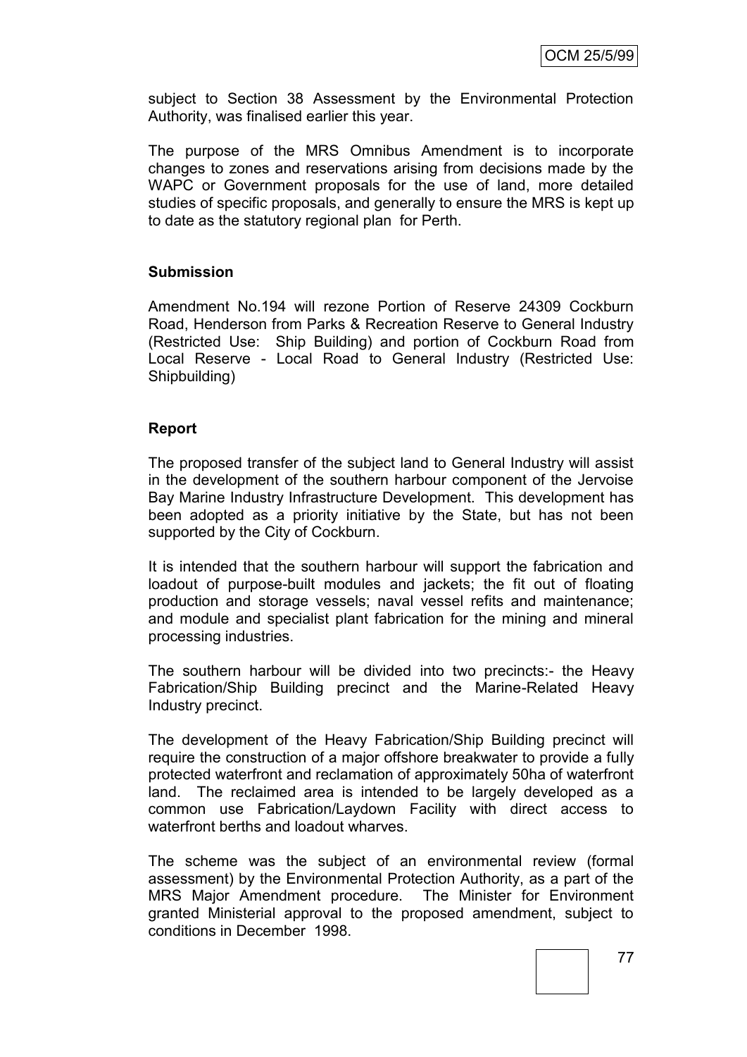subject to Section 38 Assessment by the Environmental Protection Authority, was finalised earlier this year.

The purpose of the MRS Omnibus Amendment is to incorporate changes to zones and reservations arising from decisions made by the WAPC or Government proposals for the use of land, more detailed studies of specific proposals, and generally to ensure the MRS is kept up to date as the statutory regional plan for Perth.

**Submission**

Amendment No.194 will rezone Portion of Reserve 24309 Cockburn Road, Henderson from Parks & Recreation Reserve to General Industry (Restricted Use: Ship Building) and portion of Cockburn Road from Local Reserve - Local Road to General Industry (Restricted Use: Shipbuilding)

**Report**

The proposed transfer of the subject land to General Industry will assist in the development of the southern harbour component of the Jervoise Bay Marine Industry Infrastructure Development. This development has been adopted as a priority initiative by the State, but has not been supported by the City of Cockburn.

It is intended that the southern harbour will support the fabrication and loadout of purpose-built modules and jackets; the fit out of floating production and storage vessels; naval vessel refits and maintenance; and module and specialist plant fabrication for the mining and mineral processing industries.

The southern harbour will be divided into two precincts:- the Heavy Fabrication/Ship Building precinct and the Marine-Related Heavy Industry precinct.

The development of the Heavy Fabrication/Ship Building precinct will require the construction of a major offshore breakwater to provide a fully protected waterfront and reclamation of approximately 50ha of waterfront land. The reclaimed area is intended to be largely developed as a common use Fabrication/Laydown Facility with direct access to waterfront berths and loadout wharves.

The scheme was the subject of an environmental review (formal assessment) by the Environmental Protection Authority, as a part of the MRS Major Amendment procedure. The Minister for Environment granted Ministerial approval to the proposed amendment, subject to conditions in December 1998.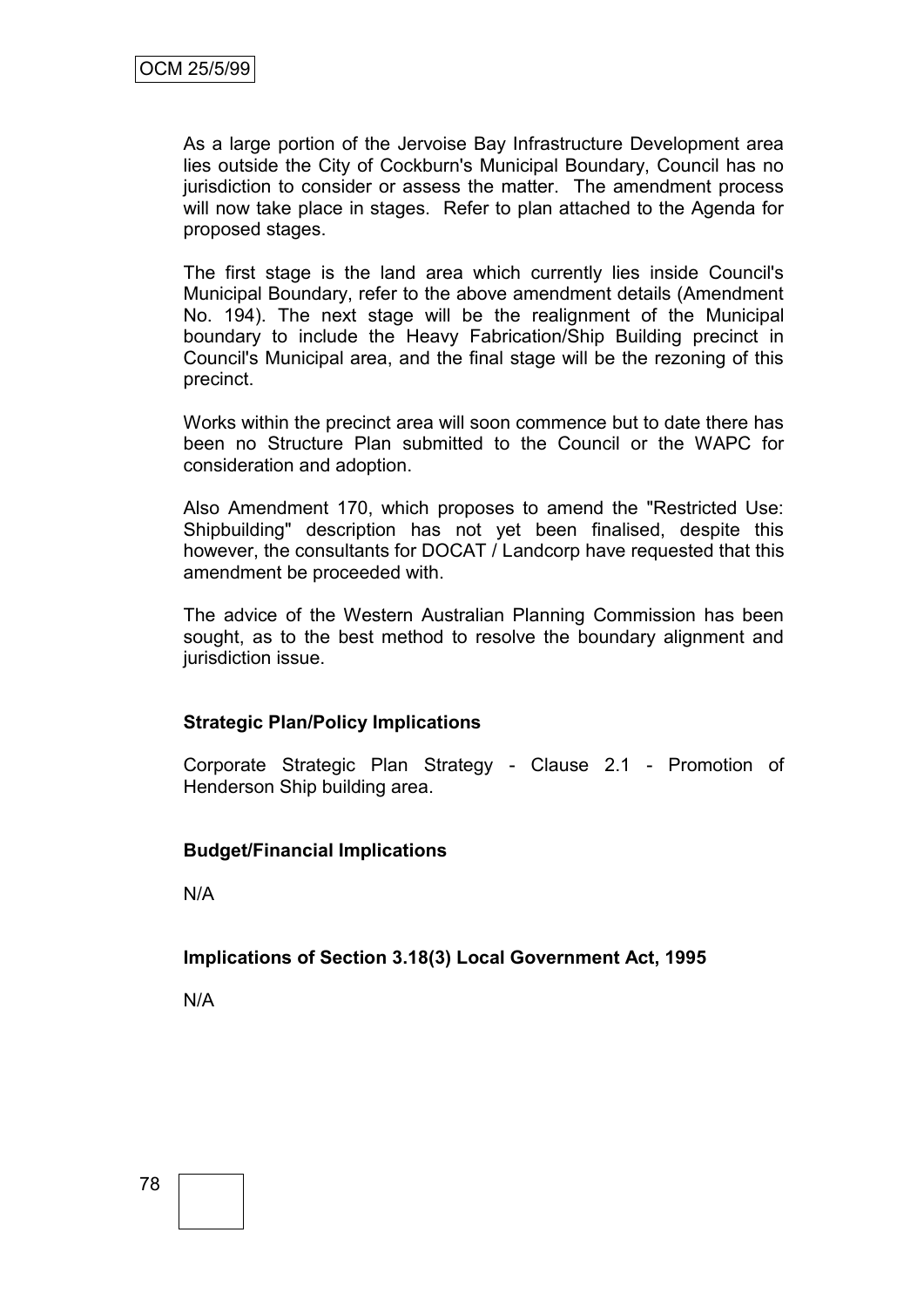As a large portion of the Jervoise Bay Infrastructure Development area lies outside the City of Cockburn's Municipal Boundary, Council has no jurisdiction to consider or assess the matter. The amendment process will now take place in stages. Refer to plan attached to the Agenda for proposed stages.

The first stage is the land area which currently lies inside Council's Municipal Boundary, refer to the above amendment details (Amendment No. 194). The next stage will be the realignment of the Municipal boundary to include the Heavy Fabrication/Ship Building precinct in Council's Municipal area, and the final stage will be the rezoning of this precinct.

Works within the precinct area will soon commence but to date there has been no Structure Plan submitted to the Council or the WAPC for consideration and adoption.

Also Amendment 170, which proposes to amend the "Restricted Use: Shipbuilding" description has not yet been finalised, despite this however, the consultants for DOCAT / Landcorp have requested that this amendment be proceeded with.

The advice of the Western Australian Planning Commission has been sought, as to the best method to resolve the boundary alignment and jurisdiction issue.

**Strategic Plan/Policy Implications**

Corporate Strategic Plan Strategy - Clause 2.1 - Promotion of Henderson Ship building area.

**Budget/Financial Implications**

N/A

**Implications of Section 3.18(3) Local Government Act, 1995**

N/A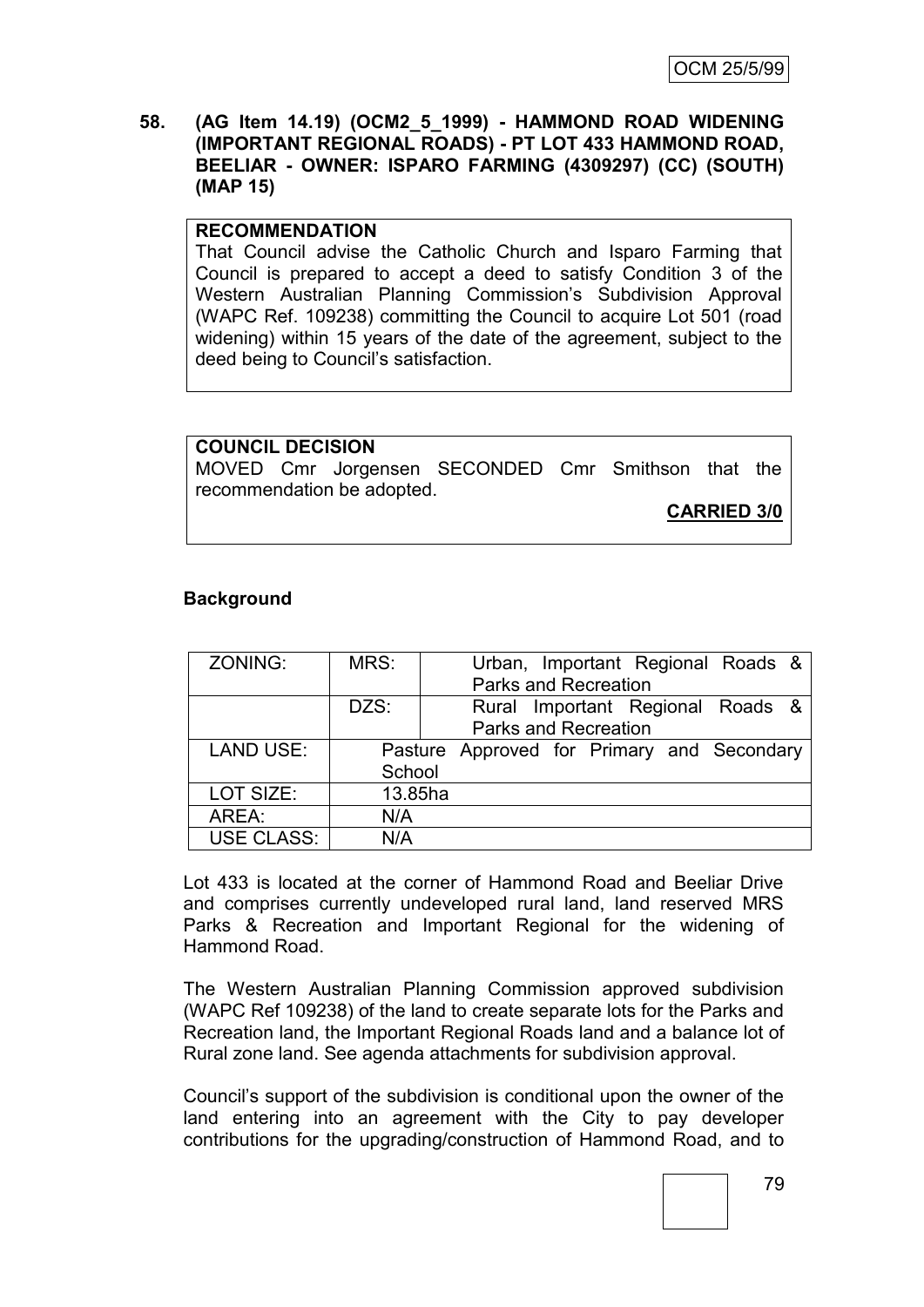**58. (AG Item 14.19) (OCM2_5_1999) - HAMMOND ROAD WIDENING (IMPORTANT REGIONAL ROADS) - PT LOT 433 HAMMOND ROAD, BEELIAR - OWNER: ISPARO FARMING (4309297) (CC) (SOUTH) (MAP 15)**

**RECOMMENDATION**

That Council advise the Catholic Church and Isparo Farming that Council is prepared to accept a deed to satisfy Condition 3 of the Western Australian Planning Commission's Subdivision Approval (WAPC Ref. 109238) committing the Council to acquire Lot 501 (road widening) within 15 years of the date of the agreement, subject to the deed being to Council's satisfaction.

**COUNCIL DECISION**

MOVED Cmr Jorgensen SECONDED Cmr Smithson that the recommendation be adopted.

**CARRIED 3/0**

**Background**

| ZONING: | MRS: | Urban, Important Regional Roads & Parks and Recreation |
|---|---|---|
| | DZS: | Rural Important Regional Roads & Parks and Recreation |
| LAND USE: | Pasture Approved for Primary and Secondary School | |
| LOT SIZE: | 13.85ha | |
| AREA: | N/A | |
| USE CLASS: | N/A | |

Lot 433 is located at the corner of Hammond Road and Beeliar Drive and comprises currently undeveloped rural land, land reserved MRS Parks & Recreation and Important Regional for the widening of Hammond Road.

The Western Australian Planning Commission approved subdivision (WAPC Ref 109238) of the land to create separate lots for the Parks and Recreation land, the Important Regional Roads land and a balance lot of Rural zone land. See agenda attachments for subdivision approval.

Council's support of the subdivision is conditional upon the owner of the land entering into an agreement with the City to pay developer contributions for the upgrading/construction of Hammond Road, and to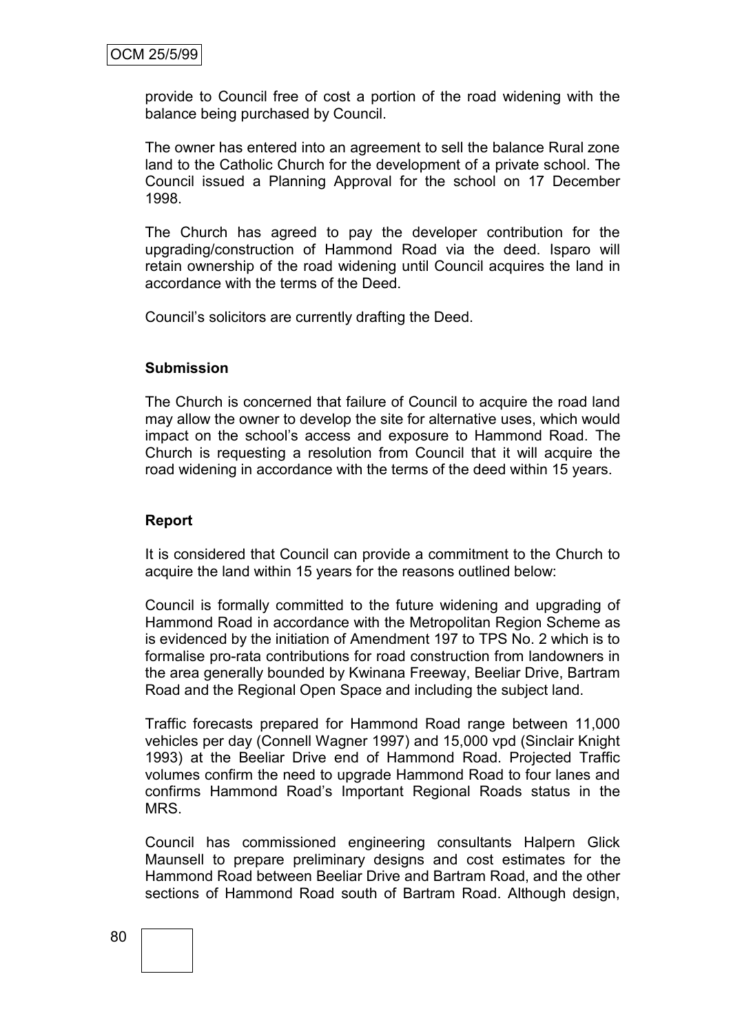provide to Council free of cost a portion of the road widening with the balance being purchased by Council.

The owner has entered into an agreement to sell the balance Rural zone land to the Catholic Church for the development of a private school. The Council issued a Planning Approval for the school on 17 December 1998.

The Church has agreed to pay the developer contribution for the upgrading/construction of Hammond Road via the deed. Isparo will retain ownership of the road widening until Council acquires the land in accordance with the terms of the Deed.

Council's solicitors are currently drafting the Deed.

**Submission**

The Church is concerned that failure of Council to acquire the road land may allow the owner to develop the site for alternative uses, which would impact on the school's access and exposure to Hammond Road. The Church is requesting a resolution from Council that it will acquire the road widening in accordance with the terms of the deed within 15 years.

**Report**

It is considered that Council can provide a commitment to the Church to acquire the land within 15 years for the reasons outlined below:

Council is formally committed to the future widening and upgrading of Hammond Road in accordance with the Metropolitan Region Scheme as is evidenced by the initiation of Amendment 197 to TPS No. 2 which is to formalise pro-rata contributions for road construction from landowners in the area generally bounded by Kwinana Freeway, Beeliar Drive, Bartram Road and the Regional Open Space and including the subject land.

Traffic forecasts prepared for Hammond Road range between 11,000 vehicles per day (Connell Wagner 1997) and 15,000 vpd (Sinclair Knight 1993) at the Beeliar Drive end of Hammond Road. Projected Traffic volumes confirm the need to upgrade Hammond Road to four lanes and confirms Hammond Road's Important Regional Roads status in the MRS.

Council has commissioned engineering consultants Halpern Glick Maunsell to prepare preliminary designs and cost estimates for the Hammond Road between Beeliar Drive and Bartram Road, and the other sections of Hammond Road south of Bartram Road. Although design,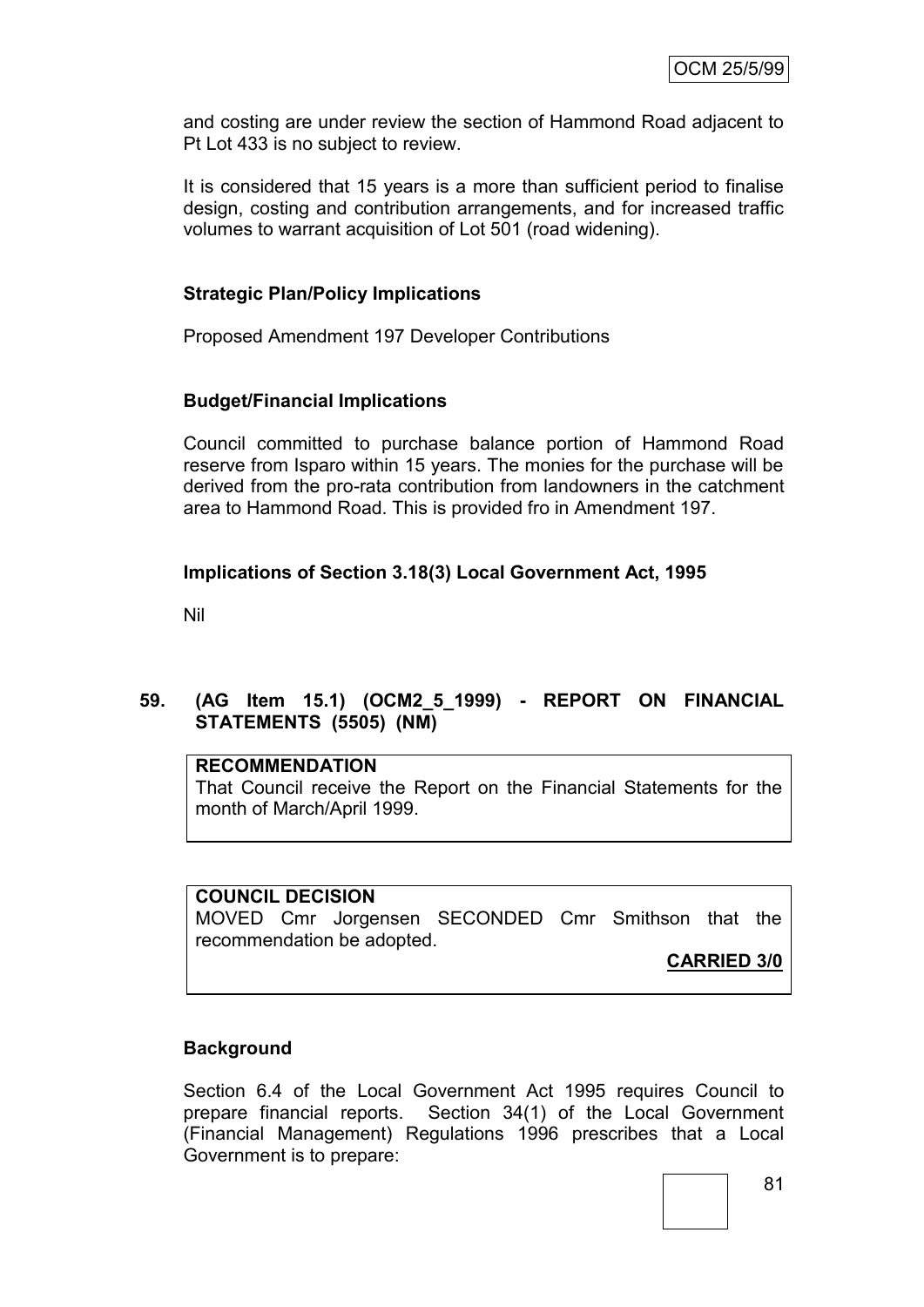and costing are under review the section of Hammond Road adjacent to Pt Lot 433 is no subject to review.

It is considered that 15 years is a more than sufficient period to finalise design, costing and contribution arrangements, and for increased traffic volumes to warrant acquisition of Lot 501 (road widening).

**Strategic Plan/Policy Implications**

Proposed Amendment 197 Developer Contributions

**Budget/Financial Implications**

Council committed to purchase balance portion of Hammond Road reserve from Isparo within 15 years. The monies for the purchase will be derived from the pro-rata contribution from landowners in the catchment area to Hammond Road. This is provided fro in Amendment 197.

**Implications of Section 3.18(3) Local Government Act, 1995**

Nil

## 59. (AG Item 15.1) (OCM2_5_1999) - REPORT ON FINANCIAL STATEMENTS (5505) (NM)

**RECOMMENDATION**
That Council receive the Report on the Financial Statements for the month of March/April 1999.

**COUNCIL DECISION**
MOVED Cmr Jorgensen SECONDED Cmr Smithson that the recommendation be adopted.

**CARRIED 3/0**

**Background**

Section 6.4 of the Local Government Act 1995 requires Council to prepare financial reports. Section 34(1) of the Local Government (Financial Management) Regulations 1996 prescribes that a Local Government is to prepare: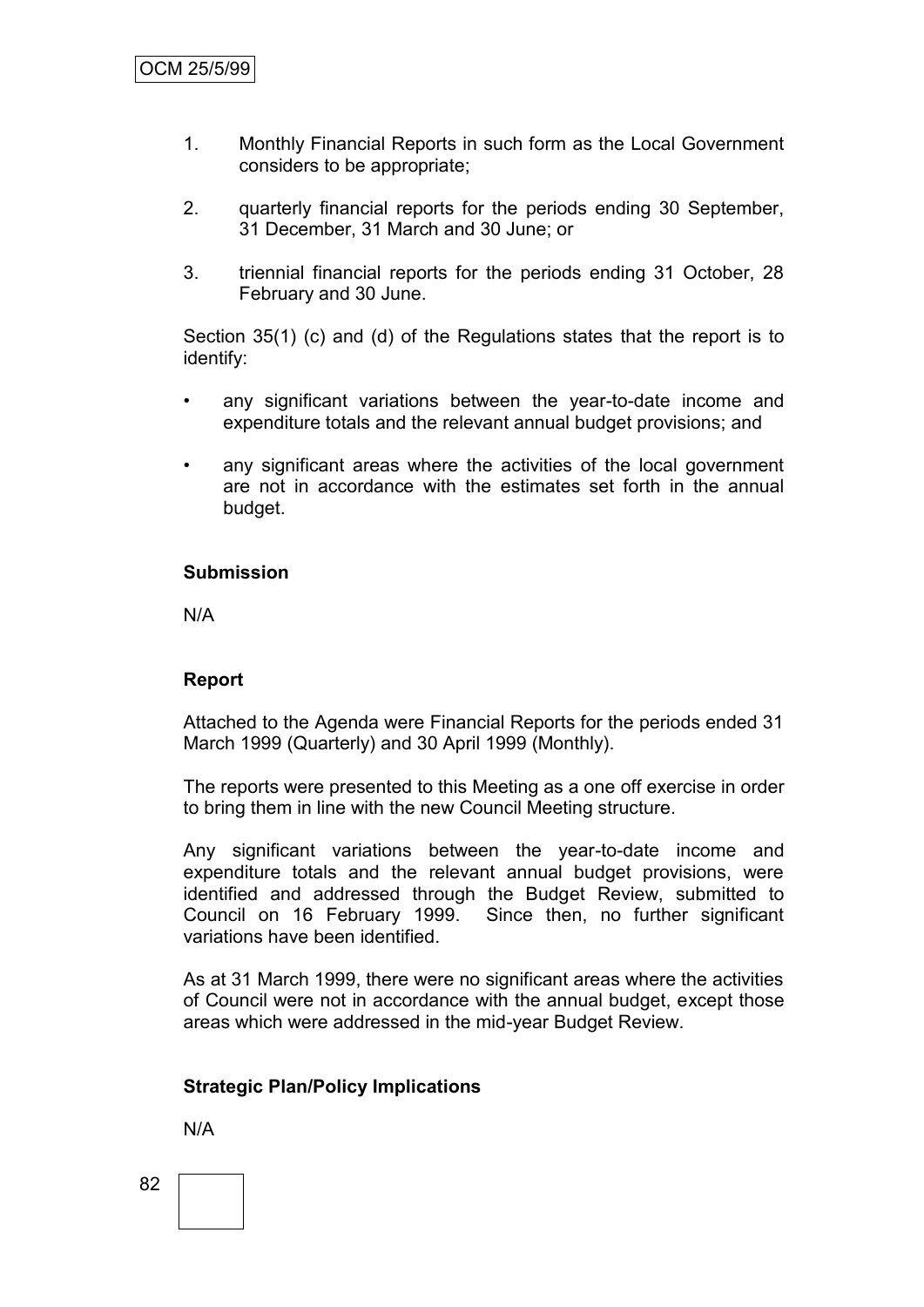1. Monthly Financial Reports in such form as the Local Government considers to be appropriate;

2. quarterly financial reports for the periods ending 30 September, 31 December, 31 March and 30 June; or

3. triennial financial reports for the periods ending 31 October, 28 February and 30 June.

Section 35(1) (c) and (d) of the Regulations states that the report is to identify:

- any significant variations between the year-to-date income and expenditure totals and the relevant annual budget provisions; and
- any significant areas where the activities of the local government are not in accordance with the estimates set forth in the annual budget.

**Submission**

N/A

**Report**

Attached to the Agenda were Financial Reports for the periods ended 31 March 1999 (Quarterly) and 30 April 1999 (Monthly).

The reports were presented to this Meeting as a one off exercise in order to bring them in line with the new Council Meeting structure.

Any significant variations between the year-to-date income and expenditure totals and the relevant annual budget provisions, were identified and addressed through the Budget Review, submitted to Council on 16 February 1999. Since then, no further significant variations have been identified.

As at 31 March 1999, there were no significant areas where the activities of Council were not in accordance with the annual budget, except those areas which were addressed in the mid-year Budget Review.

**Strategic Plan/Policy Implications**

N/A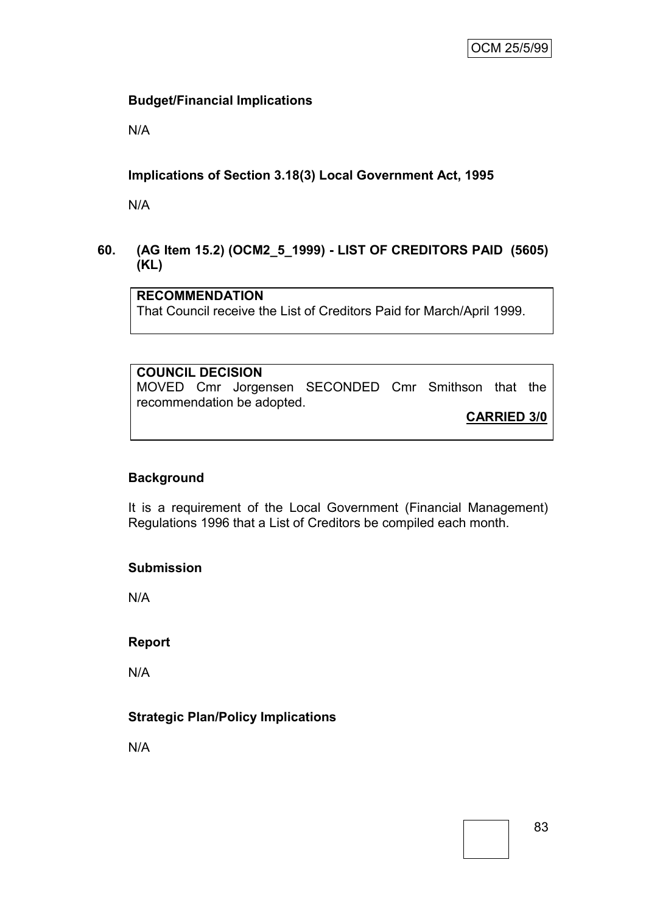**Budget/Financial Implications**

N/A

**Implications of Section 3.18(3) Local Government Act, 1995**

N/A

## 60. (AG Item 15.2) (OCM2_5_1999) - LIST OF CREDITORS PAID (5605) (KL)

**RECOMMENDATION**
That Council receive the List of Creditors Paid for March/April 1999.

**COUNCIL DECISION**
MOVED Cmr Jorgensen SECONDED Cmr Smithson that the recommendation be adopted.

**CARRIED 3/0**

**Background**

It is a requirement of the Local Government (Financial Management) Regulations 1996 that a List of Creditors be compiled each month.

**Submission**

N/A

**Report**

N/A

**Strategic Plan/Policy Implications**

N/A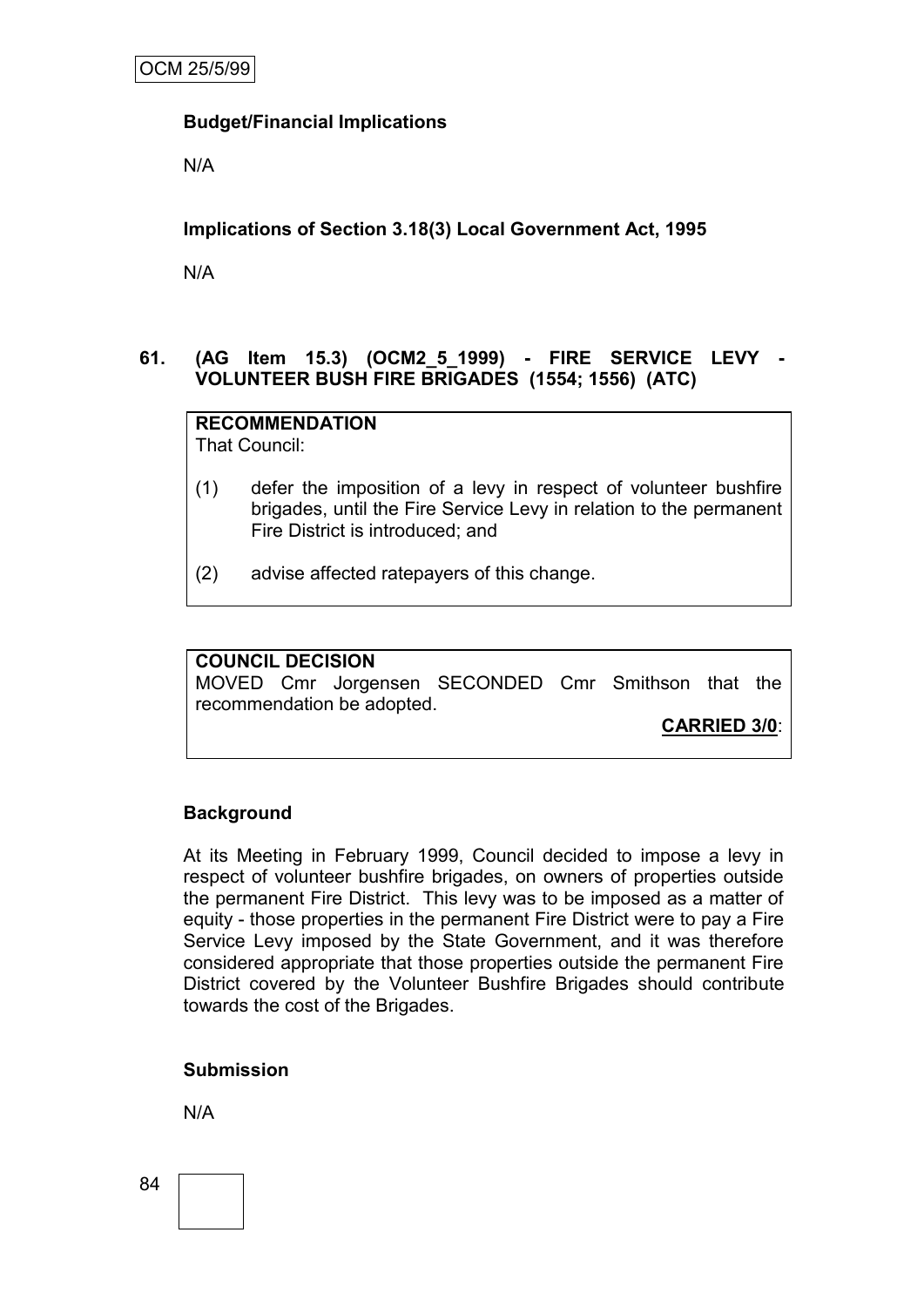**Budget/Financial Implications**

N/A

**Implications of Section 3.18(3) Local Government Act, 1995**

N/A

**61. (AG Item 15.3) (OCM2_5_1999) - FIRE SERVICE LEVY - VOLUNTEER BUSH FIRE BRIGADES (1554; 1556) (ATC)**

**RECOMMENDATION**
That Council:

(1) defer the imposition of a levy in respect of volunteer bushfire brigades, until the Fire Service Levy in relation to the permanent Fire District is introduced; and

(2) advise affected ratepayers of this change.

**COUNCIL DECISION**
MOVED Cmr Jorgensen SECONDED Cmr Smithson that the recommendation be adopted.

**CARRIED 3/0**:

**Background**

At its Meeting in February 1999, Council decided to impose a levy in respect of volunteer bushfire brigades, on owners of properties outside the permanent Fire District. This levy was to be imposed as a matter of equity - those properties in the permanent Fire District were to pay a Fire Service Levy imposed by the State Government, and it was therefore considered appropriate that those properties outside the permanent Fire District covered by the Volunteer Bushfire Brigades should contribute towards the cost of the Brigades.

**Submission**

N/A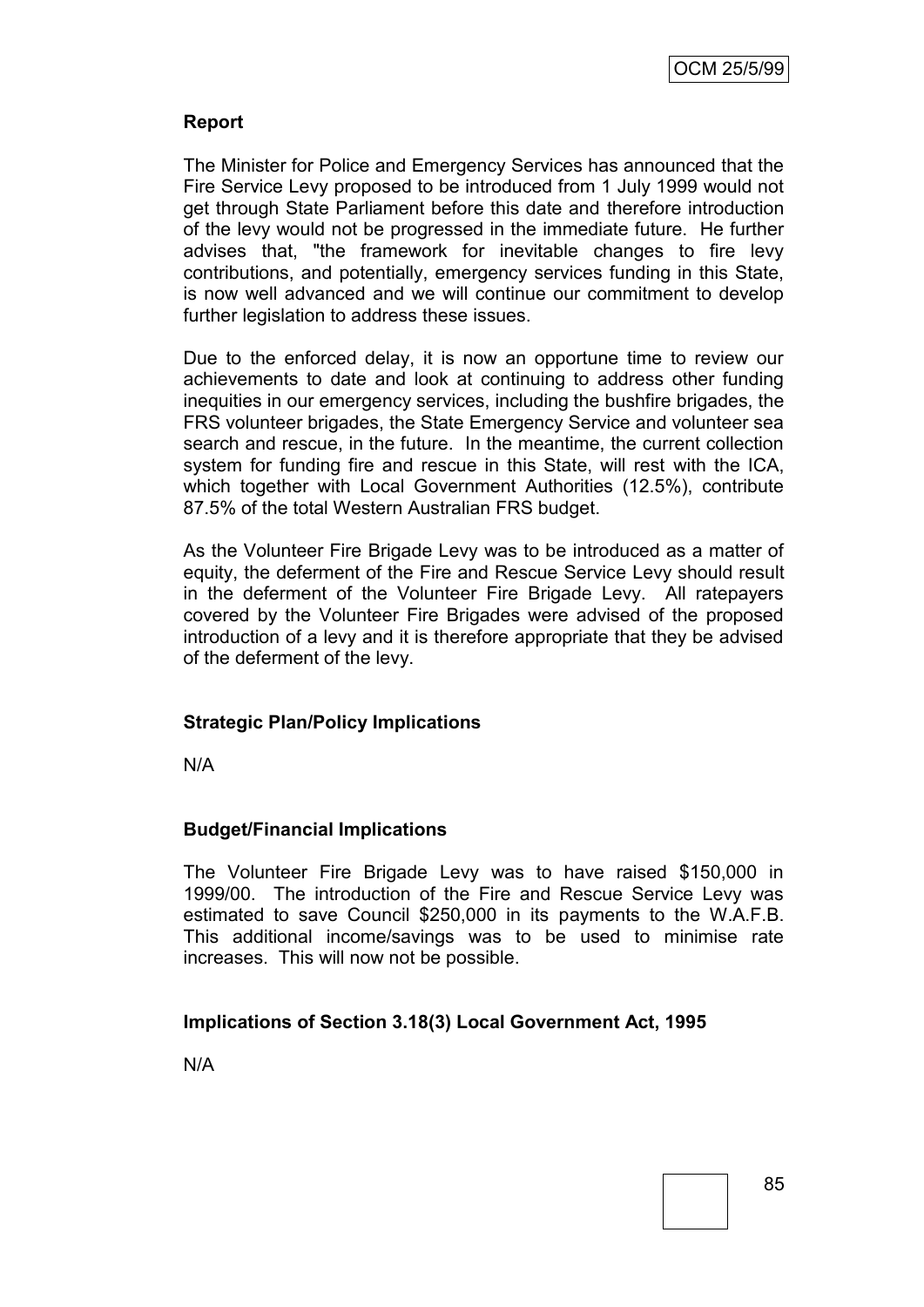**Report**

The Minister for Police and Emergency Services has announced that the Fire Service Levy proposed to be introduced from 1 July 1999 would not get through State Parliament before this date and therefore introduction of the levy would not be progressed in the immediate future. He further advises that, "the framework for inevitable changes to fire levy contributions, and potentially, emergency services funding in this State, is now well advanced and we will continue our commitment to develop further legislation to address these issues.

Due to the enforced delay, it is now an opportune time to review our achievements to date and look at continuing to address other funding inequities in our emergency services, including the bushfire brigades, the FRS volunteer brigades, the State Emergency Service and volunteer sea search and rescue, in the future. In the meantime, the current collection system for funding fire and rescue in this State, will rest with the ICA, which together with Local Government Authorities (12.5%), contribute 87.5% of the total Western Australian FRS budget.

As the Volunteer Fire Brigade Levy was to be introduced as a matter of equity, the deferment of the Fire and Rescue Service Levy should result in the deferment of the Volunteer Fire Brigade Levy. All ratepayers covered by the Volunteer Fire Brigades were advised of the proposed introduction of a levy and it is therefore appropriate that they be advised of the deferment of the levy.

**Strategic Plan/Policy Implications**

N/A

**Budget/Financial Implications**

The Volunteer Fire Brigade Levy was to have raised $150,000 in 1999/00. The introduction of the Fire and Rescue Service Levy was estimated to save Council $250,000 in its payments to the W.A.F.B. This additional income/savings was to be used to minimise rate increases. This will now not be possible.

**Implications of Section 3.18(3) Local Government Act, 1995**

N/A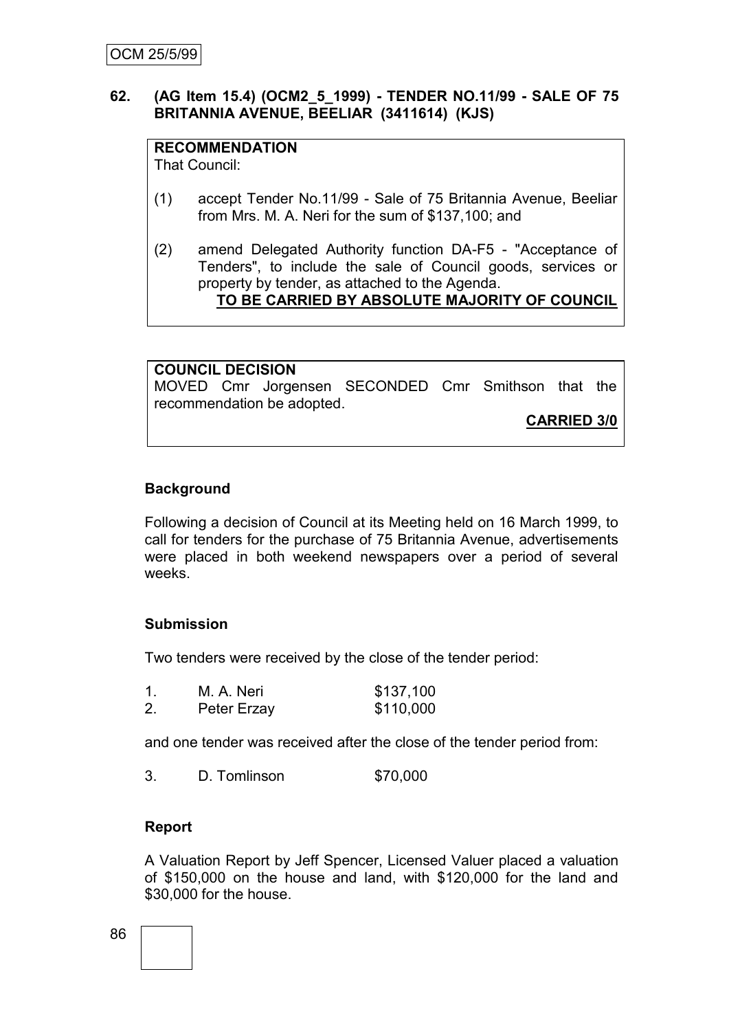**62. (AG Item 15.4) (OCM2_5_1999) - TENDER NO.11/99 - SALE OF 75 BRITANNIA AVENUE, BEELIAR (3411614) (KJS)**

**RECOMMENDATION**
That Council:

(1) accept Tender No.11/99 - Sale of 75 Britannia Avenue, Beeliar from Mrs. M. A. Neri for the sum of $137,100; and

(2) amend Delegated Authority function DA-F5 - "Acceptance of Tenders", to include the sale of Council goods, services or property by tender, as attached to the Agenda.

**TO BE CARRIED BY ABSOLUTE MAJORITY OF COUNCIL**

**COUNCIL DECISION**
MOVED Cmr Jorgensen SECONDED Cmr Smithson that the recommendation be adopted.

**CARRIED 3/0**

**Background**

Following a decision of Council at its Meeting held on 16 March 1999, to call for tenders for the purchase of 75 Britannia Avenue, advertisements were placed in both weekend newspapers over a period of several weeks.

**Submission**

Two tenders were received by the close of the tender period:

1. M. A. Neri $137,100
2. Peter Erzay $110,000

and one tender was received after the close of the tender period from:

3. D. Tomlinson $70,000

**Report**

A Valuation Report by Jeff Spencer, Licensed Valuer placed a valuation of $150,000 on the house and land, with $120,000 for the land and $30,000 for the house.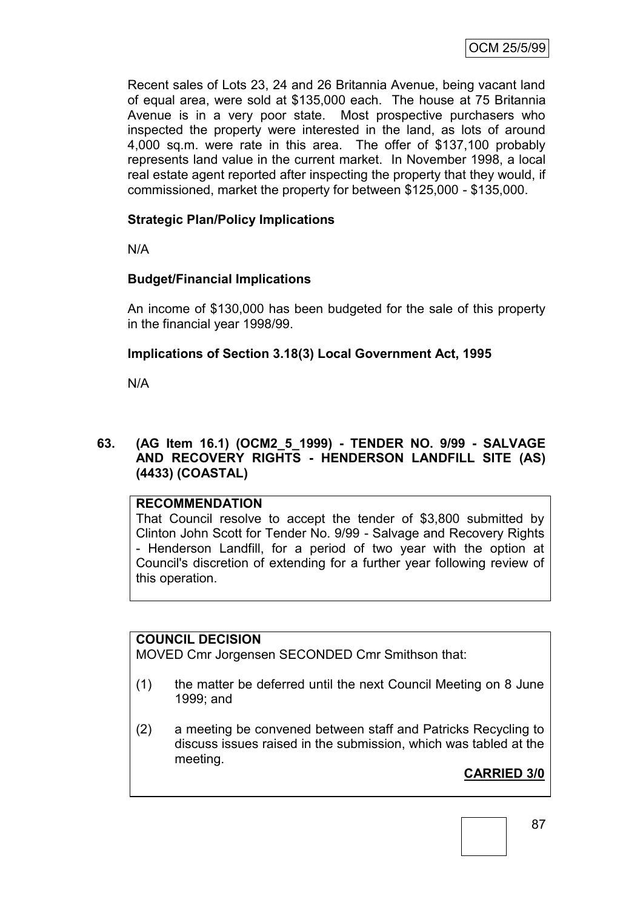Recent sales of Lots 23, 24 and 26 Britannia Avenue, being vacant land of equal area, were sold at $135,000 each. The house at 75 Britannia Avenue is in a very poor state. Most prospective purchasers who inspected the property were interested in the land, as lots of around 4,000 sq.m. were rate in this area. The offer of $137,100 probably represents land value in the current market. In November 1998, a local real estate agent reported after inspecting the property that they would, if commissioned, market the property for between $125,000 - $135,000.

**Strategic Plan/Policy Implications**

N/A

**Budget/Financial Implications**

An income of $130,000 has been budgeted for the sale of this property in the financial year 1998/99.

**Implications of Section 3.18(3) Local Government Act, 1995**

N/A

**63. (AG Item 16.1) (OCM2_5_1999) - TENDER NO. 9/99 - SALVAGE AND RECOVERY RIGHTS - HENDERSON LANDFILL SITE (AS) (4433) (COASTAL)**

**RECOMMENDATION**

That Council resolve to accept the tender of $3,800 submitted by Clinton John Scott for Tender No. 9/99 - Salvage and Recovery Rights - Henderson Landfill, for a period of two year with the option at Council's discretion of extending for a further year following review of this operation.

**COUNCIL DECISION**

MOVED Cmr Jorgensen SECONDED Cmr Smithson that:

(1) the matter be deferred until the next Council Meeting on 8 June 1999; and

(2) a meeting be convened between staff and Patricks Recycling to discuss issues raised in the submission, which was tabled at the meeting.

**CARRIED 3/0**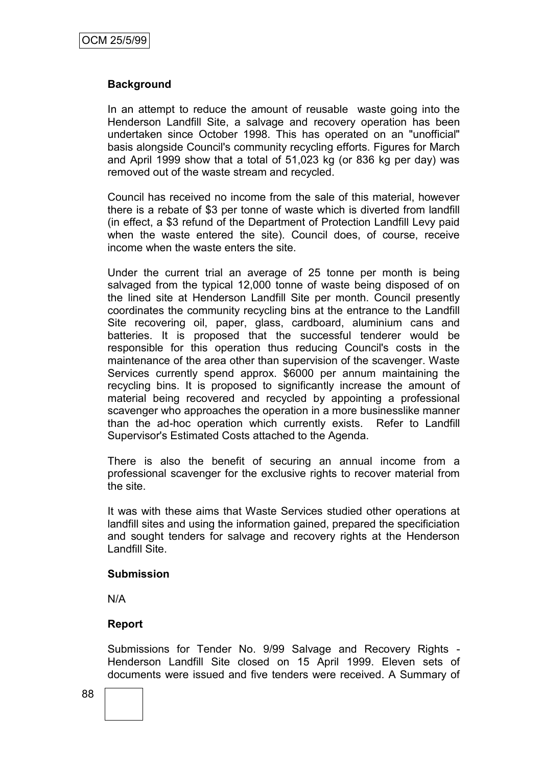**Background**

In an attempt to reduce the amount of reusable waste going into the Henderson Landfill Site, a salvage and recovery operation has been undertaken since October 1998. This has operated on an "unofficial" basis alongside Council's community recycling efforts. Figures for March and April 1999 show that a total of 51,023 kg (or 836 kg per day) was removed out of the waste stream and recycled.

Council has received no income from the sale of this material, however there is a rebate of $3 per tonne of waste which is diverted from landfill (in effect, a $3 refund of the Department of Protection Landfill Levy paid when the waste entered the site). Council does, of course, receive income when the waste enters the site.

Under the current trial an average of 25 tonne per month is being salvaged from the typical 12,000 tonne of waste being disposed of on the lined site at Henderson Landfill Site per month. Council presently coordinates the community recycling bins at the entrance to the Landfill Site recovering oil, paper, glass, cardboard, aluminium cans and batteries. It is proposed that the successful tenderer would be responsible for this operation thus reducing Council's costs in the maintenance of the area other than supervision of the scavenger. Waste Services currently spend approx. $6000 per annum maintaining the recycling bins. It is proposed to significantly increase the amount of material being recovered and recycled by appointing a professional scavenger who approaches the operation in a more businesslike manner than the ad-hoc operation which currently exists. Refer to Landfill Supervisor's Estimated Costs attached to the Agenda.

There is also the benefit of securing an annual income from a professional scavenger for the exclusive rights to recover material from the site.

It was with these aims that Waste Services studied other operations at landfill sites and using the information gained, prepared the specificiation and sought tenders for salvage and recovery rights at the Henderson Landfill Site.

**Submission**

N/A

**Report**

Submissions for Tender No. 9/99 Salvage and Recovery Rights - Henderson Landfill Site closed on 15 April 1999. Eleven sets of documents were issued and five tenders were received. A Summary of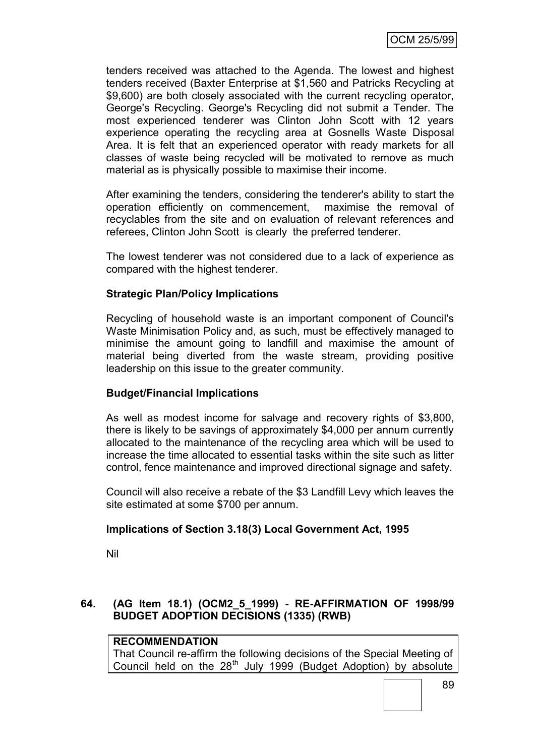tenders received was attached to the Agenda. The lowest and highest tenders received (Baxter Enterprise at $1,560 and Patricks Recycling at $9,600) are both closely associated with the current recycling operator, George's Recycling. George's Recycling did not submit a Tender. The most experienced tenderer was Clinton John Scott with 12 years experience operating the recycling area at Gosnells Waste Disposal Area. It is felt that an experienced operator with ready markets for all classes of waste being recycled will be motivated to remove as much material as is physically possible to maximise their income.

After examining the tenders, considering the tenderer's ability to start the operation efficiently on commencement, maximise the removal of recyclables from the site and on evaluation of relevant references and referees, Clinton John Scott is clearly the preferred tenderer.

The lowest tenderer was not considered due to a lack of experience as compared with the highest tenderer.

**Strategic Plan/Policy Implications**

Recycling of household waste is an important component of Council's Waste Minimisation Policy and, as such, must be effectively managed to minimise the amount going to landfill and maximise the amount of material being diverted from the waste stream, providing positive leadership on this issue to the greater community.

**Budget/Financial Implications**

As well as modest income for salvage and recovery rights of $3,800, there is likely to be savings of approximately $4,000 per annum currently allocated to the maintenance of the recycling area which will be used to increase the time allocated to essential tasks within the site such as litter control, fence maintenance and improved directional signage and safety.

Council will also receive a rebate of the $3 Landfill Levy which leaves the site estimated at some $700 per annum.

**Implications of Section 3.18(3) Local Government Act, 1995**

Nil

**64. (AG Item 18.1) (OCM2_5_1999) - RE-AFFIRMATION OF 1998/99 BUDGET ADOPTION DECISIONS (1335) (RWB)**

**RECOMMENDATION**

That Council re-affirm the following decisions of the Special Meeting of Council held on the 28th July 1999 (Budget Adoption) by absolute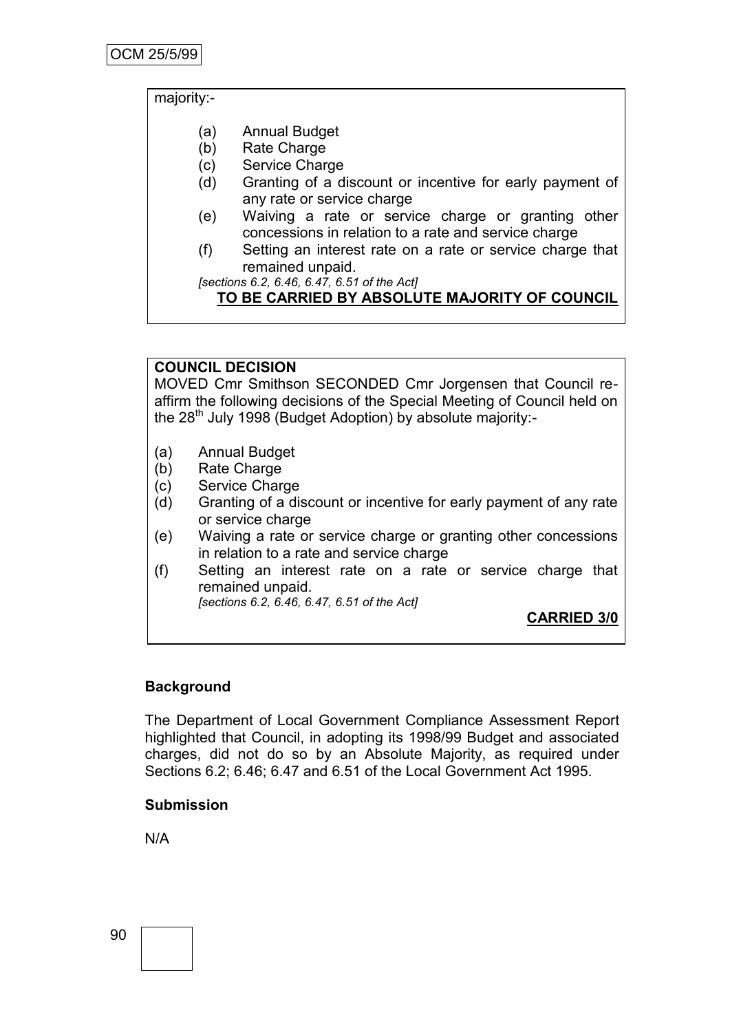majority:-

- (a) Annual Budget
- (b) Rate Charge
- (c) Service Charge
- (d) Granting of a discount or incentive for early payment of any rate or service charge
- (e) Waiving a rate or service charge or granting other concessions in relation to a rate and service charge
- (f) Setting an interest rate on a rate or service charge that remained unpaid.

*[sections 6.2, 6.46, 6.47, 6.51 of the Act]*

**TO BE CARRIED BY ABSOLUTE MAJORITY OF COUNCIL**

**COUNCIL DECISION**

MOVED Cmr Smithson SECONDED Cmr Jorgensen that Council re-affirm the following decisions of the Special Meeting of Council held on the 28th July 1998 (Budget Adoption) by absolute majority:-

- (a) Annual Budget
- (b) Rate Charge
- (c) Service Charge
- (d) Granting of a discount or incentive for early payment of any rate or service charge
- (e) Waiving a rate or service charge or granting other concessions in relation to a rate and service charge
- (f) Setting an interest rate on a rate or service charge that remained unpaid.

*[sections 6.2, 6.46, 6.47, 6.51 of the Act]*

**CARRIED 3/0**

**Background**

The Department of Local Government Compliance Assessment Report highlighted that Council, in adopting its 1998/99 Budget and associated charges, did not do so by an Absolute Majority, as required under Sections 6.2; 6.46; 6.47 and 6.51 of the Local Government Act 1995.

**Submission**

N/A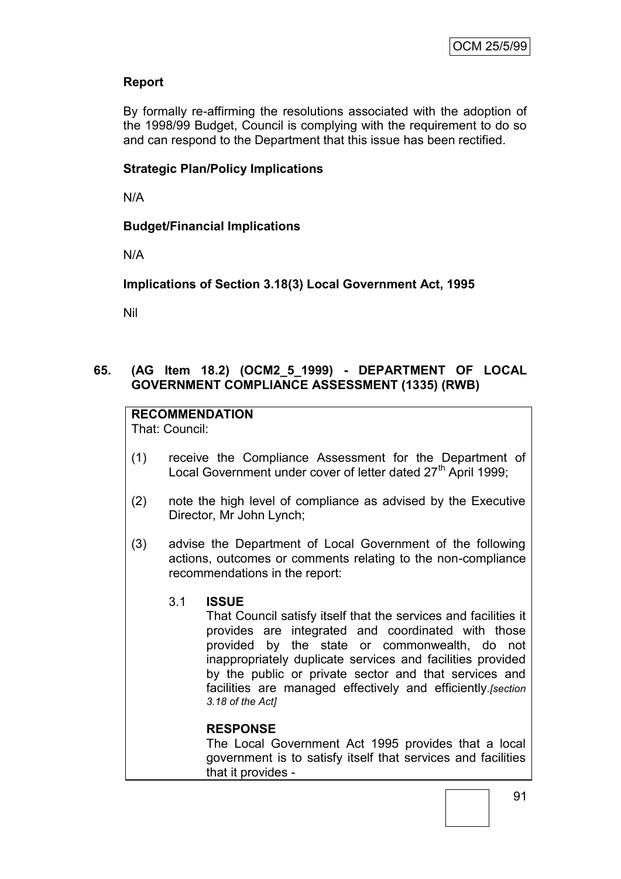**Report**

By formally re-affirming the resolutions associated with the adoption of the 1998/99 Budget, Council is complying with the requirement to do so and can respond to the Department that this issue has been rectified.

**Strategic Plan/Policy Implications**

N/A

**Budget/Financial Implications**

N/A

**Implications of Section 3.18(3) Local Government Act, 1995**

Nil

**65. (AG Item 18.2) (OCM2_5_1999) - DEPARTMENT OF LOCAL GOVERNMENT COMPLIANCE ASSESSMENT (1335) (RWB)**

**RECOMMENDATION**
That: Council:

(1) receive the Compliance Assessment for the Department of Local Government under cover of letter dated 27th April 1999;

(2) note the high level of compliance as advised by the Executive Director, Mr John Lynch;

(3) advise the Department of Local Government of the following actions, outcomes or comments relating to the non-compliance recommendations in the report:

3.1 **ISSUE**
That Council satisfy itself that the services and facilities it provides are integrated and coordinated with those provided by the state or commonwealth, do not inappropriately duplicate services and facilities provided by the public or private sector and that services and facilities are managed effectively and efficiently.*[section 3.18 of the Act]*

**RESPONSE**
The Local Government Act 1995 provides that a local government is to satisfy itself that services and facilities that it provides -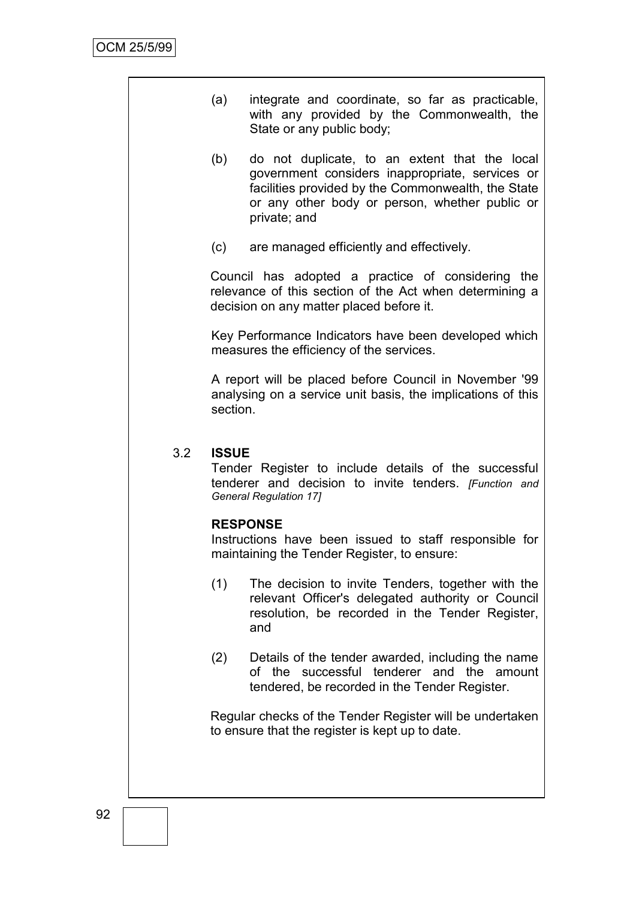(a) integrate and coordinate, so far as practicable, with any provided by the Commonwealth, the State or any public body;

(b) do not duplicate, to an extent that the local government considers inappropriate, services or facilities provided by the Commonwealth, the State or any other body or person, whether public or private; and

(c) are managed efficiently and effectively.

Council has adopted a practice of considering the relevance of this section of the Act when determining a decision on any matter placed before it.

Key Performance Indicators have been developed which measures the efficiency of the services.

A report will be placed before Council in November '99 analysing on a service unit basis, the implications of this section.

3.2 **ISSUE**

Tender Register to include details of the successful tenderer and decision to invite tenders. *[Function and General Regulation 17]*

**RESPONSE**

Instructions have been issued to staff responsible for maintaining the Tender Register, to ensure:

(1) The decision to invite Tenders, together with the relevant Officer's delegated authority or Council resolution, be recorded in the Tender Register, and

(2) Details of the tender awarded, including the name of the successful tenderer and the amount tendered, be recorded in the Tender Register.

Regular checks of the Tender Register will be undertaken to ensure that the register is kept up to date.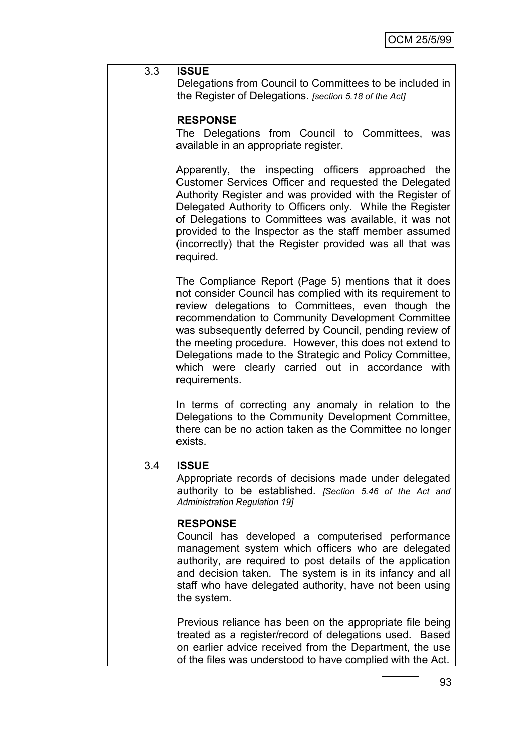3.3 **ISSUE**

Delegations from Council to Committees to be included in the Register of Delegations. *[section 5.18 of the Act]*

**RESPONSE**

The Delegations from Council to Committees, was available in an appropriate register.

Apparently, the inspecting officers approached the Customer Services Officer and requested the Delegated Authority Register and was provided with the Register of Delegated Authority to Officers only. While the Register of Delegations to Committees was available, it was not provided to the Inspector as the staff member assumed (incorrectly) that the Register provided was all that was required.

The Compliance Report (Page 5) mentions that it does not consider Council has complied with its requirement to review delegations to Committees, even though the recommendation to Community Development Committee was subsequently deferred by Council, pending review of the meeting procedure. However, this does not extend to Delegations made to the Strategic and Policy Committee, which were clearly carried out in accordance with requirements.

In terms of correcting any anomaly in relation to the Delegations to the Community Development Committee, there can be no action taken as the Committee no longer exists.

3.4 **ISSUE**

Appropriate records of decisions made under delegated authority to be established. *[Section 5.46 of the Act and Administration Regulation 19]*

**RESPONSE**

Council has developed a computerised performance management system which officers who are delegated authority, are required to post details of the application and decision taken. The system is in its infancy and all staff who have delegated authority, have not been using the system.

Previous reliance has been on the appropriate file being treated as a register/record of delegations used. Based on earlier advice received from the Department, the use of the files was understood to have complied with the Act.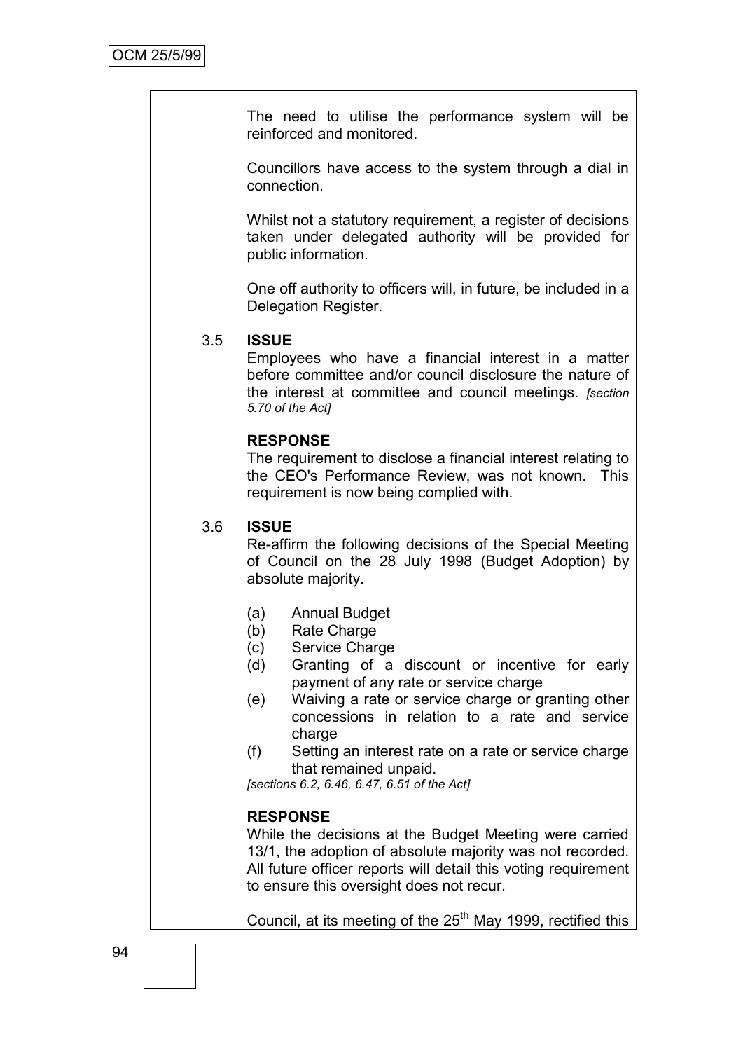The need to utilise the performance system will be reinforced and monitored.

Councillors have access to the system through a dial in connection.

Whilst not a statutory requirement, a register of decisions taken under delegated authority will be provided for public information.

One off authority to officers will, in future, be included in a Delegation Register.

3.5 **ISSUE**

Employees who have a financial interest in a matter before committee and/or council disclosure the nature of the interest at committee and council meetings. *[section 5.70 of the Act]*

**RESPONSE**

The requirement to disclose a financial interest relating to the CEO's Performance Review, was not known. This requirement is now being complied with.

3.6 **ISSUE**

Re-affirm the following decisions of the Special Meeting of Council on the 28 July 1998 (Budget Adoption) by absolute majority.

(a) Annual Budget
(b) Rate Charge
(c) Service Charge
(d) Granting of a discount or incentive for early payment of any rate or service charge
(e) Waiving a rate or service charge or granting other concessions in relation to a rate and service charge
(f) Setting an interest rate on a rate or service charge that remained unpaid.

*[sections 6.2, 6.46, 6.47, 6.51 of the Act]*

**RESPONSE**

While the decisions at the Budget Meeting were carried 13/1, the adoption of absolute majority was not recorded. All future officer reports will detail this voting requirement to ensure this oversight does not recur.

Council, at its meeting of the 25th May 1999, rectified this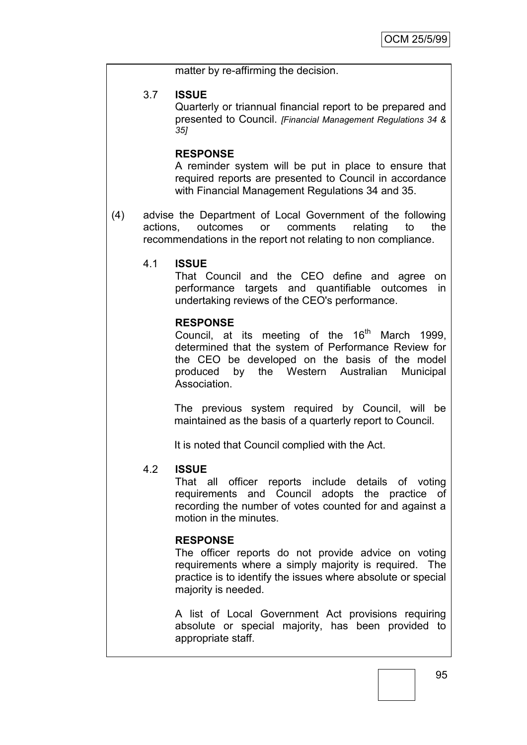matter by re-affirming the decision.

3.7 **ISSUE**

Quarterly or triannual financial report to be prepared and presented to Council. *[Financial Management Regulations 34 & 35]*

**RESPONSE**

A reminder system will be put in place to ensure that required reports are presented to Council in accordance with Financial Management Regulations 34 and 35.

(4) advise the Department of Local Government of the following actions, outcomes or comments relating to the recommendations in the report not relating to non compliance.

4.1 **ISSUE**

That Council and the CEO define and agree on performance targets and quantifiable outcomes in undertaking reviews of the CEO's performance.

**RESPONSE**

Council, at its meeting of the 16th March 1999, determined that the system of Performance Review for the CEO be developed on the basis of the model produced by the Western Australian Municipal Association.

The previous system required by Council, will be maintained as the basis of a quarterly report to Council.

It is noted that Council complied with the Act.

4.2 **ISSUE**

That all officer reports include details of voting requirements and Council adopts the practice of recording the number of votes counted for and against a motion in the minutes.

**RESPONSE**

The officer reports do not provide advice on voting requirements where a simply majority is required. The practice is to identify the issues where absolute or special majority is needed.

A list of Local Government Act provisions requiring absolute or special majority, has been provided to appropriate staff.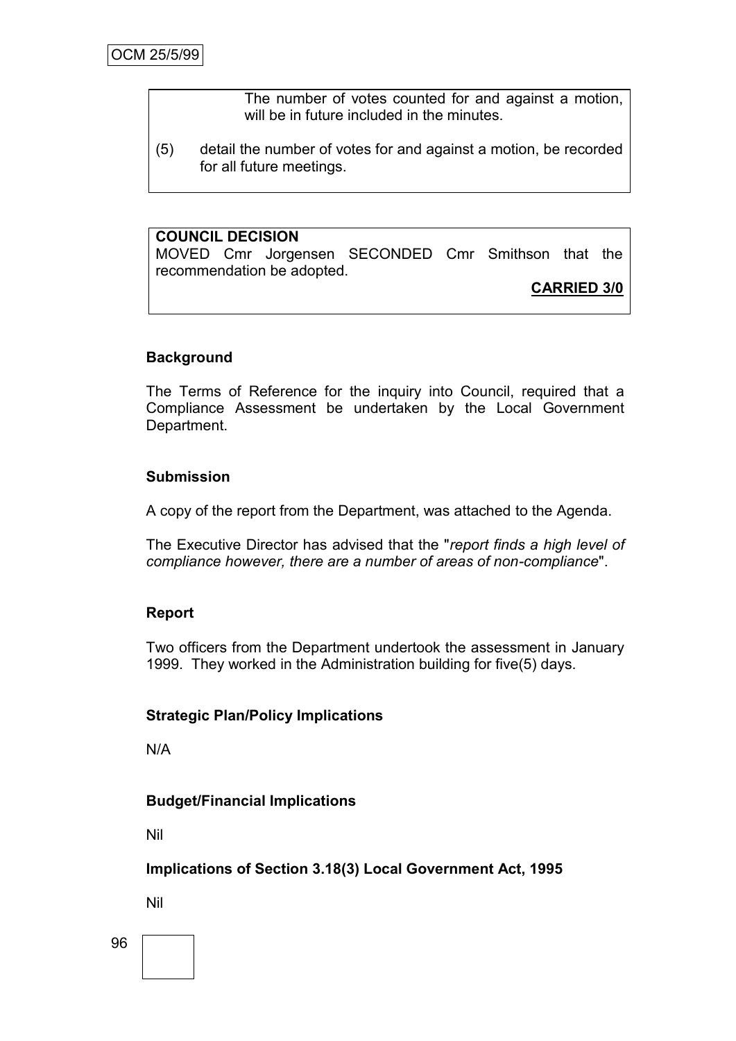The number of votes counted for and against a motion, will be in future included in the minutes.

(5) detail the number of votes for and against a motion, be recorded for all future meetings.

**COUNCIL DECISION**
MOVED Cmr Jorgensen SECONDED Cmr Smithson that the recommendation be adopted.

**CARRIED 3/0**

**Background**

The Terms of Reference for the inquiry into Council, required that a Compliance Assessment be undertaken by the Local Government Department.

**Submission**

A copy of the report from the Department, was attached to the Agenda.

The Executive Director has advised that the "*report finds a high level of compliance however, there are a number of areas of non-compliance*".

**Report**

Two officers from the Department undertook the assessment in January 1999. They worked in the Administration building for five(5) days.

**Strategic Plan/Policy Implications**

N/A

**Budget/Financial Implications**

Nil

**Implications of Section 3.18(3) Local Government Act, 1995**

Nil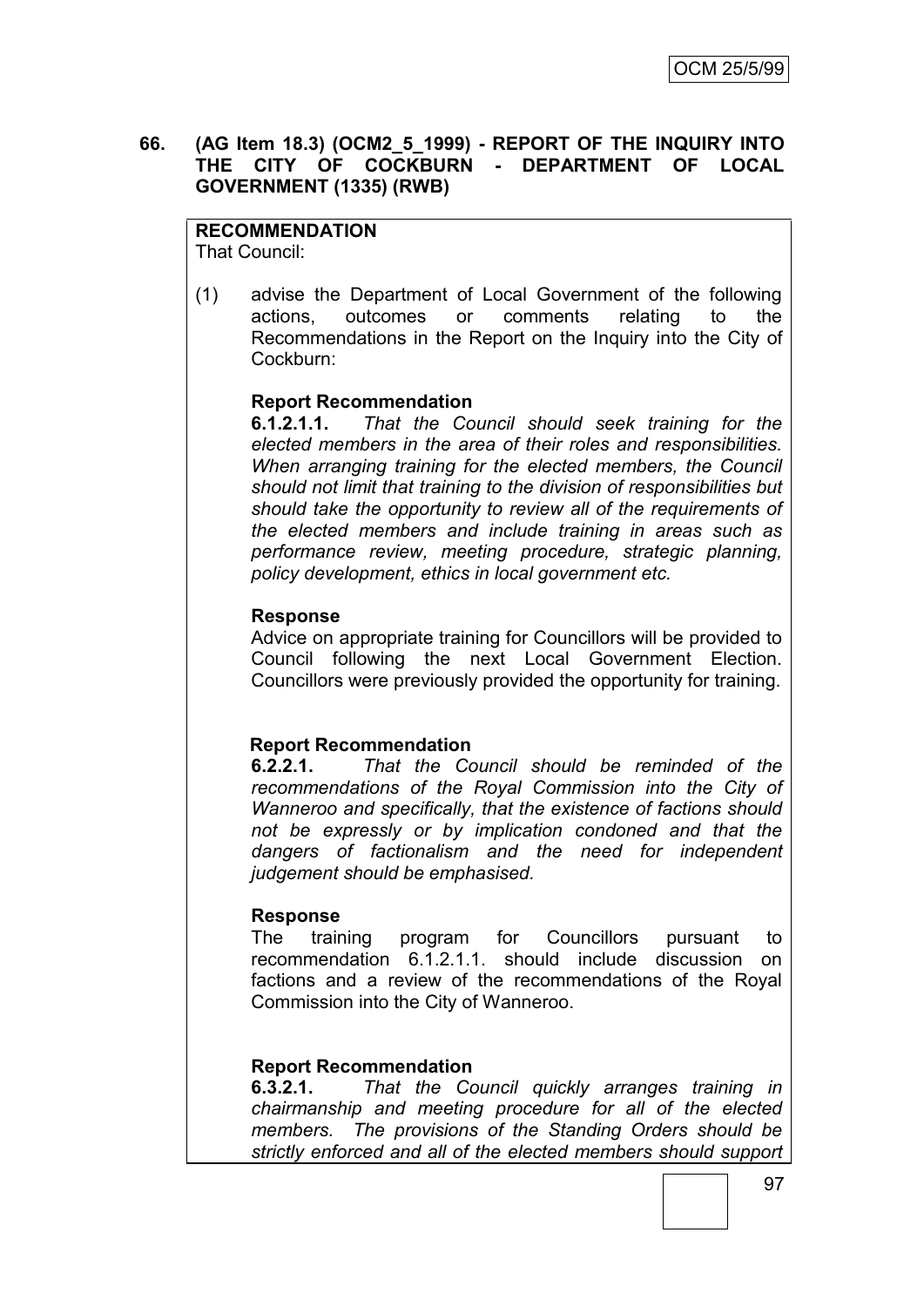**66. (AG Item 18.3) (OCM2_5_1999) - REPORT OF THE INQUIRY INTO THE CITY OF COCKBURN - DEPARTMENT OF LOCAL GOVERNMENT (1335) (RWB)**

**RECOMMENDATION**
That Council:

(1) advise the Department of Local Government of the following actions, outcomes or comments relating to the Recommendations in the Report on the Inquiry into the City of Cockburn:

**Report Recommendation**
**6.1.2.1.1.** *That the Council should seek training for the elected members in the area of their roles and responsibilities. When arranging training for the elected members, the Council should not limit that training to the division of responsibilities but should take the opportunity to review all of the requirements of the elected members and include training in areas such as performance review, meeting procedure, strategic planning, policy development, ethics in local government etc.*

**Response**
Advice on appropriate training for Councillors will be provided to Council following the next Local Government Election. Councillors were previously provided the opportunity for training.

**Report Recommendation**
**6.2.2.1.** *That the Council should be reminded of the recommendations of the Royal Commission into the City of Wanneroo and specifically, that the existence of factions should not be expressly or by implication condoned and that the dangers of factionalism and the need for independent judgement should be emphasised.*

**Response**
The training program for Councillors pursuant to recommendation 6.1.2.1.1. should include discussion on factions and a review of the recommendations of the Royal Commission into the City of Wanneroo.

**Report Recommendation**
**6.3.2.1.** *That the Council quickly arranges training in chairmanship and meeting procedure for all of the elected members. The provisions of the Standing Orders should be strictly enforced and all of the elected members should support*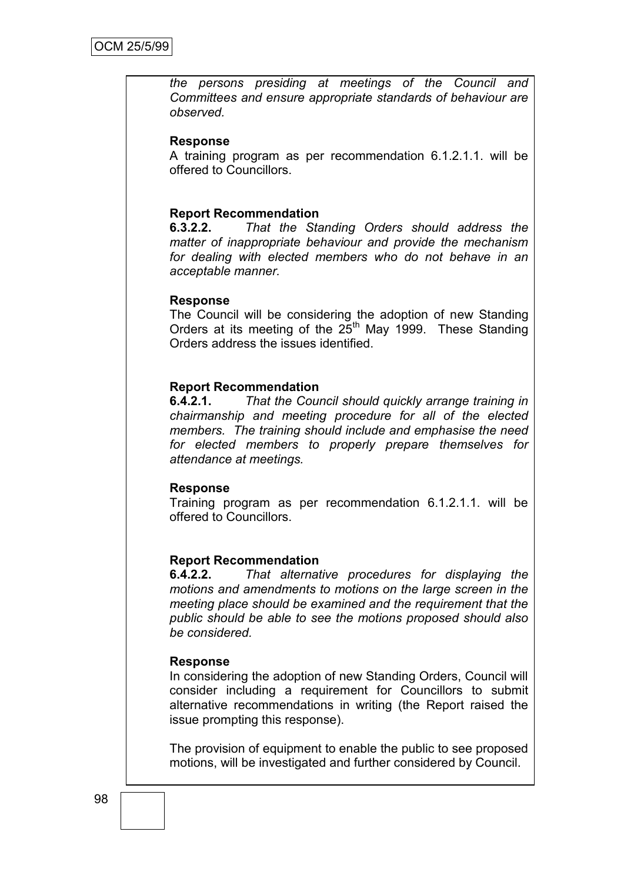*the persons presiding at meetings of the Council and Committees and ensure appropriate standards of behaviour are observed.*

**Response**

A training program as per recommendation 6.1.2.1.1. will be offered to Councillors.

**Report Recommendation**

**6.3.2.2.** *That the Standing Orders should address the matter of inappropriate behaviour and provide the mechanism for dealing with elected members who do not behave in an acceptable manner.*

**Response**

The Council will be considering the adoption of new Standing Orders at its meeting of the 25th May 1999. These Standing Orders address the issues identified.

**Report Recommendation**

**6.4.2.1.** *That the Council should quickly arrange training in chairmanship and meeting procedure for all of the elected members. The training should include and emphasise the need for elected members to properly prepare themselves for attendance at meetings.*

**Response**

Training program as per recommendation 6.1.2.1.1. will be offered to Councillors.

**Report Recommendation**

**6.4.2.2.** *That alternative procedures for displaying the motions and amendments to motions on the large screen in the meeting place should be examined and the requirement that the public should be able to see the motions proposed should also be considered.*

**Response**

In considering the adoption of new Standing Orders, Council will consider including a requirement for Councillors to submit alternative recommendations in writing (the Report raised the issue prompting this response).

The provision of equipment to enable the public to see proposed motions, will be investigated and further considered by Council.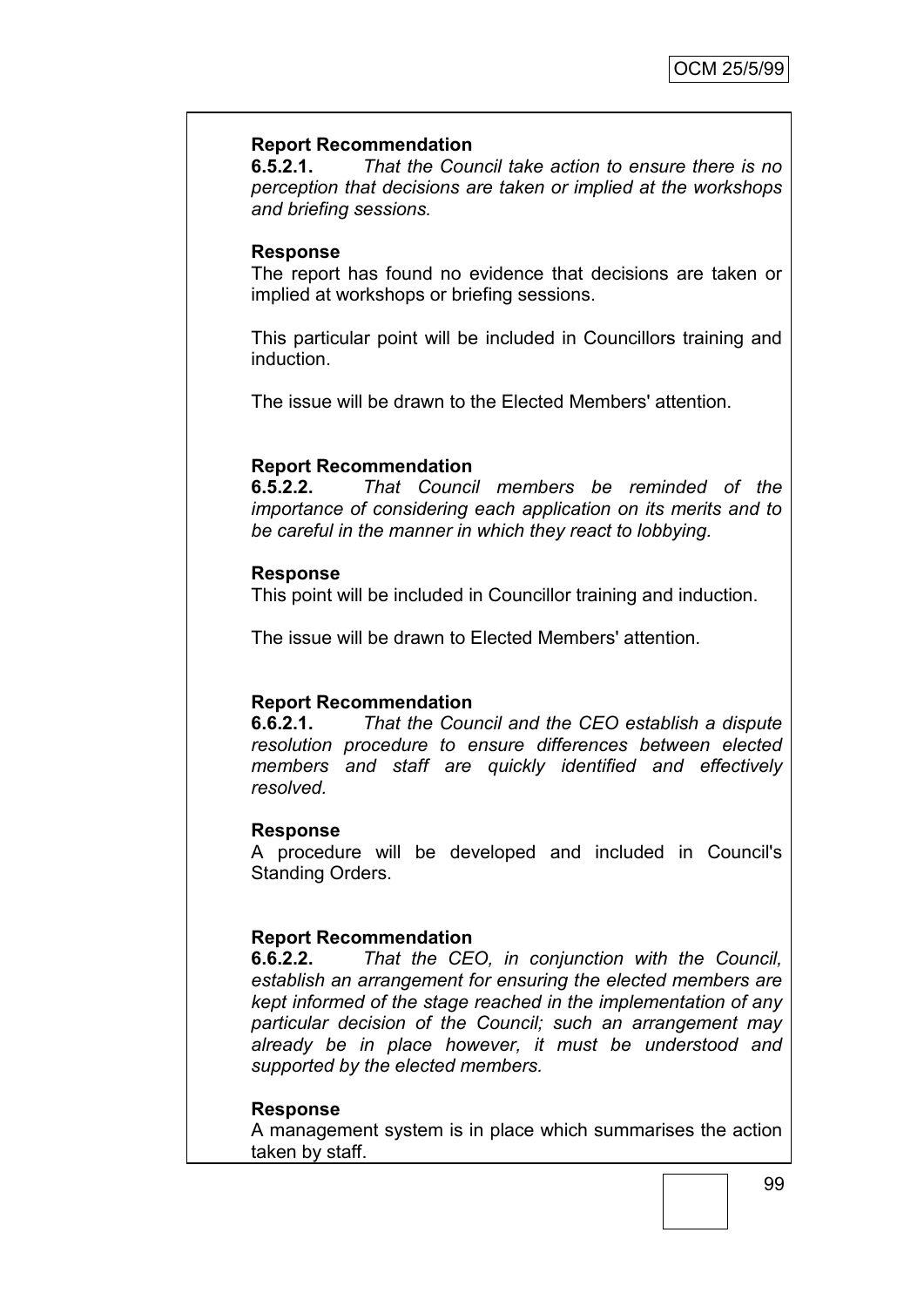**Report Recommendation**

**6.5.2.1.** *That the Council take action to ensure there is no perception that decisions are taken or implied at the workshops and briefing sessions.*

**Response**

The report has found no evidence that decisions are taken or implied at workshops or briefing sessions.

This particular point will be included in Councillors training and induction.

The issue will be drawn to the Elected Members' attention.

**Report Recommendation**

**6.5.2.2.** *That Council members be reminded of the importance of considering each application on its merits and to be careful in the manner in which they react to lobbying.*

**Response**

This point will be included in Councillor training and induction.

The issue will be drawn to Elected Members' attention.

**Report Recommendation**

**6.6.2.1.** *That the Council and the CEO establish a dispute resolution procedure to ensure differences between elected members and staff are quickly identified and effectively resolved.*

**Response**

A procedure will be developed and included in Council's Standing Orders.

**Report Recommendation**

**6.6.2.2.** *That the CEO, in conjunction with the Council, establish an arrangement for ensuring the elected members are kept informed of the stage reached in the implementation of any particular decision of the Council; such an arrangement may already be in place however, it must be understood and supported by the elected members.*

**Response**

A management system is in place which summarises the action taken by staff.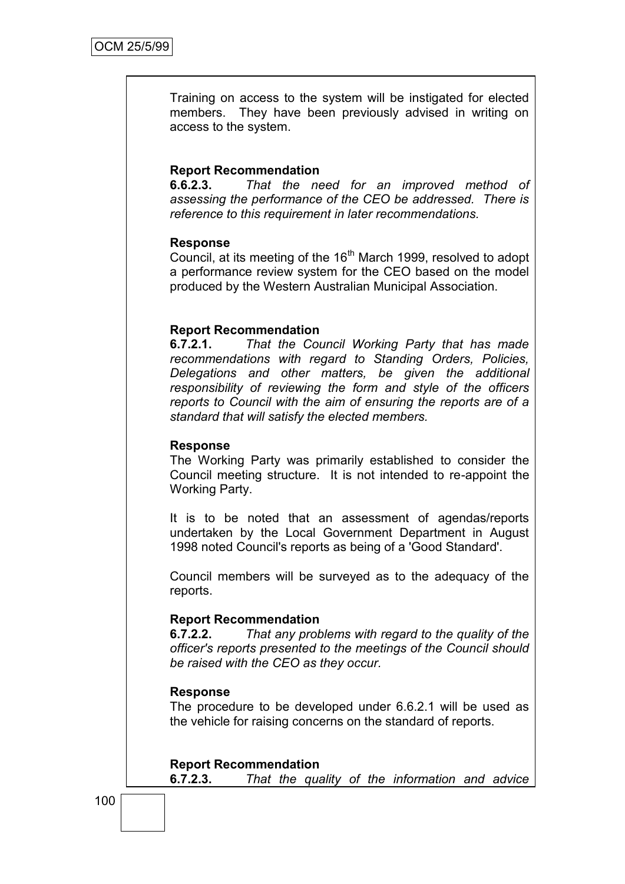Training on access to the system will be instigated for elected members. They have been previously advised in writing on access to the system.

**Report Recommendation**
**6.6.2.3.** *That the need for an improved method of assessing the performance of the CEO be addressed. There is reference to this requirement in later recommendations.*

**Response**
Council, at its meeting of the 16th March 1999, resolved to adopt a performance review system for the CEO based on the model produced by the Western Australian Municipal Association.

**Report Recommendation**
**6.7.2.1.** *That the Council Working Party that has made recommendations with regard to Standing Orders, Policies, Delegations and other matters, be given the additional responsibility of reviewing the form and style of the officers reports to Council with the aim of ensuring the reports are of a standard that will satisfy the elected members.*

**Response**
The Working Party was primarily established to consider the Council meeting structure. It is not intended to re-appoint the Working Party.

It is to be noted that an assessment of agendas/reports undertaken by the Local Government Department in August 1998 noted Council's reports as being of a 'Good Standard'.

Council members will be surveyed as to the adequacy of the reports.

**Report Recommendation**
**6.7.2.2.** *That any problems with regard to the quality of the officer's reports presented to the meetings of the Council should be raised with the CEO as they occur.*

**Response**
The procedure to be developed under 6.6.2.1 will be used as the vehicle for raising concerns on the standard of reports.

**Report Recommendation**
**6.7.2.3.** *That the quality of the information and advice*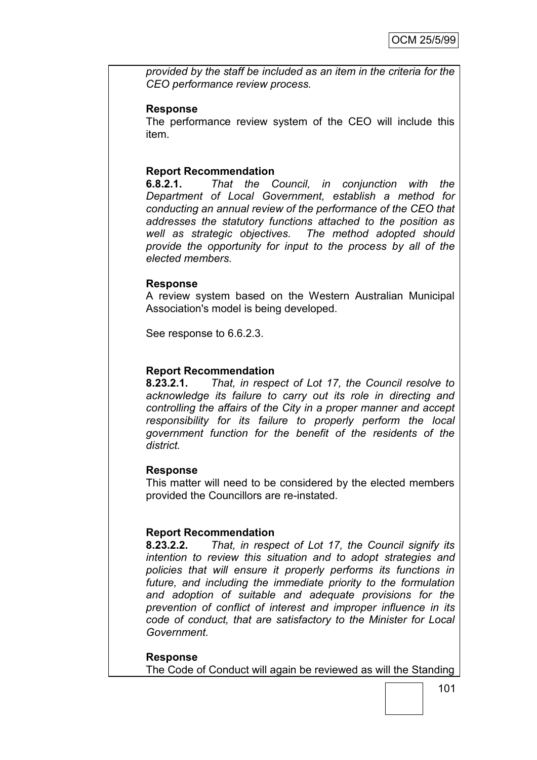*provided by the staff be included as an item in the criteria for the CEO performance review process.*

**Response**
The performance review system of the CEO will include this item.

**Report Recommendation**
**6.8.2.1.** *That the Council, in conjunction with the Department of Local Government, establish a method for conducting an annual review of the performance of the CEO that addresses the statutory functions attached to the position as well as strategic objectives. The method adopted should provide the opportunity for input to the process by all of the elected members.*

**Response**
A review system based on the Western Australian Municipal Association's model is being developed.

See response to 6.6.2.3.

**Report Recommendation**
**8.23.2.1.** *That, in respect of Lot 17, the Council resolve to acknowledge its failure to carry out its role in directing and controlling the affairs of the City in a proper manner and accept responsibility for its failure to properly perform the local government function for the benefit of the residents of the district.*

**Response**
This matter will need to be considered by the elected members provided the Councillors are re-instated.

**Report Recommendation**
**8.23.2.2.** *That, in respect of Lot 17, the Council signify its intention to review this situation and to adopt strategies and policies that will ensure it properly performs its functions in future, and including the immediate priority to the formulation and adoption of suitable and adequate provisions for the prevention of conflict of interest and improper influence in its code of conduct, that are satisfactory to the Minister for Local Government.*

**Response**
The Code of Conduct will again be reviewed as will the Standing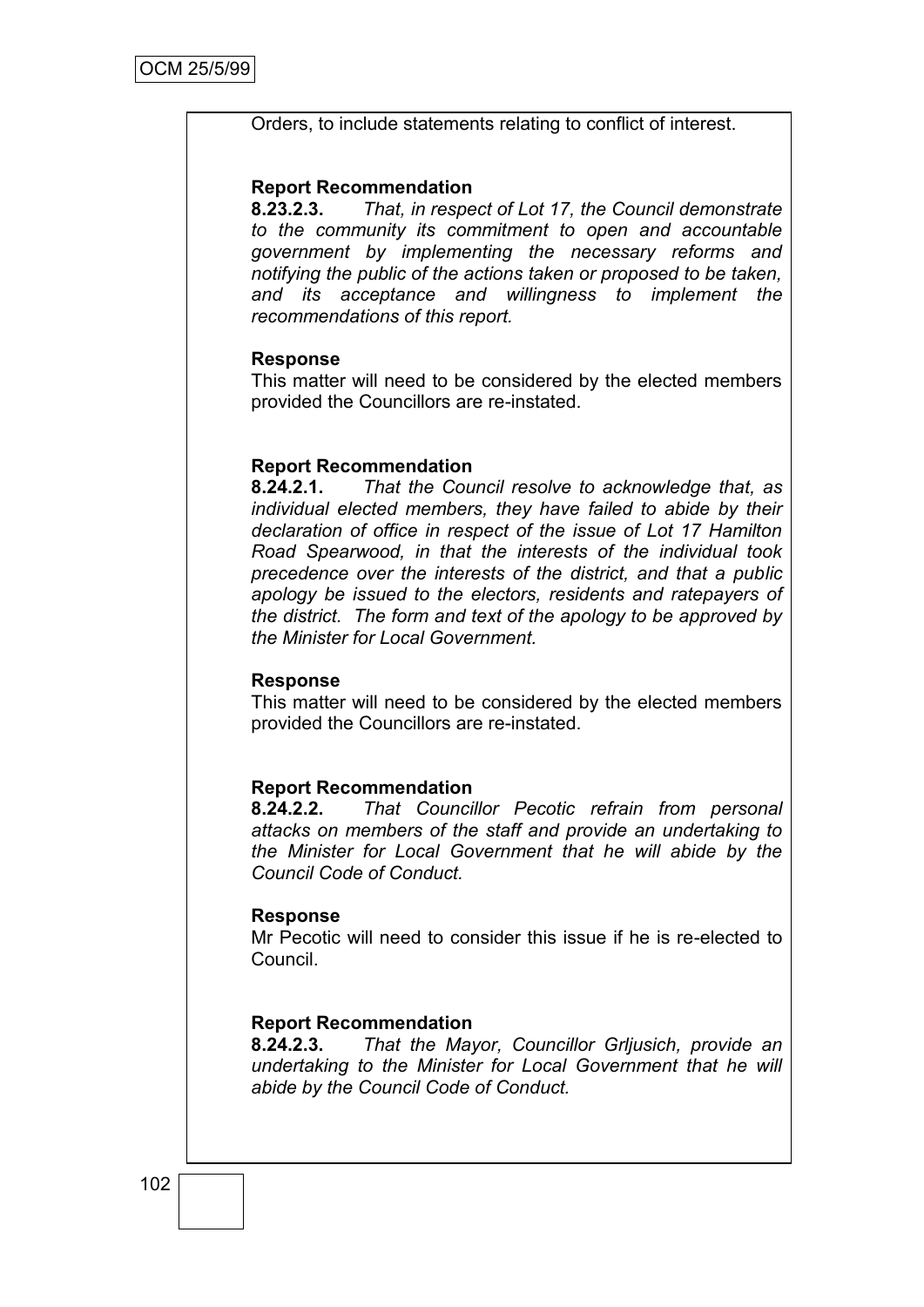Orders, to include statements relating to conflict of interest.

**Report Recommendation**
**8.23.2.3.** *That, in respect of Lot 17, the Council demonstrate to the community its commitment to open and accountable government by implementing the necessary reforms and notifying the public of the actions taken or proposed to be taken, and its acceptance and willingness to implement the recommendations of this report.*

**Response**
This matter will need to be considered by the elected members provided the Councillors are re-instated.

**Report Recommendation**
**8.24.2.1.** *That the Council resolve to acknowledge that, as individual elected members, they have failed to abide by their declaration of office in respect of the issue of Lot 17 Hamilton Road Spearwood, in that the interests of the individual took precedence over the interests of the district, and that a public apology be issued to the electors, residents and ratepayers of the district. The form and text of the apology to be approved by the Minister for Local Government.*

**Response**
This matter will need to be considered by the elected members provided the Councillors are re-instated.

**Report Recommendation**
**8.24.2.2.** *That Councillor Pecotic refrain from personal attacks on members of the staff and provide an undertaking to the Minister for Local Government that he will abide by the Council Code of Conduct.*

**Response**
Mr Pecotic will need to consider this issue if he is re-elected to Council.

**Report Recommendation**
**8.24.2.3.** *That the Mayor, Councillor Grljusich, provide an undertaking to the Minister for Local Government that he will abide by the Council Code of Conduct.*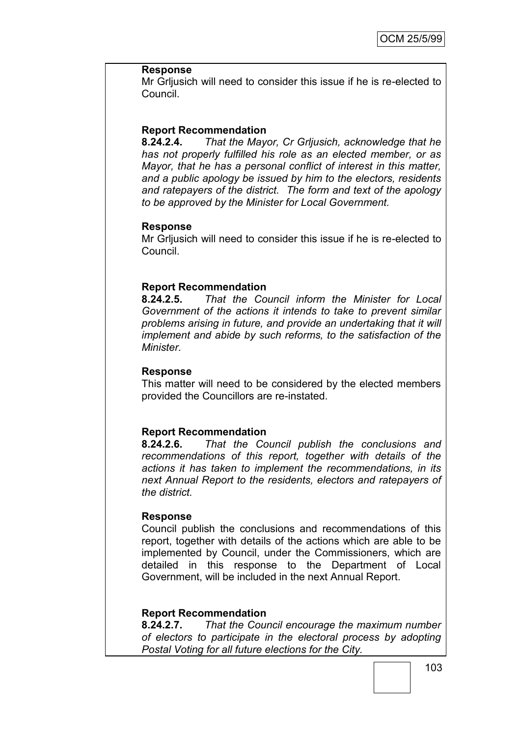**Response**

Mr Grljusich will need to consider this issue if he is re-elected to Council.

**Report Recommendation**

**8.24.2.4.** *That the Mayor, Cr Grljusich, acknowledge that he has not properly fulfilled his role as an elected member, or as Mayor, that he has a personal conflict of interest in this matter, and a public apology be issued by him to the electors, residents and ratepayers of the district. The form and text of the apology to be approved by the Minister for Local Government.*

**Response**

Mr Grljusich will need to consider this issue if he is re-elected to Council.

**Report Recommendation**

**8.24.2.5.** *That the Council inform the Minister for Local Government of the actions it intends to take to prevent similar problems arising in future, and provide an undertaking that it will implement and abide by such reforms, to the satisfaction of the Minister.*

**Response**

This matter will need to be considered by the elected members provided the Councillors are re-instated.

**Report Recommendation**

**8.24.2.6.** *That the Council publish the conclusions and recommendations of this report, together with details of the actions it has taken to implement the recommendations, in its next Annual Report to the residents, electors and ratepayers of the district.*

**Response**

Council publish the conclusions and recommendations of this report, together with details of the actions which are able to be implemented by Council, under the Commissioners, which are detailed in this response to the Department of Local Government, will be included in the next Annual Report.

**Report Recommendation**

**8.24.2.7.** *That the Council encourage the maximum number of electors to participate in the electoral process by adopting Postal Voting for all future elections for the City.*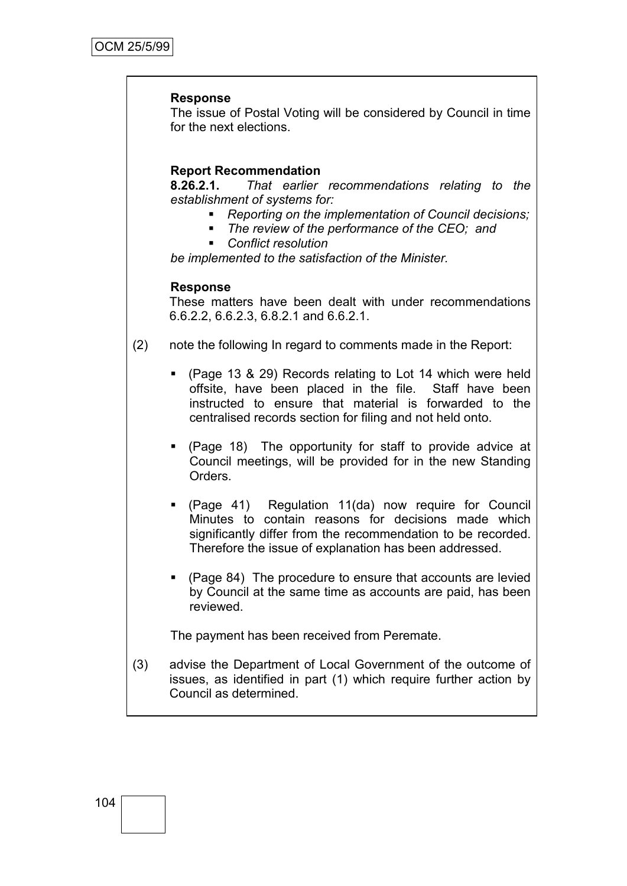**Response**
The issue of Postal Voting will be considered by Council in time for the next elections.

**Report Recommendation**
**8.26.2.1.** *That earlier recommendations relating to the establishment of systems for:*

- *Reporting on the implementation of Council decisions;*
- *The review of the performance of the CEO; and*
- *Conflict resolution*

*be implemented to the satisfaction of the Minister.*

**Response**
These matters have been dealt with under recommendations 6.6.2.2, 6.6.2.3, 6.8.2.1 and 6.6.2.1.

(2) note the following In regard to comments made in the Report:

- (Page 13 & 29) Records relating to Lot 14 which were held offsite, have been placed in the file. Staff have been instructed to ensure that material is forwarded to the centralised records section for filing and not held onto.
- (Page 18) The opportunity for staff to provide advice at Council meetings, will be provided for in the new Standing Orders.
- (Page 41) Regulation 11(da) now require for Council Minutes to contain reasons for decisions made which significantly differ from the recommendation to be recorded. Therefore the issue of explanation has been addressed.
- (Page 84) The procedure to ensure that accounts are levied by Council at the same time as accounts are paid, has been reviewed.

The payment has been received from Peremate.

(3) advise the Department of Local Government of the outcome of issues, as identified in part (1) which require further action by Council as determined.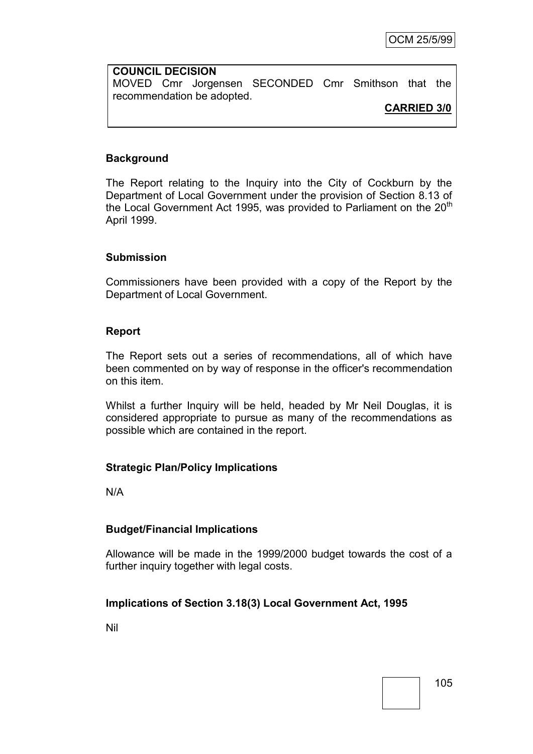**COUNCIL DECISION**
MOVED Cmr Jorgensen SECONDED Cmr Smithson that the recommendation be adopted.

**CARRIED 3/0**

### Background

The Report relating to the Inquiry into the City of Cockburn by the Department of Local Government under the provision of Section 8.13 of the Local Government Act 1995, was provided to Parliament on the 20th April 1999.

### Submission

Commissioners have been provided with a copy of the Report by the Department of Local Government.

### Report

The Report sets out a series of recommendations, all of which have been commented on by way of response in the officer's recommendation on this item.

Whilst a further Inquiry will be held, headed by Mr Neil Douglas, it is considered appropriate to pursue as many of the recommendations as possible which are contained in the report.

### Strategic Plan/Policy Implications

N/A

### Budget/Financial Implications

Allowance will be made in the 1999/2000 budget towards the cost of a further inquiry together with legal costs.

### Implications of Section 3.18(3) Local Government Act, 1995

Nil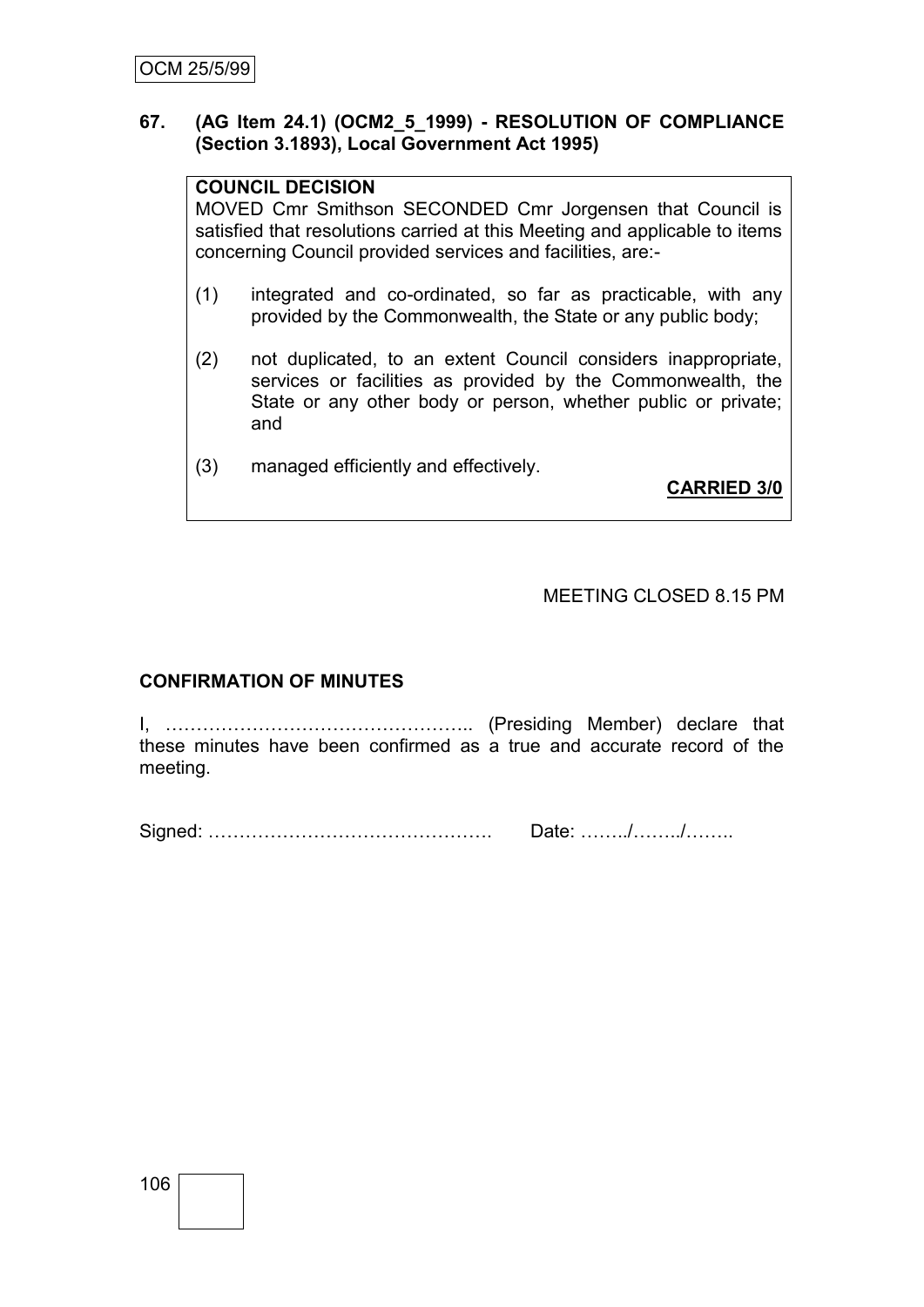**67. (AG Item 24.1) (OCM2_5_1999) - RESOLUTION OF COMPLIANCE (Section 3.1893), Local Government Act 1995)**

**COUNCIL DECISION**

MOVED Cmr Smithson SECONDED Cmr Jorgensen that Council is satisfied that resolutions carried at this Meeting and applicable to items concerning Council provided services and facilities, are:-

(1) integrated and co-ordinated, so far as practicable, with any provided by the Commonwealth, the State or any public body;

(2) not duplicated, to an extent Council considers inappropriate, services or facilities as provided by the Commonwealth, the State or any other body or person, whether public or private; and

(3) managed efficiently and effectively.

**CARRIED 3/0**

MEETING CLOSED 8.15 PM

**CONFIRMATION OF MINUTES**

I, ………………………………………….. (Presiding Member) declare that these minutes have been confirmed as a true and accurate record of the meeting.

Signed: ………………………………………. Date: ……../……../……..